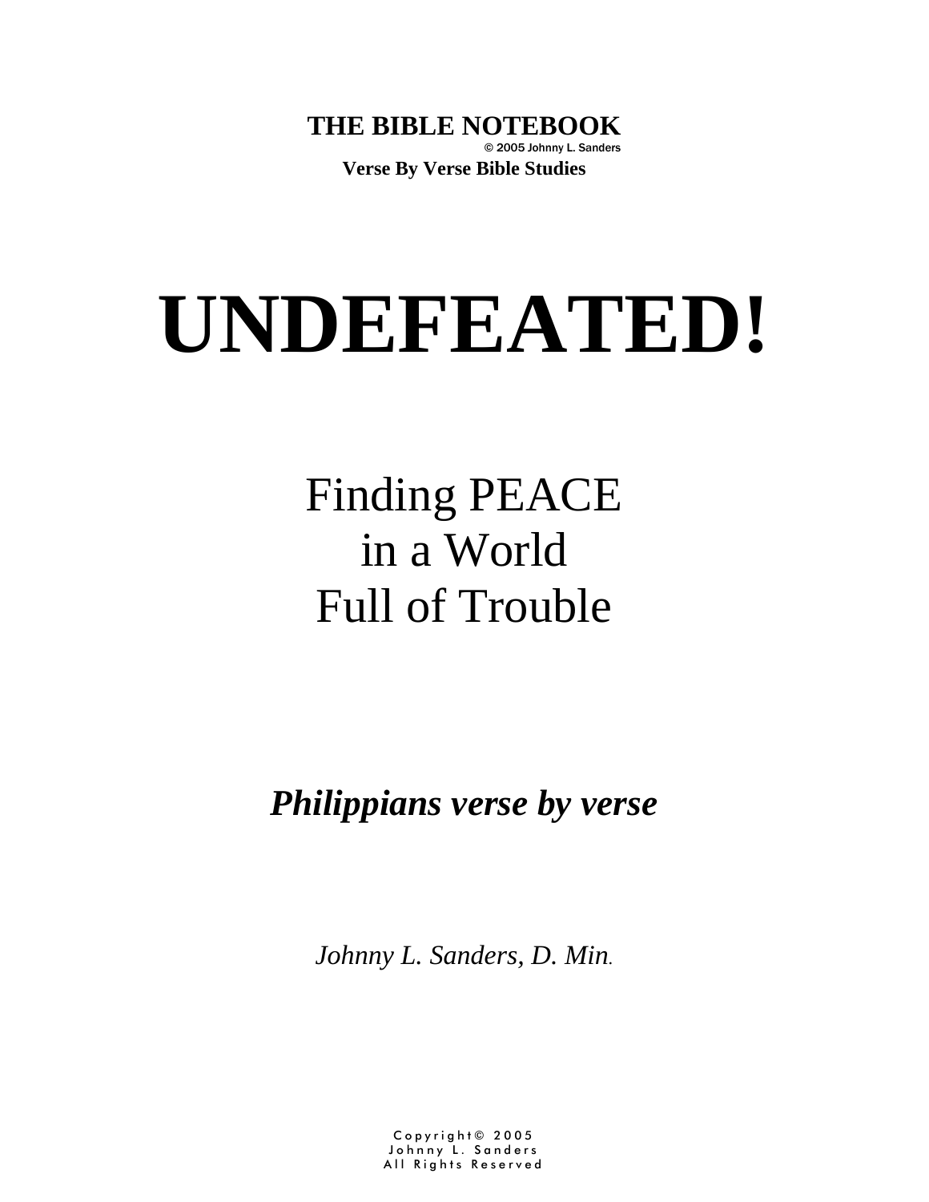**THE BIBLE NOTEBOOK**
© 2005 Johnny L. Sanders
**Verse By Verse Bible Studies**

# UNDEFEATED!

## Finding PEACE in a World Full of Trouble

***Philippians verse by verse***

*Johnny L. Sanders, D. Min.*

Copyright© 2005
Johnny L. Sanders
All Rights Reserved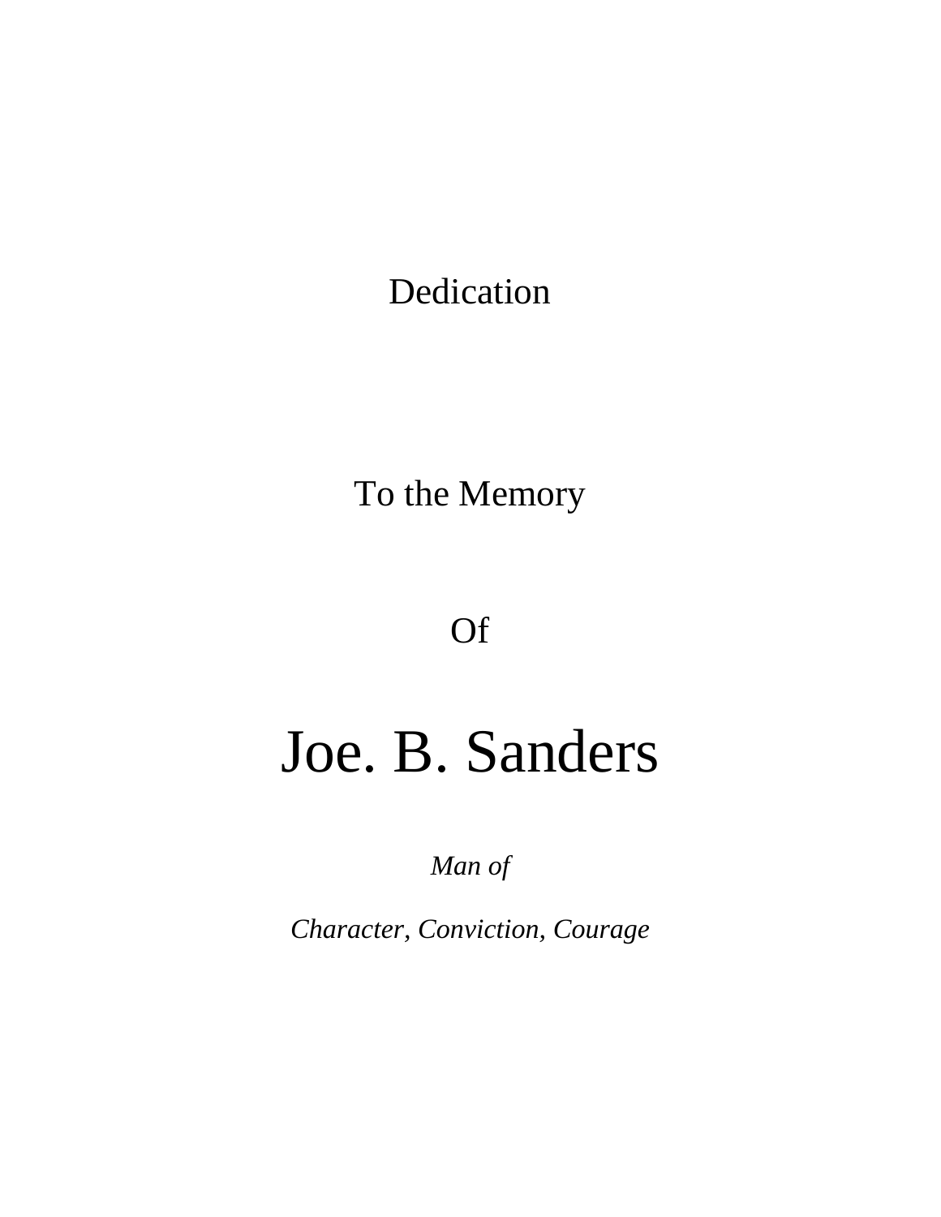Dedication

To the Memory

Of

# Joe. B. Sanders

*Man of*

*Character, Conviction, Courage*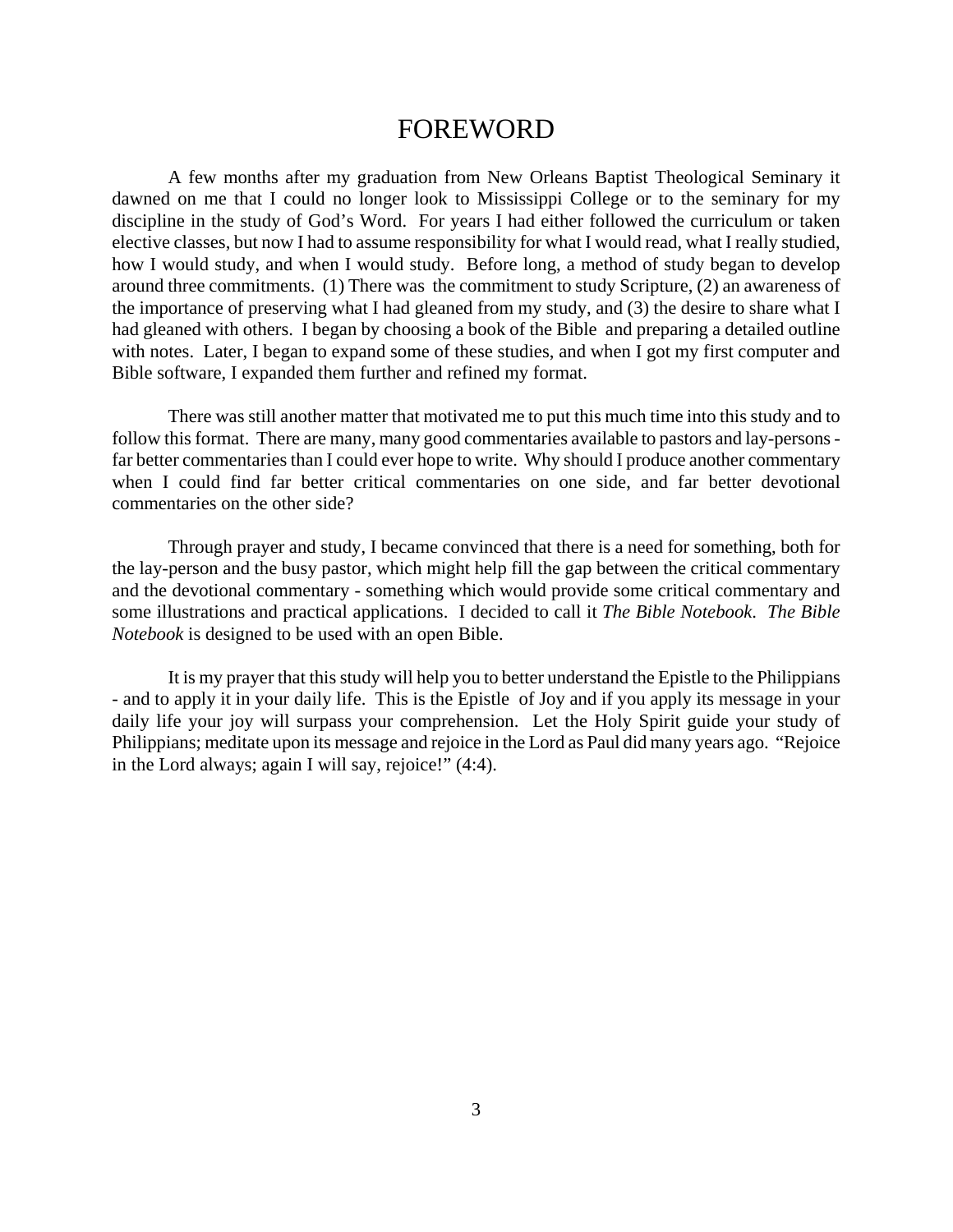# FOREWORD

A few months after my graduation from New Orleans Baptist Theological Seminary it dawned on me that I could no longer look to Mississippi College or to the seminary for my discipline in the study of God's Word. For years I had either followed the curriculum or taken elective classes, but now I had to assume responsibility for what I would read, what I really studied, how I would study, and when I would study. Before long, a method of study began to develop around three commitments. (1) There was the commitment to study Scripture, (2) an awareness of the importance of preserving what I had gleaned from my study, and (3) the desire to share what I had gleaned with others. I began by choosing a book of the Bible and preparing a detailed outline with notes. Later, I began to expand some of these studies, and when I got my first computer and Bible software, I expanded them further and refined my format.

There was still another matter that motivated me to put this much time into this study and to follow this format. There are many, many good commentaries available to pastors and lay-persons - far better commentaries than I could ever hope to write. Why should I produce another commentary when I could find far better critical commentaries on one side, and far better devotional commentaries on the other side?

Through prayer and study, I became convinced that there is a need for something, both for the lay-person and the busy pastor, which might help fill the gap between the critical commentary and the devotional commentary - something which would provide some critical commentary and some illustrations and practical applications. I decided to call it *The Bible Notebook*. *The Bible Notebook* is designed to be used with an open Bible.

It is my prayer that this study will help you to better understand the Epistle to the Philippians - and to apply it in your daily life. This is the Epistle of Joy and if you apply its message in your daily life your joy will surpass your comprehension. Let the Holy Spirit guide your study of Philippians; meditate upon its message and rejoice in the Lord as Paul did many years ago. "Rejoice in the Lord always; again I will say, rejoice!" (4:4).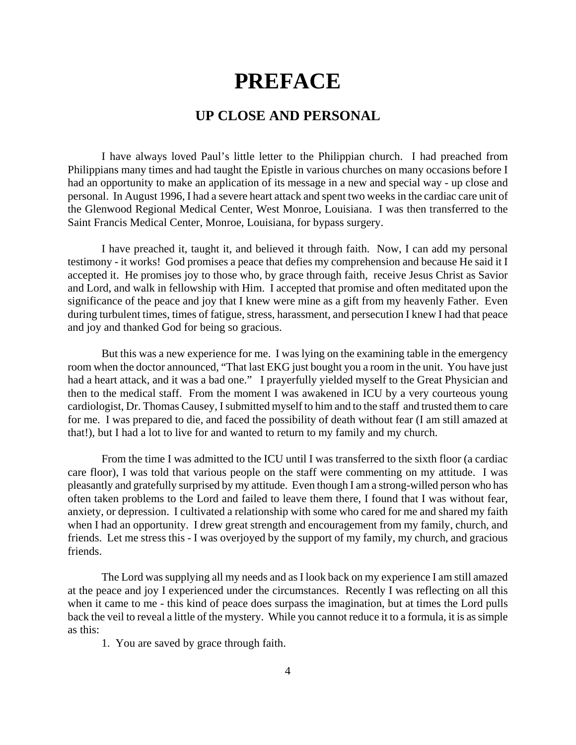# PREFACE

## UP CLOSE AND PERSONAL

I have always loved Paul's little letter to the Philippian church. I had preached from Philippians many times and had taught the Epistle in various churches on many occasions before I had an opportunity to make an application of its message in a new and special way - up close and personal. In August 1996, I had a severe heart attack and spent two weeks in the cardiac care unit of the Glenwood Regional Medical Center, West Monroe, Louisiana. I was then transferred to the Saint Francis Medical Center, Monroe, Louisiana, for bypass surgery.

I have preached it, taught it, and believed it through faith. Now, I can add my personal testimony - it works! God promises a peace that defies my comprehension and because He said it I accepted it. He promises joy to those who, by grace through faith, receive Jesus Christ as Savior and Lord, and walk in fellowship with Him. I accepted that promise and often meditated upon the significance of the peace and joy that I knew were mine as a gift from my heavenly Father. Even during turbulent times, times of fatigue, stress, harassment, and persecution I knew I had that peace and joy and thanked God for being so gracious.

But this was a new experience for me. I was lying on the examining table in the emergency room when the doctor announced, "That last EKG just bought you a room in the unit. You have just had a heart attack, and it was a bad one." I prayerfully yielded myself to the Great Physician and then to the medical staff. From the moment I was awakened in ICU by a very courteous young cardiologist, Dr. Thomas Causey, I submitted myself to him and to the staff and trusted them to care for me. I was prepared to die, and faced the possibility of death without fear (I am still amazed at that!), but I had a lot to live for and wanted to return to my family and my church.

From the time I was admitted to the ICU until I was transferred to the sixth floor (a cardiac care floor), I was told that various people on the staff were commenting on my attitude. I was pleasantly and gratefully surprised by my attitude. Even though I am a strong-willed person who has often taken problems to the Lord and failed to leave them there, I found that I was without fear, anxiety, or depression. I cultivated a relationship with some who cared for me and shared my faith when I had an opportunity. I drew great strength and encouragement from my family, church, and friends. Let me stress this - I was overjoyed by the support of my family, my church, and gracious friends.

The Lord was supplying all my needs and as I look back on my experience I am still amazed at the peace and joy I experienced under the circumstances. Recently I was reflecting on all this when it came to me - this kind of peace does surpass the imagination, but at times the Lord pulls back the veil to reveal a little of the mystery. While you cannot reduce it to a formula, it is as simple as this:

1. You are saved by grace through faith.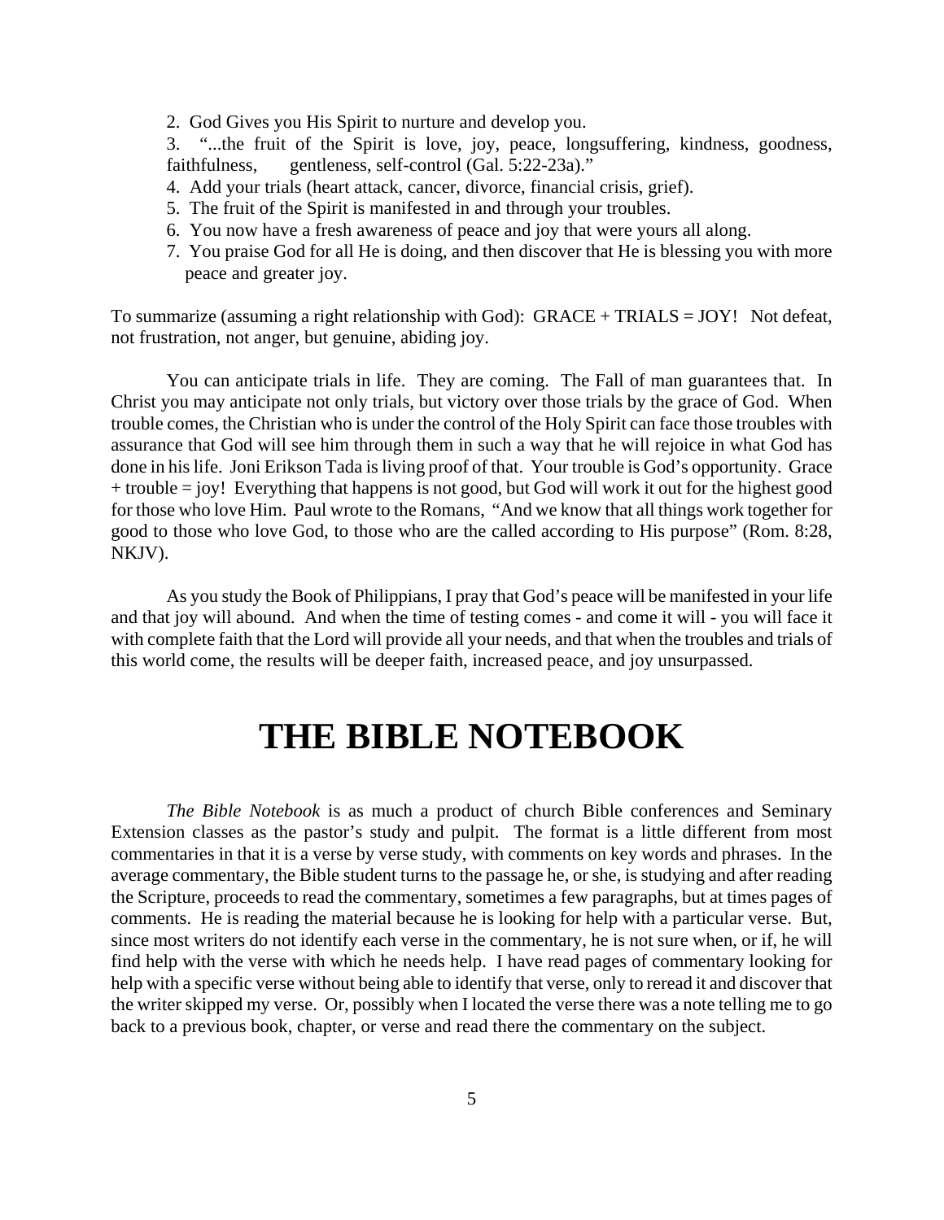2. God Gives you His Spirit to nurture and develop you.
3. "...the fruit of the Spirit is love, joy, peace, longsuffering, kindness, goodness, faithfulness, gentleness, self-control (Gal. 5:22-23a)."
4. Add your trials (heart attack, cancer, divorce, financial crisis, grief).
5. The fruit of the Spirit is manifested in and through your troubles.
6. You now have a fresh awareness of peace and joy that were yours all along.
7. You praise God for all He is doing, and then discover that He is blessing you with more peace and greater joy.

To summarize (assuming a right relationship with God): GRACE + TRIALS = JOY! Not defeat, not frustration, not anger, but genuine, abiding joy.

You can anticipate trials in life. They are coming. The Fall of man guarantees that. In Christ you may anticipate not only trials, but victory over those trials by the grace of God. When trouble comes, the Christian who is under the control of the Holy Spirit can face those troubles with assurance that God will see him through them in such a way that he will rejoice in what God has done in his life. Joni Erikson Tada is living proof of that. Your trouble is God's opportunity. Grace + trouble = joy! Everything that happens is not good, but God will work it out for the highest good for those who love Him. Paul wrote to the Romans, "And we know that all things work together for good to those who love God, to those who are the called according to His purpose" (Rom. 8:28, NKJV).

As you study the Book of Philippians, I pray that God's peace will be manifested in your life and that joy will abound. And when the time of testing comes - and come it will - you will face it with complete faith that the Lord will provide all your needs, and that when the troubles and trials of this world come, the results will be deeper faith, increased peace, and joy unsurpassed.

# THE BIBLE NOTEBOOK

*The Bible Notebook* is as much a product of church Bible conferences and Seminary Extension classes as the pastor's study and pulpit. The format is a little different from most commentaries in that it is a verse by verse study, with comments on key words and phrases. In the average commentary, the Bible student turns to the passage he, or she, is studying and after reading the Scripture, proceeds to read the commentary, sometimes a few paragraphs, but at times pages of comments. He is reading the material because he is looking for help with a particular verse. But, since most writers do not identify each verse in the commentary, he is not sure when, or if, he will find help with the verse with which he needs help. I have read pages of commentary looking for help with a specific verse without being able to identify that verse, only to reread it and discover that the writer skipped my verse. Or, possibly when I located the verse there was a note telling me to go back to a previous book, chapter, or verse and read there the commentary on the subject.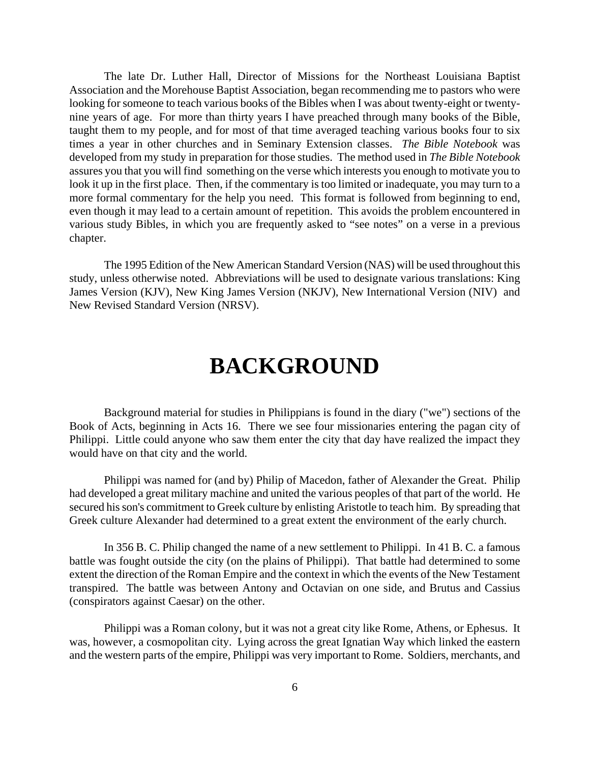The late Dr. Luther Hall, Director of Missions for the Northeast Louisiana Baptist Association and the Morehouse Baptist Association, began recommending me to pastors who were looking for someone to teach various books of the Bibles when I was about twenty-eight or twenty-nine years of age. For more than thirty years I have preached through many books of the Bible, taught them to my people, and for most of that time averaged teaching various books four to six times a year in other churches and in Seminary Extension classes. *The Bible Notebook* was developed from my study in preparation for those studies. The method used in *The Bible Notebook* assures you that you will find something on the verse which interests you enough to motivate you to look it up in the first place. Then, if the commentary is too limited or inadequate, you may turn to a more formal commentary for the help you need. This format is followed from beginning to end, even though it may lead to a certain amount of repetition. This avoids the problem encountered in various study Bibles, in which you are frequently asked to "see notes" on a verse in a previous chapter.

The 1995 Edition of the New American Standard Version (NAS) will be used throughout this study, unless otherwise noted. Abbreviations will be used to designate various translations: King James Version (KJV), New King James Version (NKJV), New International Version (NIV) and New Revised Standard Version (NRSV).

# BACKGROUND

Background material for studies in Philippians is found in the diary ("we") sections of the Book of Acts, beginning in Acts 16. There we see four missionaries entering the pagan city of Philippi. Little could anyone who saw them enter the city that day have realized the impact they would have on that city and the world.

Philippi was named for (and by) Philip of Macedon, father of Alexander the Great. Philip had developed a great military machine and united the various peoples of that part of the world. He secured his son's commitment to Greek culture by enlisting Aristotle to teach him. By spreading that Greek culture Alexander had determined to a great extent the environment of the early church.

In 356 B. C. Philip changed the name of a new settlement to Philippi. In 41 B. C. a famous battle was fought outside the city (on the plains of Philippi). That battle had determined to some extent the direction of the Roman Empire and the context in which the events of the New Testament transpired. The battle was between Antony and Octavian on one side, and Brutus and Cassius (conspirators against Caesar) on the other.

Philippi was a Roman colony, but it was not a great city like Rome, Athens, or Ephesus. It was, however, a cosmopolitan city. Lying across the great Ignatian Way which linked the eastern and the western parts of the empire, Philippi was very important to Rome. Soldiers, merchants, and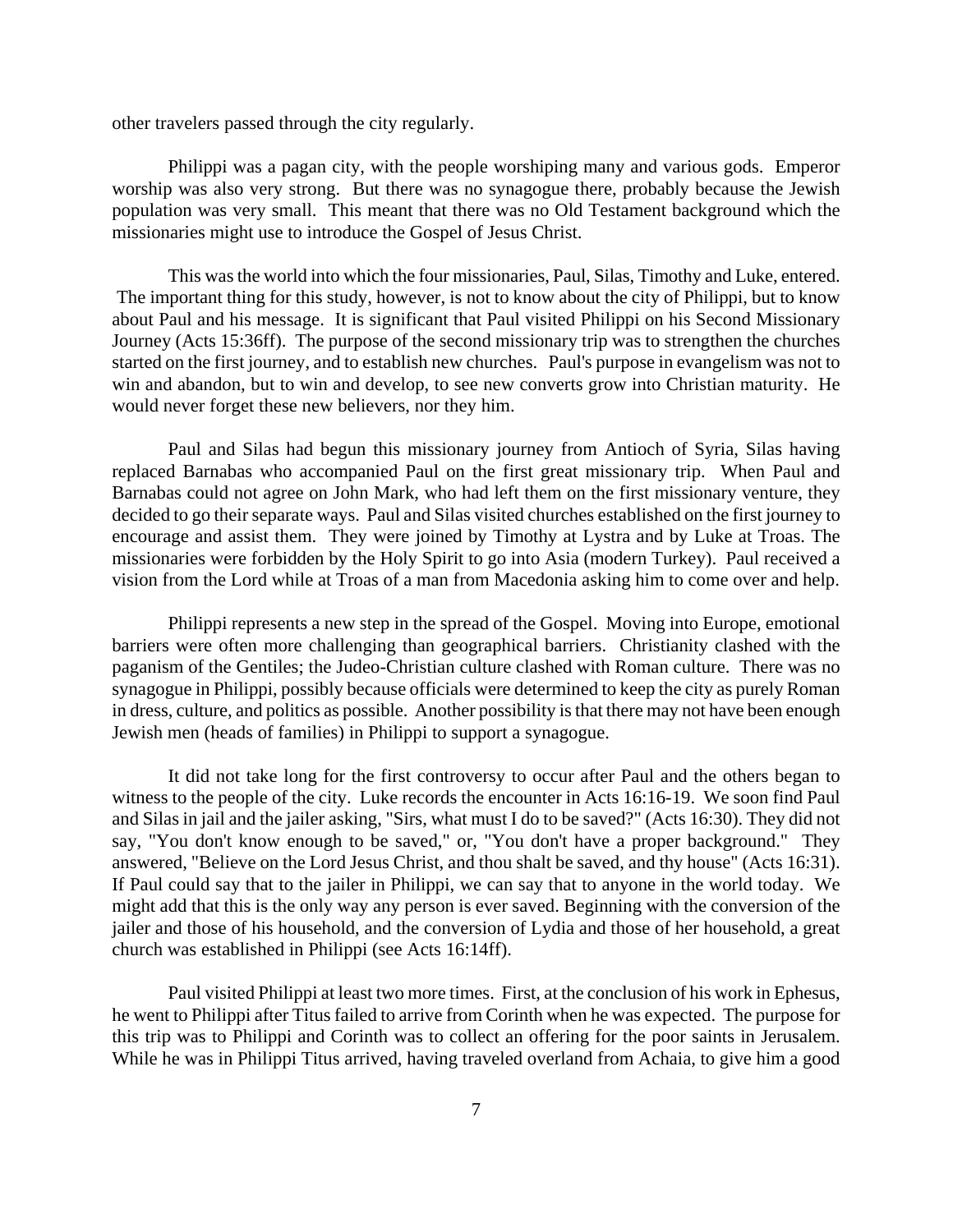other travelers passed through the city regularly.

Philippi was a pagan city, with the people worshiping many and various gods. Emperor worship was also very strong. But there was no synagogue there, probably because the Jewish population was very small. This meant that there was no Old Testament background which the missionaries might use to introduce the Gospel of Jesus Christ.

This was the world into which the four missionaries, Paul, Silas, Timothy and Luke, entered. The important thing for this study, however, is not to know about the city of Philippi, but to know about Paul and his message. It is significant that Paul visited Philippi on his Second Missionary Journey (Acts 15:36ff). The purpose of the second missionary trip was to strengthen the churches started on the first journey, and to establish new churches. Paul's purpose in evangelism was not to win and abandon, but to win and develop, to see new converts grow into Christian maturity. He would never forget these new believers, nor they him.

Paul and Silas had begun this missionary journey from Antioch of Syria, Silas having replaced Barnabas who accompanied Paul on the first great missionary trip. When Paul and Barnabas could not agree on John Mark, who had left them on the first missionary venture, they decided to go their separate ways. Paul and Silas visited churches established on the first journey to encourage and assist them. They were joined by Timothy at Lystra and by Luke at Troas. The missionaries were forbidden by the Holy Spirit to go into Asia (modern Turkey). Paul received a vision from the Lord while at Troas of a man from Macedonia asking him to come over and help.

Philippi represents a new step in the spread of the Gospel. Moving into Europe, emotional barriers were often more challenging than geographical barriers. Christianity clashed with the paganism of the Gentiles; the Judeo-Christian culture clashed with Roman culture. There was no synagogue in Philippi, possibly because officials were determined to keep the city as purely Roman in dress, culture, and politics as possible. Another possibility is that there may not have been enough Jewish men (heads of families) in Philippi to support a synagogue.

It did not take long for the first controversy to occur after Paul and the others began to witness to the people of the city. Luke records the encounter in Acts 16:16-19. We soon find Paul and Silas in jail and the jailer asking, "Sirs, what must I do to be saved?" (Acts 16:30). They did not say, "You don't know enough to be saved," or, "You don't have a proper background." They answered, "Believe on the Lord Jesus Christ, and thou shalt be saved, and thy house" (Acts 16:31). If Paul could say that to the jailer in Philippi, we can say that to anyone in the world today. We might add that this is the only way any person is ever saved. Beginning with the conversion of the jailer and those of his household, and the conversion of Lydia and those of her household, a great church was established in Philippi (see Acts 16:14ff).

Paul visited Philippi at least two more times. First, at the conclusion of his work in Ephesus, he went to Philippi after Titus failed to arrive from Corinth when he was expected. The purpose for this trip was to Philippi and Corinth was to collect an offering for the poor saints in Jerusalem. While he was in Philippi Titus arrived, having traveled overland from Achaia, to give him a good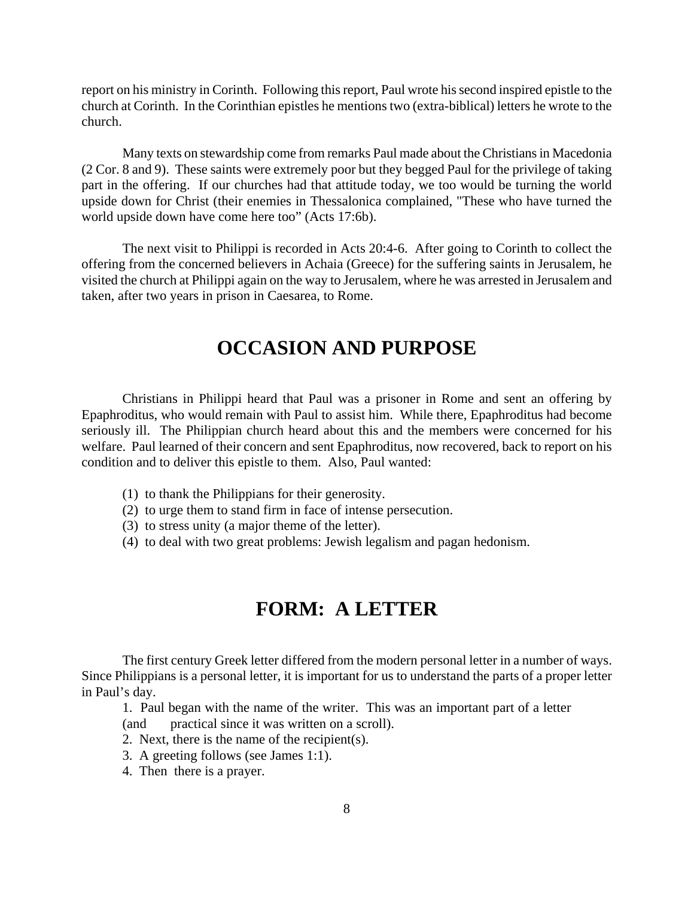report on his ministry in Corinth. Following this report, Paul wrote his second inspired epistle to the church at Corinth. In the Corinthian epistles he mentions two (extra-biblical) letters he wrote to the church.

Many texts on stewardship come from remarks Paul made about the Christians in Macedonia (2 Cor. 8 and 9). These saints were extremely poor but they begged Paul for the privilege of taking part in the offering. If our churches had that attitude today, we too would be turning the world upside down for Christ (their enemies in Thessalonica complained, "These who have turned the world upside down have come here too" (Acts 17:6b).

The next visit to Philippi is recorded in Acts 20:4-6. After going to Corinth to collect the offering from the concerned believers in Achaia (Greece) for the suffering saints in Jerusalem, he visited the church at Philippi again on the way to Jerusalem, where he was arrested in Jerusalem and taken, after two years in prison in Caesarea, to Rome.

## OCCASION AND PURPOSE

Christians in Philippi heard that Paul was a prisoner in Rome and sent an offering by Epaphroditus, who would remain with Paul to assist him. While there, Epaphroditus had become seriously ill. The Philippian church heard about this and the members were concerned for his welfare. Paul learned of their concern and sent Epaphroditus, now recovered, back to report on his condition and to deliver this epistle to them. Also, Paul wanted:

(1) to thank the Philippians for their generosity.
(2) to urge them to stand firm in face of intense persecution.
(3) to stress unity (a major theme of the letter).
(4) to deal with two great problems: Jewish legalism and pagan hedonism.

## FORM: A LETTER

The first century Greek letter differed from the modern personal letter in a number of ways. Since Philippians is a personal letter, it is important for us to understand the parts of a proper letter in Paul's day.

1. Paul began with the name of the writer. This was an important part of a letter (and practical since it was written on a scroll).
2. Next, there is the name of the recipient(s).
3. A greeting follows (see James 1:1).
4. Then there is a prayer.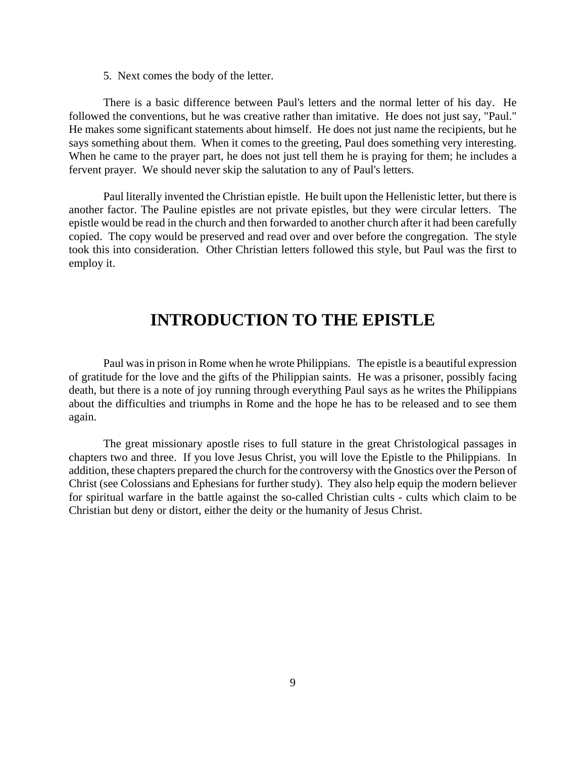5. Next comes the body of the letter.

There is a basic difference between Paul's letters and the normal letter of his day. He followed the conventions, but he was creative rather than imitative. He does not just say, "Paul." He makes some significant statements about himself. He does not just name the recipients, but he says something about them. When it comes to the greeting, Paul does something very interesting. When he came to the prayer part, he does not just tell them he is praying for them; he includes a fervent prayer. We should never skip the salutation to any of Paul's letters.

Paul literally invented the Christian epistle. He built upon the Hellenistic letter, but there is another factor. The Pauline epistles are not private epistles, but they were circular letters. The epistle would be read in the church and then forwarded to another church after it had been carefully copied. The copy would be preserved and read over and over before the congregation. The style took this into consideration. Other Christian letters followed this style, but Paul was the first to employ it.

## INTRODUCTION TO THE EPISTLE

Paul was in prison in Rome when he wrote Philippians. The epistle is a beautiful expression of gratitude for the love and the gifts of the Philippian saints. He was a prisoner, possibly facing death, but there is a note of joy running through everything Paul says as he writes the Philippians about the difficulties and triumphs in Rome and the hope he has to be released and to see them again.

The great missionary apostle rises to full stature in the great Christological passages in chapters two and three. If you love Jesus Christ, you will love the Epistle to the Philippians. In addition, these chapters prepared the church for the controversy with the Gnostics over the Person of Christ (see Colossians and Ephesians for further study). They also help equip the modern believer for spiritual warfare in the battle against the so-called Christian cults - cults which claim to be Christian but deny or distort, either the deity or the humanity of Jesus Christ.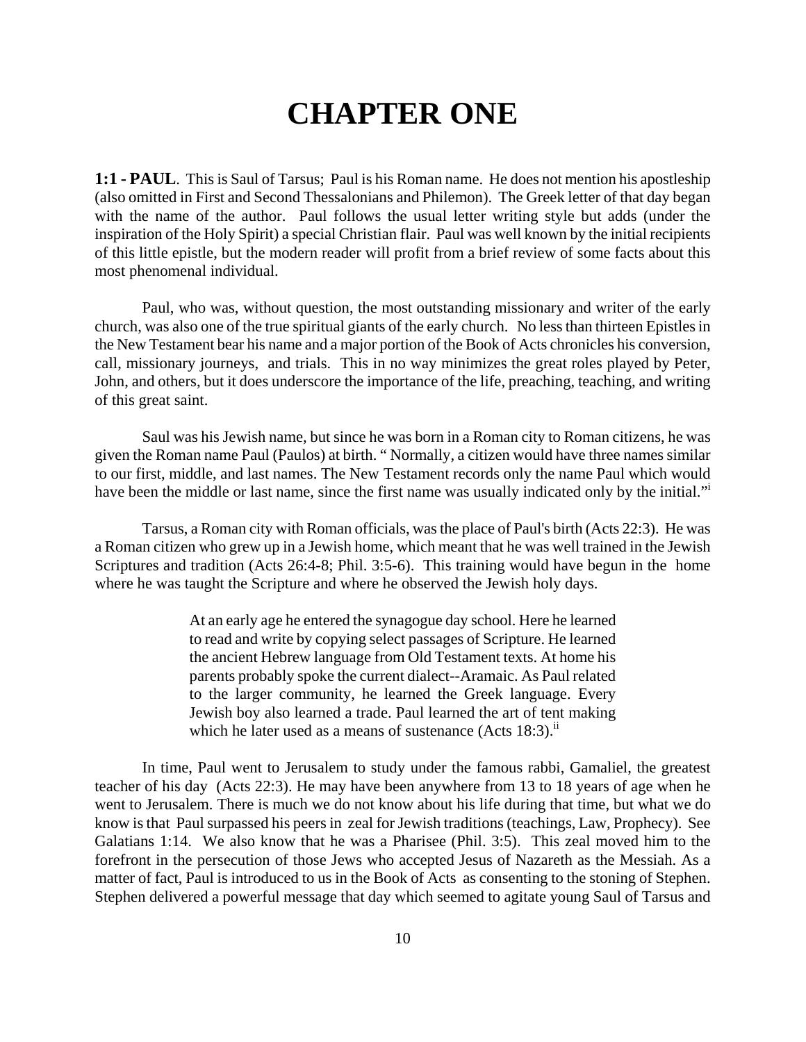# CHAPTER ONE

**1:1 - PAUL**. This is Saul of Tarsus; Paul is his Roman name. He does not mention his apostleship (also omitted in First and Second Thessalonians and Philemon). The Greek letter of that day began with the name of the author. Paul follows the usual letter writing style but adds (under the inspiration of the Holy Spirit) a special Christian flair. Paul was well known by the initial recipients of this little epistle, but the modern reader will profit from a brief review of some facts about this most phenomenal individual.

Paul, who was, without question, the most outstanding missionary and writer of the early church, was also one of the true spiritual giants of the early church. No less than thirteen Epistles in the New Testament bear his name and a major portion of the Book of Acts chronicles his conversion, call, missionary journeys, and trials. This in no way minimizes the great roles played by Peter, John, and others, but it does underscore the importance of the life, preaching, teaching, and writing of this great saint.

Saul was his Jewish name, but since he was born in a Roman city to Roman citizens, he was given the Roman name Paul (Paulos) at birth. " Normally, a citizen would have three names similar to our first, middle, and last names. The New Testament records only the name Paul which would have been the middle or last name, since the first name was usually indicated only by the initial."[i]

Tarsus, a Roman city with Roman officials, was the place of Paul's birth (Acts 22:3). He was a Roman citizen who grew up in a Jewish home, which meant that he was well trained in the Jewish Scriptures and tradition (Acts 26:4-8; Phil. 3:5-6). This training would have begun in the home where he was taught the Scripture and where he observed the Jewish holy days.

> At an early age he entered the synagogue day school. Here he learned to read and write by copying select passages of Scripture. He learned the ancient Hebrew language from Old Testament texts. At home his parents probably spoke the current dialect--Aramaic. As Paul related to the larger community, he learned the Greek language. Every Jewish boy also learned a trade. Paul learned the art of tent making which he later used as a means of sustenance (Acts 18:3).[ii]

In time, Paul went to Jerusalem to study under the famous rabbi, Gamaliel, the greatest teacher of his day (Acts 22:3). He may have been anywhere from 13 to 18 years of age when he went to Jerusalem. There is much we do not know about his life during that time, but what we do know is that Paul surpassed his peers in zeal for Jewish traditions (teachings, Law, Prophecy). See Galatians 1:14. We also know that he was a Pharisee (Phil. 3:5). This zeal moved him to the forefront in the persecution of those Jews who accepted Jesus of Nazareth as the Messiah. As a matter of fact, Paul is introduced to us in the Book of Acts as consenting to the stoning of Stephen. Stephen delivered a powerful message that day which seemed to agitate young Saul of Tarsus and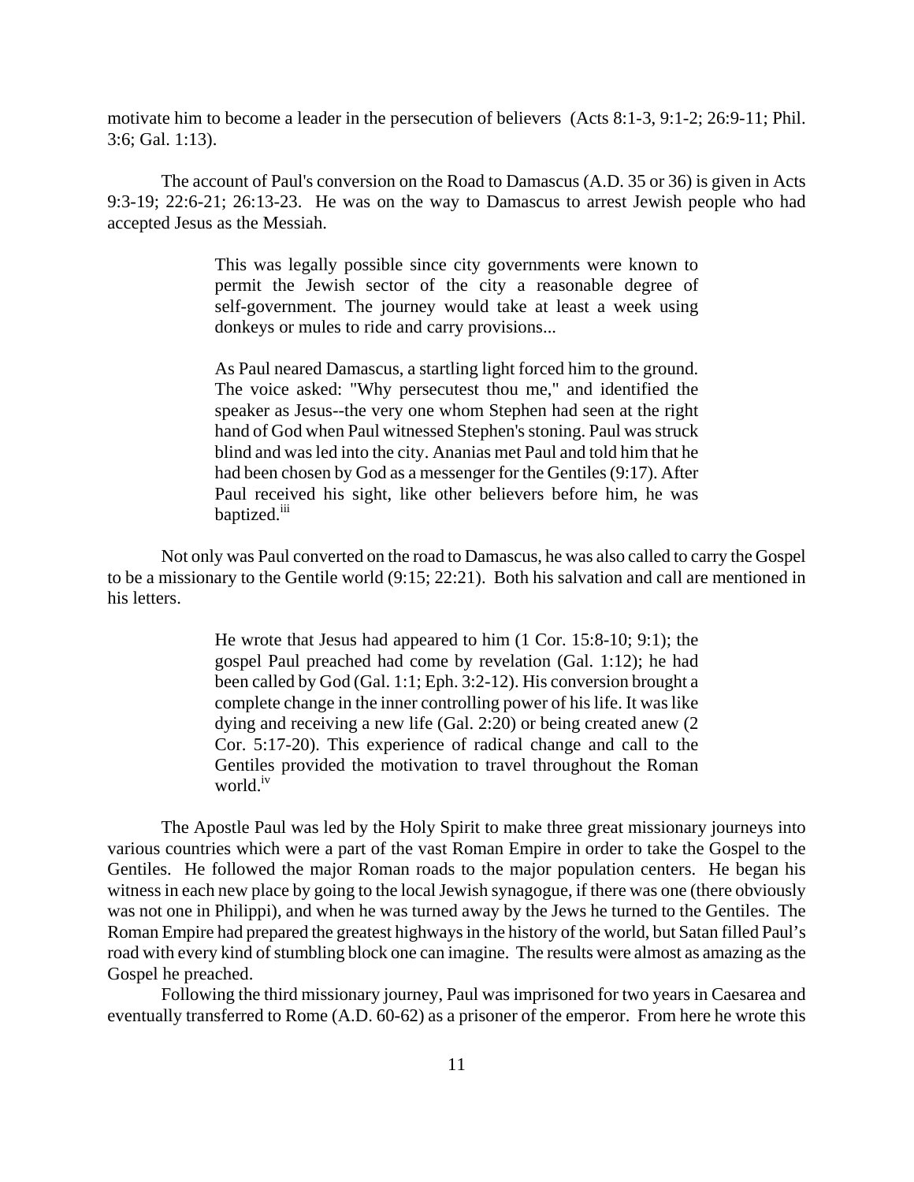motivate him to become a leader in the persecution of believers (Acts 8:1-3, 9:1-2; 26:9-11; Phil. 3:6; Gal. 1:13).

The account of Paul's conversion on the Road to Damascus (A.D. 35 or 36) is given in Acts 9:3-19; 22:6-21; 26:13-23. He was on the way to Damascus to arrest Jewish people who had accepted Jesus as the Messiah.

> This was legally possible since city governments were known to permit the Jewish sector of the city a reasonable degree of self-government. The journey would take at least a week using donkeys or mules to ride and carry provisions...
>
> As Paul neared Damascus, a startling light forced him to the ground. The voice asked: "Why persecutest thou me," and identified the speaker as Jesus--the very one whom Stephen had seen at the right hand of God when Paul witnessed Stephen's stoning. Paul was struck blind and was led into the city. Ananias met Paul and told him that he had been chosen by God as a messenger for the Gentiles (9:17). After Paul received his sight, like other believers before him, he was baptized.[iii]

Not only was Paul converted on the road to Damascus, he was also called to carry the Gospel to be a missionary to the Gentile world (9:15; 22:21). Both his salvation and call are mentioned in his letters.

> He wrote that Jesus had appeared to him (1 Cor. 15:8-10; 9:1); the gospel Paul preached had come by revelation (Gal. 1:12); he had been called by God (Gal. 1:1; Eph. 3:2-12). His conversion brought a complete change in the inner controlling power of his life. It was like dying and receiving a new life (Gal. 2:20) or being created anew (2 Cor. 5:17-20). This experience of radical change and call to the Gentiles provided the motivation to travel throughout the Roman world.[iv]

The Apostle Paul was led by the Holy Spirit to make three great missionary journeys into various countries which were a part of the vast Roman Empire in order to take the Gospel to the Gentiles. He followed the major Roman roads to the major population centers. He began his witness in each new place by going to the local Jewish synagogue, if there was one (there obviously was not one in Philippi), and when he was turned away by the Jews he turned to the Gentiles. The Roman Empire had prepared the greatest highways in the history of the world, but Satan filled Paul's road with every kind of stumbling block one can imagine. The results were almost as amazing as the Gospel he preached.

Following the third missionary journey, Paul was imprisoned for two years in Caesarea and eventually transferred to Rome (A.D. 60-62) as a prisoner of the emperor. From here he wrote this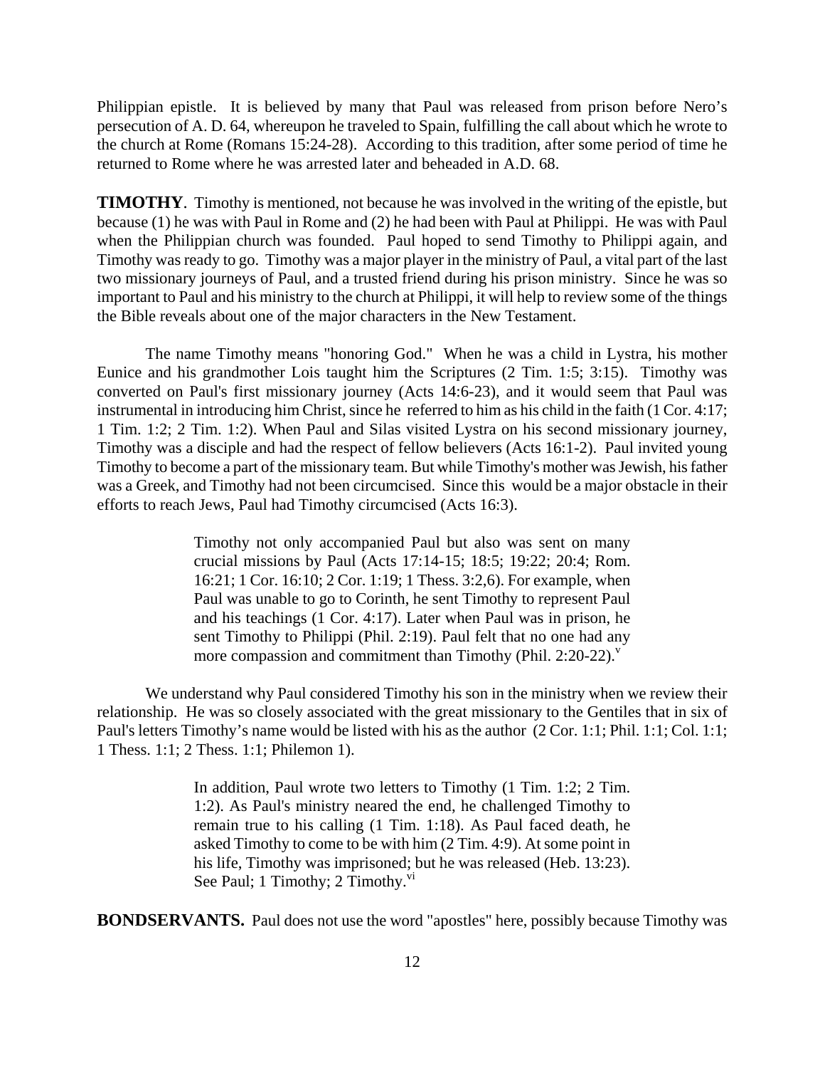Philippian epistle. It is believed by many that Paul was released from prison before Nero's persecution of A. D. 64, whereupon he traveled to Spain, fulfilling the call about which he wrote to the church at Rome (Romans 15:24-28). According to this tradition, after some period of time he returned to Rome where he was arrested later and beheaded in A.D. 68.

**TIMOTHY**. Timothy is mentioned, not because he was involved in the writing of the epistle, but because (1) he was with Paul in Rome and (2) he had been with Paul at Philippi. He was with Paul when the Philippian church was founded. Paul hoped to send Timothy to Philippi again, and Timothy was ready to go. Timothy was a major player in the ministry of Paul, a vital part of the last two missionary journeys of Paul, and a trusted friend during his prison ministry. Since he was so important to Paul and his ministry to the church at Philippi, it will help to review some of the things the Bible reveals about one of the major characters in the New Testament.

The name Timothy means "honoring God." When he was a child in Lystra, his mother Eunice and his grandmother Lois taught him the Scriptures (2 Tim. 1:5; 3:15). Timothy was converted on Paul's first missionary journey (Acts 14:6-23), and it would seem that Paul was instrumental in introducing him Christ, since he referred to him as his child in the faith (1 Cor. 4:17; 1 Tim. 1:2; 2 Tim. 1:2). When Paul and Silas visited Lystra on his second missionary journey, Timothy was a disciple and had the respect of fellow believers (Acts 16:1-2). Paul invited young Timothy to become a part of the missionary team. But while Timothy's mother was Jewish, his father was a Greek, and Timothy had not been circumcised. Since this would be a major obstacle in their efforts to reach Jews, Paul had Timothy circumcised (Acts 16:3).

> Timothy not only accompanied Paul but also was sent on many crucial missions by Paul (Acts 17:14-15; 18:5; 19:22; 20:4; Rom. 16:21; 1 Cor. 16:10; 2 Cor. 1:19; 1 Thess. 3:2,6). For example, when Paul was unable to go to Corinth, he sent Timothy to represent Paul and his teachings (1 Cor. 4:17). Later when Paul was in prison, he sent Timothy to Philippi (Phil. 2:19). Paul felt that no one had any more compassion and commitment than Timothy (Phil. 2:20-22).[v]

We understand why Paul considered Timothy his son in the ministry when we review their relationship. He was so closely associated with the great missionary to the Gentiles that in six of Paul's letters Timothy's name would be listed with his as the author (2 Cor. 1:1; Phil. 1:1; Col. 1:1; 1 Thess. 1:1; 2 Thess. 1:1; Philemon 1).

> In addition, Paul wrote two letters to Timothy (1 Tim. 1:2; 2 Tim. 1:2). As Paul's ministry neared the end, he challenged Timothy to remain true to his calling (1 Tim. 1:18). As Paul faced death, he asked Timothy to come to be with him (2 Tim. 4:9). At some point in his life, Timothy was imprisoned; but he was released (Heb. 13:23). See Paul; 1 Timothy; 2 Timothy.[vi]

**BONDSERVANTS.** Paul does not use the word "apostles" here, possibly because Timothy was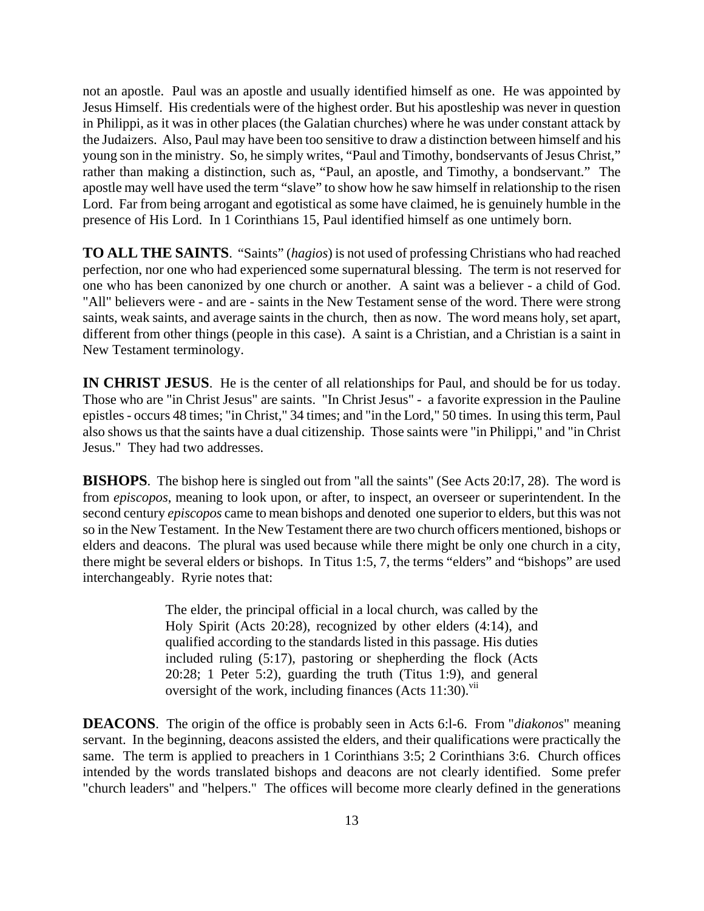not an apostle. Paul was an apostle and usually identified himself as one. He was appointed by Jesus Himself. His credentials were of the highest order. But his apostleship was never in question in Philippi, as it was in other places (the Galatian churches) where he was under constant attack by the Judaizers. Also, Paul may have been too sensitive to draw a distinction between himself and his young son in the ministry. So, he simply writes, “Paul and Timothy, bondservants of Jesus Christ,” rather than making a distinction, such as, “Paul, an apostle, and Timothy, a bondservant.” The apostle may well have used the term “slave” to show how he saw himself in relationship to the risen Lord. Far from being arrogant and egotistical as some have claimed, he is genuinely humble in the presence of His Lord. In 1 Corinthians 15, Paul identified himself as one untimely born.

**TO ALL THE SAINTS**. “Saints” (*hagios*) is not used of professing Christians who had reached perfection, nor one who had experienced some supernatural blessing. The term is not reserved for one who has been canonized by one church or another. A saint was a believer - a child of God. "All" believers were - and are - saints in the New Testament sense of the word. There were strong saints, weak saints, and average saints in the church, then as now. The word means holy, set apart, different from other things (people in this case). A saint is a Christian, and a Christian is a saint in New Testament terminology.

**IN CHRIST JESUS**. He is the center of all relationships for Paul, and should be for us today. Those who are "in Christ Jesus" are saints. "In Christ Jesus" - a favorite expression in the Pauline epistles - occurs 48 times; "in Christ," 34 times; and "in the Lord," 50 times. In using this term, Paul also shows us that the saints have a dual citizenship. Those saints were "in Philippi," and "in Christ Jesus." They had two addresses.

**BISHOPS**. The bishop here is singled out from "all the saints" (See Acts 20:l7, 28). The word is from *episcopos*, meaning to look upon, or after, to inspect, an overseer or superintendent. In the second century *episcopos* came to mean bishops and denoted one superior to elders, but this was not so in the New Testament. In the New Testament there are two church officers mentioned, bishops or elders and deacons. The plural was used because while there might be only one church in a city, there might be several elders or bishops. In Titus 1:5, 7, the terms “elders” and “bishops” are used interchangeably. Ryrie notes that:

> The elder, the principal official in a local church, was called by the Holy Spirit (Acts 20:28), recognized by other elders (4:14), and qualified according to the standards listed in this passage. His duties included ruling (5:17), pastoring or shepherding the flock (Acts 20:28; 1 Peter 5:2), guarding the truth (Titus 1:9), and general oversight of the work, including finances (Acts 11:30).[vii]

**DEACONS**. The origin of the office is probably seen in Acts 6:l-6. From "*diakonos*" meaning servant. In the beginning, deacons assisted the elders, and their qualifications were practically the same. The term is applied to preachers in 1 Corinthians 3:5; 2 Corinthians 3:6. Church offices intended by the words translated bishops and deacons are not clearly identified. Some prefer "church leaders" and "helpers." The offices will become more clearly defined in the generations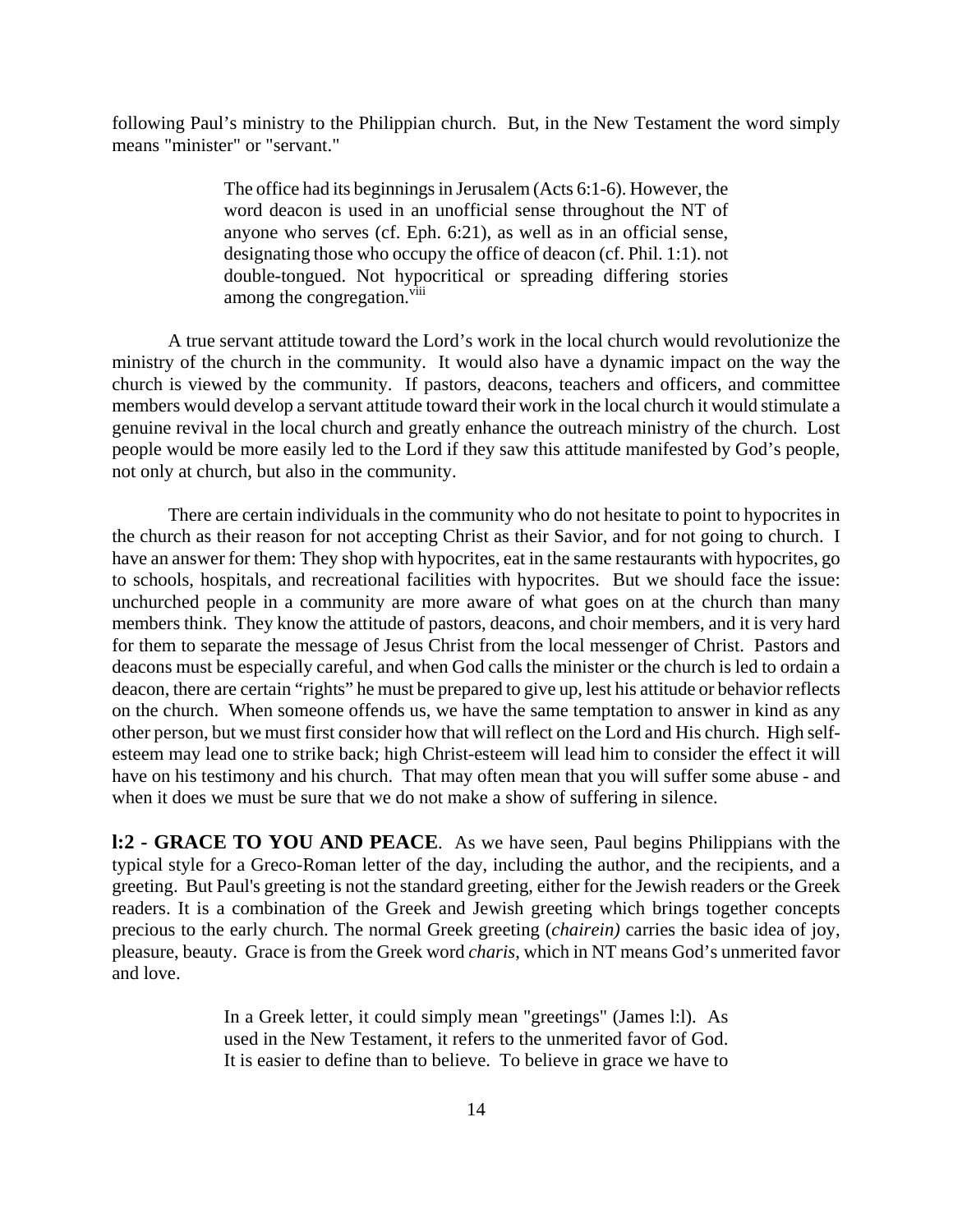following Paul's ministry to the Philippian church. But, in the New Testament the word simply means "minister" or "servant."

> The office had its beginnings in Jerusalem (Acts 6:1-6). However, the word deacon is used in an unofficial sense throughout the NT of anyone who serves (cf. Eph. 6:21), as well as in an official sense, designating those who occupy the office of deacon (cf. Phil. 1:1). not double-tongued. Not hypocritical or spreading differing stories among the congregation.[viii]

A true servant attitude toward the Lord's work in the local church would revolutionize the ministry of the church in the community. It would also have a dynamic impact on the way the church is viewed by the community. If pastors, deacons, teachers and officers, and committee members would develop a servant attitude toward their work in the local church it would stimulate a genuine revival in the local church and greatly enhance the outreach ministry of the church. Lost people would be more easily led to the Lord if they saw this attitude manifested by God's people, not only at church, but also in the community.

There are certain individuals in the community who do not hesitate to point to hypocrites in the church as their reason for not accepting Christ as their Savior, and for not going to church. I have an answer for them: They shop with hypocrites, eat in the same restaurants with hypocrites, go to schools, hospitals, and recreational facilities with hypocrites. But we should face the issue: unchurched people in a community are more aware of what goes on at the church than many members think. They know the attitude of pastors, deacons, and choir members, and it is very hard for them to separate the message of Jesus Christ from the local messenger of Christ. Pastors and deacons must be especially careful, and when God calls the minister or the church is led to ordain a deacon, there are certain "rights" he must be prepared to give up, lest his attitude or behavior reflects on the church. When someone offends us, we have the same temptation to answer in kind as any other person, but we must first consider how that will reflect on the Lord and His church. High self-esteem may lead one to strike back; high Christ-esteem will lead him to consider the effect it will have on his testimony and his church. That may often mean that you will suffer some abuse - and when it does we must be sure that we do not make a show of suffering in silence.

**l:2 - GRACE TO YOU AND PEACE**. As we have seen, Paul begins Philippians with the typical style for a Greco-Roman letter of the day, including the author, and the recipients, and a greeting. But Paul's greeting is not the standard greeting, either for the Jewish readers or the Greek readers. It is a combination of the Greek and Jewish greeting which brings together concepts precious to the early church. The normal Greek greeting (*chairein)* carries the basic idea of joy, pleasure, beauty. Grace is from the Greek word *charis*, which in NT means God's unmerited favor and love.

> In a Greek letter, it could simply mean "greetings" (James l:l). As used in the New Testament, it refers to the unmerited favor of God. It is easier to define than to believe. To believe in grace we have to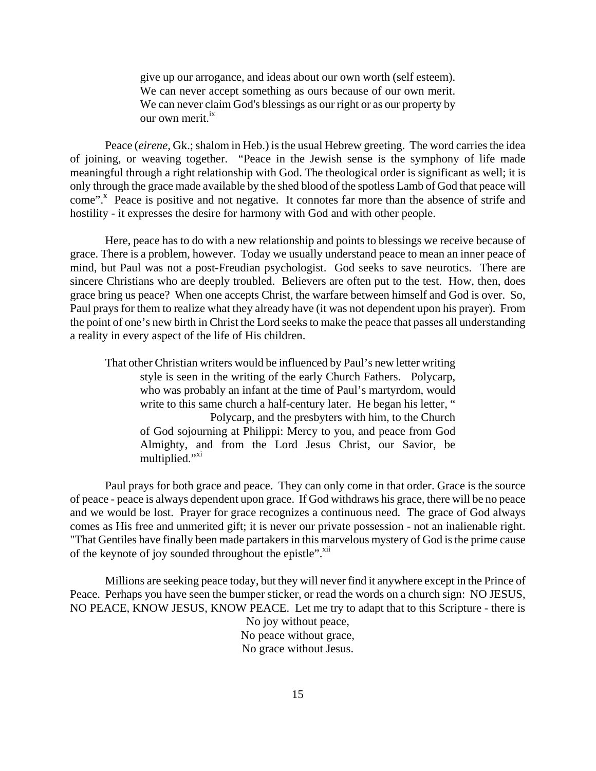> give up our arrogance, and ideas about our own worth (self esteem). We can never accept something as ours because of our own merit. We can never claim God's blessings as our right or as our property by our own merit.[ix]

Peace (*eirene,* Gk.; shalom in Heb.) is the usual Hebrew greeting. The word carries the idea of joining, or weaving together. "Peace in the Jewish sense is the symphony of life made meaningful through a right relationship with God. The theological order is significant as well; it is only through the grace made available by the shed blood of the spotless Lamb of God that peace will come".[x] Peace is positive and not negative. It connotes far more than the absence of strife and hostility - it expresses the desire for harmony with God and with other people.

Here, peace has to do with a new relationship and points to blessings we receive because of grace. There is a problem, however. Today we usually understand peace to mean an inner peace of mind, but Paul was not a post-Freudian psychologist. God seeks to save neurotics. There are sincere Christians who are deeply troubled. Believers are often put to the test. How, then, does grace bring us peace? When one accepts Christ, the warfare between himself and God is over. So, Paul prays for them to realize what they already have (it was not dependent upon his prayer). From the point of one's new birth in Christ the Lord seeks to make the peace that passes all understanding a reality in every aspect of the life of His children.

> That other Christian writers would be influenced by Paul's new letter writing style is seen in the writing of the early Church Fathers. Polycarp, who was probably an infant at the time of Paul's martyrdom, would write to this same church a half-century later. He began his letter, " Polycarp, and the presbyters with him, to the Church of God sojourning at Philippi: Mercy to you, and peace from God Almighty, and from the Lord Jesus Christ, our Savior, be multiplied."[xi]

Paul prays for both grace and peace. They can only come in that order. Grace is the source of peace - peace is always dependent upon grace. If God withdraws his grace, there will be no peace and we would be lost. Prayer for grace recognizes a continuous need. The grace of God always comes as His free and unmerited gift; it is never our private possession - not an inalienable right. "That Gentiles have finally been made partakers in this marvelous mystery of God is the prime cause of the keynote of joy sounded throughout the epistle".[xii]

Millions are seeking peace today, but they will never find it anywhere except in the Prince of Peace. Perhaps you have seen the bumper sticker, or read the words on a church sign: NO JESUS, NO PEACE, KNOW JESUS, KNOW PEACE. Let me try to adapt that to this Scripture - there is

No joy without peace,
No peace without grace,
No grace without Jesus.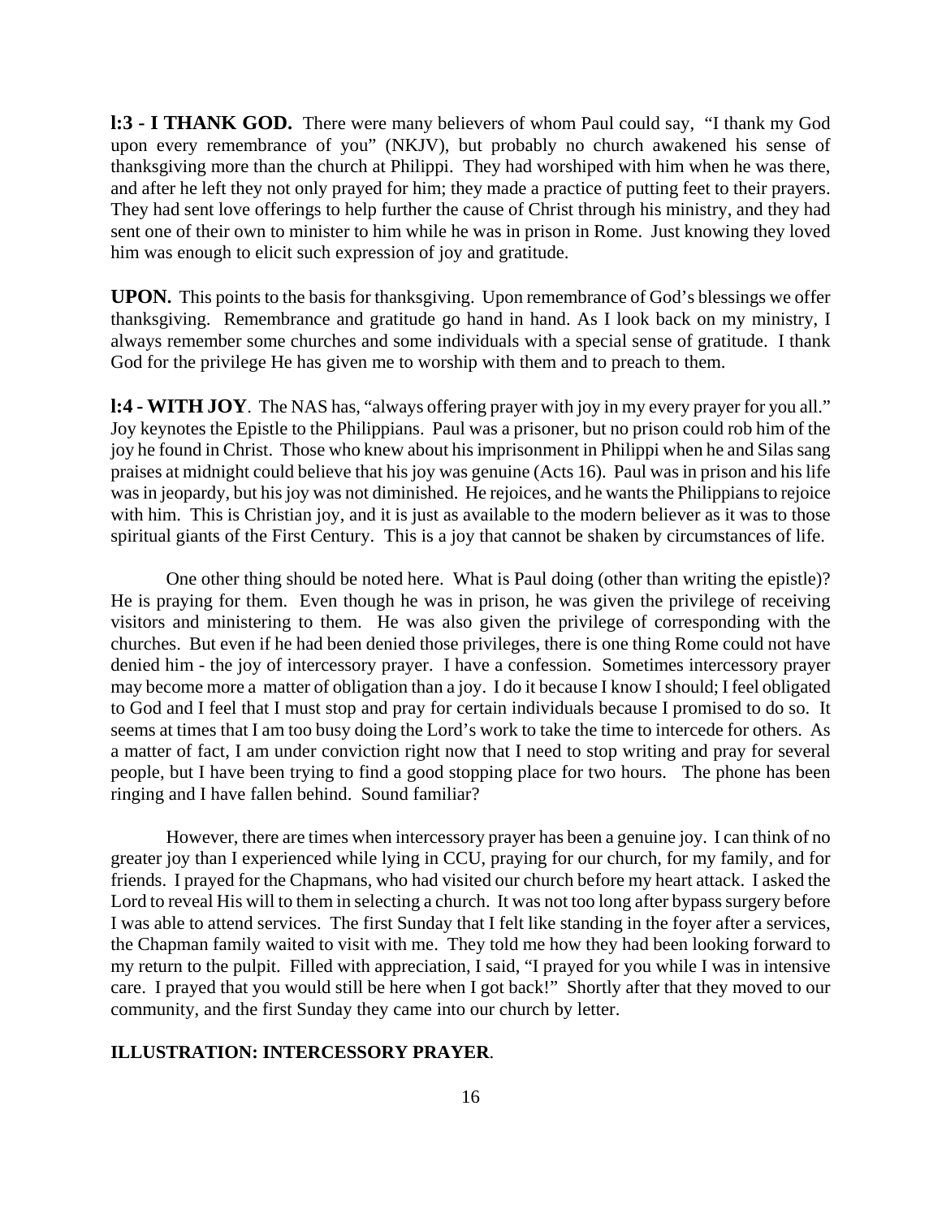**l:3 - I THANK GOD.** There were many believers of whom Paul could say, "I thank my God upon every remembrance of you" (NKJV), but probably no church awakened his sense of thanksgiving more than the church at Philippi. They had worshiped with him when he was there, and after he left they not only prayed for him; they made a practice of putting feet to their prayers. They had sent love offerings to help further the cause of Christ through his ministry, and they had sent one of their own to minister to him while he was in prison in Rome. Just knowing they loved him was enough to elicit such expression of joy and gratitude.

**UPON.** This points to the basis for thanksgiving. Upon remembrance of God's blessings we offer thanksgiving. Remembrance and gratitude go hand in hand. As I look back on my ministry, I always remember some churches and some individuals with a special sense of gratitude. I thank God for the privilege He has given me to worship with them and to preach to them.

**l:4 - WITH JOY**. The NAS has, "always offering prayer with joy in my every prayer for you all." Joy keynotes the Epistle to the Philippians. Paul was a prisoner, but no prison could rob him of the joy he found in Christ. Those who knew about his imprisonment in Philippi when he and Silas sang praises at midnight could believe that his joy was genuine (Acts 16). Paul was in prison and his life was in jeopardy, but his joy was not diminished. He rejoices, and he wants the Philippians to rejoice with him. This is Christian joy, and it is just as available to the modern believer as it was to those spiritual giants of the First Century. This is a joy that cannot be shaken by circumstances of life.

One other thing should be noted here. What is Paul doing (other than writing the epistle)? He is praying for them. Even though he was in prison, he was given the privilege of receiving visitors and ministering to them. He was also given the privilege of corresponding with the churches. But even if he had been denied those privileges, there is one thing Rome could not have denied him - the joy of intercessory prayer. I have a confession. Sometimes intercessory prayer may become more a matter of obligation than a joy. I do it because I know I should; I feel obligated to God and I feel that I must stop and pray for certain individuals because I promised to do so. It seems at times that I am too busy doing the Lord's work to take the time to intercede for others. As a matter of fact, I am under conviction right now that I need to stop writing and pray for several people, but I have been trying to find a good stopping place for two hours. The phone has been ringing and I have fallen behind. Sound familiar?

However, there are times when intercessory prayer has been a genuine joy. I can think of no greater joy than I experienced while lying in CCU, praying for our church, for my family, and for friends. I prayed for the Chapmans, who had visited our church before my heart attack. I asked the Lord to reveal His will to them in selecting a church. It was not too long after bypass surgery before I was able to attend services. The first Sunday that I felt like standing in the foyer after a services, the Chapman family waited to visit with me. They told me how they had been looking forward to my return to the pulpit. Filled with appreciation, I said, "I prayed for you while I was in intensive care. I prayed that you would still be here when I got back!" Shortly after that they moved to our community, and the first Sunday they came into our church by letter.

**ILLUSTRATION: INTERCESSORY PRAYER**.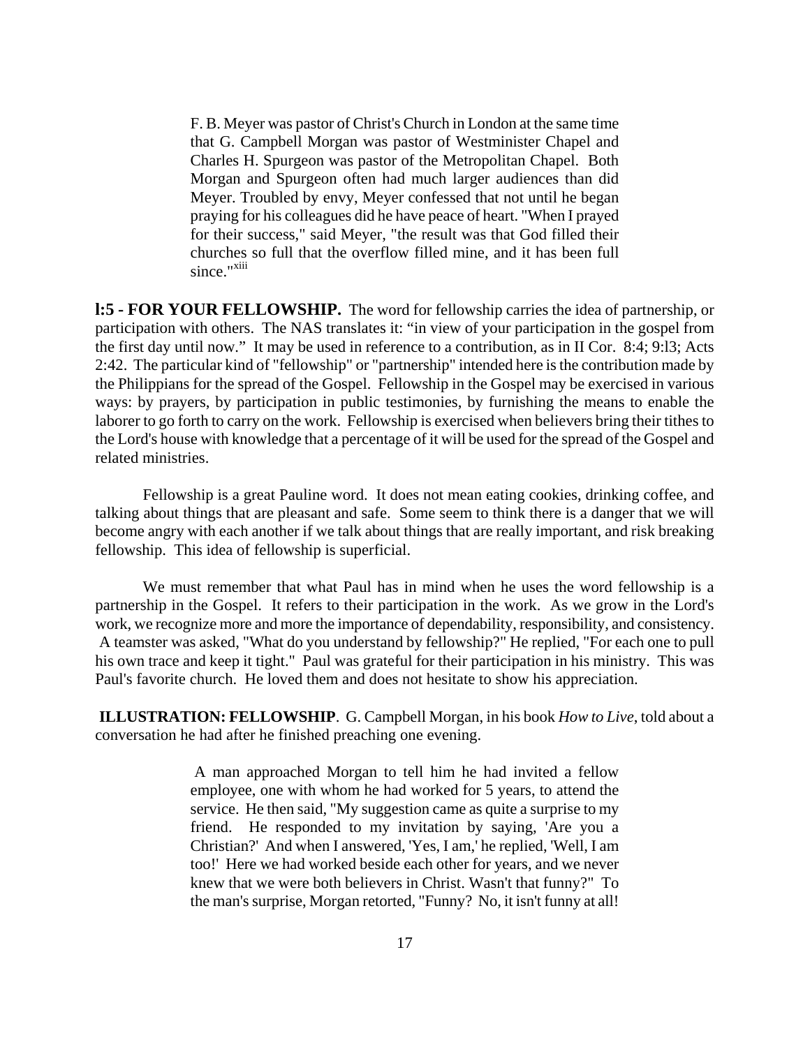> F. B. Meyer was pastor of Christ's Church in London at the same time that G. Campbell Morgan was pastor of Westminister Chapel and Charles H. Spurgeon was pastor of the Metropolitan Chapel. Both Morgan and Spurgeon often had much larger audiences than did Meyer. Troubled by envy, Meyer confessed that not until he began praying for his colleagues did he have peace of heart. "When I prayed for their success," said Meyer, "the result was that God filled their churches so full that the overflow filled mine, and it has been full since."[xiii]

**l:5 - FOR YOUR FELLOWSHIP.** The word for fellowship carries the idea of partnership, or participation with others. The NAS translates it: "in view of your participation in the gospel from the first day until now." It may be used in reference to a contribution, as in II Cor. 8:4; 9:l3; Acts 2:42. The particular kind of "fellowship" or "partnership" intended here is the contribution made by the Philippians for the spread of the Gospel. Fellowship in the Gospel may be exercised in various ways: by prayers, by participation in public testimonies, by furnishing the means to enable the laborer to go forth to carry on the work. Fellowship is exercised when believers bring their tithes to the Lord's house with knowledge that a percentage of it will be used for the spread of the Gospel and related ministries.

Fellowship is a great Pauline word. It does not mean eating cookies, drinking coffee, and talking about things that are pleasant and safe. Some seem to think there is a danger that we will become angry with each another if we talk about things that are really important, and risk breaking fellowship. This idea of fellowship is superficial.

We must remember that what Paul has in mind when he uses the word fellowship is a partnership in the Gospel. It refers to their participation in the work. As we grow in the Lord's work, we recognize more and more the importance of dependability, responsibility, and consistency. A teamster was asked, "What do you understand by fellowship?" He replied, "For each one to pull his own trace and keep it tight." Paul was grateful for their participation in his ministry. This was Paul's favorite church. He loved them and does not hesitate to show his appreciation.

**ILLUSTRATION: FELLOWSHIP**. G. Campbell Morgan, in his book *How to Live*, told about a conversation he had after he finished preaching one evening.

> A man approached Morgan to tell him he had invited a fellow employee, one with whom he had worked for 5 years, to attend the service. He then said, "My suggestion came as quite a surprise to my friend. He responded to my invitation by saying, 'Are you a Christian?' And when I answered, 'Yes, I am,' he replied, 'Well, I am too!' Here we had worked beside each other for years, and we never knew that we were both believers in Christ. Wasn't that funny?" To the man's surprise, Morgan retorted, "Funny? No, it isn't funny at all!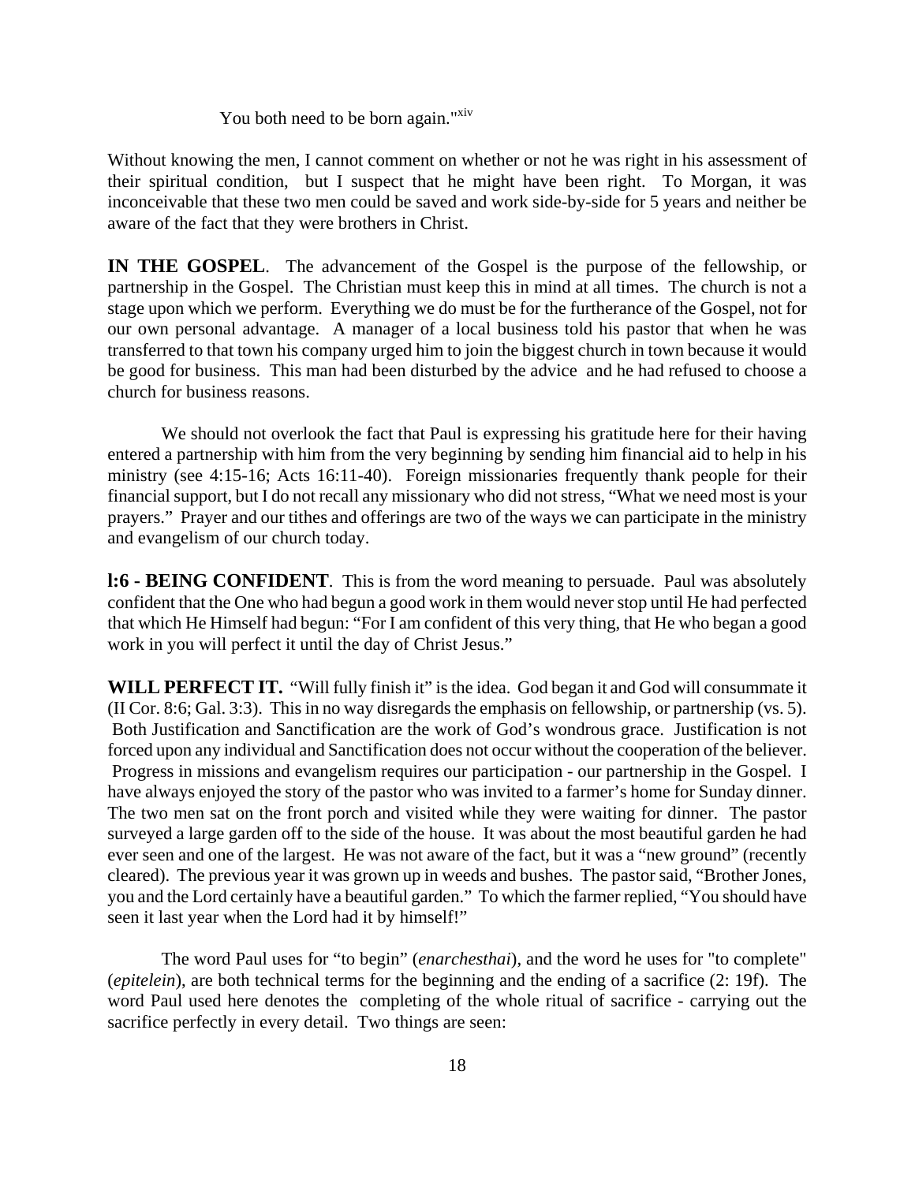You both need to be born again."[xiv]

Without knowing the men, I cannot comment on whether or not he was right in his assessment of their spiritual condition, but I suspect that he might have been right. To Morgan, it was inconceivable that these two men could be saved and work side-by-side for 5 years and neither be aware of the fact that they were brothers in Christ.

**IN THE GOSPEL**. The advancement of the Gospel is the purpose of the fellowship, or partnership in the Gospel. The Christian must keep this in mind at all times. The church is not a stage upon which we perform. Everything we do must be for the furtherance of the Gospel, not for our own personal advantage. A manager of a local business told his pastor that when he was transferred to that town his company urged him to join the biggest church in town because it would be good for business. This man had been disturbed by the advice and he had refused to choose a church for business reasons.

We should not overlook the fact that Paul is expressing his gratitude here for their having entered a partnership with him from the very beginning by sending him financial aid to help in his ministry (see 4:15-16; Acts 16:11-40). Foreign missionaries frequently thank people for their financial support, but I do not recall any missionary who did not stress, "What we need most is your prayers." Prayer and our tithes and offerings are two of the ways we can participate in the ministry and evangelism of our church today.

**l:6 - BEING CONFIDENT**. This is from the word meaning to persuade. Paul was absolutely confident that the One who had begun a good work in them would never stop until He had perfected that which He Himself had begun: "For I am confident of this very thing, that He who began a good work in you will perfect it until the day of Christ Jesus."

**WILL PERFECT IT.** "Will fully finish it" is the idea. God began it and God will consummate it (II Cor. 8:6; Gal. 3:3). This in no way disregards the emphasis on fellowship, or partnership (vs. 5). Both Justification and Sanctification are the work of God's wondrous grace. Justification is not forced upon any individual and Sanctification does not occur without the cooperation of the believer. Progress in missions and evangelism requires our participation - our partnership in the Gospel. I have always enjoyed the story of the pastor who was invited to a farmer's home for Sunday dinner. The two men sat on the front porch and visited while they were waiting for dinner. The pastor surveyed a large garden off to the side of the house. It was about the most beautiful garden he had ever seen and one of the largest. He was not aware of the fact, but it was a "new ground" (recently cleared). The previous year it was grown up in weeds and bushes. The pastor said, "Brother Jones, you and the Lord certainly have a beautiful garden." To which the farmer replied, "You should have seen it last year when the Lord had it by himself!"

The word Paul uses for "to begin" (*enarchesthai*), and the word he uses for "to complete" (*epitelein*), are both technical terms for the beginning and the ending of a sacrifice (2: 19f). The word Paul used here denotes the completing of the whole ritual of sacrifice - carrying out the sacrifice perfectly in every detail. Two things are seen: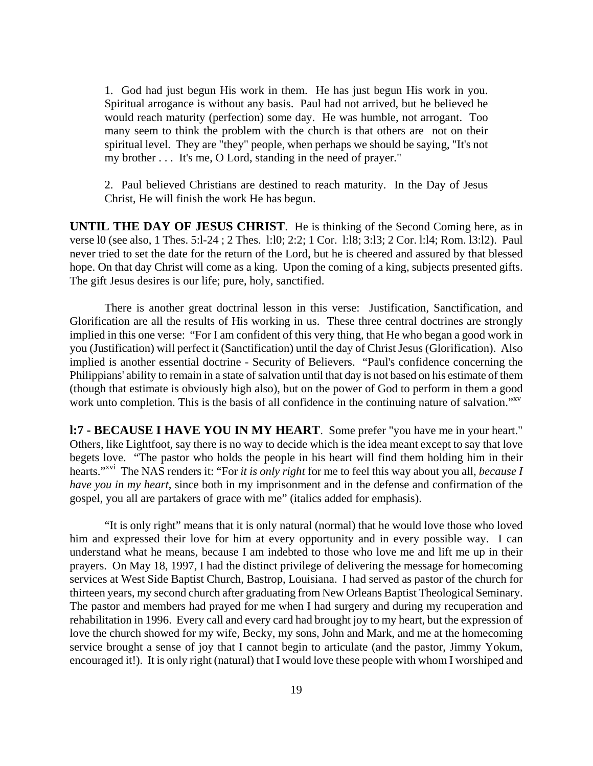1. God had just begun His work in them. He has just begun His work in you. Spiritual arrogance is without any basis. Paul had not arrived, but he believed he would reach maturity (perfection) some day. He was humble, not arrogant. Too many seem to think the problem with the church is that others are not on their spiritual level. They are "they" people, when perhaps we should be saying, "It's not my brother . . . It's me, O Lord, standing in the need of prayer."

2. Paul believed Christians are destined to reach maturity. In the Day of Jesus Christ, He will finish the work He has begun.

**UNTIL THE DAY OF JESUS CHRIST**. He is thinking of the Second Coming here, as in verse l0 (see also, 1 Thes. 5:l-24 ; 2 Thes. l:l0; 2:2; 1 Cor. l:l8; 3:l3; 2 Cor. l:l4; Rom. l3:l2). Paul never tried to set the date for the return of the Lord, but he is cheered and assured by that blessed hope. On that day Christ will come as a king. Upon the coming of a king, subjects presented gifts. The gift Jesus desires is our life; pure, holy, sanctified.

There is another great doctrinal lesson in this verse: Justification, Sanctification, and Glorification are all the results of His working in us. These three central doctrines are strongly implied in this one verse: "For I am confident of this very thing, that He who began a good work in you (Justification) will perfect it (Sanctification) until the day of Christ Jesus (Glorification). Also implied is another essential doctrine - Security of Believers. "Paul's confidence concerning the Philippians' ability to remain in a state of salvation until that day is not based on his estimate of them (though that estimate is obviously high also), but on the power of God to perform in them a good work unto completion. This is the basis of all confidence in the continuing nature of salvation."[xv]

**l:7 - BECAUSE I HAVE YOU IN MY HEART**. Some prefer "you have me in your heart." Others, like Lightfoot, say there is no way to decide which is the idea meant except to say that love begets love. "The pastor who holds the people in his heart will find them holding him in their hearts."[xvi] The NAS renders it: "For *it is only right* for me to feel this way about you all, *because I have you in my heart*, since both in my imprisonment and in the defense and confirmation of the gospel, you all are partakers of grace with me" (italics added for emphasis).

"It is only right" means that it is only natural (normal) that he would love those who loved him and expressed their love for him at every opportunity and in every possible way. I can understand what he means, because I am indebted to those who love me and lift me up in their prayers. On May 18, 1997, I had the distinct privilege of delivering the message for homecoming services at West Side Baptist Church, Bastrop, Louisiana. I had served as pastor of the church for thirteen years, my second church after graduating from New Orleans Baptist Theological Seminary. The pastor and members had prayed for me when I had surgery and during my recuperation and rehabilitation in 1996. Every call and every card had brought joy to my heart, but the expression of love the church showed for my wife, Becky, my sons, John and Mark, and me at the homecoming service brought a sense of joy that I cannot begin to articulate (and the pastor, Jimmy Yokum, encouraged it!). It is only right (natural) that I would love these people with whom I worshiped and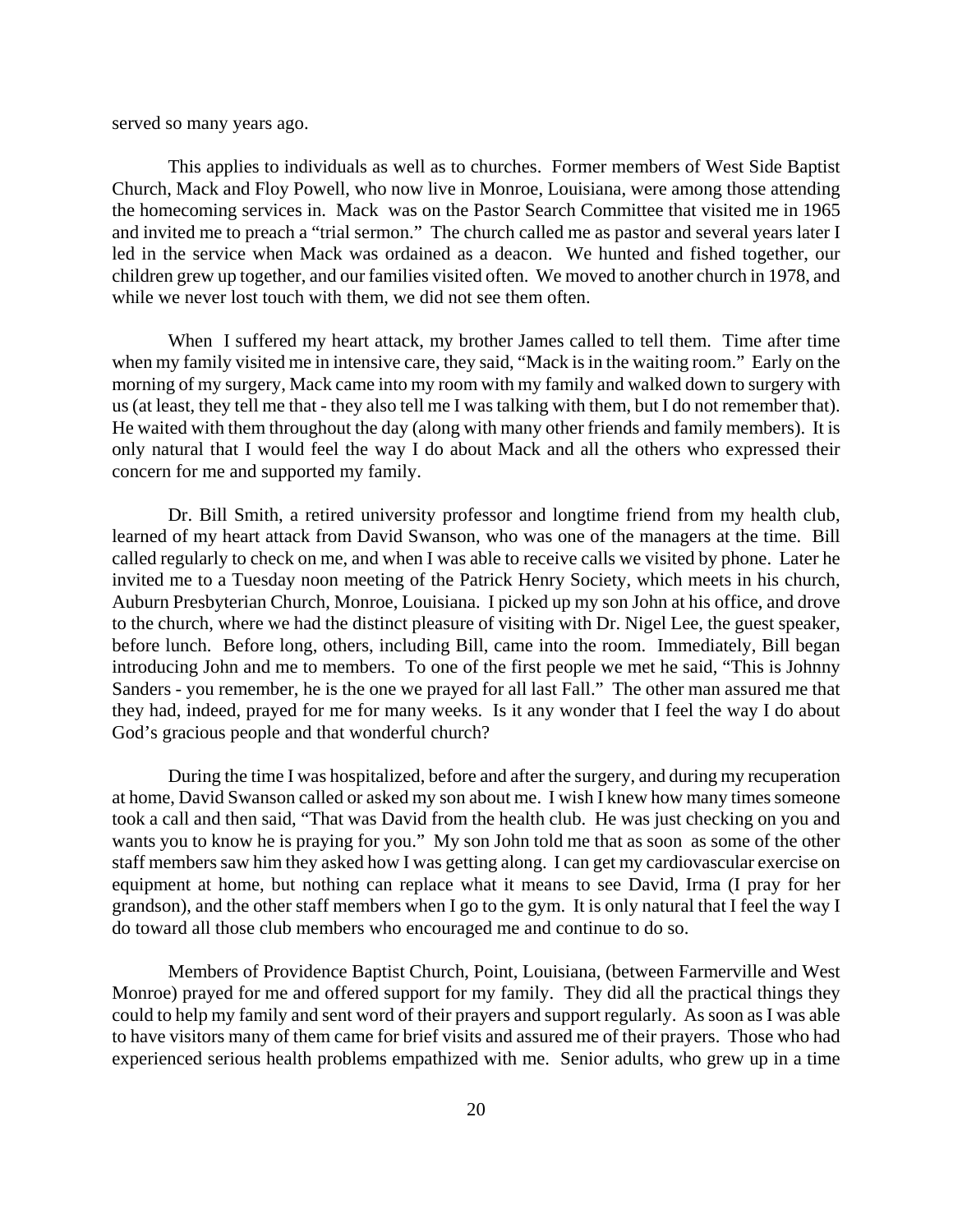served so many years ago.

This applies to individuals as well as to churches. Former members of West Side Baptist Church, Mack and Floy Powell, who now live in Monroe, Louisiana, were among those attending the homecoming services in. Mack was on the Pastor Search Committee that visited me in 1965 and invited me to preach a "trial sermon." The church called me as pastor and several years later I led in the service when Mack was ordained as a deacon. We hunted and fished together, our children grew up together, and our families visited often. We moved to another church in 1978, and while we never lost touch with them, we did not see them often.

When I suffered my heart attack, my brother James called to tell them. Time after time when my family visited me in intensive care, they said, "Mack is in the waiting room." Early on the morning of my surgery, Mack came into my room with my family and walked down to surgery with us (at least, they tell me that - they also tell me I was talking with them, but I do not remember that). He waited with them throughout the day (along with many other friends and family members). It is only natural that I would feel the way I do about Mack and all the others who expressed their concern for me and supported my family.

Dr. Bill Smith, a retired university professor and longtime friend from my health club, learned of my heart attack from David Swanson, who was one of the managers at the time. Bill called regularly to check on me, and when I was able to receive calls we visited by phone. Later he invited me to a Tuesday noon meeting of the Patrick Henry Society, which meets in his church, Auburn Presbyterian Church, Monroe, Louisiana. I picked up my son John at his office, and drove to the church, where we had the distinct pleasure of visiting with Dr. Nigel Lee, the guest speaker, before lunch. Before long, others, including Bill, came into the room. Immediately, Bill began introducing John and me to members. To one of the first people we met he said, "This is Johnny Sanders - you remember, he is the one we prayed for all last Fall." The other man assured me that they had, indeed, prayed for me for many weeks. Is it any wonder that I feel the way I do about God's gracious people and that wonderful church?

During the time I was hospitalized, before and after the surgery, and during my recuperation at home, David Swanson called or asked my son about me. I wish I knew how many times someone took a call and then said, "That was David from the health club. He was just checking on you and wants you to know he is praying for you." My son John told me that as soon as some of the other staff members saw him they asked how I was getting along. I can get my cardiovascular exercise on equipment at home, but nothing can replace what it means to see David, Irma (I pray for her grandson), and the other staff members when I go to the gym. It is only natural that I feel the way I do toward all those club members who encouraged me and continue to do so.

Members of Providence Baptist Church, Point, Louisiana, (between Farmerville and West Monroe) prayed for me and offered support for my family. They did all the practical things they could to help my family and sent word of their prayers and support regularly. As soon as I was able to have visitors many of them came for brief visits and assured me of their prayers. Those who had experienced serious health problems empathized with me. Senior adults, who grew up in a time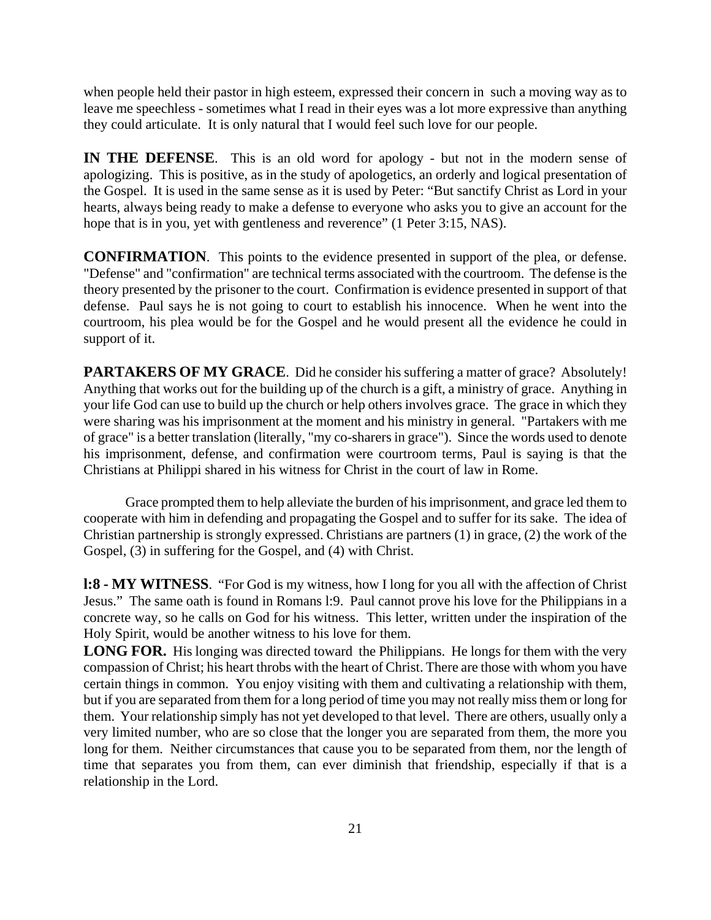when people held their pastor in high esteem, expressed their concern in such a moving way as to leave me speechless - sometimes what I read in their eyes was a lot more expressive than anything they could articulate. It is only natural that I would feel such love for our people.

**IN THE DEFENSE**. This is an old word for apology - but not in the modern sense of apologizing. This is positive, as in the study of apologetics, an orderly and logical presentation of the Gospel. It is used in the same sense as it is used by Peter: "But sanctify Christ as Lord in your hearts, always being ready to make a defense to everyone who asks you to give an account for the hope that is in you, yet with gentleness and reverence" (1 Peter 3:15, NAS).

**CONFIRMATION**. This points to the evidence presented in support of the plea, or defense. "Defense" and "confirmation" are technical terms associated with the courtroom. The defense is the theory presented by the prisoner to the court. Confirmation is evidence presented in support of that defense. Paul says he is not going to court to establish his innocence. When he went into the courtroom, his plea would be for the Gospel and he would present all the evidence he could in support of it.

**PARTAKERS OF MY GRACE**. Did he consider his suffering a matter of grace? Absolutely! Anything that works out for the building up of the church is a gift, a ministry of grace. Anything in your life God can use to build up the church or help others involves grace. The grace in which they were sharing was his imprisonment at the moment and his ministry in general. "Partakers with me of grace" is a better translation (literally, "my co-sharers in grace"). Since the words used to denote his imprisonment, defense, and confirmation were courtroom terms, Paul is saying is that the Christians at Philippi shared in his witness for Christ in the court of law in Rome.

Grace prompted them to help alleviate the burden of his imprisonment, and grace led them to cooperate with him in defending and propagating the Gospel and to suffer for its sake. The idea of Christian partnership is strongly expressed. Christians are partners (1) in grace, (2) the work of the Gospel, (3) in suffering for the Gospel, and (4) with Christ.

**l:8 - MY WITNESS**. "For God is my witness, how I long for you all with the affection of Christ Jesus." The same oath is found in Romans l:9. Paul cannot prove his love for the Philippians in a concrete way, so he calls on God for his witness. This letter, written under the inspiration of the Holy Spirit, would be another witness to his love for them.

**LONG FOR.** His longing was directed toward the Philippians. He longs for them with the very compassion of Christ; his heart throbs with the heart of Christ. There are those with whom you have certain things in common. You enjoy visiting with them and cultivating a relationship with them, but if you are separated from them for a long period of time you may not really miss them or long for them. Your relationship simply has not yet developed to that level. There are others, usually only a very limited number, who are so close that the longer you are separated from them, the more you long for them. Neither circumstances that cause you to be separated from them, nor the length of time that separates you from them, can ever diminish that friendship, especially if that is a relationship in the Lord.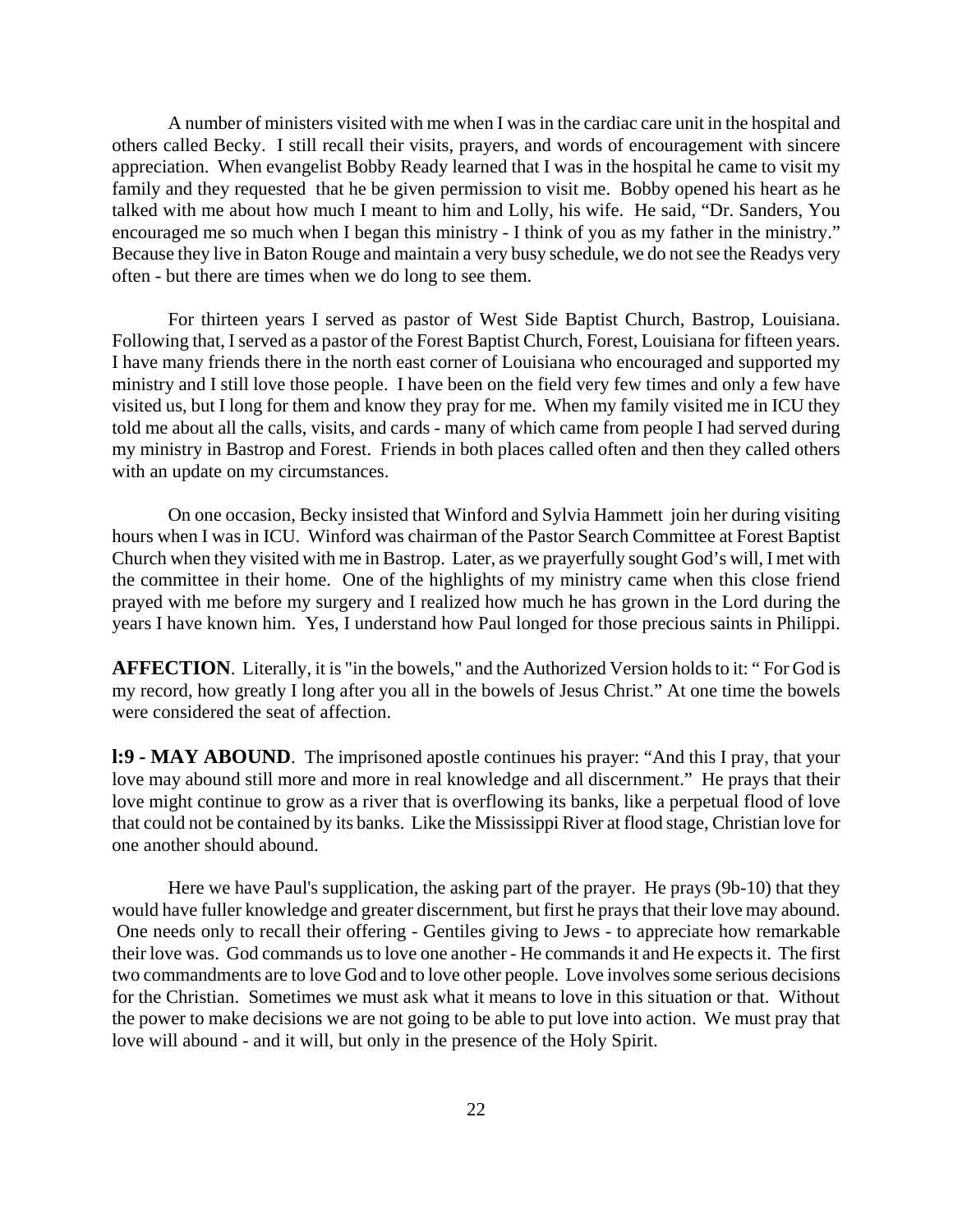A number of ministers visited with me when I was in the cardiac care unit in the hospital and others called Becky. I still recall their visits, prayers, and words of encouragement with sincere appreciation. When evangelist Bobby Ready learned that I was in the hospital he came to visit my family and they requested that he be given permission to visit me. Bobby opened his heart as he talked with me about how much I meant to him and Lolly, his wife. He said, "Dr. Sanders, You encouraged me so much when I began this ministry - I think of you as my father in the ministry." Because they live in Baton Rouge and maintain a very busy schedule, we do not see the Readys very often - but there are times when we do long to see them.

For thirteen years I served as pastor of West Side Baptist Church, Bastrop, Louisiana. Following that, I served as a pastor of the Forest Baptist Church, Forest, Louisiana for fifteen years. I have many friends there in the north east corner of Louisiana who encouraged and supported my ministry and I still love those people. I have been on the field very few times and only a few have visited us, but I long for them and know they pray for me. When my family visited me in ICU they told me about all the calls, visits, and cards - many of which came from people I had served during my ministry in Bastrop and Forest. Friends in both places called often and then they called others with an update on my circumstances.

On one occasion, Becky insisted that Winford and Sylvia Hammett join her during visiting hours when I was in ICU. Winford was chairman of the Pastor Search Committee at Forest Baptist Church when they visited with me in Bastrop. Later, as we prayerfully sought God's will, I met with the committee in their home. One of the highlights of my ministry came when this close friend prayed with me before my surgery and I realized how much he has grown in the Lord during the years I have known him. Yes, I understand how Paul longed for those precious saints in Philippi.

**AFFECTION**. Literally, it is "in the bowels," and the Authorized Version holds to it: " For God is my record, how greatly I long after you all in the bowels of Jesus Christ." At one time the bowels were considered the seat of affection.

**l:9 - MAY ABOUND**. The imprisoned apostle continues his prayer: "And this I pray, that your love may abound still more and more in real knowledge and all discernment." He prays that their love might continue to grow as a river that is overflowing its banks, like a perpetual flood of love that could not be contained by its banks. Like the Mississippi River at flood stage, Christian love for one another should abound.

Here we have Paul's supplication, the asking part of the prayer. He prays (9b-10) that they would have fuller knowledge and greater discernment, but first he prays that their love may abound. One needs only to recall their offering - Gentiles giving to Jews - to appreciate how remarkable their love was. God commands us to love one another - He commands it and He expects it. The first two commandments are to love God and to love other people. Love involves some serious decisions for the Christian. Sometimes we must ask what it means to love in this situation or that. Without the power to make decisions we are not going to be able to put love into action. We must pray that love will abound - and it will, but only in the presence of the Holy Spirit.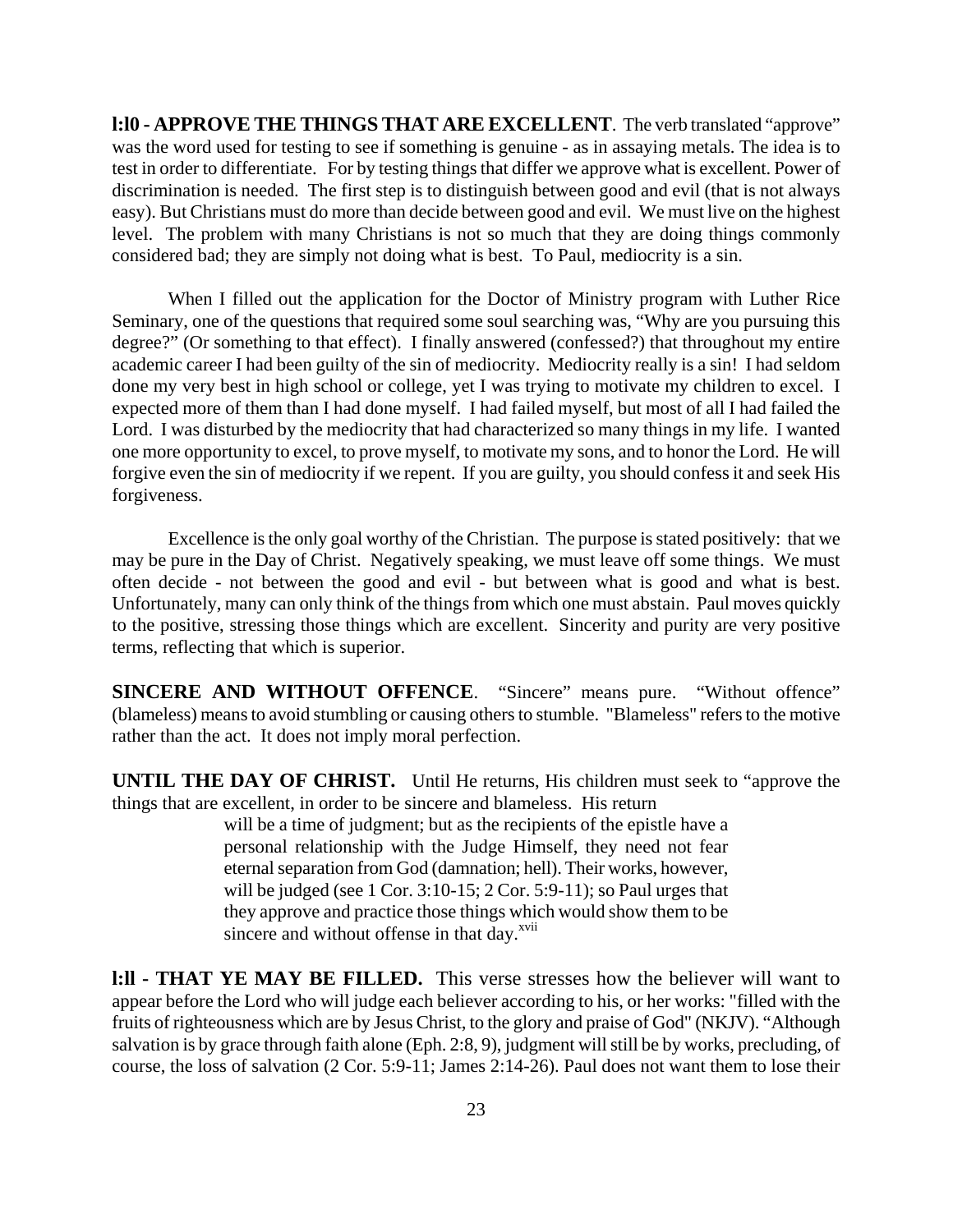**l:l0 - APPROVE THE THINGS THAT ARE EXCELLENT**. The verb translated "approve" was the word used for testing to see if something is genuine - as in assaying metals. The idea is to test in order to differentiate. For by testing things that differ we approve what is excellent. Power of discrimination is needed. The first step is to distinguish between good and evil (that is not always easy). But Christians must do more than decide between good and evil. We must live on the highest level. The problem with many Christians is not so much that they are doing things commonly considered bad; they are simply not doing what is best. To Paul, mediocrity is a sin.

When I filled out the application for the Doctor of Ministry program with Luther Rice Seminary, one of the questions that required some soul searching was, "Why are you pursuing this degree?" (Or something to that effect). I finally answered (confessed?) that throughout my entire academic career I had been guilty of the sin of mediocrity. Mediocrity really is a sin! I had seldom done my very best in high school or college, yet I was trying to motivate my children to excel. I expected more of them than I had done myself. I had failed myself, but most of all I had failed the Lord. I was disturbed by the mediocrity that had characterized so many things in my life. I wanted one more opportunity to excel, to prove myself, to motivate my sons, and to honor the Lord. He will forgive even the sin of mediocrity if we repent. If you are guilty, you should confess it and seek His forgiveness.

Excellence is the only goal worthy of the Christian. The purpose is stated positively: that we may be pure in the Day of Christ. Negatively speaking, we must leave off some things. We must often decide - not between the good and evil - but between what is good and what is best. Unfortunately, many can only think of the things from which one must abstain. Paul moves quickly to the positive, stressing those things which are excellent. Sincerity and purity are very positive terms, reflecting that which is superior.

**SINCERE AND WITHOUT OFFENCE**. "Sincere" means pure. "Without offence" (blameless) means to avoid stumbling or causing others to stumble. "Blameless" refers to the motive rather than the act. It does not imply moral perfection.

**UNTIL THE DAY OF CHRIST.** Until He returns, His children must seek to "approve the things that are excellent, in order to be sincere and blameless. His return

> will be a time of judgment; but as the recipients of the epistle have a personal relationship with the Judge Himself, they need not fear eternal separation from God (damnation; hell). Their works, however, will be judged (see 1 Cor. 3:10-15; 2 Cor. 5:9-11); so Paul urges that they approve and practice those things which would show them to be sincere and without offense in that day.[xvii]

**l:ll - THAT YE MAY BE FILLED.** This verse stresses how the believer will want to appear before the Lord who will judge each believer according to his, or her works: "filled with the fruits of righteousness which are by Jesus Christ, to the glory and praise of God" (NKJV). "Although salvation is by grace through faith alone (Eph. 2:8, 9), judgment will still be by works, precluding, of course, the loss of salvation (2 Cor. 5:9-11; James 2:14-26). Paul does not want them to lose their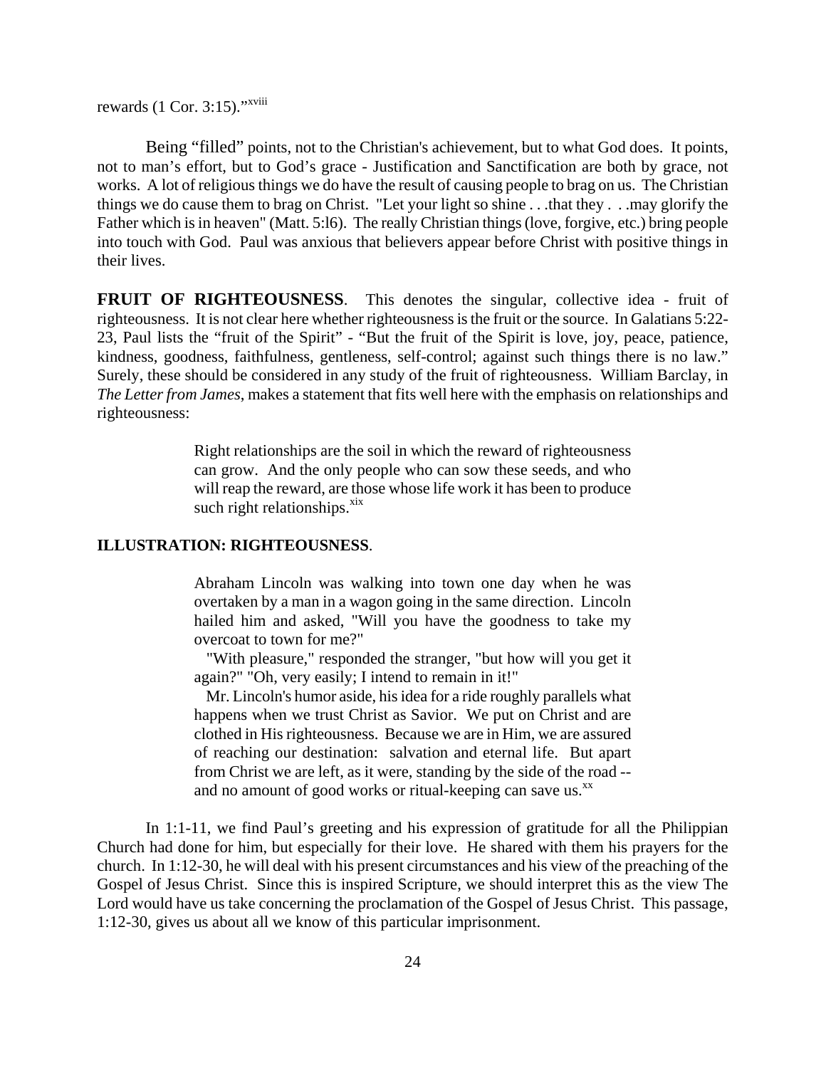rewards (1 Cor. 3:15)."[xviii]

Being "filled" points, not to the Christian's achievement, but to what God does. It points, not to man's effort, but to God's grace - Justification and Sanctification are both by grace, not works. A lot of religious things we do have the result of causing people to brag on us. The Christian things we do cause them to brag on Christ. "Let your light so shine . . .that they . . .may glorify the Father which is in heaven" (Matt. 5:l6). The really Christian things (love, forgive, etc.) bring people into touch with God. Paul was anxious that believers appear before Christ with positive things in their lives.

**FRUIT OF RIGHTEOUSNESS**. This denotes the singular, collective idea - fruit of righteousness. It is not clear here whether righteousness is the fruit or the source. In Galatians 5:22-23, Paul lists the "fruit of the Spirit" - "But the fruit of the Spirit is love, joy, peace, patience, kindness, goodness, faithfulness, gentleness, self-control; against such things there is no law." Surely, these should be considered in any study of the fruit of righteousness. William Barclay, in *The Letter from James*, makes a statement that fits well here with the emphasis on relationships and righteousness:

> Right relationships are the soil in which the reward of righteousness can grow. And the only people who can sow these seeds, and who will reap the reward, are those whose life work it has been to produce such right relationships.[xix]

**ILLUSTRATION: RIGHTEOUSNESS**.

> Abraham Lincoln was walking into town one day when he was overtaken by a man in a wagon going in the same direction. Lincoln hailed him and asked, "Will you have the goodness to take my overcoat to town for me?"
>
> "With pleasure," responded the stranger, "but how will you get it again?" "Oh, very easily; I intend to remain in it!"
>
> Mr. Lincoln's humor aside, his idea for a ride roughly parallels what happens when we trust Christ as Savior. We put on Christ and are clothed in His righteousness. Because we are in Him, we are assured of reaching our destination: salvation and eternal life. But apart from Christ we are left, as it were, standing by the side of the road -- and no amount of good works or ritual-keeping can save us.[xx]

In 1:1-11, we find Paul's greeting and his expression of gratitude for all the Philippian Church had done for him, but especially for their love. He shared with them his prayers for the church. In 1:12-30, he will deal with his present circumstances and his view of the preaching of the Gospel of Jesus Christ. Since this is inspired Scripture, we should interpret this as the view The Lord would have us take concerning the proclamation of the Gospel of Jesus Christ. This passage, 1:12-30, gives us about all we know of this particular imprisonment.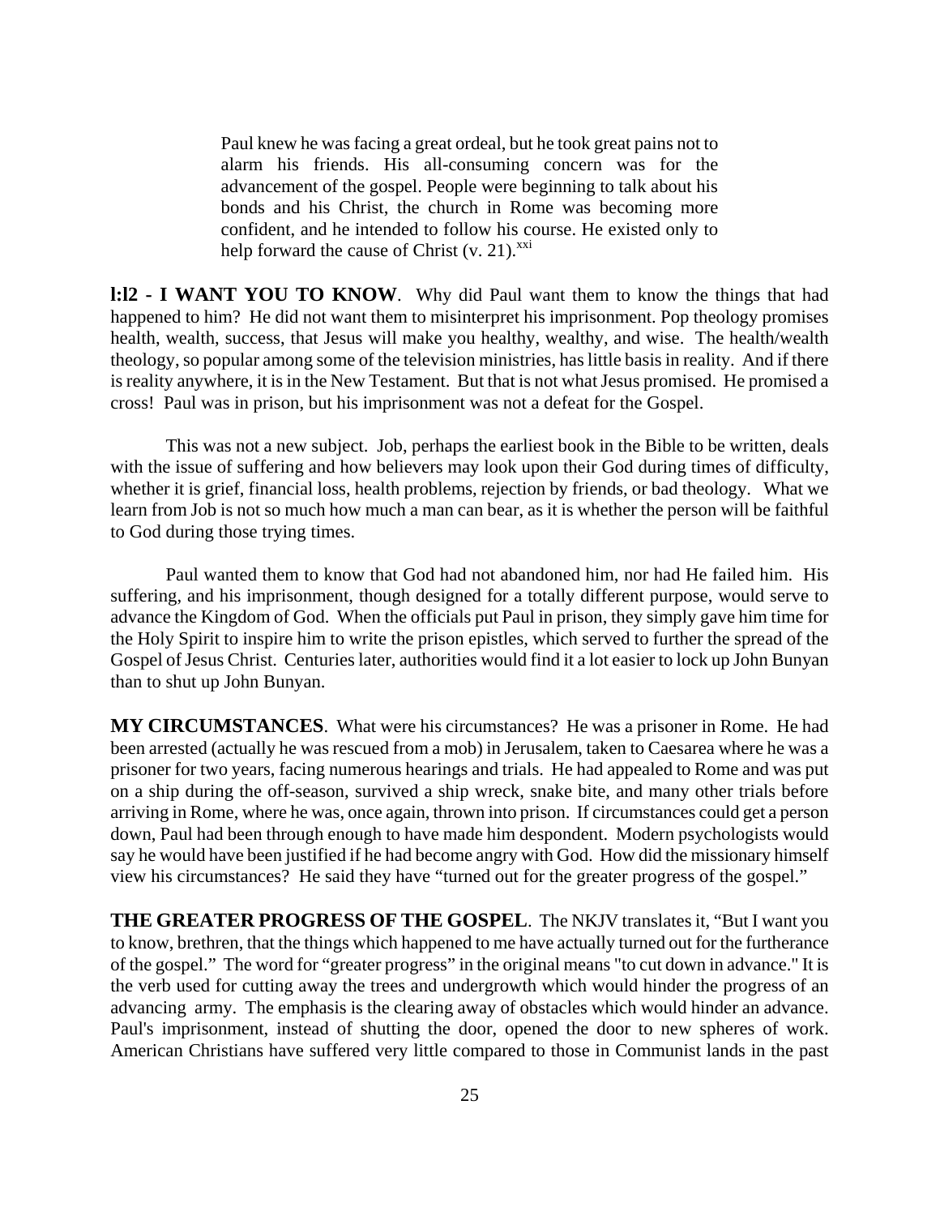> Paul knew he was facing a great ordeal, but he took great pains not to alarm his friends. His all-consuming concern was for the advancement of the gospel. People were beginning to talk about his bonds and his Christ, the church in Rome was becoming more confident, and he intended to follow his course. He existed only to help forward the cause of Christ (v. 21).[xxi]

**l:l2 - I WANT YOU TO KNOW**. Why did Paul want them to know the things that had happened to him? He did not want them to misinterpret his imprisonment. Pop theology promises health, wealth, success, that Jesus will make you healthy, wealthy, and wise. The health/wealth theology, so popular among some of the television ministries, has little basis in reality. And if there is reality anywhere, it is in the New Testament. But that is not what Jesus promised. He promised a cross! Paul was in prison, but his imprisonment was not a defeat for the Gospel.

This was not a new subject. Job, perhaps the earliest book in the Bible to be written, deals with the issue of suffering and how believers may look upon their God during times of difficulty, whether it is grief, financial loss, health problems, rejection by friends, or bad theology. What we learn from Job is not so much how much a man can bear, as it is whether the person will be faithful to God during those trying times.

Paul wanted them to know that God had not abandoned him, nor had He failed him. His suffering, and his imprisonment, though designed for a totally different purpose, would serve to advance the Kingdom of God. When the officials put Paul in prison, they simply gave him time for the Holy Spirit to inspire him to write the prison epistles, which served to further the spread of the Gospel of Jesus Christ. Centuries later, authorities would find it a lot easier to lock up John Bunyan than to shut up John Bunyan.

**MY CIRCUMSTANCES**. What were his circumstances? He was a prisoner in Rome. He had been arrested (actually he was rescued from a mob) in Jerusalem, taken to Caesarea where he was a prisoner for two years, facing numerous hearings and trials. He had appealed to Rome and was put on a ship during the off-season, survived a ship wreck, snake bite, and many other trials before arriving in Rome, where he was, once again, thrown into prison. If circumstances could get a person down, Paul had been through enough to have made him despondent. Modern psychologists would say he would have been justified if he had become angry with God. How did the missionary himself view his circumstances? He said they have "turned out for the greater progress of the gospel."

**THE GREATER PROGRESS OF THE GOSPEL**. The NKJV translates it, "But I want you to know, brethren, that the things which happened to me have actually turned out for the furtherance of the gospel." The word for "greater progress" in the original means "to cut down in advance." It is the verb used for cutting away the trees and undergrowth which would hinder the progress of an advancing army. The emphasis is the clearing away of obstacles which would hinder an advance. Paul's imprisonment, instead of shutting the door, opened the door to new spheres of work. American Christians have suffered very little compared to those in Communist lands in the past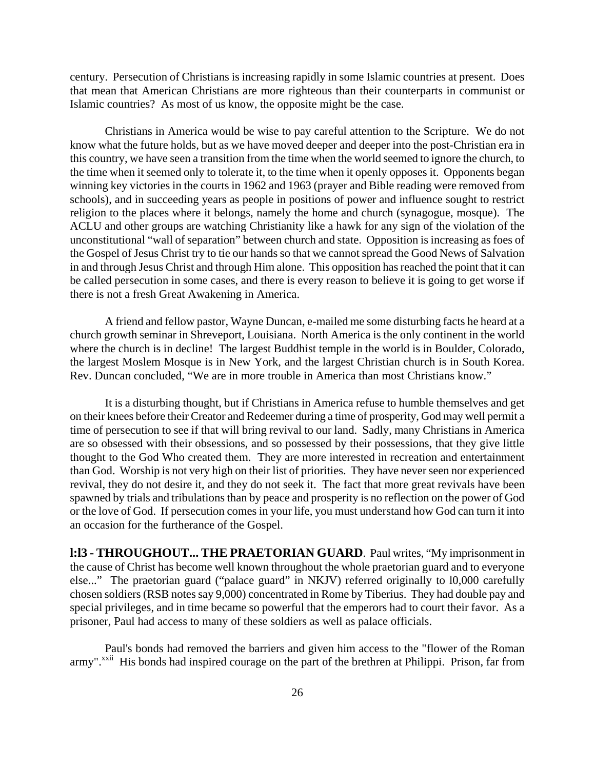century. Persecution of Christians is increasing rapidly in some Islamic countries at present. Does that mean that American Christians are more righteous than their counterparts in communist or Islamic countries? As most of us know, the opposite might be the case.

Christians in America would be wise to pay careful attention to the Scripture. We do not know what the future holds, but as we have moved deeper and deeper into the post-Christian era in this country, we have seen a transition from the time when the world seemed to ignore the church, to the time when it seemed only to tolerate it, to the time when it openly opposes it. Opponents began winning key victories in the courts in 1962 and 1963 (prayer and Bible reading were removed from schools), and in succeeding years as people in positions of power and influence sought to restrict religion to the places where it belongs, namely the home and church (synagogue, mosque). The ACLU and other groups are watching Christianity like a hawk for any sign of the violation of the unconstitutional "wall of separation" between church and state. Opposition is increasing as foes of the Gospel of Jesus Christ try to tie our hands so that we cannot spread the Good News of Salvation in and through Jesus Christ and through Him alone. This opposition has reached the point that it can be called persecution in some cases, and there is every reason to believe it is going to get worse if there is not a fresh Great Awakening in America.

A friend and fellow pastor, Wayne Duncan, e-mailed me some disturbing facts he heard at a church growth seminar in Shreveport, Louisiana. North America is the only continent in the world where the church is in decline! The largest Buddhist temple in the world is in Boulder, Colorado, the largest Moslem Mosque is in New York, and the largest Christian church is in South Korea. Rev. Duncan concluded, "We are in more trouble in America than most Christians know."

It is a disturbing thought, but if Christians in America refuse to humble themselves and get on their knees before their Creator and Redeemer during a time of prosperity, God may well permit a time of persecution to see if that will bring revival to our land. Sadly, many Christians in America are so obsessed with their obsessions, and so possessed by their possessions, that they give little thought to the God Who created them. They are more interested in recreation and entertainment than God. Worship is not very high on their list of priorities. They have never seen nor experienced revival, they do not desire it, and they do not seek it. The fact that more great revivals have been spawned by trials and tribulations than by peace and prosperity is no reflection on the power of God or the love of God. If persecution comes in your life, you must understand how God can turn it into an occasion for the furtherance of the Gospel.

**l:l3 - THROUGHOUT... THE PRAETORIAN GUARD**. Paul writes, "My imprisonment in the cause of Christ has become well known throughout the whole praetorian guard and to everyone else..." The praetorian guard ("palace guard" in NKJV) referred originally to l0,000 carefully chosen soldiers (RSB notes say 9,000) concentrated in Rome by Tiberius. They had double pay and special privileges, and in time became so powerful that the emperors had to court their favor. As a prisoner, Paul had access to many of these soldiers as well as palace officials.

Paul's bonds had removed the barriers and given him access to the "flower of the Roman army".[xxii] His bonds had inspired courage on the part of the brethren at Philippi. Prison, far from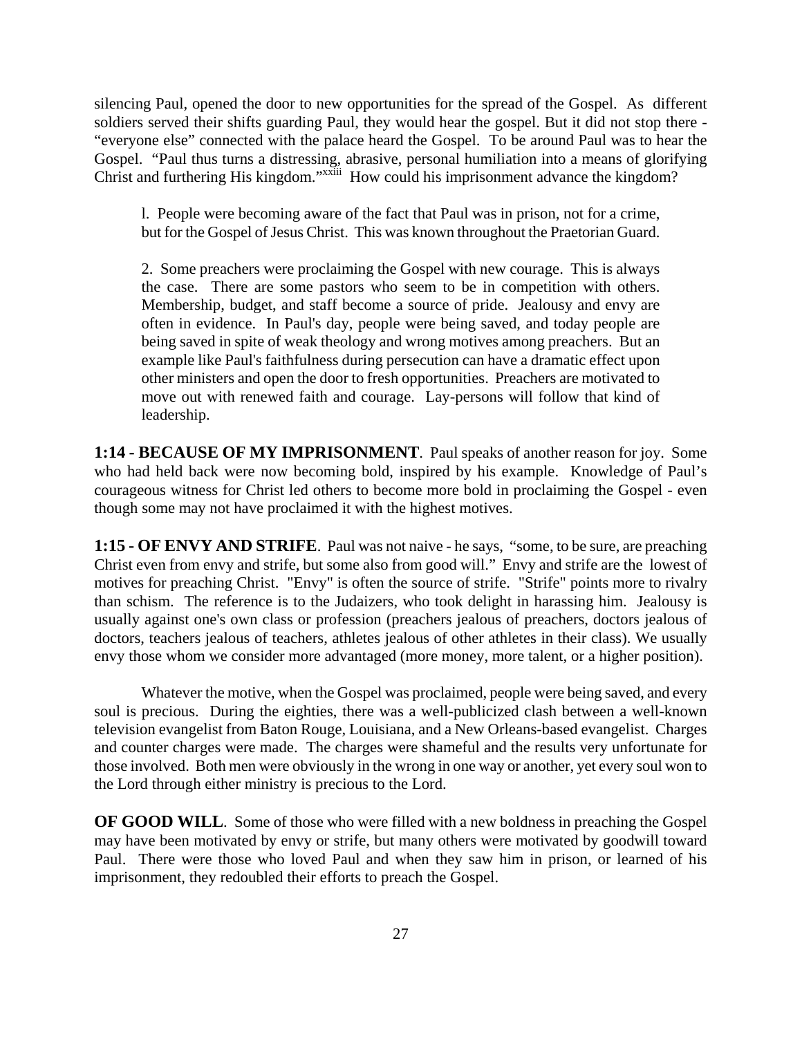silencing Paul, opened the door to new opportunities for the spread of the Gospel. As different soldiers served their shifts guarding Paul, they would hear the gospel. But it did not stop there - "everyone else" connected with the palace heard the Gospel. To be around Paul was to hear the Gospel. "Paul thus turns a distressing, abrasive, personal humiliation into a means of glorifying Christ and furthering His kingdom."[xxiii] How could his imprisonment advance the kingdom?

> l. People were becoming aware of the fact that Paul was in prison, not for a crime, but for the Gospel of Jesus Christ. This was known throughout the Praetorian Guard.
>
> 2. Some preachers were proclaiming the Gospel with new courage. This is always the case. There are some pastors who seem to be in competition with others. Membership, budget, and staff become a source of pride. Jealousy and envy are often in evidence. In Paul's day, people were being saved, and today people are being saved in spite of weak theology and wrong motives among preachers. But an example like Paul's faithfulness during persecution can have a dramatic effect upon other ministers and open the door to fresh opportunities. Preachers are motivated to move out with renewed faith and courage. Lay-persons will follow that kind of leadership.

**1:14 - BECAUSE OF MY IMPRISONMENT**. Paul speaks of another reason for joy. Some who had held back were now becoming bold, inspired by his example. Knowledge of Paul's courageous witness for Christ led others to become more bold in proclaiming the Gospel - even though some may not have proclaimed it with the highest motives.

**1:15 - OF ENVY AND STRIFE**. Paul was not naive - he says, "some, to be sure, are preaching Christ even from envy and strife, but some also from good will." Envy and strife are the lowest of motives for preaching Christ. "Envy" is often the source of strife. "Strife" points more to rivalry than schism. The reference is to the Judaizers, who took delight in harassing him. Jealousy is usually against one's own class or profession (preachers jealous of preachers, doctors jealous of doctors, teachers jealous of teachers, athletes jealous of other athletes in their class). We usually envy those whom we consider more advantaged (more money, more talent, or a higher position).

Whatever the motive, when the Gospel was proclaimed, people were being saved, and every soul is precious. During the eighties, there was a well-publicized clash between a well-known television evangelist from Baton Rouge, Louisiana, and a New Orleans-based evangelist. Charges and counter charges were made. The charges were shameful and the results very unfortunate for those involved. Both men were obviously in the wrong in one way or another, yet every soul won to the Lord through either ministry is precious to the Lord.

**OF GOOD WILL**. Some of those who were filled with a new boldness in preaching the Gospel may have been motivated by envy or strife, but many others were motivated by goodwill toward Paul. There were those who loved Paul and when they saw him in prison, or learned of his imprisonment, they redoubled their efforts to preach the Gospel.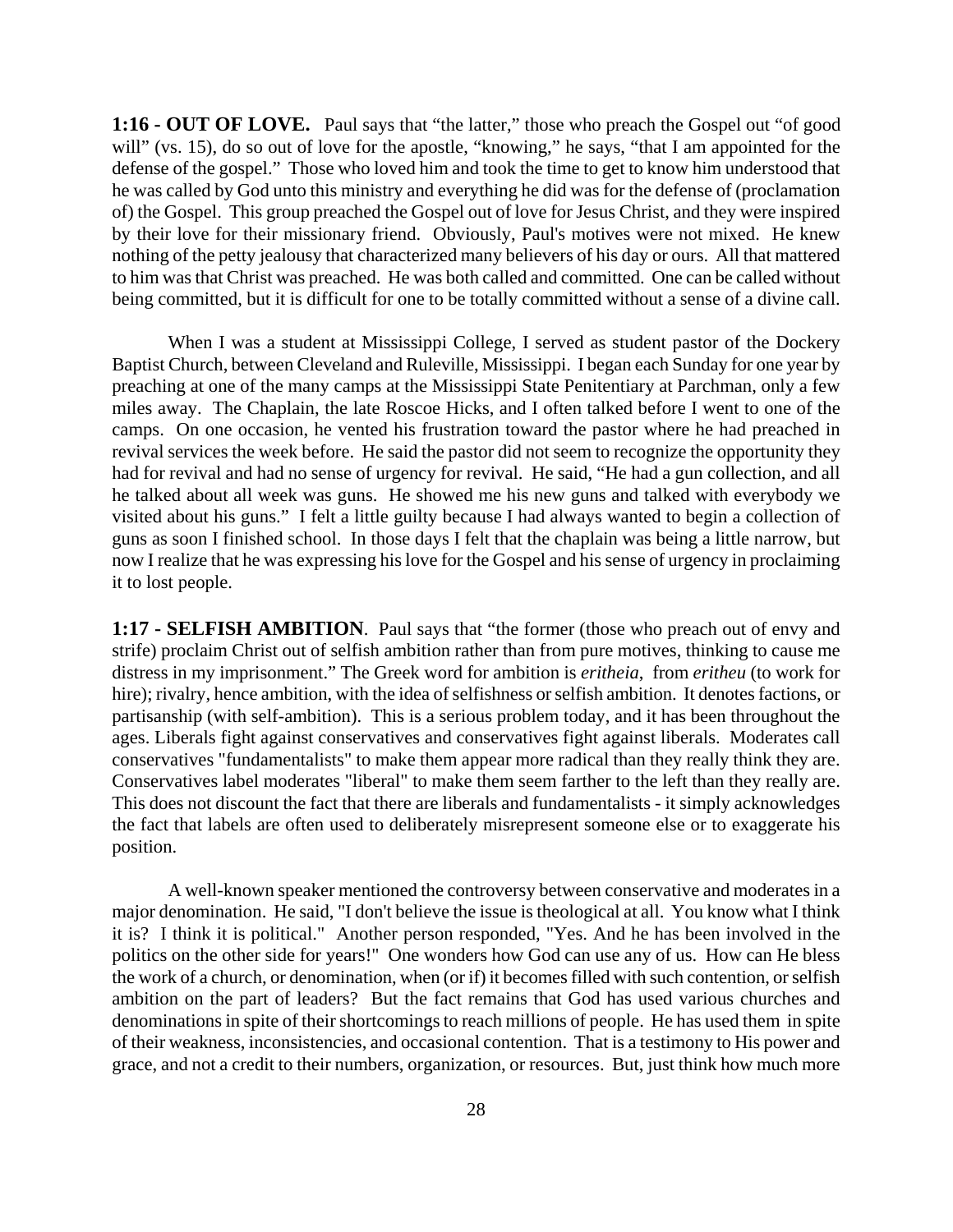**1:16 - OUT OF LOVE.** Paul says that "the latter," those who preach the Gospel out "of good will" (vs. 15), do so out of love for the apostle, "knowing," he says, "that I am appointed for the defense of the gospel." Those who loved him and took the time to get to know him understood that he was called by God unto this ministry and everything he did was for the defense of (proclamation of) the Gospel. This group preached the Gospel out of love for Jesus Christ, and they were inspired by their love for their missionary friend. Obviously, Paul's motives were not mixed. He knew nothing of the petty jealousy that characterized many believers of his day or ours. All that mattered to him was that Christ was preached. He was both called and committed. One can be called without being committed, but it is difficult for one to be totally committed without a sense of a divine call.

When I was a student at Mississippi College, I served as student pastor of the Dockery Baptist Church, between Cleveland and Ruleville, Mississippi. I began each Sunday for one year by preaching at one of the many camps at the Mississippi State Penitentiary at Parchman, only a few miles away. The Chaplain, the late Roscoe Hicks, and I often talked before I went to one of the camps. On one occasion, he vented his frustration toward the pastor where he had preached in revival services the week before. He said the pastor did not seem to recognize the opportunity they had for revival and had no sense of urgency for revival. He said, "He had a gun collection, and all he talked about all week was guns. He showed me his new guns and talked with everybody we visited about his guns." I felt a little guilty because I had always wanted to begin a collection of guns as soon I finished school. In those days I felt that the chaplain was being a little narrow, but now I realize that he was expressing his love for the Gospel and his sense of urgency in proclaiming it to lost people.

**1:17 - SELFISH AMBITION**. Paul says that "the former (those who preach out of envy and strife) proclaim Christ out of selfish ambition rather than from pure motives, thinking to cause me distress in my imprisonment." The Greek word for ambition is *eritheia*, from *eritheu* (to work for hire); rivalry, hence ambition, with the idea of selfishness or selfish ambition. It denotes factions, or partisanship (with self-ambition). This is a serious problem today, and it has been throughout the ages. Liberals fight against conservatives and conservatives fight against liberals. Moderates call conservatives "fundamentalists" to make them appear more radical than they really think they are. Conservatives label moderates "liberal" to make them seem farther to the left than they really are. This does not discount the fact that there are liberals and fundamentalists - it simply acknowledges the fact that labels are often used to deliberately misrepresent someone else or to exaggerate his position.

A well-known speaker mentioned the controversy between conservative and moderates in a major denomination. He said, "I don't believe the issue is theological at all. You know what I think it is? I think it is political." Another person responded, "Yes. And he has been involved in the politics on the other side for years!" One wonders how God can use any of us. How can He bless the work of a church, or denomination, when (or if) it becomes filled with such contention, or selfish ambition on the part of leaders? But the fact remains that God has used various churches and denominations in spite of their shortcomings to reach millions of people. He has used them in spite of their weakness, inconsistencies, and occasional contention. That is a testimony to His power and grace, and not a credit to their numbers, organization, or resources. But, just think how much more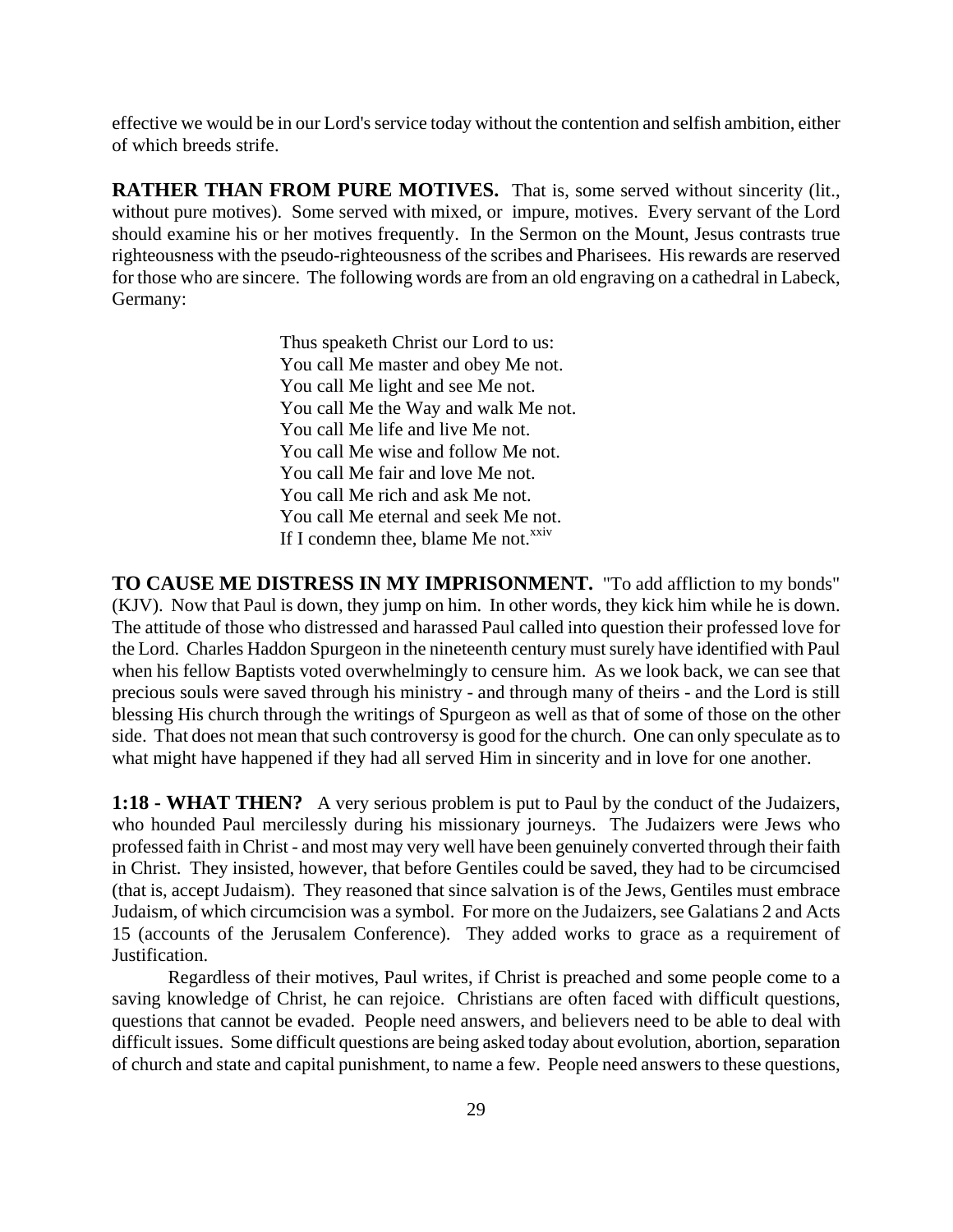effective we would be in our Lord's service today without the contention and selfish ambition, either of which breeds strife.

**RATHER THAN FROM PURE MOTIVES.** That is, some served without sincerity (lit., without pure motives). Some served with mixed, or impure, motives. Every servant of the Lord should examine his or her motives frequently. In the Sermon on the Mount, Jesus contrasts true righteousness with the pseudo-righteousness of the scribes and Pharisees. His rewards are reserved for those who are sincere. The following words are from an old engraving on a cathedral in Labeck, Germany:

> Thus speaketh Christ our Lord to us:
> You call Me master and obey Me not.
> You call Me light and see Me not.
> You call Me the Way and walk Me not.
> You call Me life and live Me not.
> You call Me wise and follow Me not.
> You call Me fair and love Me not.
> You call Me rich and ask Me not.
> You call Me eternal and seek Me not.
> If I condemn thee, blame Me not.[xxiv]

**TO CAUSE ME DISTRESS IN MY IMPRISONMENT.** "To add affliction to my bonds" (KJV). Now that Paul is down, they jump on him. In other words, they kick him while he is down. The attitude of those who distressed and harassed Paul called into question their professed love for the Lord. Charles Haddon Spurgeon in the nineteenth century must surely have identified with Paul when his fellow Baptists voted overwhelmingly to censure him. As we look back, we can see that precious souls were saved through his ministry - and through many of theirs - and the Lord is still blessing His church through the writings of Spurgeon as well as that of some of those on the other side. That does not mean that such controversy is good for the church. One can only speculate as to what might have happened if they had all served Him in sincerity and in love for one another.

**1:18 - WHAT THEN?** A very serious problem is put to Paul by the conduct of the Judaizers, who hounded Paul mercilessly during his missionary journeys. The Judaizers were Jews who professed faith in Christ - and most may very well have been genuinely converted through their faith in Christ. They insisted, however, that before Gentiles could be saved, they had to be circumcised (that is, accept Judaism). They reasoned that since salvation is of the Jews, Gentiles must embrace Judaism, of which circumcision was a symbol. For more on the Judaizers, see Galatians 2 and Acts 15 (accounts of the Jerusalem Conference). They added works to grace as a requirement of Justification.

Regardless of their motives, Paul writes, if Christ is preached and some people come to a saving knowledge of Christ, he can rejoice. Christians are often faced with difficult questions, questions that cannot be evaded. People need answers, and believers need to be able to deal with difficult issues. Some difficult questions are being asked today about evolution, abortion, separation of church and state and capital punishment, to name a few. People need answers to these questions,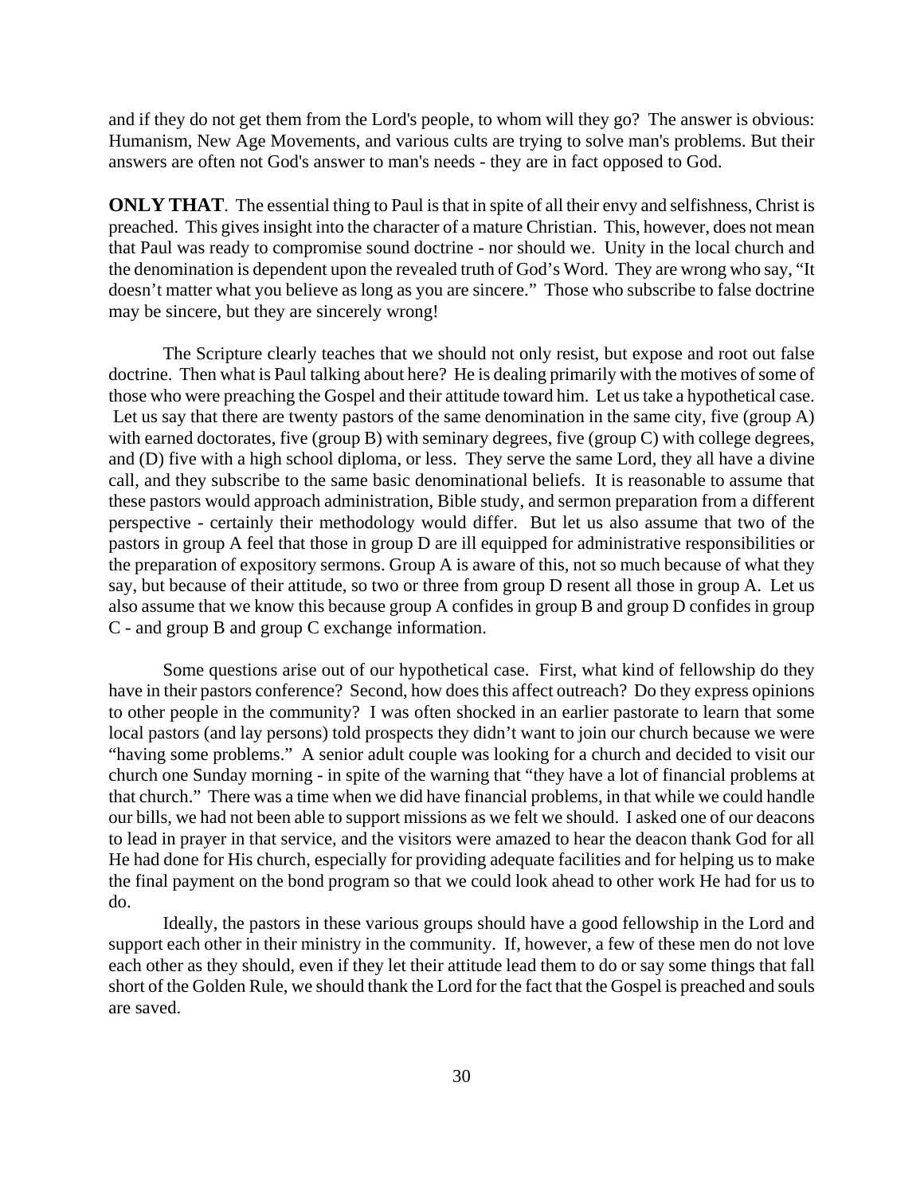and if they do not get them from the Lord's people, to whom will they go? The answer is obvious: Humanism, New Age Movements, and various cults are trying to solve man's problems. But their answers are often not God's answer to man's needs - they are in fact opposed to God.

**ONLY THAT**. The essential thing to Paul is that in spite of all their envy and selfishness, Christ is preached. This gives insight into the character of a mature Christian. This, however, does not mean that Paul was ready to compromise sound doctrine - nor should we. Unity in the local church and the denomination is dependent upon the revealed truth of God's Word. They are wrong who say, "It doesn't matter what you believe as long as you are sincere." Those who subscribe to false doctrine may be sincere, but they are sincerely wrong!

The Scripture clearly teaches that we should not only resist, but expose and root out false doctrine. Then what is Paul talking about here? He is dealing primarily with the motives of some of those who were preaching the Gospel and their attitude toward him. Let us take a hypothetical case. Let us say that there are twenty pastors of the same denomination in the same city, five (group A) with earned doctorates, five (group B) with seminary degrees, five (group C) with college degrees, and (D) five with a high school diploma, or less. They serve the same Lord, they all have a divine call, and they subscribe to the same basic denominational beliefs. It is reasonable to assume that these pastors would approach administration, Bible study, and sermon preparation from a different perspective - certainly their methodology would differ. But let us also assume that two of the pastors in group A feel that those in group D are ill equipped for administrative responsibilities or the preparation of expository sermons. Group A is aware of this, not so much because of what they say, but because of their attitude, so two or three from group D resent all those in group A. Let us also assume that we know this because group A confides in group B and group D confides in group C - and group B and group C exchange information.

Some questions arise out of our hypothetical case. First, what kind of fellowship do they have in their pastors conference? Second, how does this affect outreach? Do they express opinions to other people in the community? I was often shocked in an earlier pastorate to learn that some local pastors (and lay persons) told prospects they didn't want to join our church because we were "having some problems." A senior adult couple was looking for a church and decided to visit our church one Sunday morning - in spite of the warning that "they have a lot of financial problems at that church." There was a time when we did have financial problems, in that while we could handle our bills, we had not been able to support missions as we felt we should. I asked one of our deacons to lead in prayer in that service, and the visitors were amazed to hear the deacon thank God for all He had done for His church, especially for providing adequate facilities and for helping us to make the final payment on the bond program so that we could look ahead to other work He had for us to do.

Ideally, the pastors in these various groups should have a good fellowship in the Lord and support each other in their ministry in the community. If, however, a few of these men do not love each other as they should, even if they let their attitude lead them to do or say some things that fall short of the Golden Rule, we should thank the Lord for the fact that the Gospel is preached and souls are saved.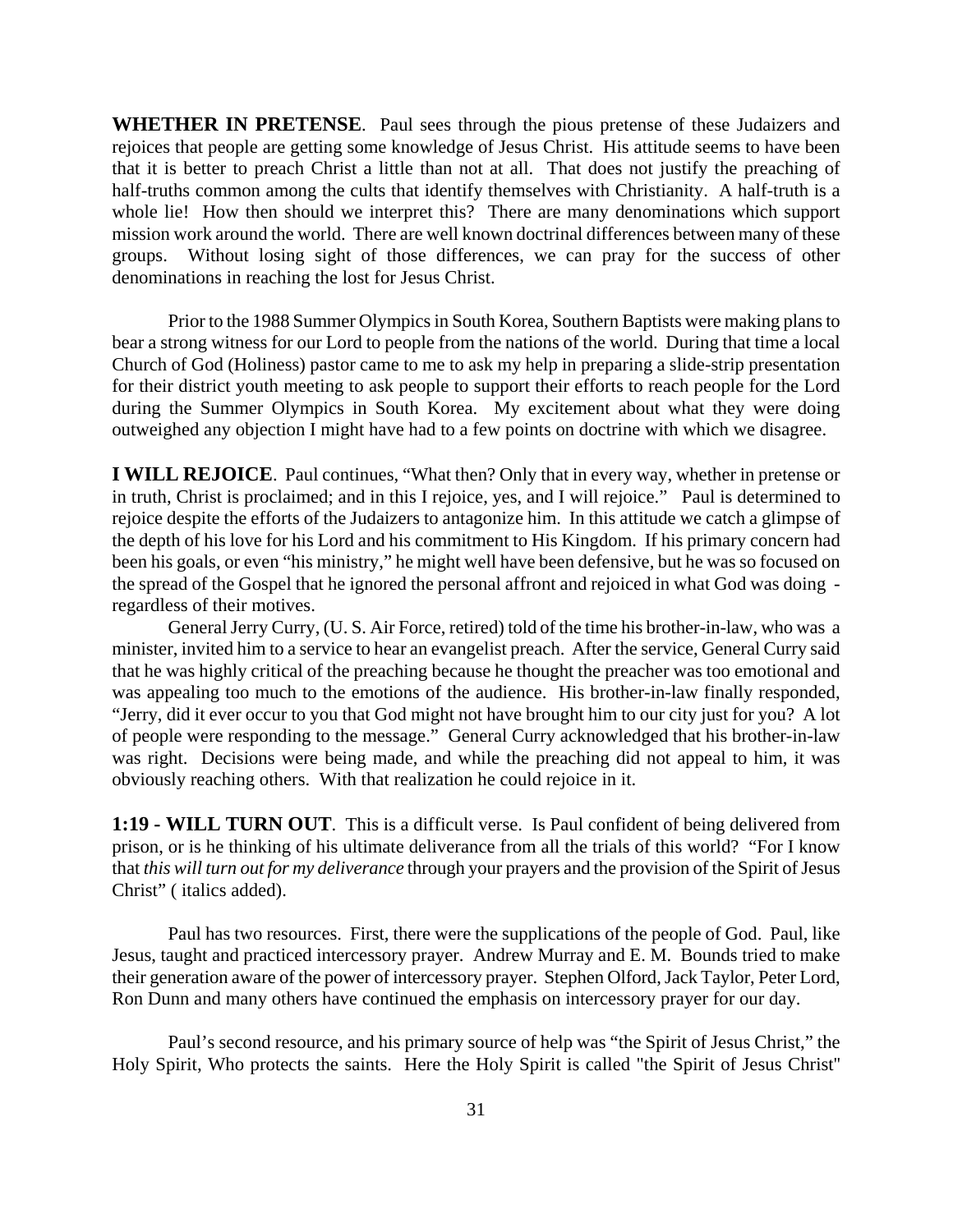**WHETHER IN PRETENSE**. Paul sees through the pious pretense of these Judaizers and rejoices that people are getting some knowledge of Jesus Christ. His attitude seems to have been that it is better to preach Christ a little than not at all. That does not justify the preaching of half-truths common among the cults that identify themselves with Christianity. A half-truth is a whole lie! How then should we interpret this? There are many denominations which support mission work around the world. There are well known doctrinal differences between many of these groups. Without losing sight of those differences, we can pray for the success of other denominations in reaching the lost for Jesus Christ.

Prior to the 1988 Summer Olympics in South Korea, Southern Baptists were making plans to bear a strong witness for our Lord to people from the nations of the world. During that time a local Church of God (Holiness) pastor came to me to ask my help in preparing a slide-strip presentation for their district youth meeting to ask people to support their efforts to reach people for the Lord during the Summer Olympics in South Korea. My excitement about what they were doing outweighed any objection I might have had to a few points on doctrine with which we disagree.

**I WILL REJOICE**. Paul continues, "What then? Only that in every way, whether in pretense or in truth, Christ is proclaimed; and in this I rejoice, yes, and I will rejoice." Paul is determined to rejoice despite the efforts of the Judaizers to antagonize him. In this attitude we catch a glimpse of the depth of his love for his Lord and his commitment to His Kingdom. If his primary concern had been his goals, or even "his ministry," he might well have been defensive, but he was so focused on the spread of the Gospel that he ignored the personal affront and rejoiced in what God was doing - regardless of their motives.

General Jerry Curry, (U. S. Air Force, retired) told of the time his brother-in-law, who was a minister, invited him to a service to hear an evangelist preach. After the service, General Curry said that he was highly critical of the preaching because he thought the preacher was too emotional and was appealing too much to the emotions of the audience. His brother-in-law finally responded, "Jerry, did it ever occur to you that God might not have brought him to our city just for you? A lot of people were responding to the message." General Curry acknowledged that his brother-in-law was right. Decisions were being made, and while the preaching did not appeal to him, it was obviously reaching others. With that realization he could rejoice in it.

**1:19 - WILL TURN OUT**. This is a difficult verse. Is Paul confident of being delivered from prison, or is he thinking of his ultimate deliverance from all the trials of this world? "For I know that *this will turn out for my deliverance* through your prayers and the provision of the Spirit of Jesus Christ" ( italics added).

Paul has two resources. First, there were the supplications of the people of God. Paul, like Jesus, taught and practiced intercessory prayer. Andrew Murray and E. M. Bounds tried to make their generation aware of the power of intercessory prayer. Stephen Olford, Jack Taylor, Peter Lord, Ron Dunn and many others have continued the emphasis on intercessory prayer for our day.

Paul's second resource, and his primary source of help was "the Spirit of Jesus Christ," the Holy Spirit, Who protects the saints. Here the Holy Spirit is called "the Spirit of Jesus Christ"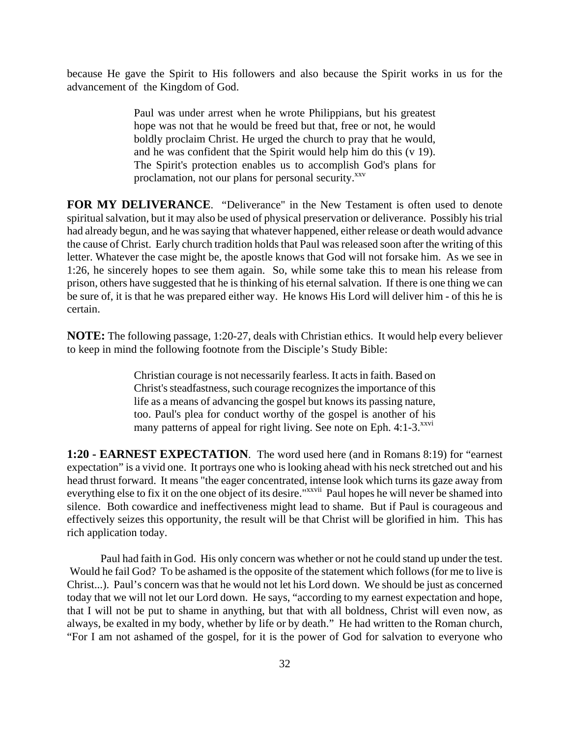because He gave the Spirit to His followers and also because the Spirit works in us for the advancement of the Kingdom of God.

> Paul was under arrest when he wrote Philippians, but his greatest hope was not that he would be freed but that, free or not, he would boldly proclaim Christ. He urged the church to pray that he would, and he was confident that the Spirit would help him do this (v 19). The Spirit's protection enables us to accomplish God's plans for proclamation, not our plans for personal security.[xxv]

**FOR MY DELIVERANCE**. "Deliverance" in the New Testament is often used to denote spiritual salvation, but it may also be used of physical preservation or deliverance. Possibly his trial had already begun, and he was saying that whatever happened, either release or death would advance the cause of Christ. Early church tradition holds that Paul was released soon after the writing of this letter. Whatever the case might be, the apostle knows that God will not forsake him. As we see in 1:26, he sincerely hopes to see them again. So, while some take this to mean his release from prison, others have suggested that he is thinking of his eternal salvation. If there is one thing we can be sure of, it is that he was prepared either way. He knows His Lord will deliver him - of this he is certain.

**NOTE:** The following passage, 1:20-27, deals with Christian ethics. It would help every believer to keep in mind the following footnote from the Disciple's Study Bible:

> Christian courage is not necessarily fearless. It acts in faith. Based on Christ's steadfastness, such courage recognizes the importance of this life as a means of advancing the gospel but knows its passing nature, too. Paul's plea for conduct worthy of the gospel is another of his many patterns of appeal for right living. See note on Eph. 4:1-3.[xxvi]

**1:20 - EARNEST EXPECTATION**. The word used here (and in Romans 8:19) for "earnest expectation" is a vivid one. It portrays one who is looking ahead with his neck stretched out and his head thrust forward. It means "the eager concentrated, intense look which turns its gaze away from everything else to fix it on the one object of its desire."[xxvii] Paul hopes he will never be shamed into silence. Both cowardice and ineffectiveness might lead to shame. But if Paul is courageous and effectively seizes this opportunity, the result will be that Christ will be glorified in him. This has rich application today.

Paul had faith in God. His only concern was whether or not he could stand up under the test. Would he fail God? To be ashamed is the opposite of the statement which follows (for me to live is Christ...). Paul's concern was that he would not let his Lord down. We should be just as concerned today that we will not let our Lord down. He says, "according to my earnest expectation and hope, that I will not be put to shame in anything, but that with all boldness, Christ will even now, as always, be exalted in my body, whether by life or by death." He had written to the Roman church, "For I am not ashamed of the gospel, for it is the power of God for salvation to everyone who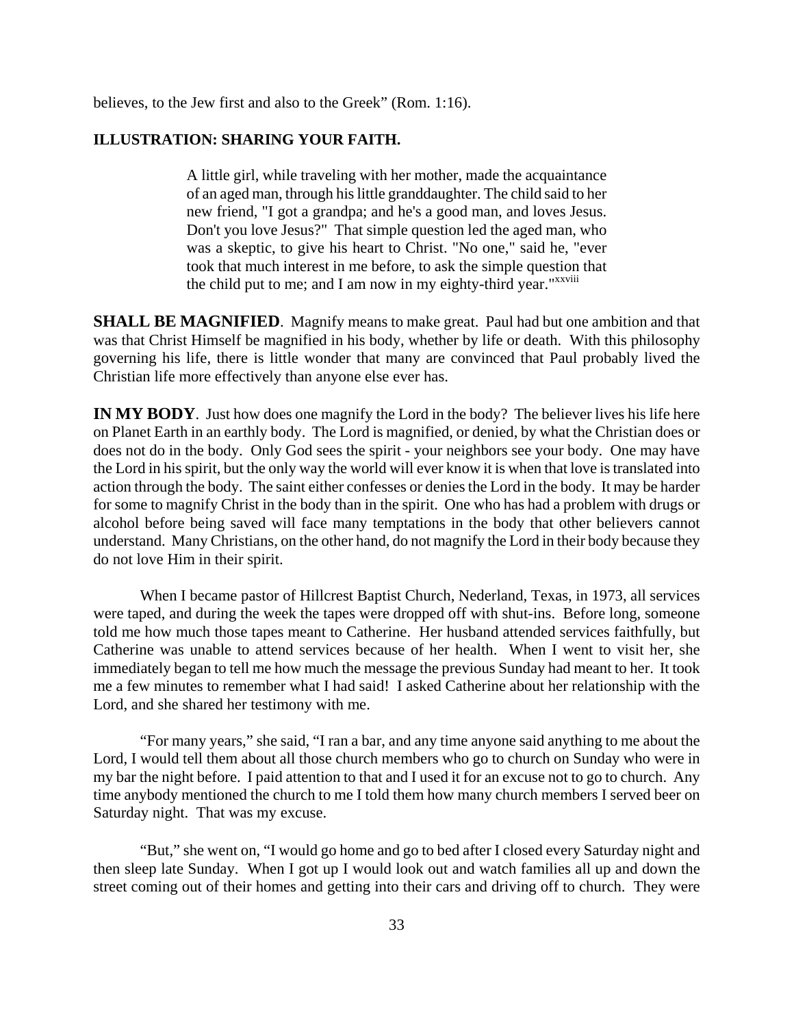believes, to the Jew first and also to the Greek" (Rom. 1:16).

**ILLUSTRATION: SHARING YOUR FAITH.**

> A little girl, while traveling with her mother, made the acquaintance of an aged man, through his little granddaughter. The child said to her new friend, "I got a grandpa; and he's a good man, and loves Jesus. Don't you love Jesus?" That simple question led the aged man, who was a skeptic, to give his heart to Christ. "No one," said he, "ever took that much interest in me before, to ask the simple question that the child put to me; and I am now in my eighty-third year."[xxviii]

**SHALL BE MAGNIFIED**. Magnify means to make great. Paul had but one ambition and that was that Christ Himself be magnified in his body, whether by life or death. With this philosophy governing his life, there is little wonder that many are convinced that Paul probably lived the Christian life more effectively than anyone else ever has.

**IN MY BODY**. Just how does one magnify the Lord in the body? The believer lives his life here on Planet Earth in an earthly body. The Lord is magnified, or denied, by what the Christian does or does not do in the body. Only God sees the spirit - your neighbors see your body. One may have the Lord in his spirit, but the only way the world will ever know it is when that love is translated into action through the body. The saint either confesses or denies the Lord in the body. It may be harder for some to magnify Christ in the body than in the spirit. One who has had a problem with drugs or alcohol before being saved will face many temptations in the body that other believers cannot understand. Many Christians, on the other hand, do not magnify the Lord in their body because they do not love Him in their spirit.

When I became pastor of Hillcrest Baptist Church, Nederland, Texas, in 1973, all services were taped, and during the week the tapes were dropped off with shut-ins. Before long, someone told me how much those tapes meant to Catherine. Her husband attended services faithfully, but Catherine was unable to attend services because of her health. When I went to visit her, she immediately began to tell me how much the message the previous Sunday had meant to her. It took me a few minutes to remember what I had said! I asked Catherine about her relationship with the Lord, and she shared her testimony with me.

"For many years," she said, "I ran a bar, and any time anyone said anything to me about the Lord, I would tell them about all those church members who go to church on Sunday who were in my bar the night before. I paid attention to that and I used it for an excuse not to go to church. Any time anybody mentioned the church to me I told them how many church members I served beer on Saturday night. That was my excuse.

"But," she went on, "I would go home and go to bed after I closed every Saturday night and then sleep late Sunday. When I got up I would look out and watch families all up and down the street coming out of their homes and getting into their cars and driving off to church. They were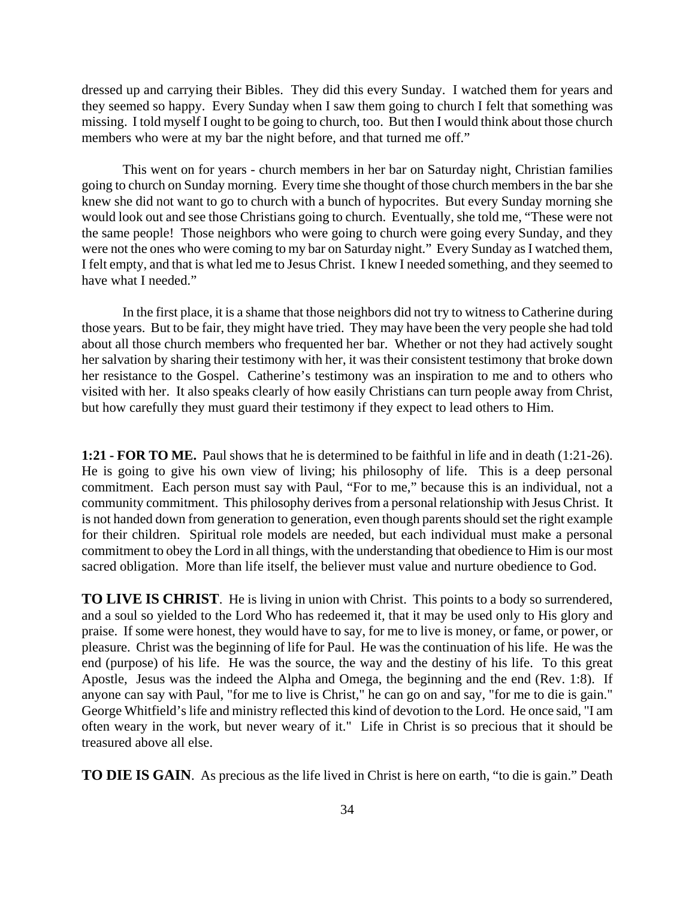dressed up and carrying their Bibles. They did this every Sunday. I watched them for years and they seemed so happy. Every Sunday when I saw them going to church I felt that something was missing. I told myself I ought to be going to church, too. But then I would think about those church members who were at my bar the night before, and that turned me off."

This went on for years - church members in her bar on Saturday night, Christian families going to church on Sunday morning. Every time she thought of those church members in the bar she knew she did not want to go to church with a bunch of hypocrites. But every Sunday morning she would look out and see those Christians going to church. Eventually, she told me, "These were not the same people! Those neighbors who were going to church were going every Sunday, and they were not the ones who were coming to my bar on Saturday night." Every Sunday as I watched them, I felt empty, and that is what led me to Jesus Christ. I knew I needed something, and they seemed to have what I needed."

In the first place, it is a shame that those neighbors did not try to witness to Catherine during those years. But to be fair, they might have tried. They may have been the very people she had told about all those church members who frequented her bar. Whether or not they had actively sought her salvation by sharing their testimony with her, it was their consistent testimony that broke down her resistance to the Gospel. Catherine's testimony was an inspiration to me and to others who visited with her. It also speaks clearly of how easily Christians can turn people away from Christ, but how carefully they must guard their testimony if they expect to lead others to Him.

**1:21 - FOR TO ME.** Paul shows that he is determined to be faithful in life and in death (1:21-26). He is going to give his own view of living; his philosophy of life. This is a deep personal commitment. Each person must say with Paul, "For to me," because this is an individual, not a community commitment. This philosophy derives from a personal relationship with Jesus Christ. It is not handed down from generation to generation, even though parents should set the right example for their children. Spiritual role models are needed, but each individual must make a personal commitment to obey the Lord in all things, with the understanding that obedience to Him is our most sacred obligation. More than life itself, the believer must value and nurture obedience to God.

**TO LIVE IS CHRIST**. He is living in union with Christ. This points to a body so surrendered, and a soul so yielded to the Lord Who has redeemed it, that it may be used only to His glory and praise. If some were honest, they would have to say, for me to live is money, or fame, or power, or pleasure. Christ was the beginning of life for Paul. He was the continuation of his life. He was the end (purpose) of his life. He was the source, the way and the destiny of his life. To this great Apostle, Jesus was the indeed the Alpha and Omega, the beginning and the end (Rev. 1:8). If anyone can say with Paul, "for me to live is Christ," he can go on and say, "for me to die is gain." George Whitfield's life and ministry reflected this kind of devotion to the Lord. He once said, "I am often weary in the work, but never weary of it." Life in Christ is so precious that it should be treasured above all else.

**TO DIE IS GAIN**. As precious as the life lived in Christ is here on earth, "to die is gain." Death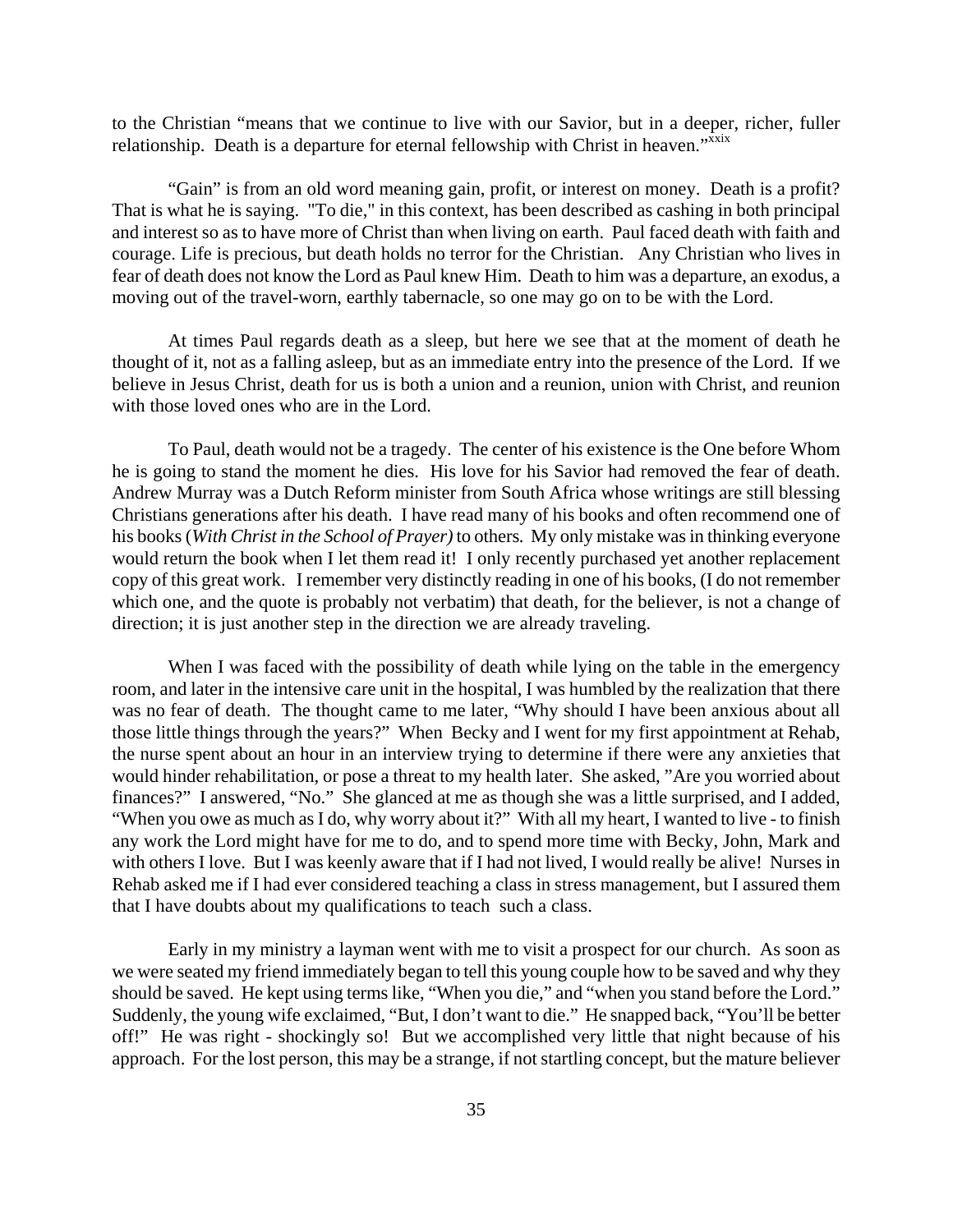to the Christian "means that we continue to live with our Savior, but in a deeper, richer, fuller relationship. Death is a departure for eternal fellowship with Christ in heaven."[xxix]

"Gain" is from an old word meaning gain, profit, or interest on money. Death is a profit? That is what he is saying. "To die," in this context, has been described as cashing in both principal and interest so as to have more of Christ than when living on earth. Paul faced death with faith and courage. Life is precious, but death holds no terror for the Christian. Any Christian who lives in fear of death does not know the Lord as Paul knew Him. Death to him was a departure, an exodus, a moving out of the travel-worn, earthly tabernacle, so one may go on to be with the Lord.

At times Paul regards death as a sleep, but here we see that at the moment of death he thought of it, not as a falling asleep, but as an immediate entry into the presence of the Lord. If we believe in Jesus Christ, death for us is both a union and a reunion, union with Christ, and reunion with those loved ones who are in the Lord.

To Paul, death would not be a tragedy. The center of his existence is the One before Whom he is going to stand the moment he dies. His love for his Savior had removed the fear of death. Andrew Murray was a Dutch Reform minister from South Africa whose writings are still blessing Christians generations after his death. I have read many of his books and often recommend one of his books (*With Christ in the School of Prayer)* to others. My only mistake was in thinking everyone would return the book when I let them read it! I only recently purchased yet another replacement copy of this great work. I remember very distinctly reading in one of his books, (I do not remember which one, and the quote is probably not verbatim) that death, for the believer, is not a change of direction; it is just another step in the direction we are already traveling.

When I was faced with the possibility of death while lying on the table in the emergency room, and later in the intensive care unit in the hospital, I was humbled by the realization that there was no fear of death. The thought came to me later, "Why should I have been anxious about all those little things through the years?" When Becky and I went for my first appointment at Rehab, the nurse spent about an hour in an interview trying to determine if there were any anxieties that would hinder rehabilitation, or pose a threat to my health later. She asked, "Are you worried about finances?" I answered, "No." She glanced at me as though she was a little surprised, and I added, "When you owe as much as I do, why worry about it?" With all my heart, I wanted to live - to finish any work the Lord might have for me to do, and to spend more time with Becky, John, Mark and with others I love. But I was keenly aware that if I had not lived, I would really be alive! Nurses in Rehab asked me if I had ever considered teaching a class in stress management, but I assured them that I have doubts about my qualifications to teach such a class.

Early in my ministry a layman went with me to visit a prospect for our church. As soon as we were seated my friend immediately began to tell this young couple how to be saved and why they should be saved. He kept using terms like, "When you die," and "when you stand before the Lord." Suddenly, the young wife exclaimed, "But, I don't want to die." He snapped back, "You'll be better off!" He was right - shockingly so! But we accomplished very little that night because of his approach. For the lost person, this may be a strange, if not startling concept, but the mature believer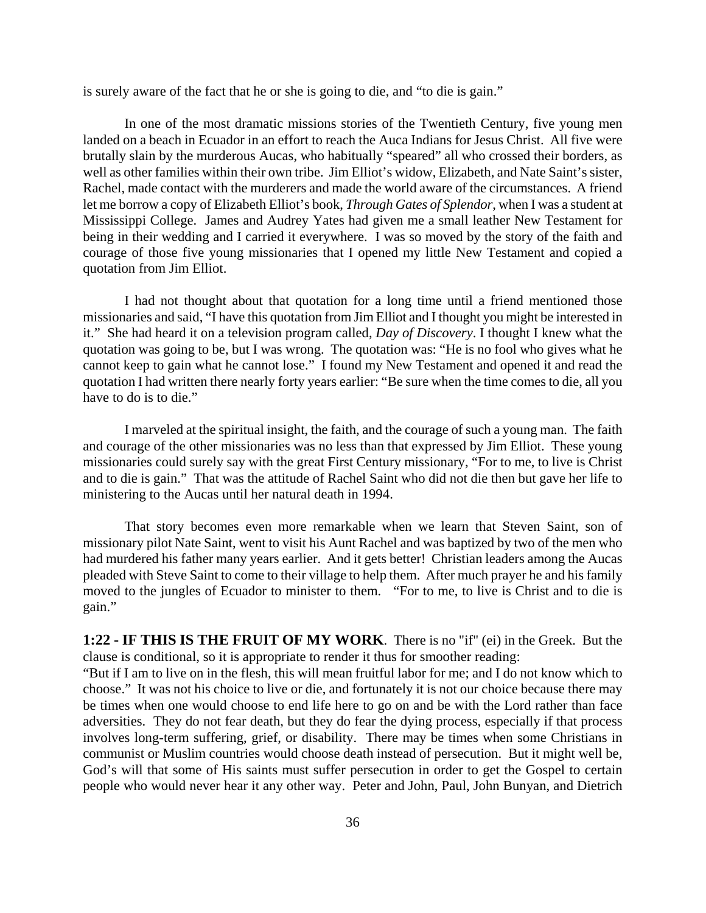is surely aware of the fact that he or she is going to die, and "to die is gain."

In one of the most dramatic missions stories of the Twentieth Century, five young men landed on a beach in Ecuador in an effort to reach the Auca Indians for Jesus Christ. All five were brutally slain by the murderous Aucas, who habitually "speared" all who crossed their borders, as well as other families within their own tribe. Jim Elliot's widow, Elizabeth, and Nate Saint's sister, Rachel, made contact with the murderers and made the world aware of the circumstances. A friend let me borrow a copy of Elizabeth Elliot's book, *Through Gates of Splendor*, when I was a student at Mississippi College. James and Audrey Yates had given me a small leather New Testament for being in their wedding and I carried it everywhere. I was so moved by the story of the faith and courage of those five young missionaries that I opened my little New Testament and copied a quotation from Jim Elliot.

I had not thought about that quotation for a long time until a friend mentioned those missionaries and said, "I have this quotation from Jim Elliot and I thought you might be interested in it." She had heard it on a television program called, *Day of Discovery*. I thought I knew what the quotation was going to be, but I was wrong. The quotation was: "He is no fool who gives what he cannot keep to gain what he cannot lose." I found my New Testament and opened it and read the quotation I had written there nearly forty years earlier: "Be sure when the time comes to die, all you have to do is to die."

I marveled at the spiritual insight, the faith, and the courage of such a young man. The faith and courage of the other missionaries was no less than that expressed by Jim Elliot. These young missionaries could surely say with the great First Century missionary, "For to me, to live is Christ and to die is gain." That was the attitude of Rachel Saint who did not die then but gave her life to ministering to the Aucas until her natural death in 1994.

That story becomes even more remarkable when we learn that Steven Saint, son of missionary pilot Nate Saint, went to visit his Aunt Rachel and was baptized by two of the men who had murdered his father many years earlier. And it gets better! Christian leaders among the Aucas pleaded with Steve Saint to come to their village to help them. After much prayer he and his family moved to the jungles of Ecuador to minister to them. "For to me, to live is Christ and to die is gain."

**1:22 - IF THIS IS THE FRUIT OF MY WORK**. There is no "if" (ei) in the Greek. But the clause is conditional, so it is appropriate to render it thus for smoother reading:
"But if I am to live on in the flesh, this will mean fruitful labor for me; and I do not know which to choose." It was not his choice to live or die, and fortunately it is not our choice because there may be times when one would choose to end life here to go on and be with the Lord rather than face adversities. They do not fear death, but they do fear the dying process, especially if that process involves long-term suffering, grief, or disability. There may be times when some Christians in communist or Muslim countries would choose death instead of persecution. But it might well be, God's will that some of His saints must suffer persecution in order to get the Gospel to certain people who would never hear it any other way. Peter and John, Paul, John Bunyan, and Dietrich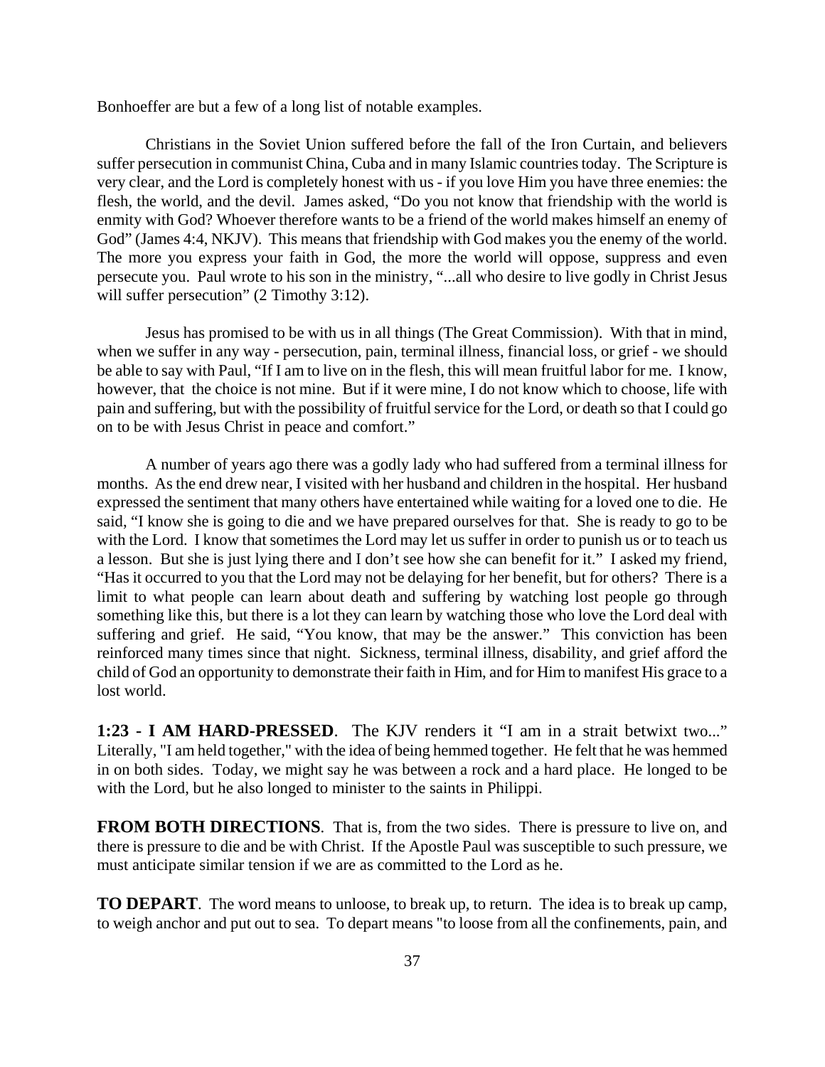Bonhoeffer are but a few of a long list of notable examples.

Christians in the Soviet Union suffered before the fall of the Iron Curtain, and believers suffer persecution in communist China, Cuba and in many Islamic countries today. The Scripture is very clear, and the Lord is completely honest with us - if you love Him you have three enemies: the flesh, the world, and the devil. James asked, "Do you not know that friendship with the world is enmity with God? Whoever therefore wants to be a friend of the world makes himself an enemy of God" (James 4:4, NKJV). This means that friendship with God makes you the enemy of the world. The more you express your faith in God, the more the world will oppose, suppress and even persecute you. Paul wrote to his son in the ministry, "...all who desire to live godly in Christ Jesus will suffer persecution" (2 Timothy 3:12).

Jesus has promised to be with us in all things (The Great Commission). With that in mind, when we suffer in any way - persecution, pain, terminal illness, financial loss, or grief - we should be able to say with Paul, "If I am to live on in the flesh, this will mean fruitful labor for me. I know, however, that the choice is not mine. But if it were mine, I do not know which to choose, life with pain and suffering, but with the possibility of fruitful service for the Lord, or death so that I could go on to be with Jesus Christ in peace and comfort."

A number of years ago there was a godly lady who had suffered from a terminal illness for months. As the end drew near, I visited with her husband and children in the hospital. Her husband expressed the sentiment that many others have entertained while waiting for a loved one to die. He said, "I know she is going to die and we have prepared ourselves for that. She is ready to go to be with the Lord. I know that sometimes the Lord may let us suffer in order to punish us or to teach us a lesson. But she is just lying there and I don't see how she can benefit for it." I asked my friend, "Has it occurred to you that the Lord may not be delaying for her benefit, but for others? There is a limit to what people can learn about death and suffering by watching lost people go through something like this, but there is a lot they can learn by watching those who love the Lord deal with suffering and grief. He said, "You know, that may be the answer." This conviction has been reinforced many times since that night. Sickness, terminal illness, disability, and grief afford the child of God an opportunity to demonstrate their faith in Him, and for Him to manifest His grace to a lost world.

**1:23 - I AM HARD-PRESSED**. The KJV renders it "I am in a strait betwixt two..." Literally, "I am held together," with the idea of being hemmed together. He felt that he was hemmed in on both sides. Today, we might say he was between a rock and a hard place. He longed to be with the Lord, but he also longed to minister to the saints in Philippi.

**FROM BOTH DIRECTIONS**. That is, from the two sides. There is pressure to live on, and there is pressure to die and be with Christ. If the Apostle Paul was susceptible to such pressure, we must anticipate similar tension if we are as committed to the Lord as he.

**TO DEPART**. The word means to unloose, to break up, to return. The idea is to break up camp, to weigh anchor and put out to sea. To depart means "to loose from all the confinements, pain, and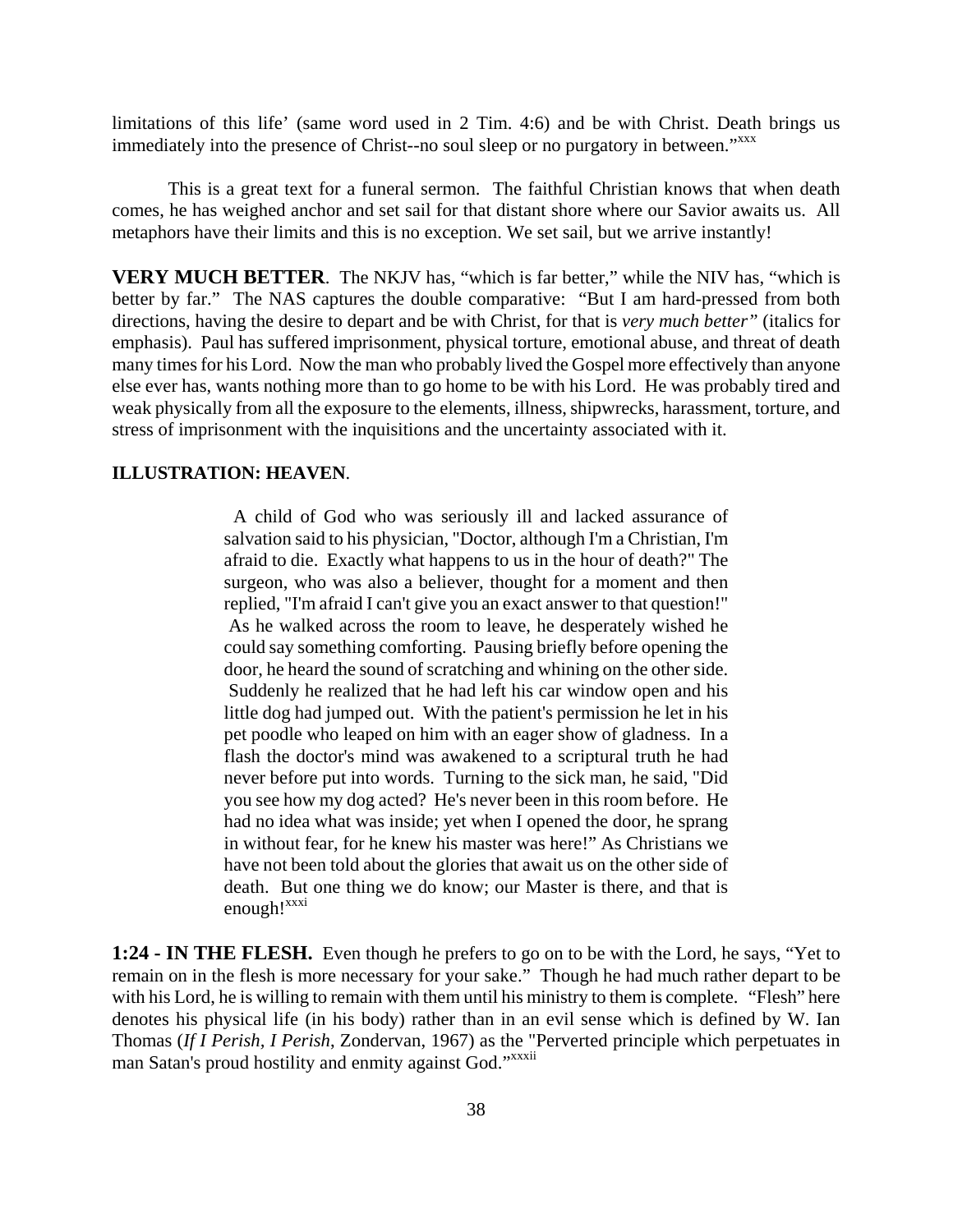limitations of this life' (same word used in 2 Tim. 4:6) and be with Christ. Death brings us immediately into the presence of Christ--no soul sleep or no purgatory in between."[xxx]

This is a great text for a funeral sermon. The faithful Christian knows that when death comes, he has weighed anchor and set sail for that distant shore where our Savior awaits us. All metaphors have their limits and this is no exception. We set sail, but we arrive instantly!

**VERY MUCH BETTER**. The NKJV has, "which is far better," while the NIV has, "which is better by far." The NAS captures the double comparative: "But I am hard-pressed from both directions, having the desire to depart and be with Christ, for that is *very much better"* (italics for emphasis). Paul has suffered imprisonment, physical torture, emotional abuse, and threat of death many times for his Lord. Now the man who probably lived the Gospel more effectively than anyone else ever has, wants nothing more than to go home to be with his Lord. He was probably tired and weak physically from all the exposure to the elements, illness, shipwrecks, harassment, torture, and stress of imprisonment with the inquisitions and the uncertainty associated with it.

**ILLUSTRATION: HEAVEN**.

> A child of God who was seriously ill and lacked assurance of salvation said to his physician, "Doctor, although I'm a Christian, I'm afraid to die. Exactly what happens to us in the hour of death?" The surgeon, who was also a believer, thought for a moment and then replied, "I'm afraid I can't give you an exact answer to that question!" As he walked across the room to leave, he desperately wished he could say something comforting. Pausing briefly before opening the door, he heard the sound of scratching and whining on the other side. Suddenly he realized that he had left his car window open and his little dog had jumped out. With the patient's permission he let in his pet poodle who leaped on him with an eager show of gladness. In a flash the doctor's mind was awakened to a scriptural truth he had never before put into words. Turning to the sick man, he said, "Did you see how my dog acted? He's never been in this room before. He had no idea what was inside; yet when I opened the door, he sprang in without fear, for he knew his master was here!" As Christians we have not been told about the glories that await us on the other side of death. But one thing we do know; our Master is there, and that is enough![xxxi]

**1:24 - IN THE FLESH.** Even though he prefers to go on to be with the Lord, he says, "Yet to remain on in the flesh is more necessary for your sake." Though he had much rather depart to be with his Lord, he is willing to remain with them until his ministry to them is complete. "Flesh" here denotes his physical life (in his body) rather than in an evil sense which is defined by W. Ian Thomas (*If I Perish, I Perish*, Zondervan, 1967) as the "Perverted principle which perpetuates in man Satan's proud hostility and enmity against God."[xxxii]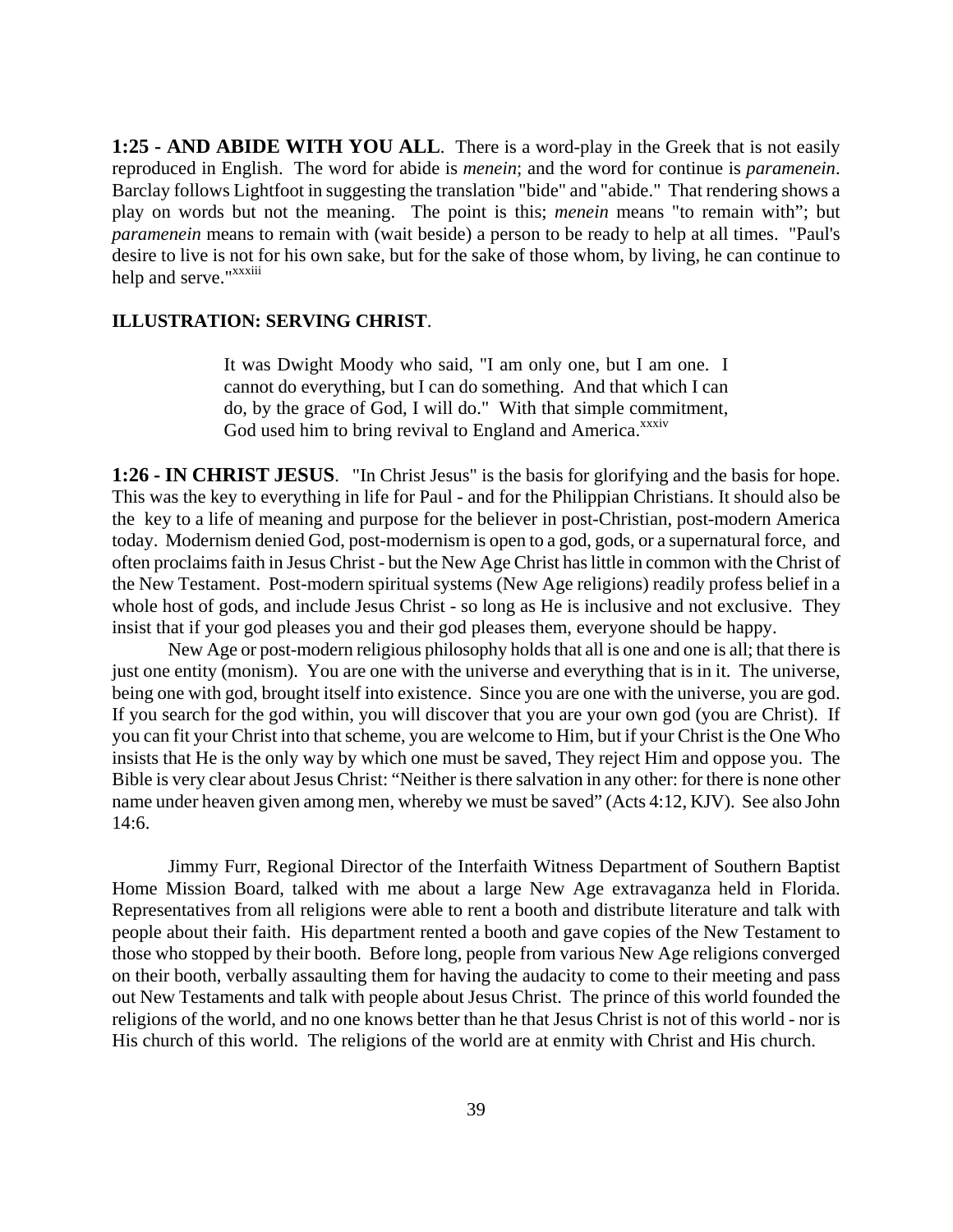**1:25 - AND ABIDE WITH YOU ALL**. There is a word-play in the Greek that is not easily reproduced in English. The word for abide is *menein*; and the word for continue is *paramenein*. Barclay follows Lightfoot in suggesting the translation "bide" and "abide." That rendering shows a play on words but not the meaning. The point is this; *menein* means "to remain with"; but *paramenein* means to remain with (wait beside) a person to be ready to help at all times. "Paul's desire to live is not for his own sake, but for the sake of those whom, by living, he can continue to help and serve."[xxxiii]

**ILLUSTRATION: SERVING CHRIST**.

> It was Dwight Moody who said, "I am only one, but I am one. I cannot do everything, but I can do something. And that which I can do, by the grace of God, I will do." With that simple commitment, God used him to bring revival to England and America.[xxxiv]

**1:26 - IN CHRIST JESUS**. "In Christ Jesus" is the basis for glorifying and the basis for hope. This was the key to everything in life for Paul - and for the Philippian Christians. It should also be the key to a life of meaning and purpose for the believer in post-Christian, post-modern America today. Modernism denied God, post-modernism is open to a god, gods, or a supernatural force, and often proclaims faith in Jesus Christ - but the New Age Christ has little in common with the Christ of the New Testament. Post-modern spiritual systems (New Age religions) readily profess belief in a whole host of gods, and include Jesus Christ - so long as He is inclusive and not exclusive. They insist that if your god pleases you and their god pleases them, everyone should be happy.

New Age or post-modern religious philosophy holds that all is one and one is all; that there is just one entity (monism). You are one with the universe and everything that is in it. The universe, being one with god, brought itself into existence. Since you are one with the universe, you are god. If you search for the god within, you will discover that you are your own god (you are Christ). If you can fit your Christ into that scheme, you are welcome to Him, but if your Christ is the One Who insists that He is the only way by which one must be saved, They reject Him and oppose you. The Bible is very clear about Jesus Christ: "Neither is there salvation in any other: for there is none other name under heaven given among men, whereby we must be saved" (Acts 4:12, KJV). See also John 14:6.

Jimmy Furr, Regional Director of the Interfaith Witness Department of Southern Baptist Home Mission Board, talked with me about a large New Age extravaganza held in Florida. Representatives from all religions were able to rent a booth and distribute literature and talk with people about their faith. His department rented a booth and gave copies of the New Testament to those who stopped by their booth. Before long, people from various New Age religions converged on their booth, verbally assaulting them for having the audacity to come to their meeting and pass out New Testaments and talk with people about Jesus Christ. The prince of this world founded the religions of the world, and no one knows better than he that Jesus Christ is not of this world - nor is His church of this world. The religions of the world are at enmity with Christ and His church.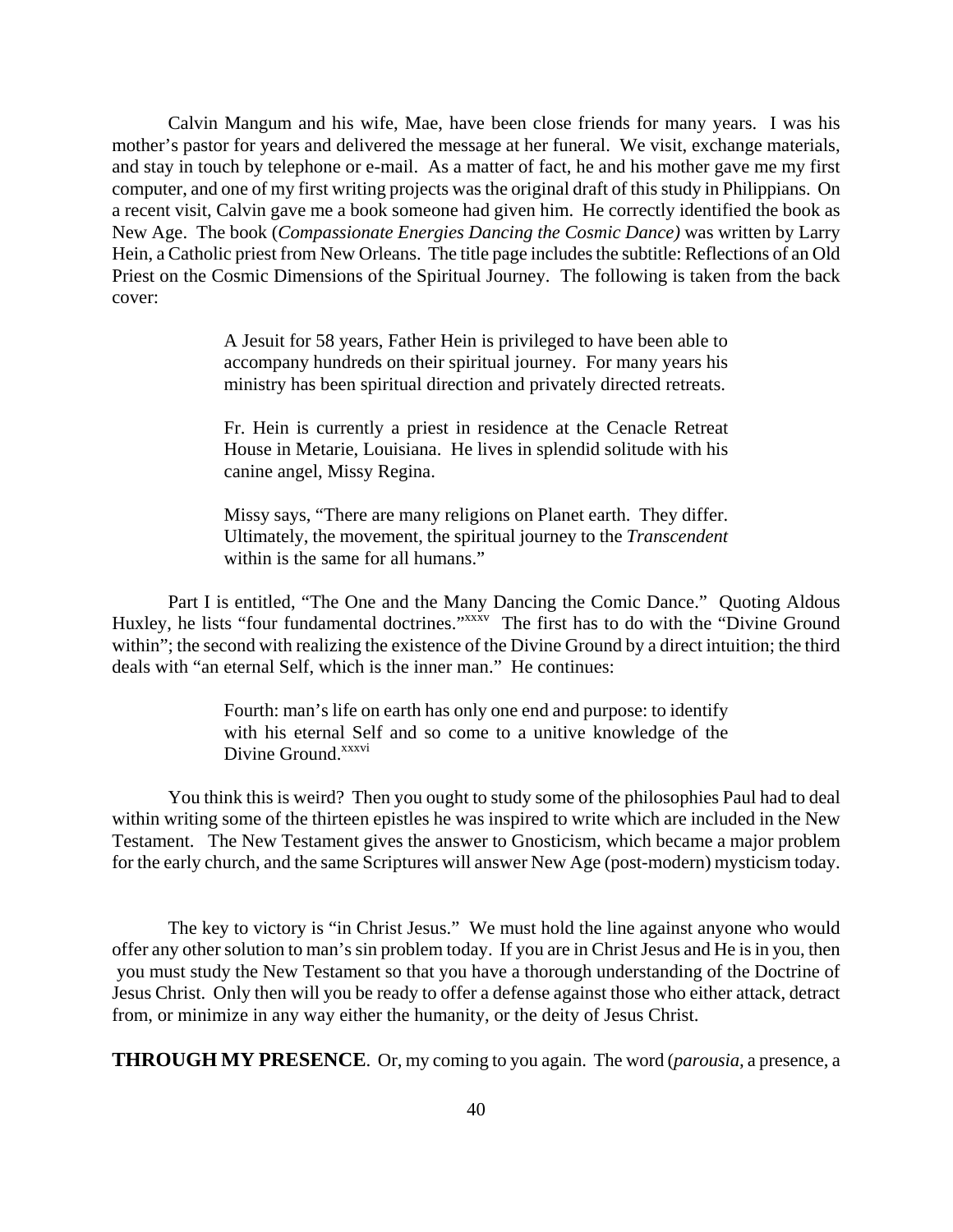Calvin Mangum and his wife, Mae, have been close friends for many years. I was his mother's pastor for years and delivered the message at her funeral. We visit, exchange materials, and stay in touch by telephone or e-mail. As a matter of fact, he and his mother gave me my first computer, and one of my first writing projects was the original draft of this study in Philippians. On a recent visit, Calvin gave me a book someone had given him. He correctly identified the book as New Age. The book (*Compassionate Energies Dancing the Cosmic Dance)* was written by Larry Hein, a Catholic priest from New Orleans. The title page includes the subtitle: Reflections of an Old Priest on the Cosmic Dimensions of the Spiritual Journey. The following is taken from the back cover:

> A Jesuit for 58 years, Father Hein is privileged to have been able to accompany hundreds on their spiritual journey. For many years his ministry has been spiritual direction and privately directed retreats.
>
> Fr. Hein is currently a priest in residence at the Cenacle Retreat House in Metarie, Louisiana. He lives in splendid solitude with his canine angel, Missy Regina.
>
> Missy says, "There are many religions on Planet earth. They differ. Ultimately, the movement, the spiritual journey to the *Transcendent* within is the same for all humans."

Part I is entitled, "The One and the Many Dancing the Comic Dance." Quoting Aldous Huxley, he lists "four fundamental doctrines."[xxxv] The first has to do with the "Divine Ground within"; the second with realizing the existence of the Divine Ground by a direct intuition; the third deals with "an eternal Self, which is the inner man." He continues:

> Fourth: man's life on earth has only one end and purpose: to identify with his eternal Self and so come to a unitive knowledge of the Divine Ground.[xxxvi]

You think this is weird? Then you ought to study some of the philosophies Paul had to deal within writing some of the thirteen epistles he was inspired to write which are included in the New Testament. The New Testament gives the answer to Gnosticism, which became a major problem for the early church, and the same Scriptures will answer New Age (post-modern) mysticism today.

The key to victory is "in Christ Jesus." We must hold the line against anyone who would offer any other solution to man's sin problem today. If you are in Christ Jesus and He is in you, then you must study the New Testament so that you have a thorough understanding of the Doctrine of Jesus Christ. Only then will you be ready to offer a defense against those who either attack, detract from, or minimize in any way either the humanity, or the deity of Jesus Christ.

**THROUGH MY PRESENCE**. Or, my coming to you again. The word (*parousia,* a presence, a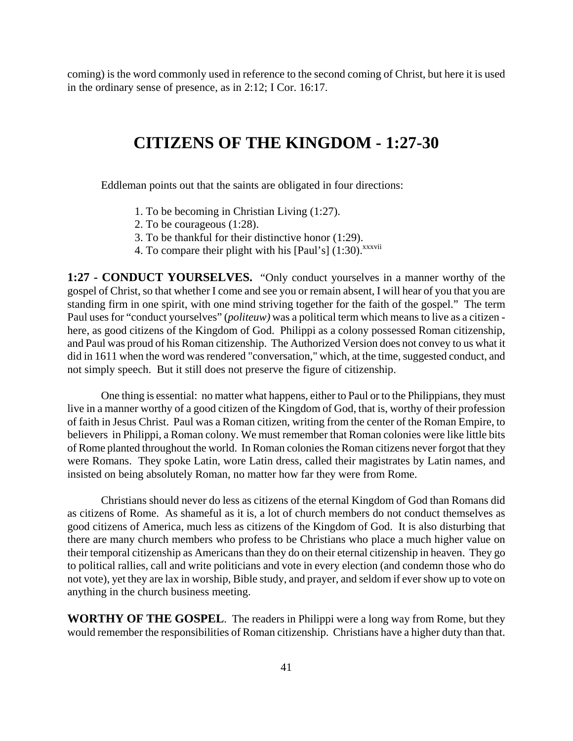coming) is the word commonly used in reference to the second coming of Christ, but here it is used in the ordinary sense of presence, as in 2:12; I Cor. 16:17.

## CITIZENS OF THE KINGDOM - 1:27-30

Eddleman points out that the saints are obligated in four directions:

1. To be becoming in Christian Living (1:27).
2. To be courageous (1:28).
3. To be thankful for their distinctive honor (1:29).
4. To compare their plight with his [Paul's] (1:30).[xxxvii]

**1:27 - CONDUCT YOURSELVES.** "Only conduct yourselves in a manner worthy of the gospel of Christ, so that whether I come and see you or remain absent, I will hear of you that you are standing firm in one spirit, with one mind striving together for the faith of the gospel." The term Paul uses for "conduct yourselves" (*politeuw)* was a political term which means to live as a citizen - here, as good citizens of the Kingdom of God. Philippi as a colony possessed Roman citizenship, and Paul was proud of his Roman citizenship. The Authorized Version does not convey to us what it did in 1611 when the word was rendered "conversation," which, at the time, suggested conduct, and not simply speech. But it still does not preserve the figure of citizenship.

One thing is essential: no matter what happens, either to Paul or to the Philippians, they must live in a manner worthy of a good citizen of the Kingdom of God, that is, worthy of their profession of faith in Jesus Christ. Paul was a Roman citizen, writing from the center of the Roman Empire, to believers in Philippi, a Roman colony. We must remember that Roman colonies were like little bits of Rome planted throughout the world. In Roman colonies the Roman citizens never forgot that they were Romans. They spoke Latin, wore Latin dress, called their magistrates by Latin names, and insisted on being absolutely Roman, no matter how far they were from Rome.

Christians should never do less as citizens of the eternal Kingdom of God than Romans did as citizens of Rome. As shameful as it is, a lot of church members do not conduct themselves as good citizens of America, much less as citizens of the Kingdom of God. It is also disturbing that there are many church members who profess to be Christians who place a much higher value on their temporal citizenship as Americans than they do on their eternal citizenship in heaven. They go to political rallies, call and write politicians and vote in every election (and condemn those who do not vote), yet they are lax in worship, Bible study, and prayer, and seldom if ever show up to vote on anything in the church business meeting.

**WORTHY OF THE GOSPEL**. The readers in Philippi were a long way from Rome, but they would remember the responsibilities of Roman citizenship. Christians have a higher duty than that.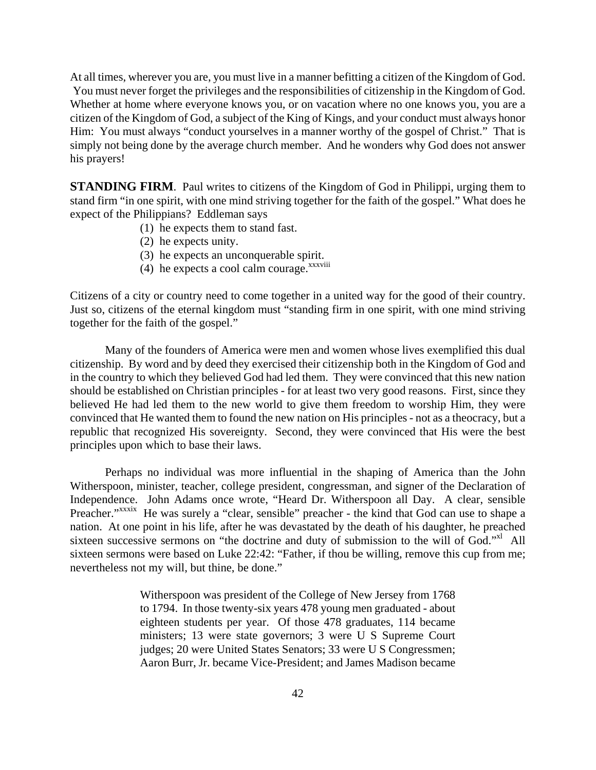At all times, wherever you are, you must live in a manner befitting a citizen of the Kingdom of God. You must never forget the privileges and the responsibilities of citizenship in the Kingdom of God. Whether at home where everyone knows you, or on vacation where no one knows you, you are a citizen of the Kingdom of God, a subject of the King of Kings, and your conduct must always honor Him: You must always "conduct yourselves in a manner worthy of the gospel of Christ." That is simply not being done by the average church member. And he wonders why God does not answer his prayers!

**STANDING FIRM**. Paul writes to citizens of the Kingdom of God in Philippi, urging them to stand firm "in one spirit, with one mind striving together for the faith of the gospel." What does he expect of the Philippians? Eddleman says

(1) he expects them to stand fast.
(2) he expects unity.
(3) he expects an unconquerable spirit.
(4) he expects a cool calm courage.[xxxviii]

Citizens of a city or country need to come together in a united way for the good of their country. Just so, citizens of the eternal kingdom must "standing firm in one spirit, with one mind striving together for the faith of the gospel."

Many of the founders of America were men and women whose lives exemplified this dual citizenship. By word and by deed they exercised their citizenship both in the Kingdom of God and in the country to which they believed God had led them. They were convinced that this new nation should be established on Christian principles - for at least two very good reasons. First, since they believed He had led them to the new world to give them freedom to worship Him, they were convinced that He wanted them to found the new nation on His principles - not as a theocracy, but a republic that recognized His sovereignty. Second, they were convinced that His were the best principles upon which to base their laws.

Perhaps no individual was more influential in the shaping of America than the John Witherspoon, minister, teacher, college president, congressman, and signer of the Declaration of Independence. John Adams once wrote, "Heard Dr. Witherspoon all Day. A clear, sensible Preacher."[xxxix] He was surely a "clear, sensible" preacher - the kind that God can use to shape a nation. At one point in his life, after he was devastated by the death of his daughter, he preached sixteen successive sermons on "the doctrine and duty of submission to the will of God."[xl] All sixteen sermons were based on Luke 22:42: "Father, if thou be willing, remove this cup from me; nevertheless not my will, but thine, be done."

> Witherspoon was president of the College of New Jersey from 1768 to 1794. In those twenty-six years 478 young men graduated - about eighteen students per year. Of those 478 graduates, 114 became ministers; 13 were state governors; 3 were U S Supreme Court judges; 20 were United States Senators; 33 were U S Congressmen; Aaron Burr, Jr. became Vice-President; and James Madison became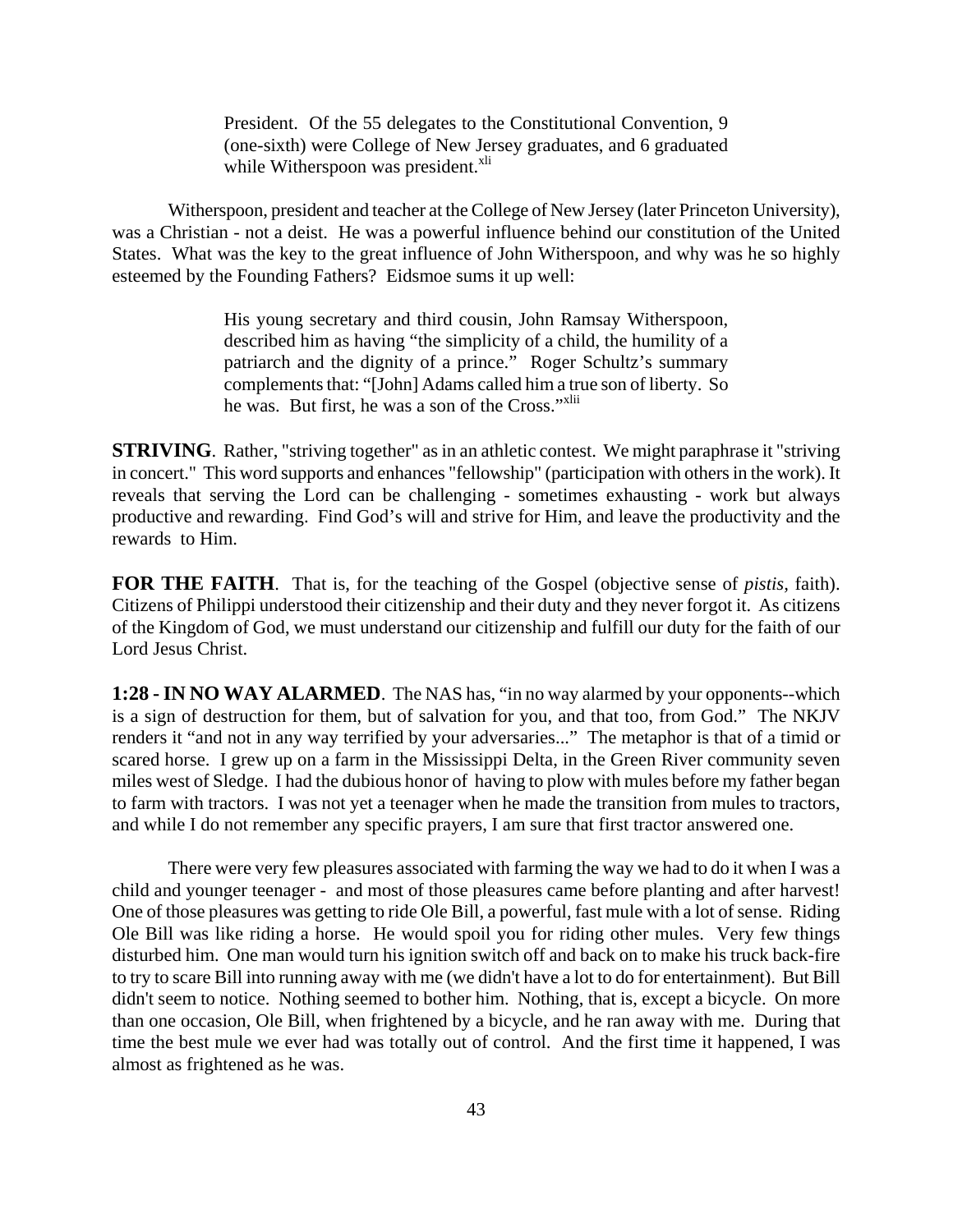> President. Of the 55 delegates to the Constitutional Convention, 9 (one-sixth) were College of New Jersey graduates, and 6 graduated while Witherspoon was president.[xli]

Witherspoon, president and teacher at the College of New Jersey (later Princeton University), was a Christian - not a deist. He was a powerful influence behind our constitution of the United States. What was the key to the great influence of John Witherspoon, and why was he so highly esteemed by the Founding Fathers? Eidsmoe sums it up well:

> His young secretary and third cousin, John Ramsay Witherspoon, described him as having "the simplicity of a child, the humility of a patriarch and the dignity of a prince." Roger Schultz's summary complements that: "[John] Adams called him a true son of liberty. So he was. But first, he was a son of the Cross."[xlii]

**STRIVING**. Rather, "striving together" as in an athletic contest. We might paraphrase it "striving in concert." This word supports and enhances "fellowship" (participation with others in the work). It reveals that serving the Lord can be challenging - sometimes exhausting - work but always productive and rewarding. Find God's will and strive for Him, and leave the productivity and the rewards to Him.

**FOR THE FAITH**. That is, for the teaching of the Gospel (objective sense of *pistis*, faith). Citizens of Philippi understood their citizenship and their duty and they never forgot it. As citizens of the Kingdom of God, we must understand our citizenship and fulfill our duty for the faith of our Lord Jesus Christ.

**1:28 - IN NO WAY ALARMED**. The NAS has, "in no way alarmed by your opponents--which is a sign of destruction for them, but of salvation for you, and that too, from God." The NKJV renders it "and not in any way terrified by your adversaries..." The metaphor is that of a timid or scared horse. I grew up on a farm in the Mississippi Delta, in the Green River community seven miles west of Sledge. I had the dubious honor of having to plow with mules before my father began to farm with tractors. I was not yet a teenager when he made the transition from mules to tractors, and while I do not remember any specific prayers, I am sure that first tractor answered one.

There were very few pleasures associated with farming the way we had to do it when I was a child and younger teenager - and most of those pleasures came before planting and after harvest! One of those pleasures was getting to ride Ole Bill, a powerful, fast mule with a lot of sense. Riding Ole Bill was like riding a horse. He would spoil you for riding other mules. Very few things disturbed him. One man would turn his ignition switch off and back on to make his truck back-fire to try to scare Bill into running away with me (we didn't have a lot to do for entertainment). But Bill didn't seem to notice. Nothing seemed to bother him. Nothing, that is, except a bicycle. On more than one occasion, Ole Bill, when frightened by a bicycle, and he ran away with me. During that time the best mule we ever had was totally out of control. And the first time it happened, I was almost as frightened as he was.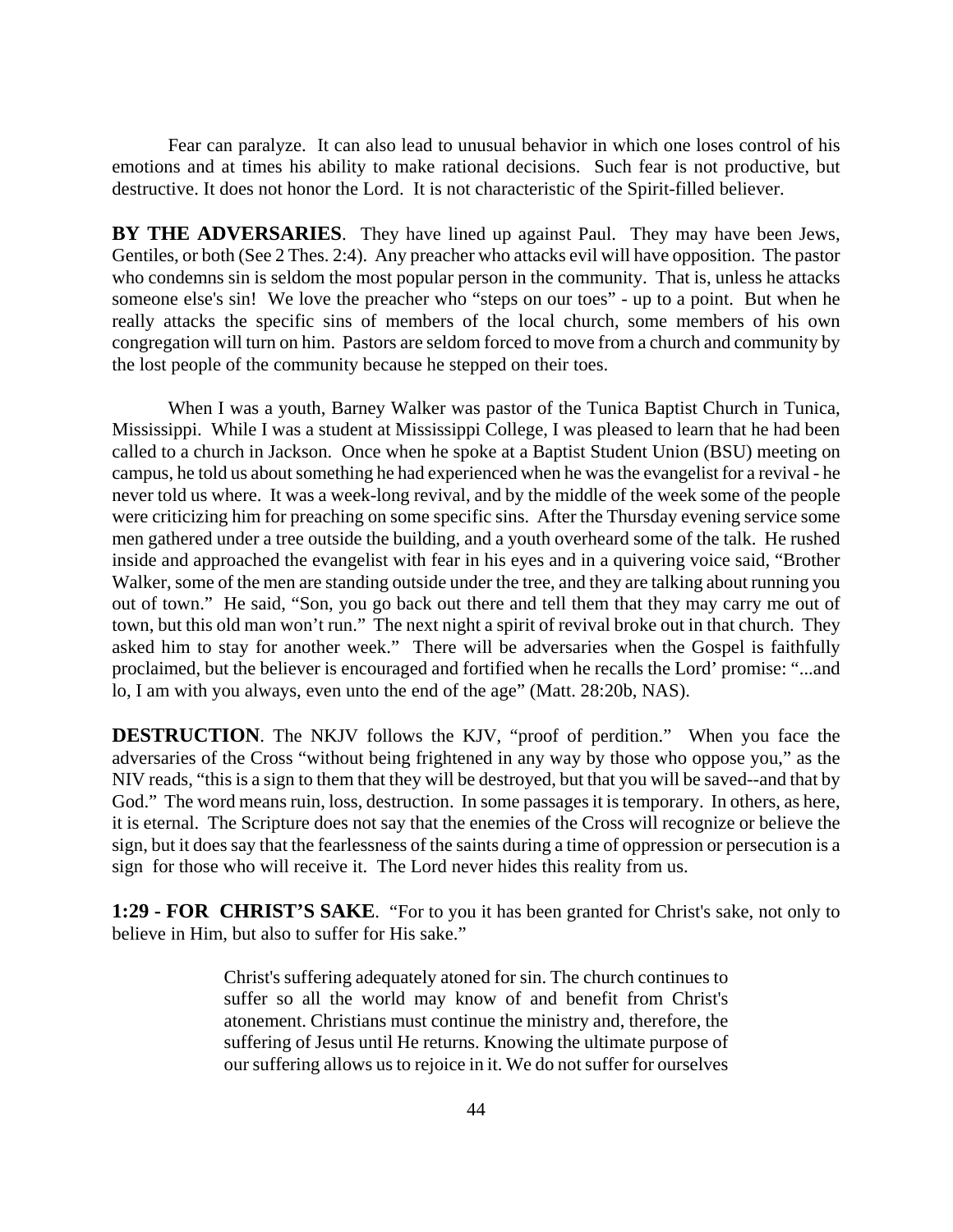Fear can paralyze. It can also lead to unusual behavior in which one loses control of his emotions and at times his ability to make rational decisions. Such fear is not productive, but destructive. It does not honor the Lord. It is not characteristic of the Spirit-filled believer.

**BY THE ADVERSARIES**. They have lined up against Paul. They may have been Jews, Gentiles, or both (See 2 Thes. 2:4). Any preacher who attacks evil will have opposition. The pastor who condemns sin is seldom the most popular person in the community. That is, unless he attacks someone else's sin! We love the preacher who "steps on our toes" - up to a point. But when he really attacks the specific sins of members of the local church, some members of his own congregation will turn on him. Pastors are seldom forced to move from a church and community by the lost people of the community because he stepped on their toes.

When I was a youth, Barney Walker was pastor of the Tunica Baptist Church in Tunica, Mississippi. While I was a student at Mississippi College, I was pleased to learn that he had been called to a church in Jackson. Once when he spoke at a Baptist Student Union (BSU) meeting on campus, he told us about something he had experienced when he was the evangelist for a revival - he never told us where. It was a week-long revival, and by the middle of the week some of the people were criticizing him for preaching on some specific sins. After the Thursday evening service some men gathered under a tree outside the building, and a youth overheard some of the talk. He rushed inside and approached the evangelist with fear in his eyes and in a quivering voice said, "Brother Walker, some of the men are standing outside under the tree, and they are talking about running you out of town." He said, "Son, you go back out there and tell them that they may carry me out of town, but this old man won't run." The next night a spirit of revival broke out in that church. They asked him to stay for another week." There will be adversaries when the Gospel is faithfully proclaimed, but the believer is encouraged and fortified when he recalls the Lord' promise: "...and lo, I am with you always, even unto the end of the age" (Matt. 28:20b, NAS).

**DESTRUCTION**. The NKJV follows the KJV, "proof of perdition." When you face the adversaries of the Cross "without being frightened in any way by those who oppose you," as the NIV reads, "this is a sign to them that they will be destroyed, but that you will be saved--and that by God." The word means ruin, loss, destruction. In some passages it is temporary. In others, as here, it is eternal. The Scripture does not say that the enemies of the Cross will recognize or believe the sign, but it does say that the fearlessness of the saints during a time of oppression or persecution is a sign for those who will receive it. The Lord never hides this reality from us.

**1:29 - FOR CHRIST'S SAKE**. "For to you it has been granted for Christ's sake, not only to believe in Him, but also to suffer for His sake."

> Christ's suffering adequately atoned for sin. The church continues to suffer so all the world may know of and benefit from Christ's atonement. Christians must continue the ministry and, therefore, the suffering of Jesus until He returns. Knowing the ultimate purpose of our suffering allows us to rejoice in it. We do not suffer for ourselves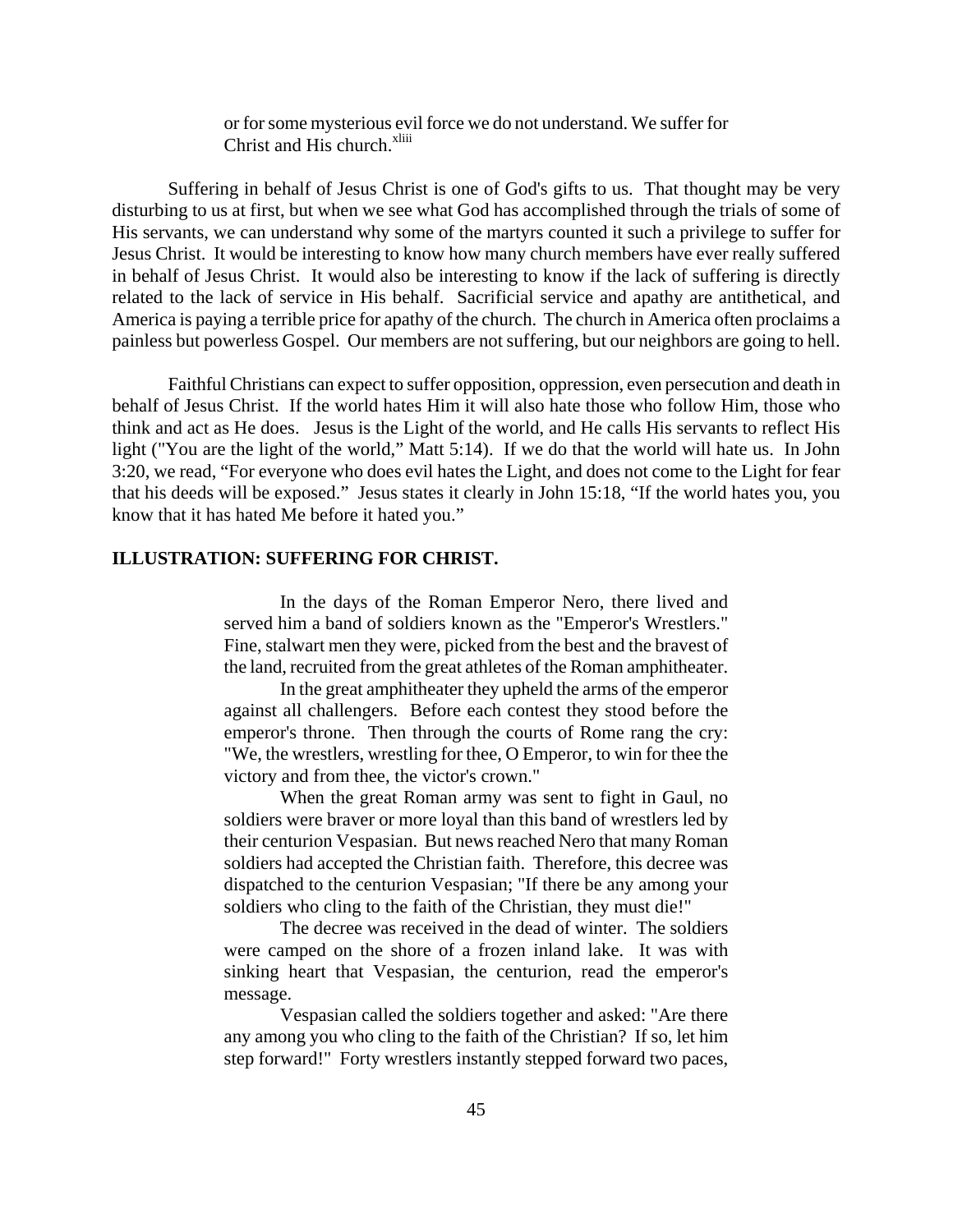> or for some mysterious evil force we do not understand. We suffer for Christ and His church.[xliii]

Suffering in behalf of Jesus Christ is one of God's gifts to us. That thought may be very disturbing to us at first, but when we see what God has accomplished through the trials of some of His servants, we can understand why some of the martyrs counted it such a privilege to suffer for Jesus Christ. It would be interesting to know how many church members have ever really suffered in behalf of Jesus Christ. It would also be interesting to know if the lack of suffering is directly related to the lack of service in His behalf. Sacrificial service and apathy are antithetical, and America is paying a terrible price for apathy of the church. The church in America often proclaims a painless but powerless Gospel. Our members are not suffering, but our neighbors are going to hell.

Faithful Christians can expect to suffer opposition, oppression, even persecution and death in behalf of Jesus Christ. If the world hates Him it will also hate those who follow Him, those who think and act as He does. Jesus is the Light of the world, and He calls His servants to reflect His light ("You are the light of the world," Matt 5:14). If we do that the world will hate us. In John 3:20, we read, "For everyone who does evil hates the Light, and does not come to the Light for fear that his deeds will be exposed." Jesus states it clearly in John 15:18, "If the world hates you, you know that it has hated Me before it hated you."

**ILLUSTRATION: SUFFERING FOR CHRIST.**

> In the days of the Roman Emperor Nero, there lived and served him a band of soldiers known as the "Emperor's Wrestlers." Fine, stalwart men they were, picked from the best and the bravest of the land, recruited from the great athletes of the Roman amphitheater.
>
> In the great amphitheater they upheld the arms of the emperor against all challengers. Before each contest they stood before the emperor's throne. Then through the courts of Rome rang the cry: "We, the wrestlers, wrestling for thee, O Emperor, to win for thee the victory and from thee, the victor's crown."
>
> When the great Roman army was sent to fight in Gaul, no soldiers were braver or more loyal than this band of wrestlers led by their centurion Vespasian. But news reached Nero that many Roman soldiers had accepted the Christian faith. Therefore, this decree was dispatched to the centurion Vespasian; "If there be any among your soldiers who cling to the faith of the Christian, they must die!"
>
> The decree was received in the dead of winter. The soldiers were camped on the shore of a frozen inland lake. It was with sinking heart that Vespasian, the centurion, read the emperor's message.
>
> Vespasian called the soldiers together and asked: "Are there any among you who cling to the faith of the Christian? If so, let him step forward!" Forty wrestlers instantly stepped forward two paces,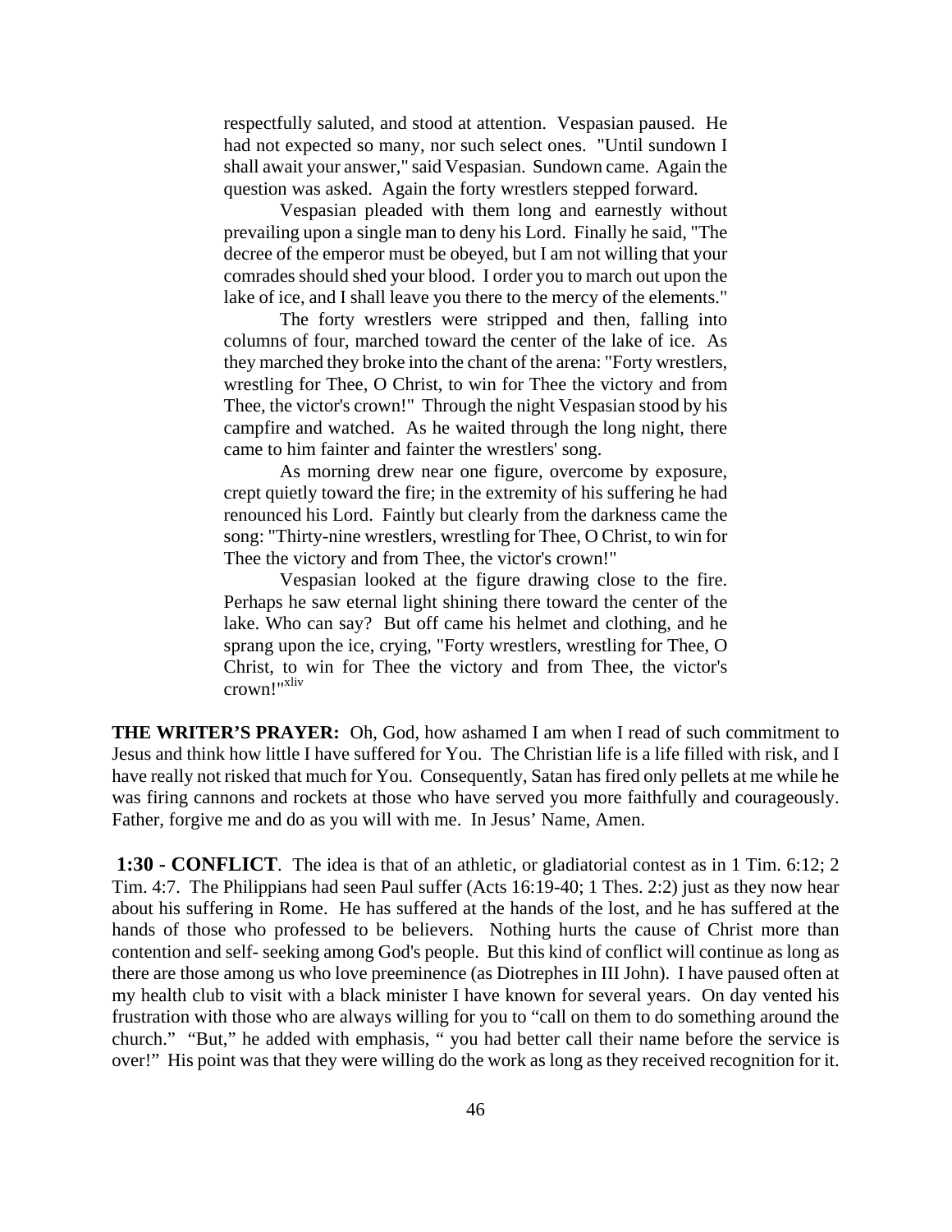respectfully saluted, and stood at attention. Vespasian paused. He had not expected so many, nor such select ones. "Until sundown I shall await your answer," said Vespasian. Sundown came. Again the question was asked. Again the forty wrestlers stepped forward.

Vespasian pleaded with them long and earnestly without prevailing upon a single man to deny his Lord. Finally he said, "The decree of the emperor must be obeyed, but I am not willing that your comrades should shed your blood. I order you to march out upon the lake of ice, and I shall leave you there to the mercy of the elements."

The forty wrestlers were stripped and then, falling into columns of four, marched toward the center of the lake of ice. As they marched they broke into the chant of the arena: "Forty wrestlers, wrestling for Thee, O Christ, to win for Thee the victory and from Thee, the victor's crown!" Through the night Vespasian stood by his campfire and watched. As he waited through the long night, there came to him fainter and fainter the wrestlers' song.

As morning drew near one figure, overcome by exposure, crept quietly toward the fire; in the extremity of his suffering he had renounced his Lord. Faintly but clearly from the darkness came the song: "Thirty-nine wrestlers, wrestling for Thee, O Christ, to win for Thee the victory and from Thee, the victor's crown!"

Vespasian looked at the figure drawing close to the fire. Perhaps he saw eternal light shining there toward the center of the lake. Who can say? But off came his helmet and clothing, and he sprang upon the ice, crying, "Forty wrestlers, wrestling for Thee, O Christ, to win for Thee the victory and from Thee, the victor's crown!"[xliv]

**THE WRITER'S PRAYER:** Oh, God, how ashamed I am when I read of such commitment to Jesus and think how little I have suffered for You. The Christian life is a life filled with risk, and I have really not risked that much for You. Consequently, Satan has fired only pellets at me while he was firing cannons and rockets at those who have served you more faithfully and courageously. Father, forgive me and do as you will with me. In Jesus' Name, Amen.

**1:30 - CONFLICT**. The idea is that of an athletic, or gladiatorial contest as in 1 Tim. 6:12; 2 Tim. 4:7. The Philippians had seen Paul suffer (Acts 16:19-40; 1 Thes. 2:2) just as they now hear about his suffering in Rome. He has suffered at the hands of the lost, and he has suffered at the hands of those who professed to be believers. Nothing hurts the cause of Christ more than contention and self- seeking among God's people. But this kind of conflict will continue as long as there are those among us who love preeminence (as Diotrephes in III John). I have paused often at my health club to visit with a black minister I have known for several years. On day vented his frustration with those who are always willing for you to "call on them to do something around the church." "But," he added with emphasis, " you had better call their name before the service is over!" His point was that they were willing do the work as long as they received recognition for it.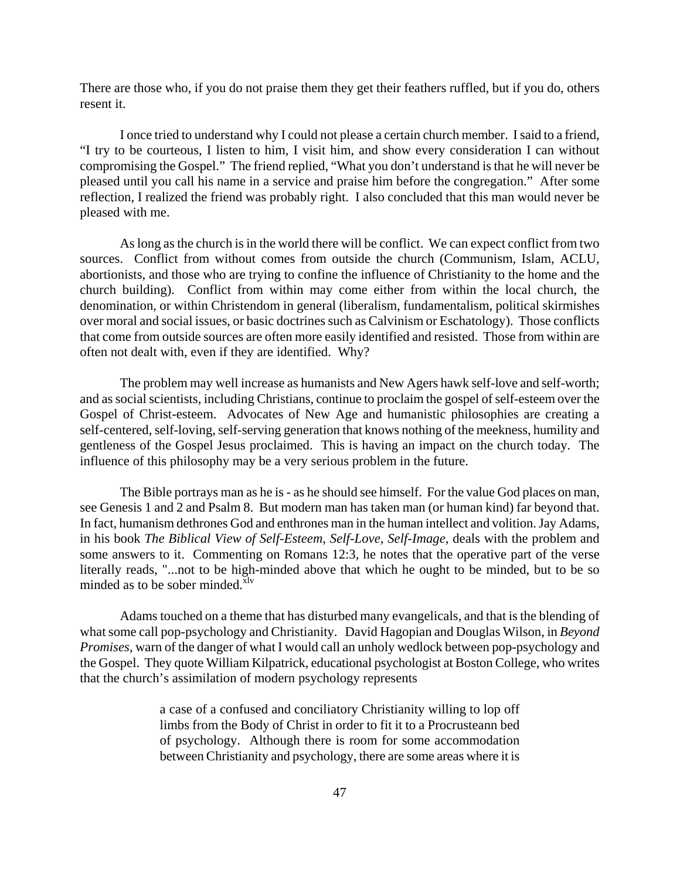There are those who, if you do not praise them they get their feathers ruffled, but if you do, others resent it.

I once tried to understand why I could not please a certain church member. I said to a friend, "I try to be courteous, I listen to him, I visit him, and show every consideration I can without compromising the Gospel." The friend replied, "What you don't understand is that he will never be pleased until you call his name in a service and praise him before the congregation." After some reflection, I realized the friend was probably right. I also concluded that this man would never be pleased with me.

As long as the church is in the world there will be conflict. We can expect conflict from two sources. Conflict from without comes from outside the church (Communism, Islam, ACLU, abortionists, and those who are trying to confine the influence of Christianity to the home and the church building). Conflict from within may come either from within the local church, the denomination, or within Christendom in general (liberalism, fundamentalism, political skirmishes over moral and social issues, or basic doctrines such as Calvinism or Eschatology). Those conflicts that come from outside sources are often more easily identified and resisted. Those from within are often not dealt with, even if they are identified. Why?

The problem may well increase as humanists and New Agers hawk self-love and self-worth; and as social scientists, including Christians, continue to proclaim the gospel of self-esteem over the Gospel of Christ-esteem. Advocates of New Age and humanistic philosophies are creating a self-centered, self-loving, self-serving generation that knows nothing of the meekness, humility and gentleness of the Gospel Jesus proclaimed. This is having an impact on the church today. The influence of this philosophy may be a very serious problem in the future.

The Bible portrays man as he is - as he should see himself. For the value God places on man, see Genesis 1 and 2 and Psalm 8. But modern man has taken man (or human kind) far beyond that. In fact, humanism dethrones God and enthrones man in the human intellect and volition. Jay Adams, in his book *The Biblical View of Self-Esteem, Self-Love, Self-Image,* deals with the problem and some answers to it. Commenting on Romans 12:3, he notes that the operative part of the verse literally reads, "...not to be high-minded above that which he ought to be minded, but to be so minded as to be sober minded.[xlv]

Adams touched on a theme that has disturbed many evangelicals, and that is the blending of what some call pop-psychology and Christianity. David Hagopian and Douglas Wilson, in *Beyond Promises*, warn of the danger of what I would call an unholy wedlock between pop-psychology and the Gospel. They quote William Kilpatrick, educational psychologist at Boston College, who writes that the church's assimilation of modern psychology represents

> a case of a confused and conciliatory Christianity willing to lop off limbs from the Body of Christ in order to fit it to a Procrusteann bed of psychology. Although there is room for some accommodation between Christianity and psychology, there are some areas where it is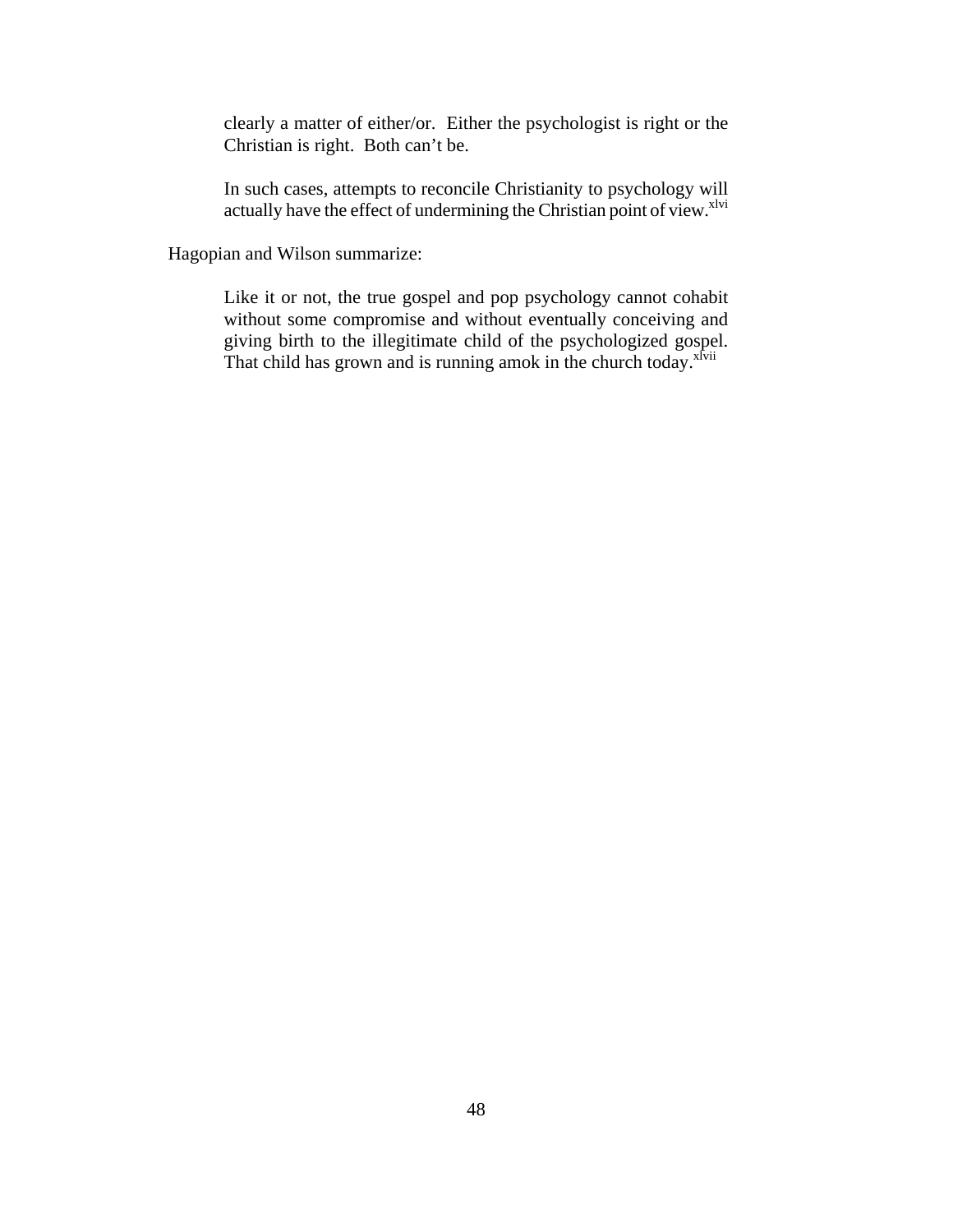> clearly a matter of either/or. Either the psychologist is right or the Christian is right. Both can't be.
>
> In such cases, attempts to reconcile Christianity to psychology will actually have the effect of undermining the Christian point of view.[xlvi]

Hagopian and Wilson summarize:

> Like it or not, the true gospel and pop psychology cannot cohabit without some compromise and without eventually conceiving and giving birth to the illegitimate child of the psychologized gospel. That child has grown and is running amok in the church today.[xlvii]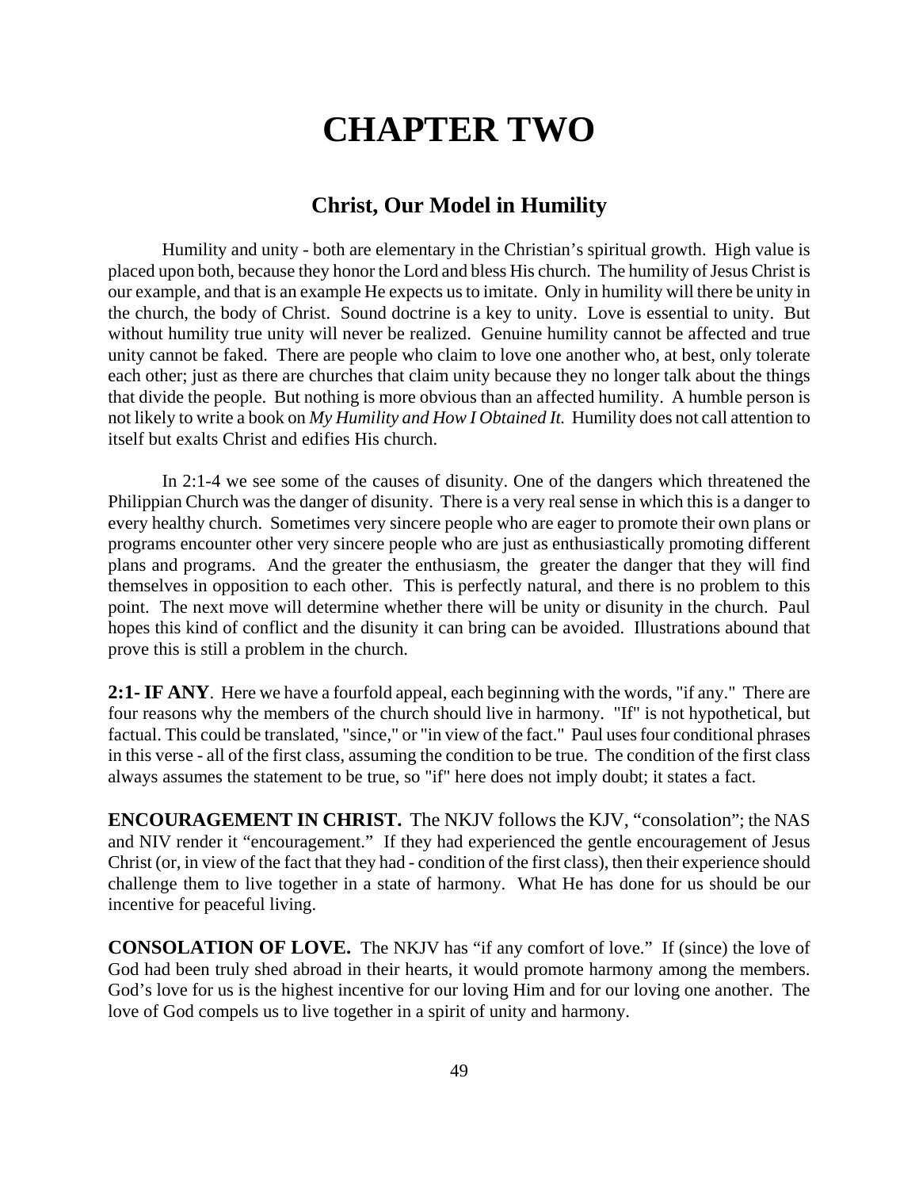# CHAPTER TWO

## Christ, Our Model in Humility

Humility and unity - both are elementary in the Christian's spiritual growth. High value is placed upon both, because they honor the Lord and bless His church. The humility of Jesus Christ is our example, and that is an example He expects us to imitate. Only in humility will there be unity in the church, the body of Christ. Sound doctrine is a key to unity. Love is essential to unity. But without humility true unity will never be realized. Genuine humility cannot be affected and true unity cannot be faked. There are people who claim to love one another who, at best, only tolerate each other; just as there are churches that claim unity because they no longer talk about the things that divide the people. But nothing is more obvious than an affected humility. A humble person is not likely to write a book on *My Humility and How I Obtained It.* Humility does not call attention to itself but exalts Christ and edifies His church.

In 2:1-4 we see some of the causes of disunity. One of the dangers which threatened the Philippian Church was the danger of disunity. There is a very real sense in which this is a danger to every healthy church. Sometimes very sincere people who are eager to promote their own plans or programs encounter other very sincere people who are just as enthusiastically promoting different plans and programs. And the greater the enthusiasm, the greater the danger that they will find themselves in opposition to each other. This is perfectly natural, and there is no problem to this point. The next move will determine whether there will be unity or disunity in the church. Paul hopes this kind of conflict and the disunity it can bring can be avoided. Illustrations abound that prove this is still a problem in the church.

**2:1- IF ANY**. Here we have a fourfold appeal, each beginning with the words, "if any." There are four reasons why the members of the church should live in harmony. "If" is not hypothetical, but factual. This could be translated, "since," or "in view of the fact." Paul uses four conditional phrases in this verse - all of the first class, assuming the condition to be true. The condition of the first class always assumes the statement to be true, so "if" here does not imply doubt; it states a fact.

**ENCOURAGEMENT IN CHRIST.** The NKJV follows the KJV, "consolation"; the NAS and NIV render it "encouragement." If they had experienced the gentle encouragement of Jesus Christ (or, in view of the fact that they had - condition of the first class), then their experience should challenge them to live together in a state of harmony. What He has done for us should be our incentive for peaceful living.

**CONSOLATION OF LOVE.** The NKJV has "if any comfort of love." If (since) the love of God had been truly shed abroad in their hearts, it would promote harmony among the members. God's love for us is the highest incentive for our loving Him and for our loving one another. The love of God compels us to live together in a spirit of unity and harmony.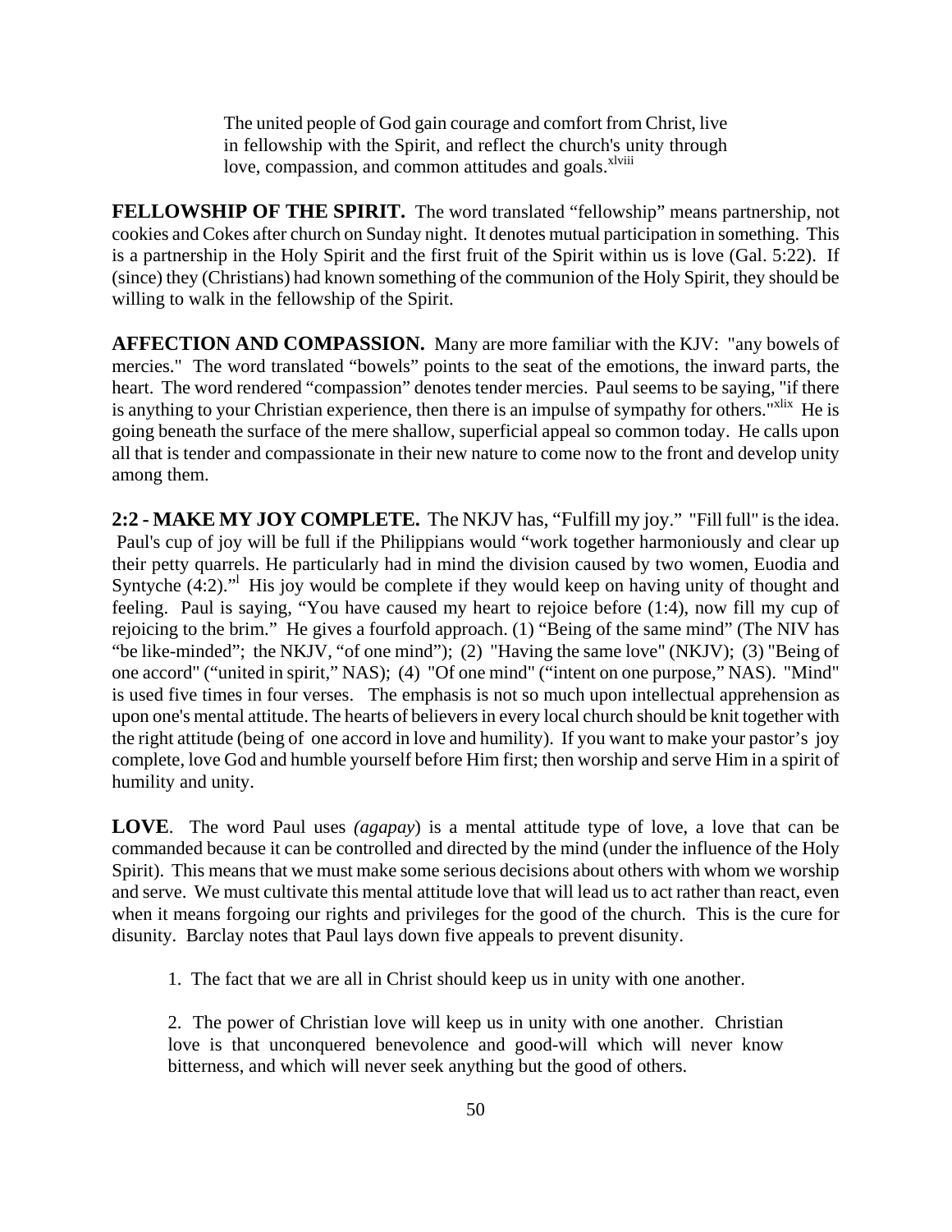> The united people of God gain courage and comfort from Christ, live in fellowship with the Spirit, and reflect the church's unity through love, compassion, and common attitudes and goals.[xlviii]

**FELLOWSHIP OF THE SPIRIT.** The word translated "fellowship" means partnership, not cookies and Cokes after church on Sunday night. It denotes mutual participation in something. This is a partnership in the Holy Spirit and the first fruit of the Spirit within us is love (Gal. 5:22). If (since) they (Christians) had known something of the communion of the Holy Spirit, they should be willing to walk in the fellowship of the Spirit.

**AFFECTION AND COMPASSION.** Many are more familiar with the KJV: "any bowels of mercies." The word translated "bowels" points to the seat of the emotions, the inward parts, the heart. The word rendered "compassion" denotes tender mercies. Paul seems to be saying, "if there is anything to your Christian experience, then there is an impulse of sympathy for others."[xlix] He is going beneath the surface of the mere shallow, superficial appeal so common today. He calls upon all that is tender and compassionate in their new nature to come now to the front and develop unity among them.

**2:2 - MAKE MY JOY COMPLETE.** The NKJV has, "Fulfill my joy." "Fill full" is the idea. Paul's cup of joy will be full if the Philippians would "work together harmoniously and clear up their petty quarrels. He particularly had in mind the division caused by two women, Euodia and Syntyche (4:2)."[l] His joy would be complete if they would keep on having unity of thought and feeling. Paul is saying, "You have caused my heart to rejoice before (1:4), now fill my cup of rejoicing to the brim." He gives a fourfold approach. (1) "Being of the same mind" (The NIV has "be like-minded"; the NKJV, "of one mind"); (2) "Having the same love" (NKJV); (3) "Being of one accord" ("united in spirit," NAS); (4) "Of one mind" ("intent on one purpose," NAS). "Mind" is used five times in four verses. The emphasis is not so much upon intellectual apprehension as upon one's mental attitude. The hearts of believers in every local church should be knit together with the right attitude (being of one accord in love and humility). If you want to make your pastor's joy complete, love God and humble yourself before Him first; then worship and serve Him in a spirit of humility and unity.

**LOVE**. The word Paul uses *(agapay)* is a mental attitude type of love, a love that can be commanded because it can be controlled and directed by the mind (under the influence of the Holy Spirit). This means that we must make some serious decisions about others with whom we worship and serve. We must cultivate this mental attitude love that will lead us to act rather than react, even when it means forgoing our rights and privileges for the good of the church. This is the cure for disunity. Barclay notes that Paul lays down five appeals to prevent disunity.

1. The fact that we are all in Christ should keep us in unity with one another.

2. The power of Christian love will keep us in unity with one another. Christian love is that unconquered benevolence and good-will which will never know bitterness, and which will never seek anything but the good of others.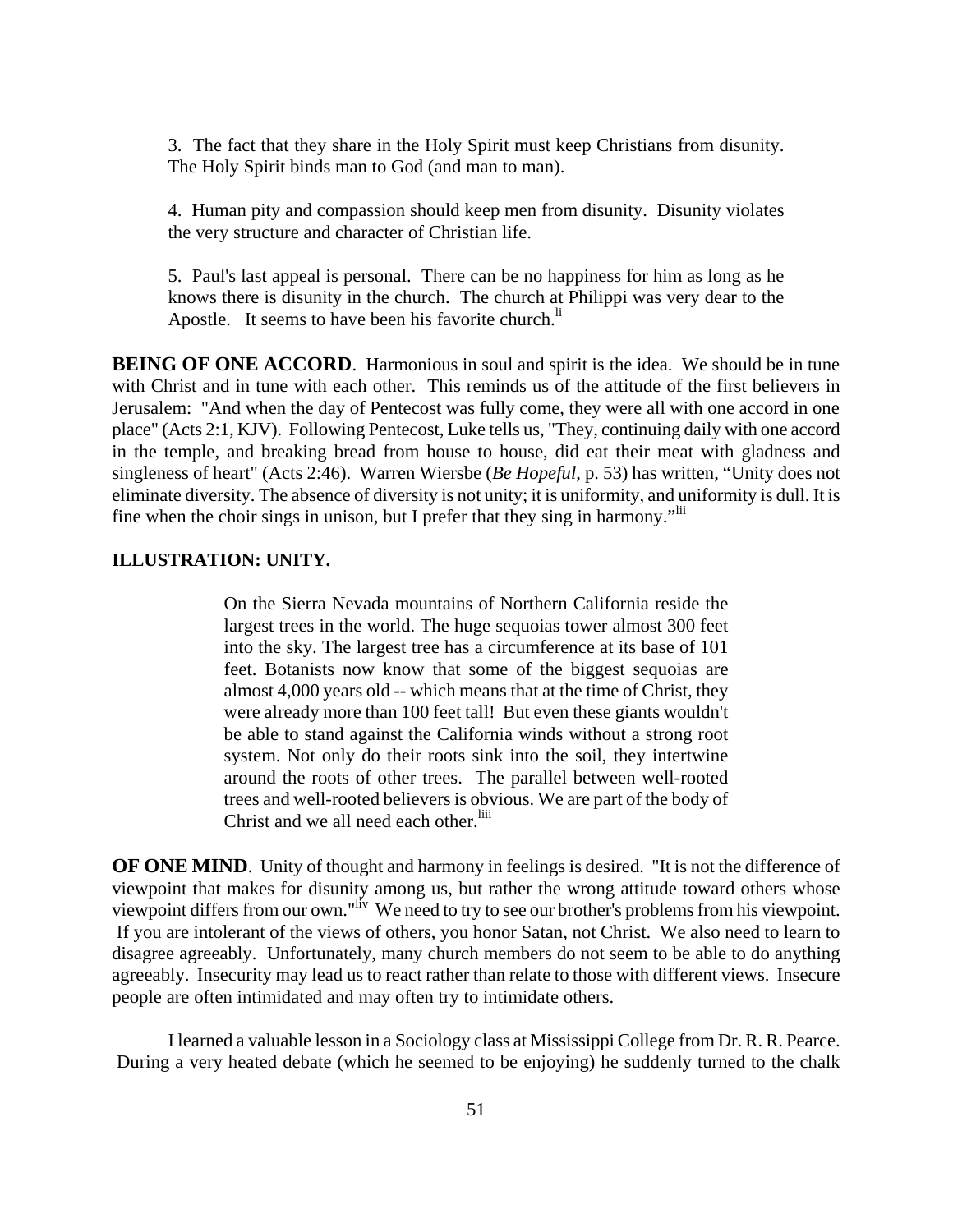3. The fact that they share in the Holy Spirit must keep Christians from disunity. The Holy Spirit binds man to God (and man to man).

4. Human pity and compassion should keep men from disunity. Disunity violates the very structure and character of Christian life.

5. Paul's last appeal is personal. There can be no happiness for him as long as he knows there is disunity in the church. The church at Philippi was very dear to the Apostle. It seems to have been his favorite church.[li]

**BEING OF ONE ACCORD**. Harmonious in soul and spirit is the idea. We should be in tune with Christ and in tune with each other. This reminds us of the attitude of the first believers in Jerusalem: "And when the day of Pentecost was fully come, they were all with one accord in one place" (Acts 2:1, KJV). Following Pentecost, Luke tells us, "They, continuing daily with one accord in the temple, and breaking bread from house to house, did eat their meat with gladness and singleness of heart" (Acts 2:46). Warren Wiersbe (*Be Hopeful*, p. 53) has written, "Unity does not eliminate diversity. The absence of diversity is not unity; it is uniformity, and uniformity is dull. It is fine when the choir sings in unison, but I prefer that they sing in harmony."[lii]

**ILLUSTRATION: UNITY.**

> On the Sierra Nevada mountains of Northern California reside the largest trees in the world. The huge sequoias tower almost 300 feet into the sky. The largest tree has a circumference at its base of 101 feet. Botanists now know that some of the biggest sequoias are almost 4,000 years old -- which means that at the time of Christ, they were already more than 100 feet tall! But even these giants wouldn't be able to stand against the California winds without a strong root system. Not only do their roots sink into the soil, they intertwine around the roots of other trees. The parallel between well-rooted trees and well-rooted believers is obvious. We are part of the body of Christ and we all need each other.[liii]

**OF ONE MIND**. Unity of thought and harmony in feelings is desired. "It is not the difference of viewpoint that makes for disunity among us, but rather the wrong attitude toward others whose viewpoint differs from our own."[liv] We need to try to see our brother's problems from his viewpoint. If you are intolerant of the views of others, you honor Satan, not Christ. We also need to learn to disagree agreeably. Unfortunately, many church members do not seem to be able to do anything agreeably. Insecurity may lead us to react rather than relate to those with different views. Insecure people are often intimidated and may often try to intimidate others.

I learned a valuable lesson in a Sociology class at Mississippi College from Dr. R. R. Pearce. During a very heated debate (which he seemed to be enjoying) he suddenly turned to the chalk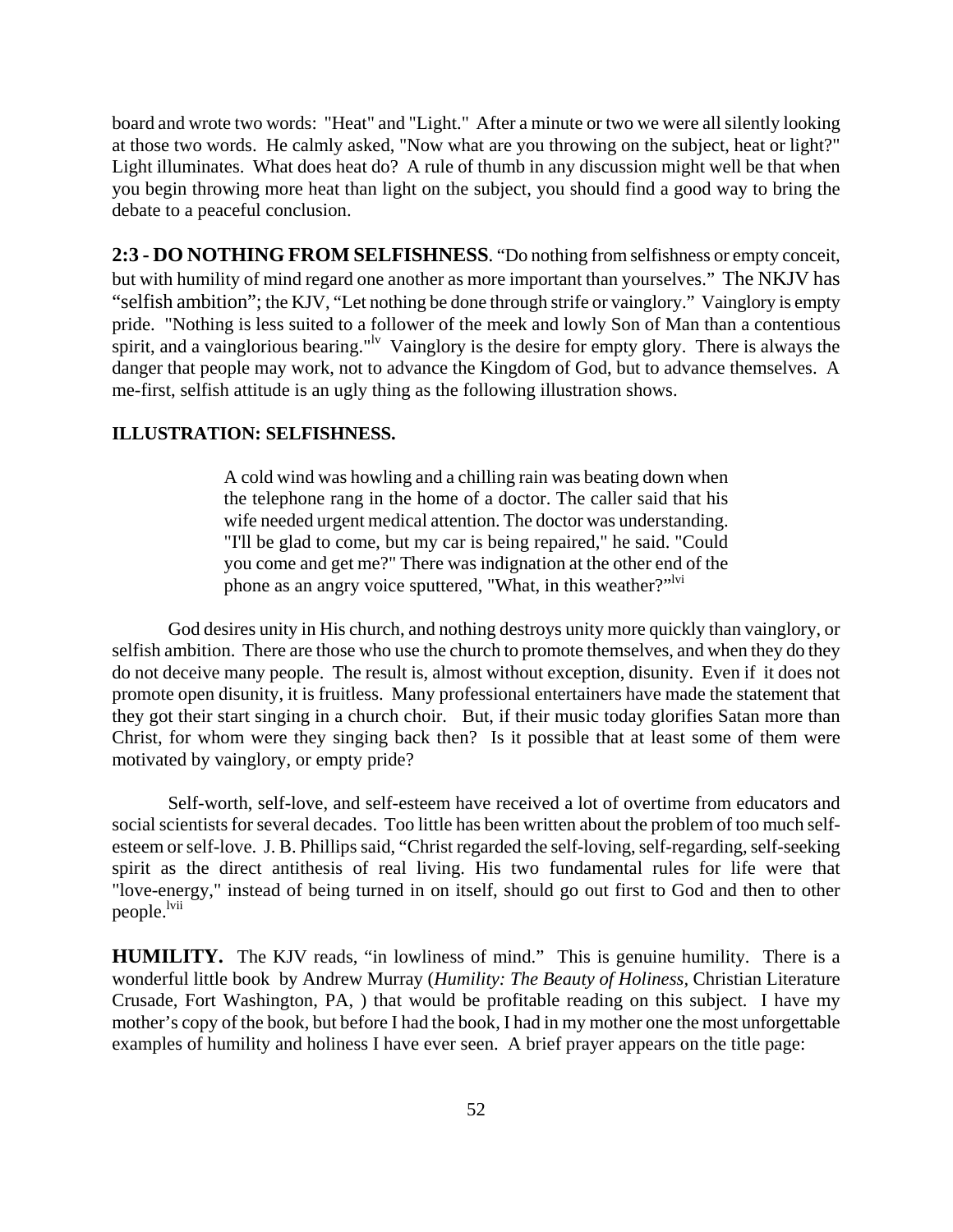board and wrote two words: "Heat" and "Light." After a minute or two we were all silently looking at those two words. He calmly asked, "Now what are you throwing on the subject, heat or light?" Light illuminates. What does heat do? A rule of thumb in any discussion might well be that when you begin throwing more heat than light on the subject, you should find a good way to bring the debate to a peaceful conclusion.

**2:3 - DO NOTHING FROM SELFISHNESS**. "Do nothing from selfishness or empty conceit, but with humility of mind regard one another as more important than yourselves." The NKJV has "selfish ambition"; the KJV, "Let nothing be done through strife or vainglory." Vainglory is empty pride. "Nothing is less suited to a follower of the meek and lowly Son of Man than a contentious spirit, and a vainglorious bearing."[lv] Vainglory is the desire for empty glory. There is always the danger that people may work, not to advance the Kingdom of God, but to advance themselves. A me-first, selfish attitude is an ugly thing as the following illustration shows.

**ILLUSTRATION: SELFISHNESS.**

> A cold wind was howling and a chilling rain was beating down when the telephone rang in the home of a doctor. The caller said that his wife needed urgent medical attention. The doctor was understanding. "I'll be glad to come, but my car is being repaired," he said. "Could you come and get me?" There was indignation at the other end of the phone as an angry voice sputtered, "What, in this weather?"[lvi]

God desires unity in His church, and nothing destroys unity more quickly than vainglory, or selfish ambition. There are those who use the church to promote themselves, and when they do they do not deceive many people. The result is, almost without exception, disunity. Even if it does not promote open disunity, it is fruitless. Many professional entertainers have made the statement that they got their start singing in a church choir. But, if their music today glorifies Satan more than Christ, for whom were they singing back then? Is it possible that at least some of them were motivated by vainglory, or empty pride?

Self-worth, self-love, and self-esteem have received a lot of overtime from educators and social scientists for several decades. Too little has been written about the problem of too much self-esteem or self-love. J. B. Phillips said, "Christ regarded the self-loving, self-regarding, self-seeking spirit as the direct antithesis of real living. His two fundamental rules for life were that "love-energy," instead of being turned in on itself, should go out first to God and then to other people.[lvii]

**HUMILITY.** The KJV reads, "in lowliness of mind." This is genuine humility. There is a wonderful little book by Andrew Murray (*Humility: The Beauty of Holiness*, Christian Literature Crusade, Fort Washington, PA, ) that would be profitable reading on this subject. I have my mother's copy of the book, but before I had the book, I had in my mother one the most unforgettable examples of humility and holiness I have ever seen. A brief prayer appears on the title page: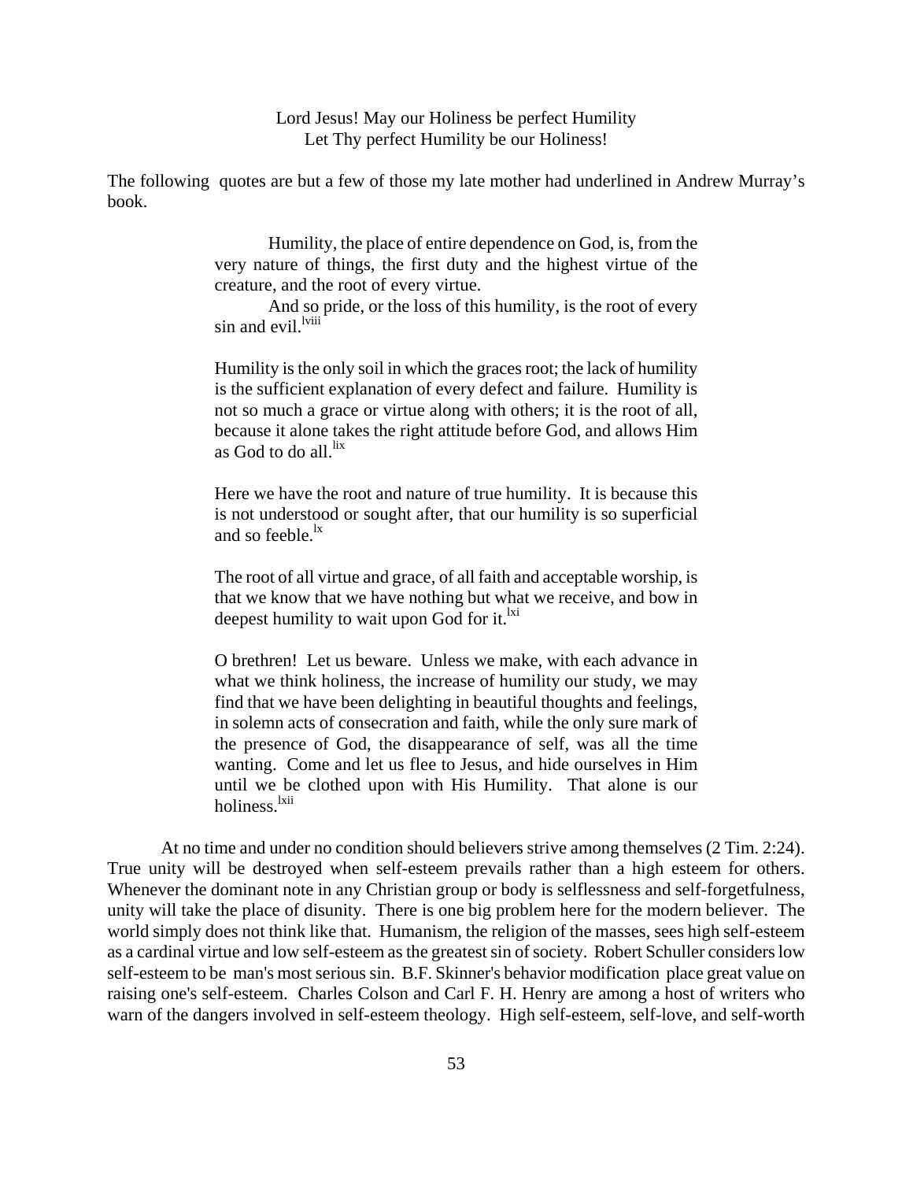Lord Jesus! May our Holiness be perfect Humility
Let Thy perfect Humility be our Holiness!

The following quotes are but a few of those my late mother had underlined in Andrew Murray's book.

> Humility, the place of entire dependence on God, is, from the very nature of things, the first duty and the highest virtue of the creature, and the root of every virtue.
>
> And so pride, or the loss of this humility, is the root of every sin and evil.[lviii]

> Humility is the only soil in which the graces root; the lack of humility is the sufficient explanation of every defect and failure. Humility is not so much a grace or virtue along with others; it is the root of all, because it alone takes the right attitude before God, and allows Him as God to do all.[lix]

> Here we have the root and nature of true humility. It is because this is not understood or sought after, that our humility is so superficial and so feeble.[lx]

> The root of all virtue and grace, of all faith and acceptable worship, is that we know that we have nothing but what we receive, and bow in deepest humility to wait upon God for it.[lxi]

> O brethren! Let us beware. Unless we make, with each advance in what we think holiness, the increase of humility our study, we may find that we have been delighting in beautiful thoughts and feelings, in solemn acts of consecration and faith, while the only sure mark of the presence of God, the disappearance of self, was all the time wanting. Come and let us flee to Jesus, and hide ourselves in Him until we be clothed upon with His Humility. That alone is our holiness.[lxii]

At no time and under no condition should believers strive among themselves (2 Tim. 2:24). True unity will be destroyed when self-esteem prevails rather than a high esteem for others. Whenever the dominant note in any Christian group or body is selflessness and self-forgetfulness, unity will take the place of disunity. There is one big problem here for the modern believer. The world simply does not think like that. Humanism, the religion of the masses, sees high self-esteem as a cardinal virtue and low self-esteem as the greatest sin of society. Robert Schuller considers low self-esteem to be man's most serious sin. B.F. Skinner's behavior modification place great value on raising one's self-esteem. Charles Colson and Carl F. H. Henry are among a host of writers who warn of the dangers involved in self-esteem theology. High self-esteem, self-love, and self-worth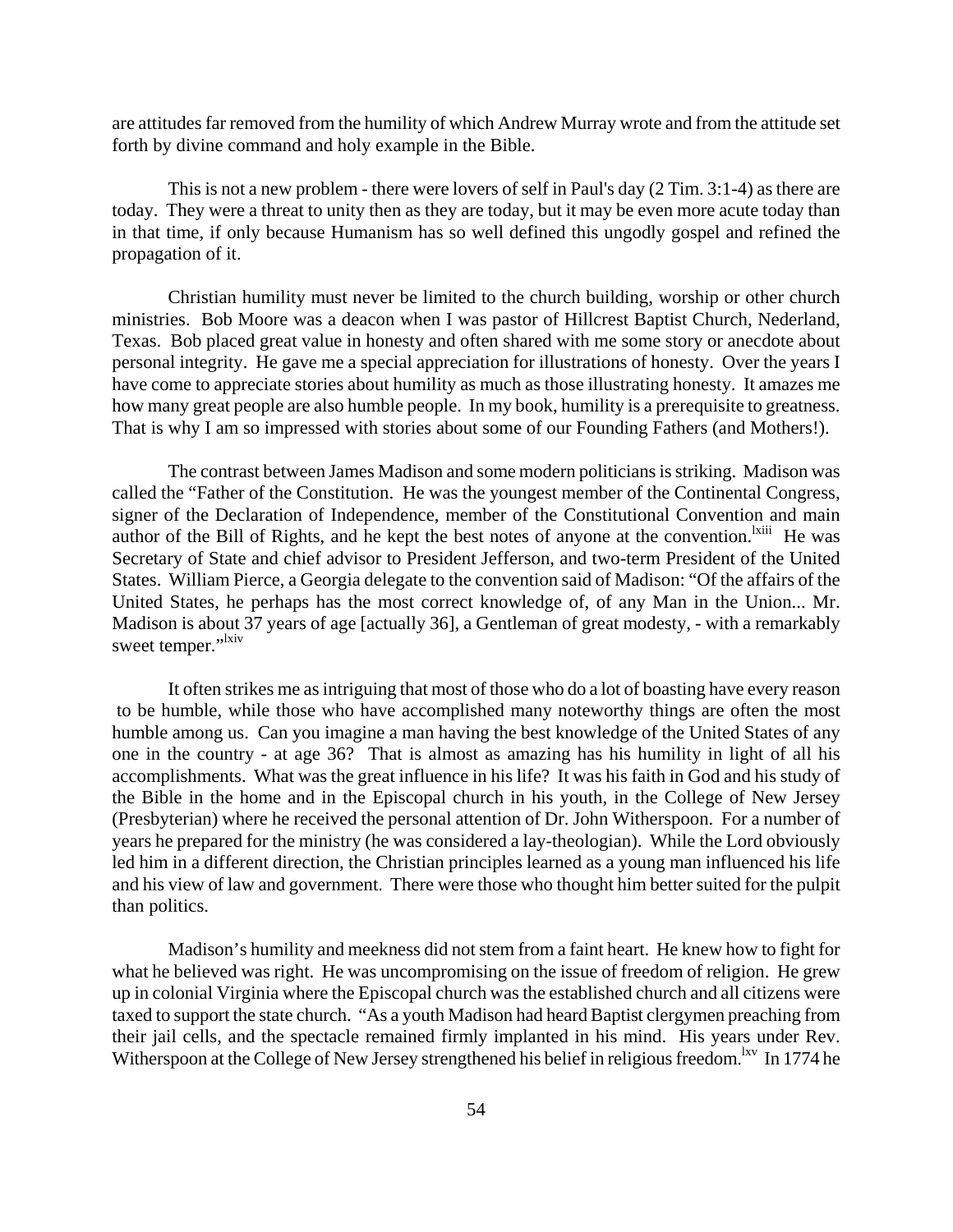are attitudes far removed from the humility of which Andrew Murray wrote and from the attitude set forth by divine command and holy example in the Bible.

This is not a new problem - there were lovers of self in Paul's day (2 Tim. 3:1-4) as there are today. They were a threat to unity then as they are today, but it may be even more acute today than in that time, if only because Humanism has so well defined this ungodly gospel and refined the propagation of it.

Christian humility must never be limited to the church building, worship or other church ministries. Bob Moore was a deacon when I was pastor of Hillcrest Baptist Church, Nederland, Texas. Bob placed great value in honesty and often shared with me some story or anecdote about personal integrity. He gave me a special appreciation for illustrations of honesty. Over the years I have come to appreciate stories about humility as much as those illustrating honesty. It amazes me how many great people are also humble people. In my book, humility is a prerequisite to greatness. That is why I am so impressed with stories about some of our Founding Fathers (and Mothers!).

The contrast between James Madison and some modern politicians is striking. Madison was called the "Father of the Constitution. He was the youngest member of the Continental Congress, signer of the Declaration of Independence, member of the Constitutional Convention and main author of the Bill of Rights, and he kept the best notes of anyone at the convention.[lxiii] He was Secretary of State and chief advisor to President Jefferson, and two-term President of the United States. William Pierce, a Georgia delegate to the convention said of Madison: "Of the affairs of the United States, he perhaps has the most correct knowledge of, of any Man in the Union... Mr. Madison is about 37 years of age [actually 36], a Gentleman of great modesty, - with a remarkably sweet temper."[lxiv]

It often strikes me as intriguing that most of those who do a lot of boasting have every reason to be humble, while those who have accomplished many noteworthy things are often the most humble among us. Can you imagine a man having the best knowledge of the United States of any one in the country - at age 36? That is almost as amazing has his humility in light of all his accomplishments. What was the great influence in his life? It was his faith in God and his study of the Bible in the home and in the Episcopal church in his youth, in the College of New Jersey (Presbyterian) where he received the personal attention of Dr. John Witherspoon. For a number of years he prepared for the ministry (he was considered a lay-theologian). While the Lord obviously led him in a different direction, the Christian principles learned as a young man influenced his life and his view of law and government. There were those who thought him better suited for the pulpit than politics.

Madison's humility and meekness did not stem from a faint heart. He knew how to fight for what he believed was right. He was uncompromising on the issue of freedom of religion. He grew up in colonial Virginia where the Episcopal church was the established church and all citizens were taxed to support the state church. "As a youth Madison had heard Baptist clergymen preaching from their jail cells, and the spectacle remained firmly implanted in his mind. His years under Rev. Witherspoon at the College of New Jersey strengthened his belief in religious freedom.[lxv] In 1774 he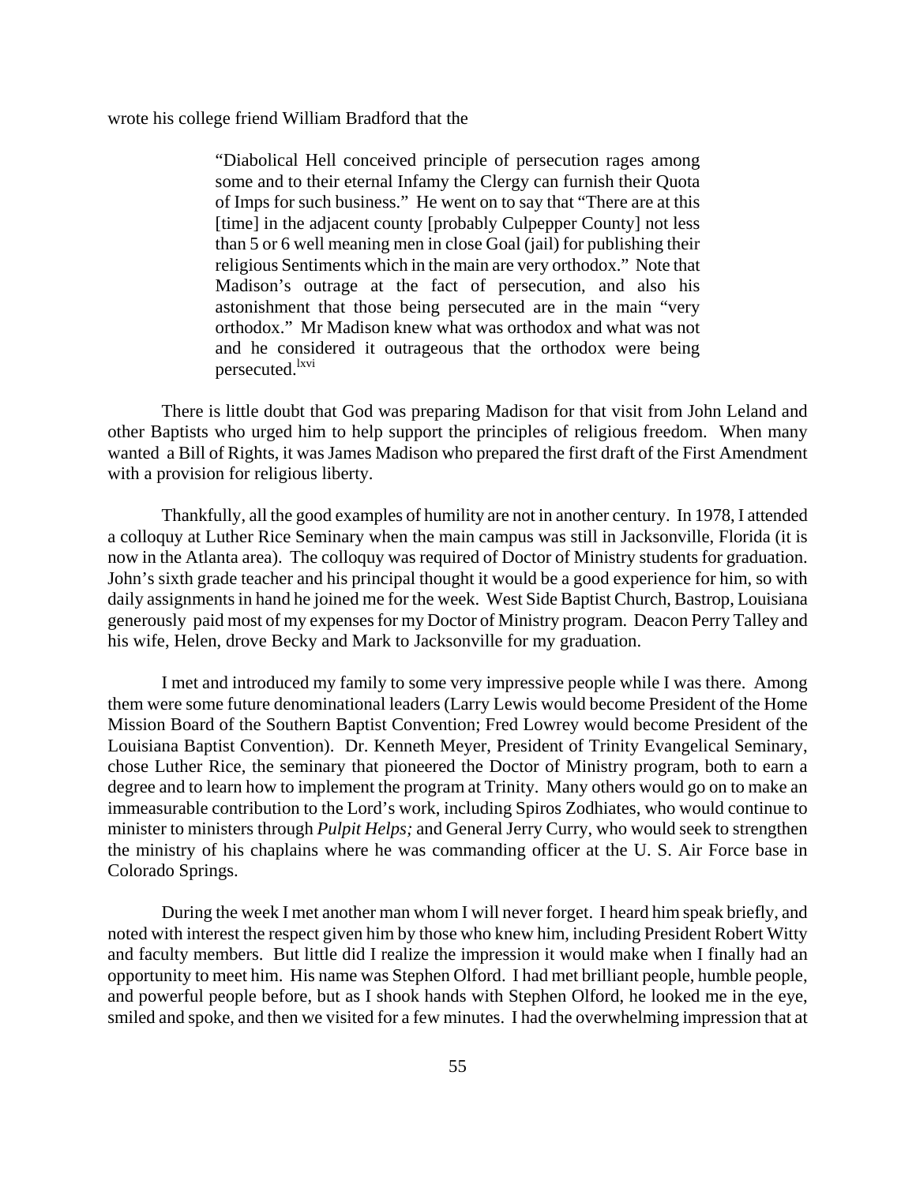wrote his college friend William Bradford that the

> "Diabolical Hell conceived principle of persecution rages among some and to their eternal Infamy the Clergy can furnish their Quota of Imps for such business." He went on to say that "There are at this [time] in the adjacent county [probably Culpepper County] not less than 5 or 6 well meaning men in close Goal (jail) for publishing their religious Sentiments which in the main are very orthodox." Note that Madison's outrage at the fact of persecution, and also his astonishment that those being persecuted are in the main "very orthodox." Mr Madison knew what was orthodox and what was not and he considered it outrageous that the orthodox were being persecuted.[lxvi]

There is little doubt that God was preparing Madison for that visit from John Leland and other Baptists who urged him to help support the principles of religious freedom. When many wanted a Bill of Rights, it was James Madison who prepared the first draft of the First Amendment with a provision for religious liberty.

Thankfully, all the good examples of humility are not in another century. In 1978, I attended a colloquy at Luther Rice Seminary when the main campus was still in Jacksonville, Florida (it is now in the Atlanta area). The colloquy was required of Doctor of Ministry students for graduation. John's sixth grade teacher and his principal thought it would be a good experience for him, so with daily assignments in hand he joined me for the week. West Side Baptist Church, Bastrop, Louisiana generously paid most of my expenses for my Doctor of Ministry program. Deacon Perry Talley and his wife, Helen, drove Becky and Mark to Jacksonville for my graduation.

I met and introduced my family to some very impressive people while I was there. Among them were some future denominational leaders (Larry Lewis would become President of the Home Mission Board of the Southern Baptist Convention; Fred Lowrey would become President of the Louisiana Baptist Convention). Dr. Kenneth Meyer, President of Trinity Evangelical Seminary, chose Luther Rice, the seminary that pioneered the Doctor of Ministry program, both to earn a degree and to learn how to implement the program at Trinity. Many others would go on to make an immeasurable contribution to the Lord's work, including Spiros Zodhiates, who would continue to minister to ministers through *Pulpit Helps;* and General Jerry Curry, who would seek to strengthen the ministry of his chaplains where he was commanding officer at the U. S. Air Force base in Colorado Springs.

During the week I met another man whom I will never forget. I heard him speak briefly, and noted with interest the respect given him by those who knew him, including President Robert Witty and faculty members. But little did I realize the impression it would make when I finally had an opportunity to meet him. His name was Stephen Olford. I had met brilliant people, humble people, and powerful people before, but as I shook hands with Stephen Olford, he looked me in the eye, smiled and spoke, and then we visited for a few minutes. I had the overwhelming impression that at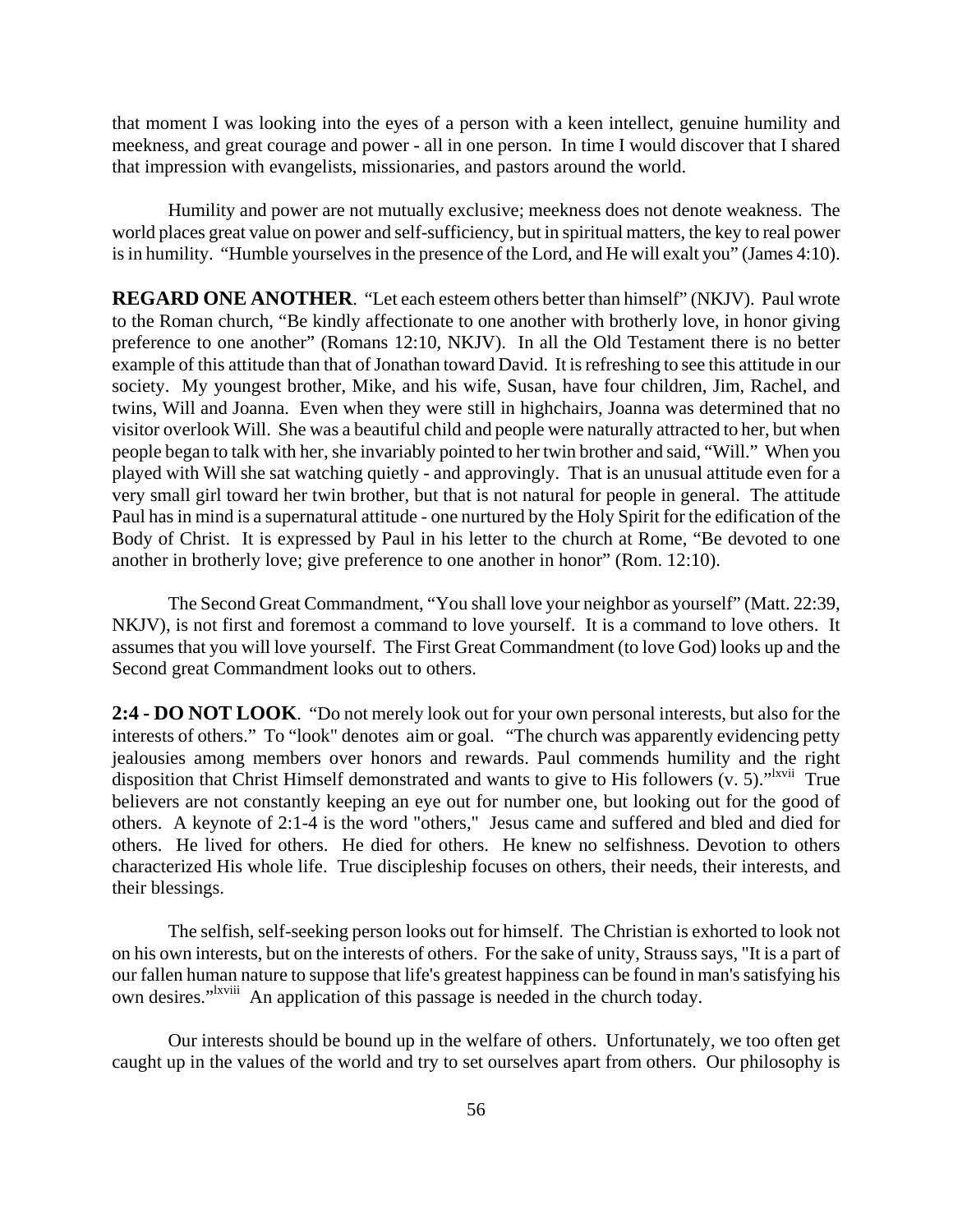that moment I was looking into the eyes of a person with a keen intellect, genuine humility and meekness, and great courage and power - all in one person. In time I would discover that I shared that impression with evangelists, missionaries, and pastors around the world.

Humility and power are not mutually exclusive; meekness does not denote weakness. The world places great value on power and self-sufficiency, but in spiritual matters, the key to real power is in humility. "Humble yourselves in the presence of the Lord, and He will exalt you" (James 4:10).

**REGARD ONE ANOTHER**. "Let each esteem others better than himself" (NKJV). Paul wrote to the Roman church, "Be kindly affectionate to one another with brotherly love, in honor giving preference to one another" (Romans 12:10, NKJV). In all the Old Testament there is no better example of this attitude than that of Jonathan toward David. It is refreshing to see this attitude in our society. My youngest brother, Mike, and his wife, Susan, have four children, Jim, Rachel, and twins, Will and Joanna. Even when they were still in highchairs, Joanna was determined that no visitor overlook Will. She was a beautiful child and people were naturally attracted to her, but when people began to talk with her, she invariably pointed to her twin brother and said, "Will." When you played with Will she sat watching quietly - and approvingly. That is an unusual attitude even for a very small girl toward her twin brother, but that is not natural for people in general. The attitude Paul has in mind is a supernatural attitude - one nurtured by the Holy Spirit for the edification of the Body of Christ. It is expressed by Paul in his letter to the church at Rome, "Be devoted to one another in brotherly love; give preference to one another in honor" (Rom. 12:10).

The Second Great Commandment, "You shall love your neighbor as yourself" (Matt. 22:39, NKJV), is not first and foremost a command to love yourself. It is a command to love others. It assumes that you will love yourself. The First Great Commandment (to love God) looks up and the Second great Commandment looks out to others.

**2:4 - DO NOT LOOK**. "Do not merely look out for your own personal interests, but also for the interests of others." To "look" denotes aim or goal. "The church was apparently evidencing petty jealousies among members over honors and rewards. Paul commends humility and the right disposition that Christ Himself demonstrated and wants to give to His followers (v. 5)."[lxvii] True believers are not constantly keeping an eye out for number one, but looking out for the good of others. A keynote of 2:1-4 is the word "others," Jesus came and suffered and bled and died for others. He lived for others. He died for others. He knew no selfishness. Devotion to others characterized His whole life. True discipleship focuses on others, their needs, their interests, and their blessings.

The selfish, self-seeking person looks out for himself. The Christian is exhorted to look not on his own interests, but on the interests of others. For the sake of unity, Strauss says, "It is a part of our fallen human nature to suppose that life's greatest happiness can be found in man's satisfying his own desires."[lxviii] An application of this passage is needed in the church today.

Our interests should be bound up in the welfare of others. Unfortunately, we too often get caught up in the values of the world and try to set ourselves apart from others. Our philosophy is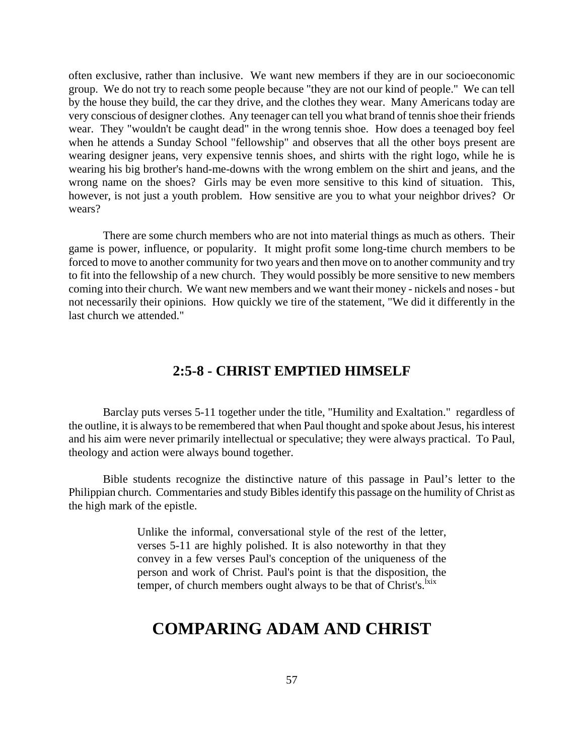often exclusive, rather than inclusive. We want new members if they are in our socioeconomic group. We do not try to reach some people because "they are not our kind of people." We can tell by the house they build, the car they drive, and the clothes they wear. Many Americans today are very conscious of designer clothes. Any teenager can tell you what brand of tennis shoe their friends wear. They "wouldn't be caught dead" in the wrong tennis shoe. How does a teenaged boy feel when he attends a Sunday School "fellowship" and observes that all the other boys present are wearing designer jeans, very expensive tennis shoes, and shirts with the right logo, while he is wearing his big brother's hand-me-downs with the wrong emblem on the shirt and jeans, and the wrong name on the shoes? Girls may be even more sensitive to this kind of situation. This, however, is not just a youth problem. How sensitive are you to what your neighbor drives? Or wears?

There are some church members who are not into material things as much as others. Their game is power, influence, or popularity. It might profit some long-time church members to be forced to move to another community for two years and then move on to another community and try to fit into the fellowship of a new church. They would possibly be more sensitive to new members coming into their church. We want new members and we want their money - nickels and noses - but not necessarily their opinions. How quickly we tire of the statement, "We did it differently in the last church we attended."

### 2:5-8 - CHRIST EMPTIED HIMSELF

Barclay puts verses 5-11 together under the title, "Humility and Exaltation." regardless of the outline, it is always to be remembered that when Paul thought and spoke about Jesus, his interest and his aim were never primarily intellectual or speculative; they were always practical. To Paul, theology and action were always bound together.

Bible students recognize the distinctive nature of this passage in Paul's letter to the Philippian church. Commentaries and study Bibles identify this passage on the humility of Christ as the high mark of the epistle.

> Unlike the informal, conversational style of the rest of the letter, verses 5-11 are highly polished. It is also noteworthy in that they convey in a few verses Paul's conception of the uniqueness of the person and work of Christ. Paul's point is that the disposition, the temper, of church members ought always to be that of Christ's.[lxix]

## COMPARING ADAM AND CHRIST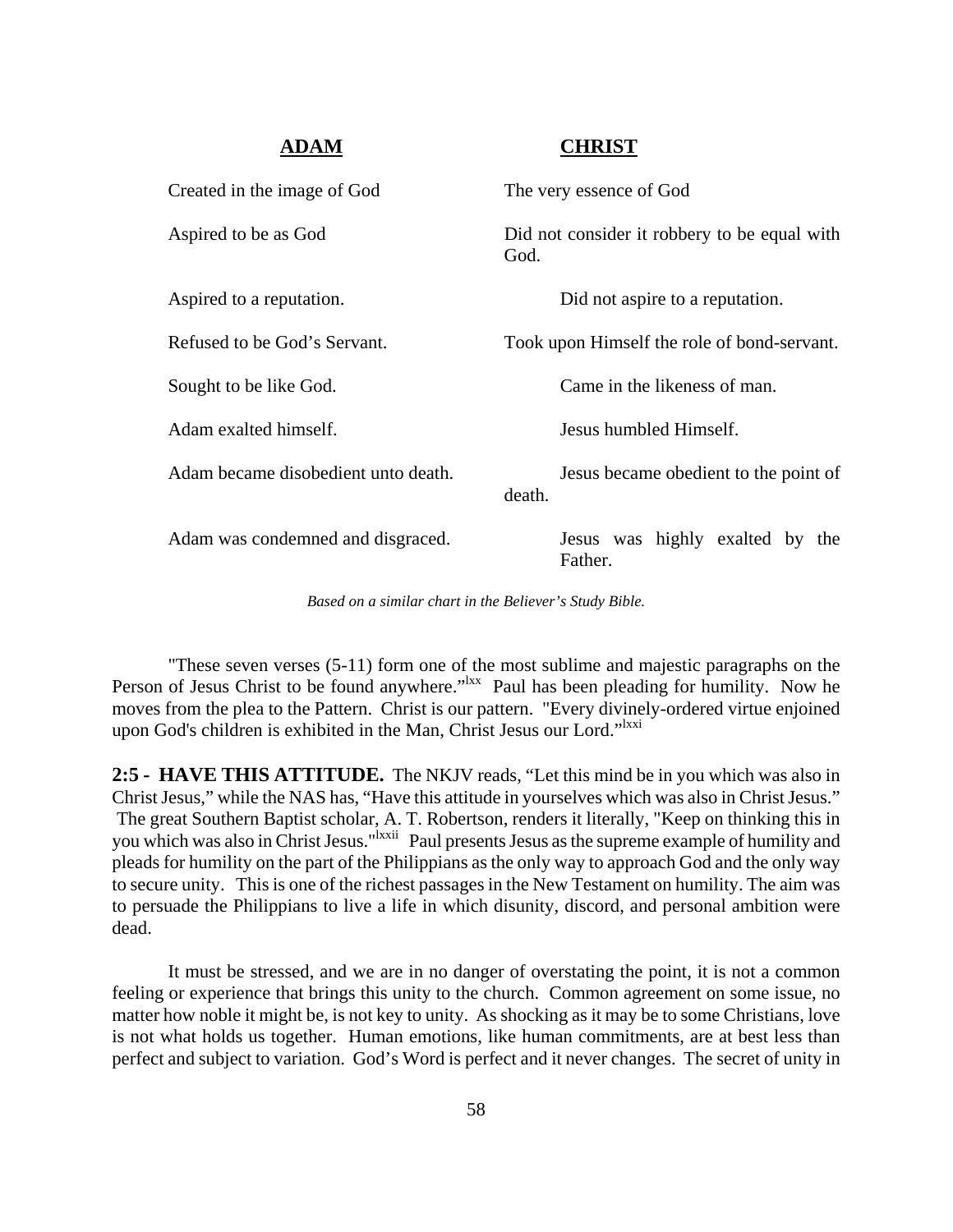| **ADAM** | **CHRIST** |
|---|---|
| Created in the image of God | The very essence of God |
| Aspired to be as God | Did not consider it robbery to be equal with God. |
| Aspired to a reputation. | Did not aspire to a reputation. |
| Refused to be God's Servant. | Took upon Himself the role of bond-servant. |
| Sought to be like God. | Came in the likeness of man. |
| Adam exalted himself. | Jesus humbled Himself. |
| Adam became disobedient unto death. | Jesus became obedient to the point of death. |
| Adam was condemned and disgraced. | Jesus was highly exalted by the Father. |

*Based on a similar chart in the Believer's Study Bible.*

"These seven verses (5-11) form one of the most sublime and majestic paragraphs on the Person of Jesus Christ to be found anywhere."[lxx] Paul has been pleading for humility. Now he moves from the plea to the Pattern. Christ is our pattern. "Every divinely-ordered virtue enjoined upon God's children is exhibited in the Man, Christ Jesus our Lord."[lxxi]

**2:5 - HAVE THIS ATTITUDE.** The NKJV reads, "Let this mind be in you which was also in Christ Jesus," while the NAS has, "Have this attitude in yourselves which was also in Christ Jesus." The great Southern Baptist scholar, A. T. Robertson, renders it literally, "Keep on thinking this in you which was also in Christ Jesus."[lxxii] Paul presents Jesus as the supreme example of humility and pleads for humility on the part of the Philippians as the only way to approach God and the only way to secure unity. This is one of the richest passages in the New Testament on humility. The aim was to persuade the Philippians to live a life in which disunity, discord, and personal ambition were dead.

It must be stressed, and we are in no danger of overstating the point, it is not a common feeling or experience that brings this unity to the church. Common agreement on some issue, no matter how noble it might be, is not key to unity. As shocking as it may be to some Christians, love is not what holds us together. Human emotions, like human commitments, are at best less than perfect and subject to variation. God's Word is perfect and it never changes. The secret of unity in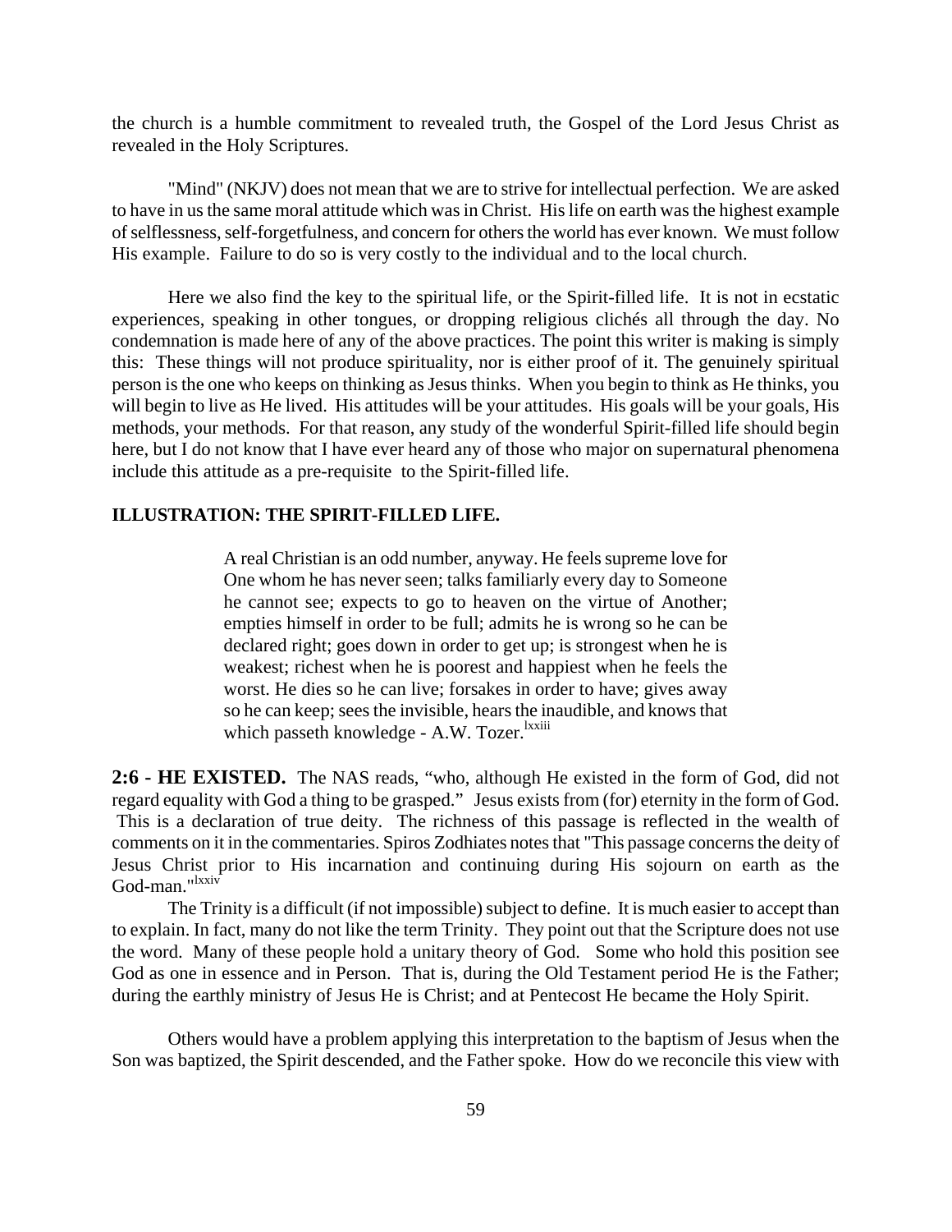the church is a humble commitment to revealed truth, the Gospel of the Lord Jesus Christ as revealed in the Holy Scriptures.

"Mind" (NKJV) does not mean that we are to strive for intellectual perfection. We are asked to have in us the same moral attitude which was in Christ. His life on earth was the highest example of selflessness, self-forgetfulness, and concern for others the world has ever known. We must follow His example. Failure to do so is very costly to the individual and to the local church.

Here we also find the key to the spiritual life, or the Spirit-filled life. It is not in ecstatic experiences, speaking in other tongues, or dropping religious clichés all through the day. No condemnation is made here of any of the above practices. The point this writer is making is simply this: These things will not produce spirituality, nor is either proof of it. The genuinely spiritual person is the one who keeps on thinking as Jesus thinks. When you begin to think as He thinks, you will begin to live as He lived. His attitudes will be your attitudes. His goals will be your goals, His methods, your methods. For that reason, any study of the wonderful Spirit-filled life should begin here, but I do not know that I have ever heard any of those who major on supernatural phenomena include this attitude as a pre-requisite to the Spirit-filled life.

**ILLUSTRATION: THE SPIRIT-FILLED LIFE.**

> A real Christian is an odd number, anyway. He feels supreme love for One whom he has never seen; talks familiarly every day to Someone he cannot see; expects to go to heaven on the virtue of Another; empties himself in order to be full; admits he is wrong so he can be declared right; goes down in order to get up; is strongest when he is weakest; richest when he is poorest and happiest when he feels the worst. He dies so he can live; forsakes in order to have; gives away so he can keep; sees the invisible, hears the inaudible, and knows that which passeth knowledge - A.W. Tozer.[lxxiii]

**2:6 - HE EXISTED.** The NAS reads, "who, although He existed in the form of God, did not regard equality with God a thing to be grasped." Jesus exists from (for) eternity in the form of God. This is a declaration of true deity. The richness of this passage is reflected in the wealth of comments on it in the commentaries. Spiros Zodhiates notes that "This passage concerns the deity of Jesus Christ prior to His incarnation and continuing during His sojourn on earth as the God-man."[lxxiv]

The Trinity is a difficult (if not impossible) subject to define. It is much easier to accept than to explain. In fact, many do not like the term Trinity. They point out that the Scripture does not use the word. Many of these people hold a unitary theory of God. Some who hold this position see God as one in essence and in Person. That is, during the Old Testament period He is the Father; during the earthly ministry of Jesus He is Christ; and at Pentecost He became the Holy Spirit.

Others would have a problem applying this interpretation to the baptism of Jesus when the Son was baptized, the Spirit descended, and the Father spoke. How do we reconcile this view with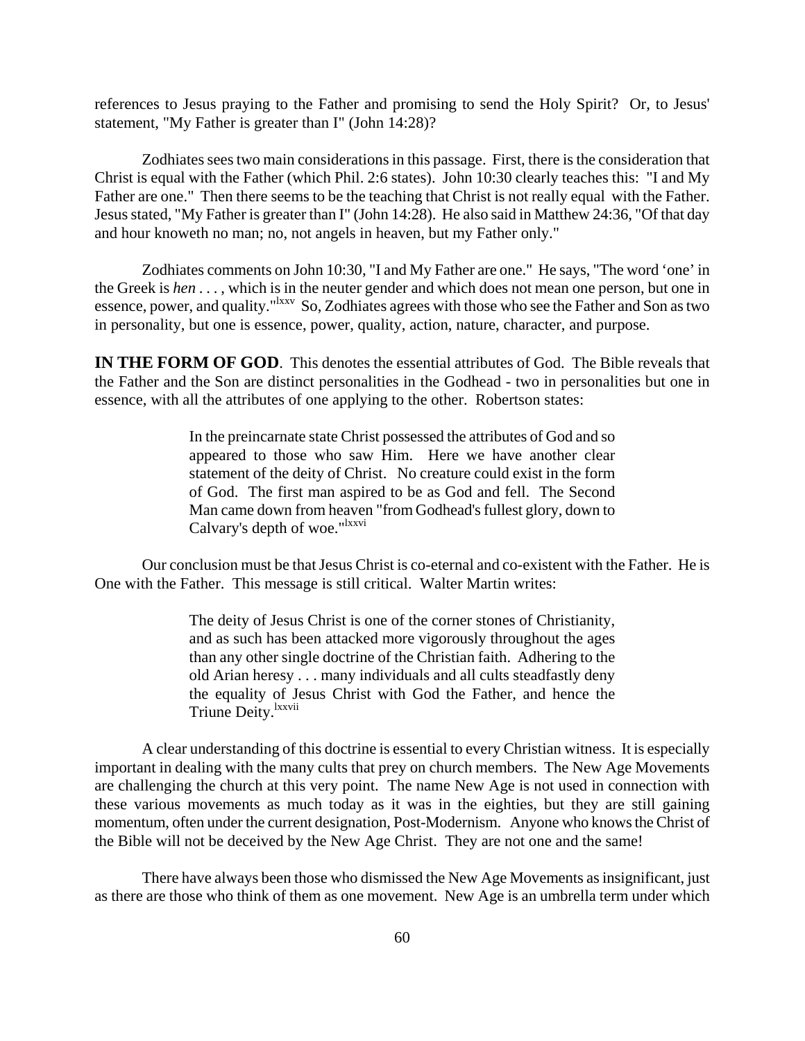references to Jesus praying to the Father and promising to send the Holy Spirit? Or, to Jesus' statement, "My Father is greater than I" (John 14:28)?

Zodhiates sees two main considerations in this passage. First, there is the consideration that Christ is equal with the Father (which Phil. 2:6 states). John 10:30 clearly teaches this: "I and My Father are one." Then there seems to be the teaching that Christ is not really equal with the Father. Jesus stated, "My Father is greater than I" (John 14:28). He also said in Matthew 24:36, "Of that day and hour knoweth no man; no, not angels in heaven, but my Father only."

Zodhiates comments on John 10:30, "I and My Father are one." He says, "The word 'one' in the Greek is *hen* . . . , which is in the neuter gender and which does not mean one person, but one in essence, power, and quality."[lxxv] So, Zodhiates agrees with those who see the Father and Son as two in personality, but one is essence, power, quality, action, nature, character, and purpose.

**IN THE FORM OF GOD**. This denotes the essential attributes of God. The Bible reveals that the Father and the Son are distinct personalities in the Godhead - two in personalities but one in essence, with all the attributes of one applying to the other. Robertson states:

> In the preincarnate state Christ possessed the attributes of God and so appeared to those who saw Him. Here we have another clear statement of the deity of Christ. No creature could exist in the form of God. The first man aspired to be as God and fell. The Second Man came down from heaven "from Godhead's fullest glory, down to Calvary's depth of woe."[lxxvi]

Our conclusion must be that Jesus Christ is co-eternal and co-existent with the Father. He is One with the Father. This message is still critical. Walter Martin writes:

> The deity of Jesus Christ is one of the corner stones of Christianity, and as such has been attacked more vigorously throughout the ages than any other single doctrine of the Christian faith. Adhering to the old Arian heresy . . . many individuals and all cults steadfastly deny the equality of Jesus Christ with God the Father, and hence the Triune Deity.[lxxvii]

A clear understanding of this doctrine is essential to every Christian witness. It is especially important in dealing with the many cults that prey on church members. The New Age Movements are challenging the church at this very point. The name New Age is not used in connection with these various movements as much today as it was in the eighties, but they are still gaining momentum, often under the current designation, Post-Modernism. Anyone who knows the Christ of the Bible will not be deceived by the New Age Christ. They are not one and the same!

There have always been those who dismissed the New Age Movements as insignificant, just as there are those who think of them as one movement. New Age is an umbrella term under which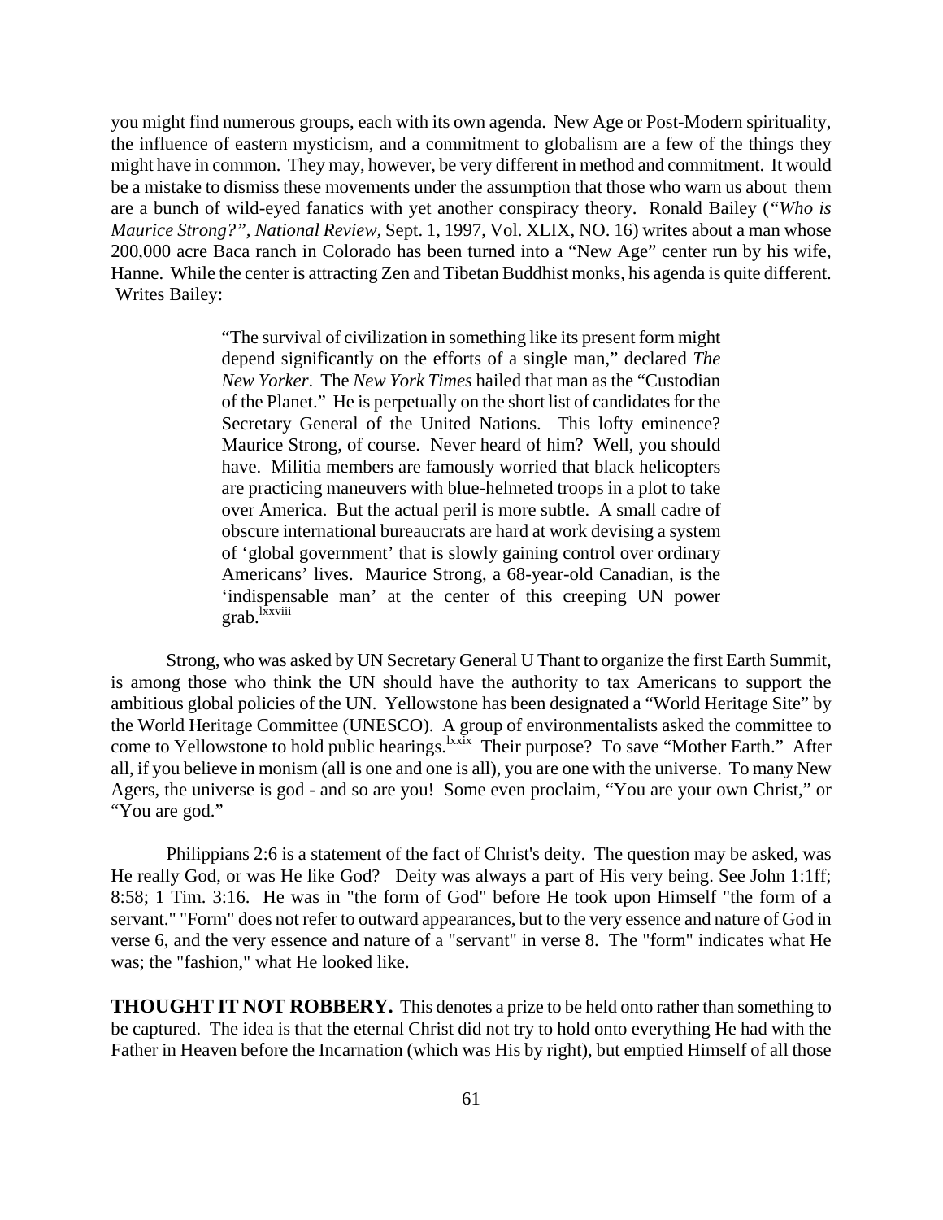you might find numerous groups, each with its own agenda. New Age or Post-Modern spirituality, the influence of eastern mysticism, and a commitment to globalism are a few of the things they might have in common. They may, however, be very different in method and commitment. It would be a mistake to dismiss these movements under the assumption that those who warn us about them are a bunch of wild-eyed fanatics with yet another conspiracy theory. Ronald Bailey (*"Who is Maurice Strong?"*, *National Review*, Sept. 1, 1997, Vol. XLIX, NO. 16) writes about a man whose 200,000 acre Baca ranch in Colorado has been turned into a "New Age" center run by his wife, Hanne. While the center is attracting Zen and Tibetan Buddhist monks, his agenda is quite different. Writes Bailey:

> "The survival of civilization in something like its present form might depend significantly on the efforts of a single man," declared *The New Yorker*. The *New York Times* hailed that man as the "Custodian of the Planet." He is perpetually on the short list of candidates for the Secretary General of the United Nations. This lofty eminence? Maurice Strong, of course. Never heard of him? Well, you should have. Militia members are famously worried that black helicopters are practicing maneuvers with blue-helmeted troops in a plot to take over America. But the actual peril is more subtle. A small cadre of obscure international bureaucrats are hard at work devising a system of 'global government' that is slowly gaining control over ordinary Americans' lives. Maurice Strong, a 68-year-old Canadian, is the 'indispensable man' at the center of this creeping UN power grab.[lxxviii]

Strong, who was asked by UN Secretary General U Thant to organize the first Earth Summit, is among those who think the UN should have the authority to tax Americans to support the ambitious global policies of the UN. Yellowstone has been designated a "World Heritage Site" by the World Heritage Committee (UNESCO). A group of environmentalists asked the committee to come to Yellowstone to hold public hearings.[lxxix] Their purpose? To save "Mother Earth." After all, if you believe in monism (all is one and one is all), you are one with the universe. To many New Agers, the universe is god - and so are you! Some even proclaim, "You are your own Christ," or "You are god."

Philippians 2:6 is a statement of the fact of Christ's deity. The question may be asked, was He really God, or was He like God? Deity was always a part of His very being. See John 1:1ff; 8:58; 1 Tim. 3:16. He was in "the form of God" before He took upon Himself "the form of a servant." "Form" does not refer to outward appearances, but to the very essence and nature of God in verse 6, and the very essence and nature of a "servant" in verse 8. The "form" indicates what He was; the "fashion," what He looked like.

**THOUGHT IT NOT ROBBERY.** This denotes a prize to be held onto rather than something to be captured. The idea is that the eternal Christ did not try to hold onto everything He had with the Father in Heaven before the Incarnation (which was His by right), but emptied Himself of all those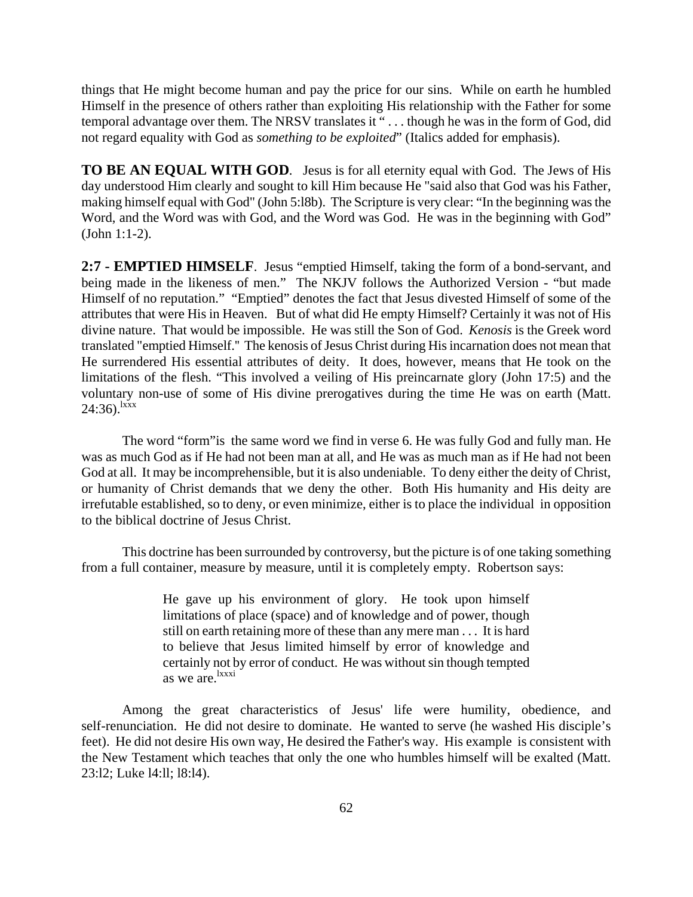things that He might become human and pay the price for our sins. While on earth he humbled Himself in the presence of others rather than exploiting His relationship with the Father for some temporal advantage over them. The NRSV translates it " . . . though he was in the form of God, did not regard equality with God as *something to be exploited*" (Italics added for emphasis).

**TO BE AN EQUAL WITH GOD**. Jesus is for all eternity equal with God. The Jews of His day understood Him clearly and sought to kill Him because He "said also that God was his Father, making himself equal with God" (John 5:l8b). The Scripture is very clear: "In the beginning was the Word, and the Word was with God, and the Word was God. He was in the beginning with God" (John 1:1-2).

**2:7 - EMPTIED HIMSELF**. Jesus "emptied Himself, taking the form of a bond-servant, and being made in the likeness of men." The NKJV follows the Authorized Version - "but made Himself of no reputation." "Emptied" denotes the fact that Jesus divested Himself of some of the attributes that were His in Heaven. But of what did He empty Himself? Certainly it was not of His divine nature. That would be impossible. He was still the Son of God. *Kenosis* is the Greek word translated "emptied Himself." The kenosis of Jesus Christ during His incarnation does not mean that He surrendered His essential attributes of deity. It does, however, means that He took on the limitations of the flesh. "This involved a veiling of His preincarnate glory (John 17:5) and the voluntary non-use of some of His divine prerogatives during the time He was on earth (Matt. 24:36).[lxxx]

The word "form"is the same word we find in verse 6. He was fully God and fully man. He was as much God as if He had not been man at all, and He was as much man as if He had not been God at all. It may be incomprehensible, but it is also undeniable. To deny either the deity of Christ, or humanity of Christ demands that we deny the other. Both His humanity and His deity are irrefutable established, so to deny, or even minimize, either is to place the individual in opposition to the biblical doctrine of Jesus Christ.

This doctrine has been surrounded by controversy, but the picture is of one taking something from a full container, measure by measure, until it is completely empty. Robertson says:

> He gave up his environment of glory. He took upon himself limitations of place (space) and of knowledge and of power, though still on earth retaining more of these than any mere man . . . It is hard to believe that Jesus limited himself by error of knowledge and certainly not by error of conduct. He was without sin though tempted as we are.[lxxxi]

Among the great characteristics of Jesus' life were humility, obedience, and self-renunciation. He did not desire to dominate. He wanted to serve (he washed His disciple's feet). He did not desire His own way, He desired the Father's way. His example is consistent with the New Testament which teaches that only the one who humbles himself will be exalted (Matt. 23:l2; Luke l4:ll; l8:l4).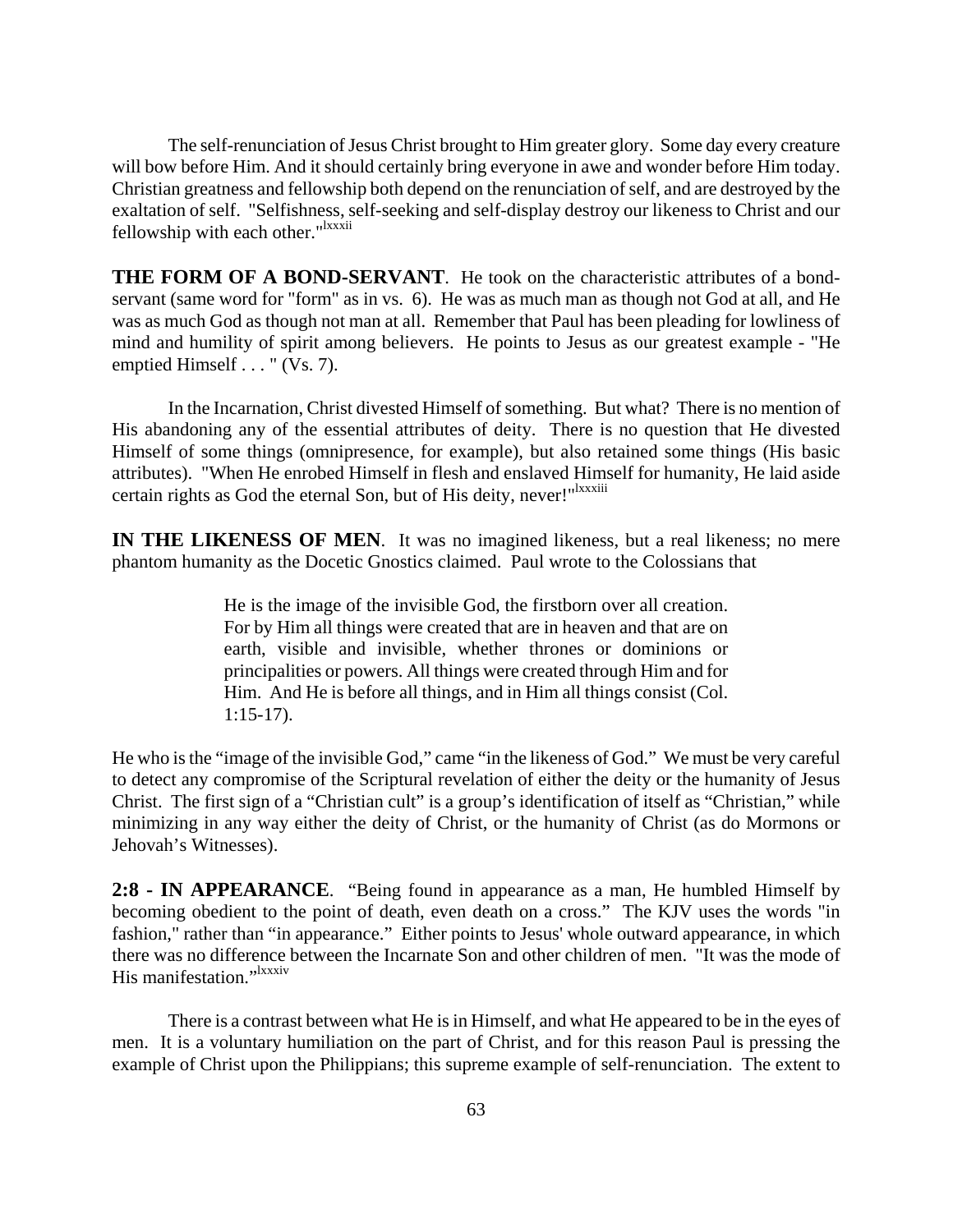The self-renunciation of Jesus Christ brought to Him greater glory. Some day every creature will bow before Him. And it should certainly bring everyone in awe and wonder before Him today. Christian greatness and fellowship both depend on the renunciation of self, and are destroyed by the exaltation of self. "Selfishness, self-seeking and self-display destroy our likeness to Christ and our fellowship with each other."[lxxxii]

**THE FORM OF A BOND-SERVANT**. He took on the characteristic attributes of a bond-servant (same word for "form" as in vs. 6). He was as much man as though not God at all, and He was as much God as though not man at all. Remember that Paul has been pleading for lowliness of mind and humility of spirit among believers. He points to Jesus as our greatest example - "He emptied Himself . . . " (Vs. 7).

In the Incarnation, Christ divested Himself of something. But what? There is no mention of His abandoning any of the essential attributes of deity. There is no question that He divested Himself of some things (omnipresence, for example), but also retained some things (His basic attributes). "When He enrobed Himself in flesh and enslaved Himself for humanity, He laid aside certain rights as God the eternal Son, but of His deity, never!"[lxxxiii]

**IN THE LIKENESS OF MEN**. It was no imagined likeness, but a real likeness; no mere phantom humanity as the Docetic Gnostics claimed. Paul wrote to the Colossians that

> He is the image of the invisible God, the firstborn over all creation. For by Him all things were created that are in heaven and that are on earth, visible and invisible, whether thrones or dominions or principalities or powers. All things were created through Him and for Him. And He is before all things, and in Him all things consist (Col. 1:15-17).

He who is the "image of the invisible God," came "in the likeness of God." We must be very careful to detect any compromise of the Scriptural revelation of either the deity or the humanity of Jesus Christ. The first sign of a "Christian cult" is a group's identification of itself as "Christian," while minimizing in any way either the deity of Christ, or the humanity of Christ (as do Mormons or Jehovah's Witnesses).

**2:8 - IN APPEARANCE**. "Being found in appearance as a man, He humbled Himself by becoming obedient to the point of death, even death on a cross." The KJV uses the words "in fashion," rather than "in appearance." Either points to Jesus' whole outward appearance, in which there was no difference between the Incarnate Son and other children of men. "It was the mode of His manifestation."[lxxxiv]

There is a contrast between what He is in Himself, and what He appeared to be in the eyes of men. It is a voluntary humiliation on the part of Christ, and for this reason Paul is pressing the example of Christ upon the Philippians; this supreme example of self-renunciation. The extent to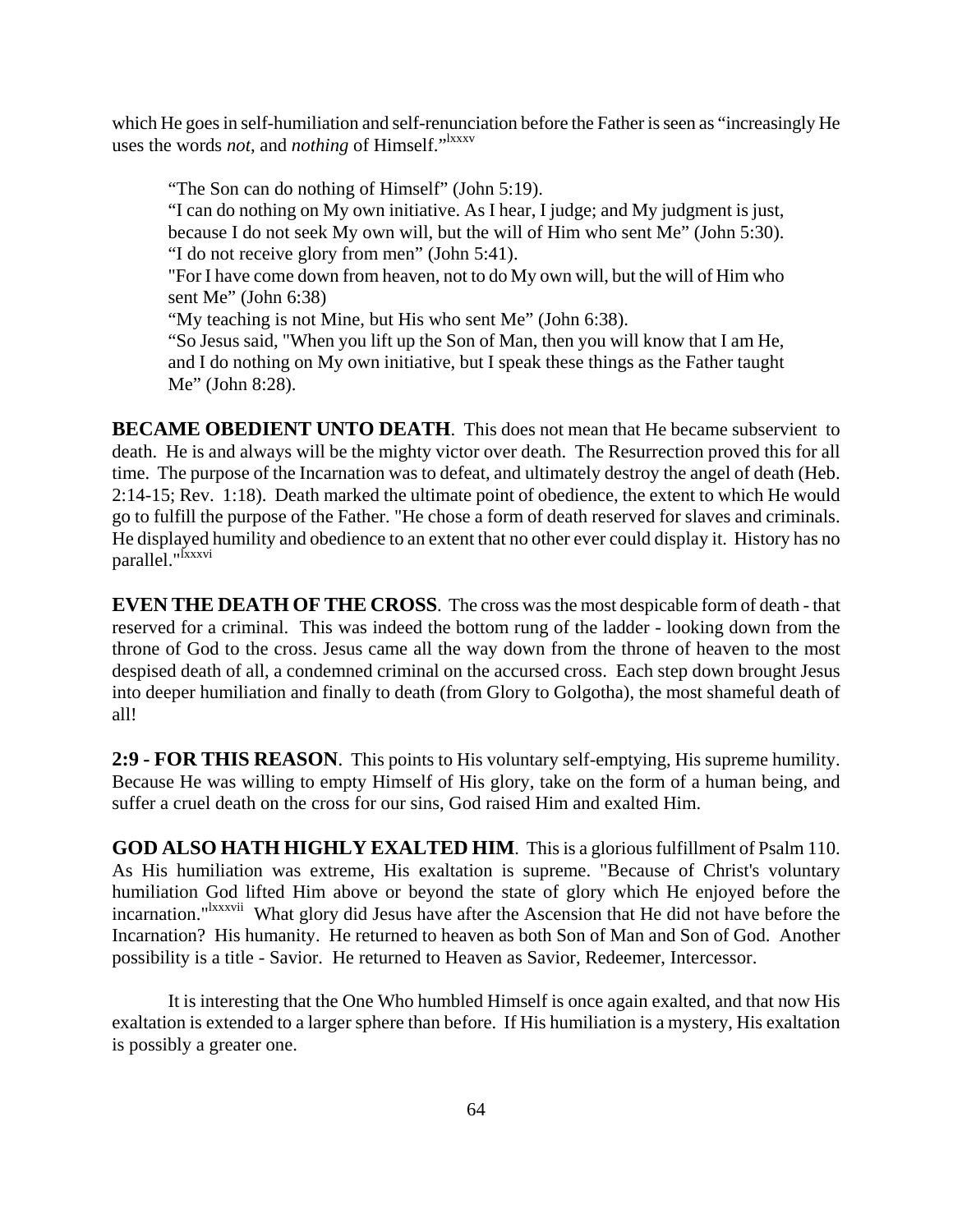which He goes in self-humiliation and self-renunciation before the Father is seen as "increasingly He uses the words *not*, and *nothing* of Himself."[lxxxv]

> "The Son can do nothing of Himself" (John 5:19).
> "I can do nothing on My own initiative. As I hear, I judge; and My judgment is just, because I do not seek My own will, but the will of Him who sent Me" (John 5:30).
> "I do not receive glory from men" (John 5:41).
> "For I have come down from heaven, not to do My own will, but the will of Him who sent Me" (John 6:38)
> "My teaching is not Mine, but His who sent Me" (John 6:38).
> "So Jesus said, "When you lift up the Son of Man, then you will know that I am He, and I do nothing on My own initiative, but I speak these things as the Father taught Me" (John 8:28).

**BECAME OBEDIENT UNTO DEATH**. This does not mean that He became subservient to death. He is and always will be the mighty victor over death. The Resurrection proved this for all time. The purpose of the Incarnation was to defeat, and ultimately destroy the angel of death (Heb. 2:14-15; Rev. 1:18). Death marked the ultimate point of obedience, the extent to which He would go to fulfill the purpose of the Father. "He chose a form of death reserved for slaves and criminals. He displayed humility and obedience to an extent that no other ever could display it. History has no parallel."[lxxxvi]

**EVEN THE DEATH OF THE CROSS**. The cross was the most despicable form of death - that reserved for a criminal. This was indeed the bottom rung of the ladder - looking down from the throne of God to the cross. Jesus came all the way down from the throne of heaven to the most despised death of all, a condemned criminal on the accursed cross. Each step down brought Jesus into deeper humiliation and finally to death (from Glory to Golgotha), the most shameful death of all!

**2:9 - FOR THIS REASON**. This points to His voluntary self-emptying, His supreme humility. Because He was willing to empty Himself of His glory, take on the form of a human being, and suffer a cruel death on the cross for our sins, God raised Him and exalted Him.

**GOD ALSO HATH HIGHLY EXALTED HIM**. This is a glorious fulfillment of Psalm 110. As His humiliation was extreme, His exaltation is supreme. "Because of Christ's voluntary humiliation God lifted Him above or beyond the state of glory which He enjoyed before the incarnation."[lxxxvii] What glory did Jesus have after the Ascension that He did not have before the Incarnation? His humanity. He returned to heaven as both Son of Man and Son of God. Another possibility is a title - Savior. He returned to Heaven as Savior, Redeemer, Intercessor.

It is interesting that the One Who humbled Himself is once again exalted, and that now His exaltation is extended to a larger sphere than before. If His humiliation is a mystery, His exaltation is possibly a greater one.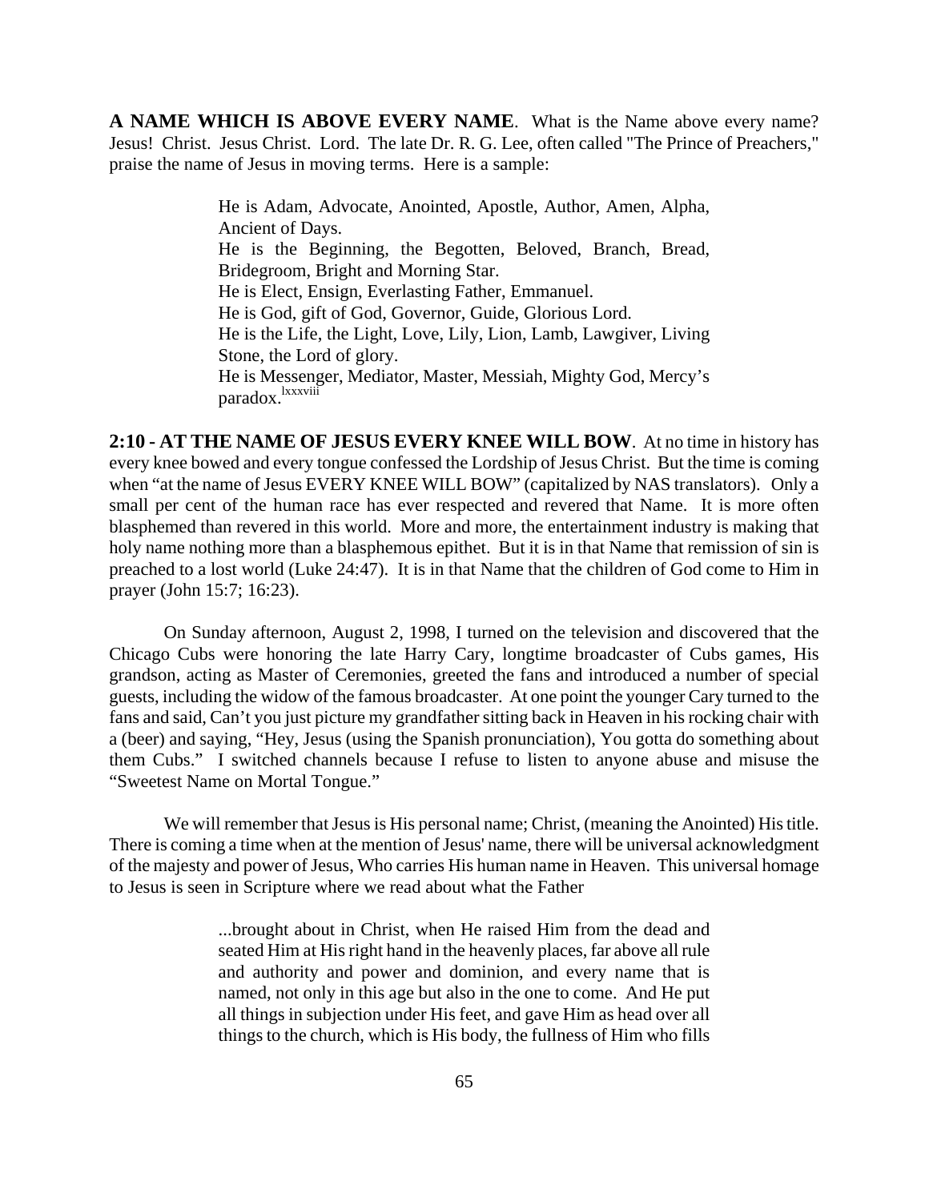**A NAME WHICH IS ABOVE EVERY NAME**. What is the Name above every name? Jesus! Christ. Jesus Christ. Lord. The late Dr. R. G. Lee, often called "The Prince of Preachers," praise the name of Jesus in moving terms. Here is a sample:

> He is Adam, Advocate, Anointed, Apostle, Author, Amen, Alpha, Ancient of Days.
> He is the Beginning, the Begotten, Beloved, Branch, Bread, Bridegroom, Bright and Morning Star.
> He is Elect, Ensign, Everlasting Father, Emmanuel.
> He is God, gift of God, Governor, Guide, Glorious Lord.
> He is the Life, the Light, Love, Lily, Lion, Lamb, Lawgiver, Living Stone, the Lord of glory.
> He is Messenger, Mediator, Master, Messiah, Mighty God, Mercy's paradox.[lxxxviii]

**2:10 - AT THE NAME OF JESUS EVERY KNEE WILL BOW**. At no time in history has every knee bowed and every tongue confessed the Lordship of Jesus Christ. But the time is coming when "at the name of Jesus EVERY KNEE WILL BOW" (capitalized by NAS translators). Only a small per cent of the human race has ever respected and revered that Name. It is more often blasphemed than revered in this world. More and more, the entertainment industry is making that holy name nothing more than a blasphemous epithet. But it is in that Name that remission of sin is preached to a lost world (Luke 24:47). It is in that Name that the children of God come to Him in prayer (John 15:7; 16:23).

On Sunday afternoon, August 2, 1998, I turned on the television and discovered that the Chicago Cubs were honoring the late Harry Cary, longtime broadcaster of Cubs games, His grandson, acting as Master of Ceremonies, greeted the fans and introduced a number of special guests, including the widow of the famous broadcaster. At one point the younger Cary turned to the fans and said, Can't you just picture my grandfather sitting back in Heaven in his rocking chair with a (beer) and saying, "Hey, Jesus (using the Spanish pronunciation), You gotta do something about them Cubs." I switched channels because I refuse to listen to anyone abuse and misuse the "Sweetest Name on Mortal Tongue."

We will remember that Jesus is His personal name; Christ, (meaning the Anointed) His title. There is coming a time when at the mention of Jesus' name, there will be universal acknowledgment of the majesty and power of Jesus, Who carries His human name in Heaven. This universal homage to Jesus is seen in Scripture where we read about what the Father

> ...brought about in Christ, when He raised Him from the dead and seated Him at His right hand in the heavenly places, far above all rule and authority and power and dominion, and every name that is named, not only in this age but also in the one to come. And He put all things in subjection under His feet, and gave Him as head over all things to the church, which is His body, the fullness of Him who fills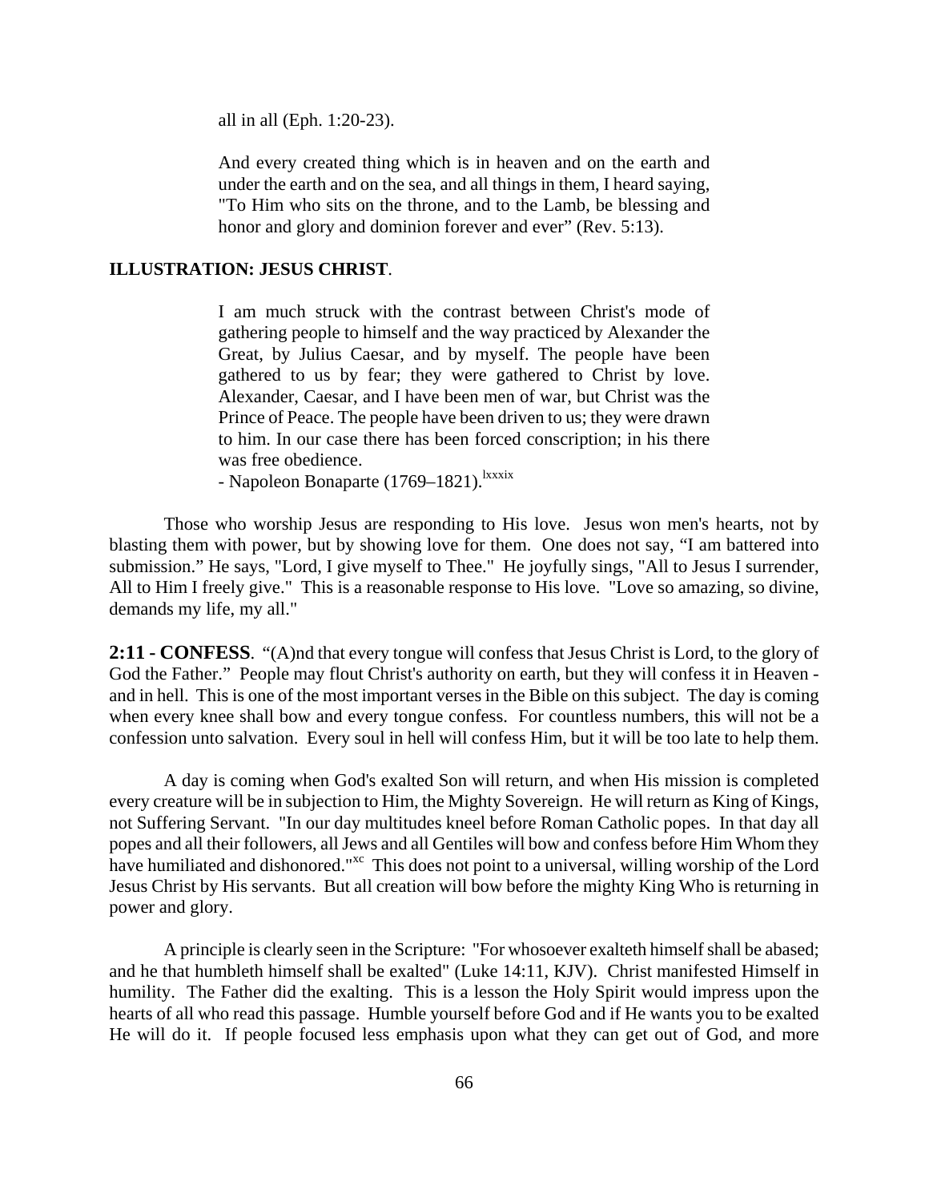> all in all (Eph. 1:20-23).
>
> And every created thing which is in heaven and on the earth and under the earth and on the sea, and all things in them, I heard saying, "To Him who sits on the throne, and to the Lamb, be blessing and honor and glory and dominion forever and ever" (Rev. 5:13).

**ILLUSTRATION: JESUS CHRIST**.

> I am much struck with the contrast between Christ's mode of gathering people to himself and the way practiced by Alexander the Great, by Julius Caesar, and by myself. The people have been gathered to us by fear; they were gathered to Christ by love. Alexander, Caesar, and I have been men of war, but Christ was the Prince of Peace. The people have been driven to us; they were drawn to him. In our case there has been forced conscription; in his there was free obedience.
> - Napoleon Bonaparte (1769–1821).[lxxxix]

Those who worship Jesus are responding to His love. Jesus won men's hearts, not by blasting them with power, but by showing love for them. One does not say, "I am battered into submission." He says, "Lord, I give myself to Thee." He joyfully sings, "All to Jesus I surrender, All to Him I freely give." This is a reasonable response to His love. "Love so amazing, so divine, demands my life, my all."

**2:11 - CONFESS**. "(A)nd that every tongue will confess that Jesus Christ is Lord, to the glory of God the Father." People may flout Christ's authority on earth, but they will confess it in Heaven - and in hell. This is one of the most important verses in the Bible on this subject. The day is coming when every knee shall bow and every tongue confess. For countless numbers, this will not be a confession unto salvation. Every soul in hell will confess Him, but it will be too late to help them.

A day is coming when God's exalted Son will return, and when His mission is completed every creature will be in subjection to Him, the Mighty Sovereign. He will return as King of Kings, not Suffering Servant. "In our day multitudes kneel before Roman Catholic popes. In that day all popes and all their followers, all Jews and all Gentiles will bow and confess before Him Whom they have humiliated and dishonored."[xc] This does not point to a universal, willing worship of the Lord Jesus Christ by His servants. But all creation will bow before the mighty King Who is returning in power and glory.

A principle is clearly seen in the Scripture: "For whosoever exalteth himself shall be abased; and he that humbleth himself shall be exalted" (Luke 14:11, KJV). Christ manifested Himself in humility. The Father did the exalting. This is a lesson the Holy Spirit would impress upon the hearts of all who read this passage. Humble yourself before God and if He wants you to be exalted He will do it. If people focused less emphasis upon what they can get out of God, and more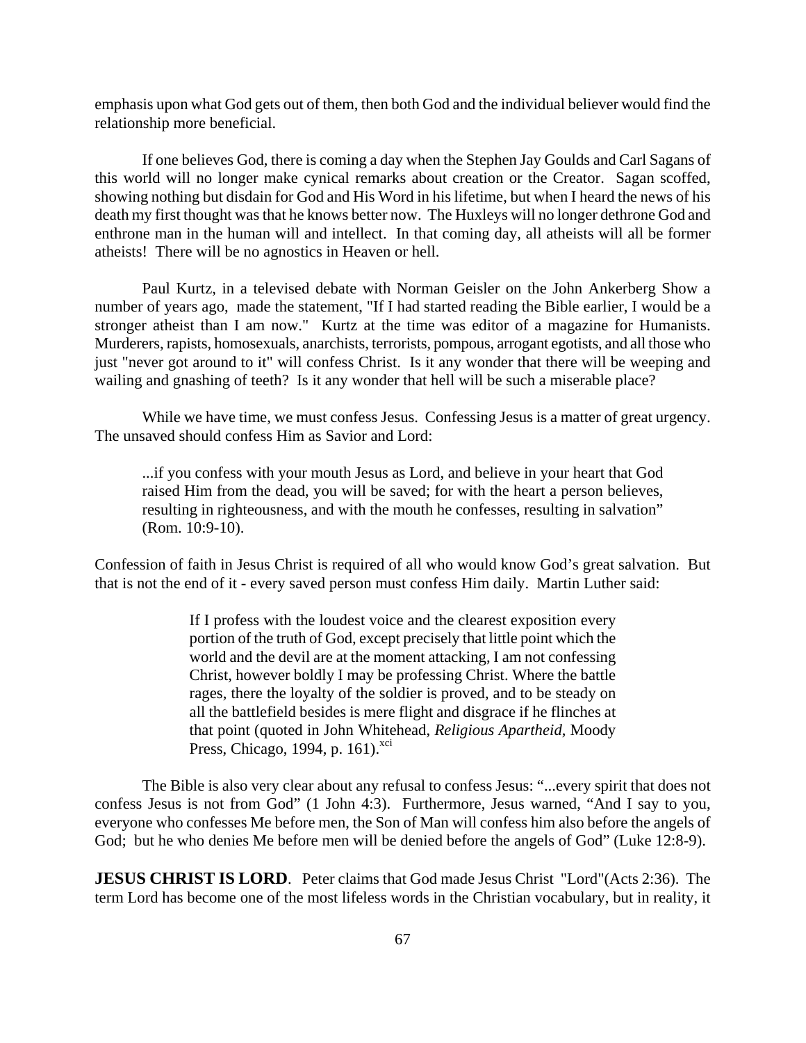emphasis upon what God gets out of them, then both God and the individual believer would find the relationship more beneficial.

If one believes God, there is coming a day when the Stephen Jay Goulds and Carl Sagans of this world will no longer make cynical remarks about creation or the Creator. Sagan scoffed, showing nothing but disdain for God and His Word in his lifetime, but when I heard the news of his death my first thought was that he knows better now. The Huxleys will no longer dethrone God and enthrone man in the human will and intellect. In that coming day, all atheists will all be former atheists! There will be no agnostics in Heaven or hell.

Paul Kurtz, in a televised debate with Norman Geisler on the John Ankerberg Show a number of years ago, made the statement, "If I had started reading the Bible earlier, I would be a stronger atheist than I am now." Kurtz at the time was editor of a magazine for Humanists. Murderers, rapists, homosexuals, anarchists, terrorists, pompous, arrogant egotists, and all those who just "never got around to it" will confess Christ. Is it any wonder that there will be weeping and wailing and gnashing of teeth? Is it any wonder that hell will be such a miserable place?

While we have time, we must confess Jesus. Confessing Jesus is a matter of great urgency. The unsaved should confess Him as Savior and Lord:

> ...if you confess with your mouth Jesus as Lord, and believe in your heart that God raised Him from the dead, you will be saved; for with the heart a person believes, resulting in righteousness, and with the mouth he confesses, resulting in salvation" (Rom. 10:9-10).

Confession of faith in Jesus Christ is required of all who would know God's great salvation. But that is not the end of it - every saved person must confess Him daily. Martin Luther said:

> If I profess with the loudest voice and the clearest exposition every portion of the truth of God, except precisely that little point which the world and the devil are at the moment attacking, I am not confessing Christ, however boldly I may be professing Christ. Where the battle rages, there the loyalty of the soldier is proved, and to be steady on all the battlefield besides is mere flight and disgrace if he flinches at that point (quoted in John Whitehead, *Religious Apartheid*, Moody Press, Chicago, 1994, p. 161).[xci]

The Bible is also very clear about any refusal to confess Jesus: "...every spirit that does not confess Jesus is not from God" (1 John 4:3). Furthermore, Jesus warned, "And I say to you, everyone who confesses Me before men, the Son of Man will confess him also before the angels of God; but he who denies Me before men will be denied before the angels of God" (Luke 12:8-9).

**JESUS CHRIST IS LORD**. Peter claims that God made Jesus Christ "Lord"(Acts 2:36). The term Lord has become one of the most lifeless words in the Christian vocabulary, but in reality, it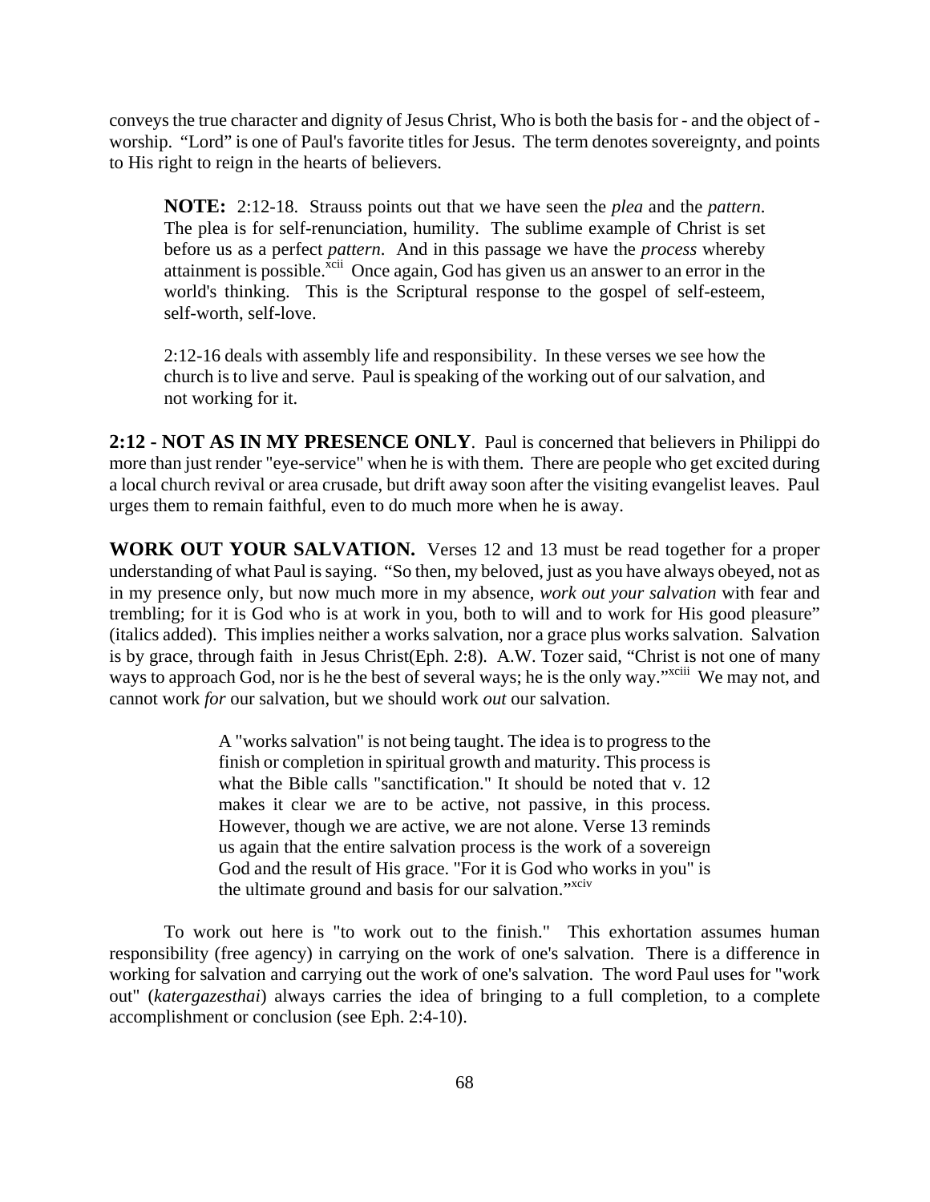conveys the true character and dignity of Jesus Christ, Who is both the basis for - and the object of - worship. "Lord" is one of Paul's favorite titles for Jesus. The term denotes sovereignty, and points to His right to reign in the hearts of believers.

> **NOTE:** 2:12-18. Strauss points out that we have seen the *plea* and the *pattern*. The plea is for self-renunciation, humility. The sublime example of Christ is set before us as a perfect *pattern*. And in this passage we have the *process* whereby attainment is possible.[xcii] Once again, God has given us an answer to an error in the world's thinking. This is the Scriptural response to the gospel of self-esteem, self-worth, self-love.
>
> 2:12-16 deals with assembly life and responsibility. In these verses we see how the church is to live and serve. Paul is speaking of the working out of our salvation, and not working for it.

**2:12 - NOT AS IN MY PRESENCE ONLY**. Paul is concerned that believers in Philippi do more than just render "eye-service" when he is with them. There are people who get excited during a local church revival or area crusade, but drift away soon after the visiting evangelist leaves. Paul urges them to remain faithful, even to do much more when he is away.

**WORK OUT YOUR SALVATION.** Verses 12 and 13 must be read together for a proper understanding of what Paul is saying. "So then, my beloved, just as you have always obeyed, not as in my presence only, but now much more in my absence, *work out your salvation* with fear and trembling; for it is God who is at work in you, both to will and to work for His good pleasure" (italics added). This implies neither a works salvation, nor a grace plus works salvation. Salvation is by grace, through faith in Jesus Christ(Eph. 2:8). A.W. Tozer said, "Christ is not one of many ways to approach God, nor is he the best of several ways; he is the only way."[xciii] We may not, and cannot work *for* our salvation, but we should work *out* our salvation.

> A "works salvation" is not being taught. The idea is to progress to the finish or completion in spiritual growth and maturity. This process is what the Bible calls "sanctification." It should be noted that v. 12 makes it clear we are to be active, not passive, in this process. However, though we are active, we are not alone. Verse 13 reminds us again that the entire salvation process is the work of a sovereign God and the result of His grace. "For it is God who works in you" is the ultimate ground and basis for our salvation."[xciv]

To work out here is "to work out to the finish." This exhortation assumes human responsibility (free agency) in carrying on the work of one's salvation. There is a difference in working for salvation and carrying out the work of one's salvation. The word Paul uses for "work out" (*katergazesthai*) always carries the idea of bringing to a full completion, to a complete accomplishment or conclusion (see Eph. 2:4-10).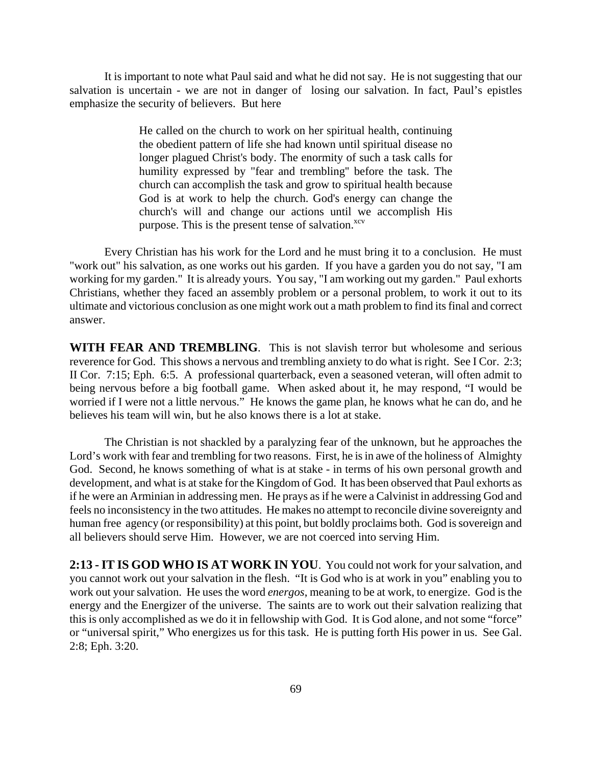It is important to note what Paul said and what he did not say. He is not suggesting that our salvation is uncertain - we are not in danger of losing our salvation. In fact, Paul's epistles emphasize the security of believers. But here

> He called on the church to work on her spiritual health, continuing the obedient pattern of life she had known until spiritual disease no longer plagued Christ's body. The enormity of such a task calls for humility expressed by "fear and trembling" before the task. The church can accomplish the task and grow to spiritual health because God is at work to help the church. God's energy can change the church's will and change our actions until we accomplish His purpose. This is the present tense of salvation.[xcv]

Every Christian has his work for the Lord and he must bring it to a conclusion. He must "work out" his salvation, as one works out his garden. If you have a garden you do not say, "I am working for my garden." It is already yours. You say, "I am working out my garden." Paul exhorts Christians, whether they faced an assembly problem or a personal problem, to work it out to its ultimate and victorious conclusion as one might work out a math problem to find its final and correct answer.

**WITH FEAR AND TREMBLING**. This is not slavish terror but wholesome and serious reverence for God. This shows a nervous and trembling anxiety to do what is right. See I Cor. 2:3; II Cor. 7:15; Eph. 6:5. A professional quarterback, even a seasoned veteran, will often admit to being nervous before a big football game. When asked about it, he may respond, "I would be worried if I were not a little nervous." He knows the game plan, he knows what he can do, and he believes his team will win, but he also knows there is a lot at stake.

The Christian is not shackled by a paralyzing fear of the unknown, but he approaches the Lord's work with fear and trembling for two reasons. First, he is in awe of the holiness of Almighty God. Second, he knows something of what is at stake - in terms of his own personal growth and development, and what is at stake for the Kingdom of God. It has been observed that Paul exhorts as if he were an Arminian in addressing men. He prays as if he were a Calvinist in addressing God and feels no inconsistency in the two attitudes. He makes no attempt to reconcile divine sovereignty and human free agency (or responsibility) at this point, but boldly proclaims both. God is sovereign and all believers should serve Him. However, we are not coerced into serving Him.

**2:13 - IT IS GOD WHO IS AT WORK IN YOU**. You could not work for your salvation, and you cannot work out your salvation in the flesh. "It is God who is at work in you" enabling you to work out your salvation. He uses the word *energos*, meaning to be at work, to energize. God is the energy and the Energizer of the universe. The saints are to work out their salvation realizing that this is only accomplished as we do it in fellowship with God. It is God alone, and not some "force" or "universal spirit," Who energizes us for this task. He is putting forth His power in us. See Gal. 2:8; Eph. 3:20.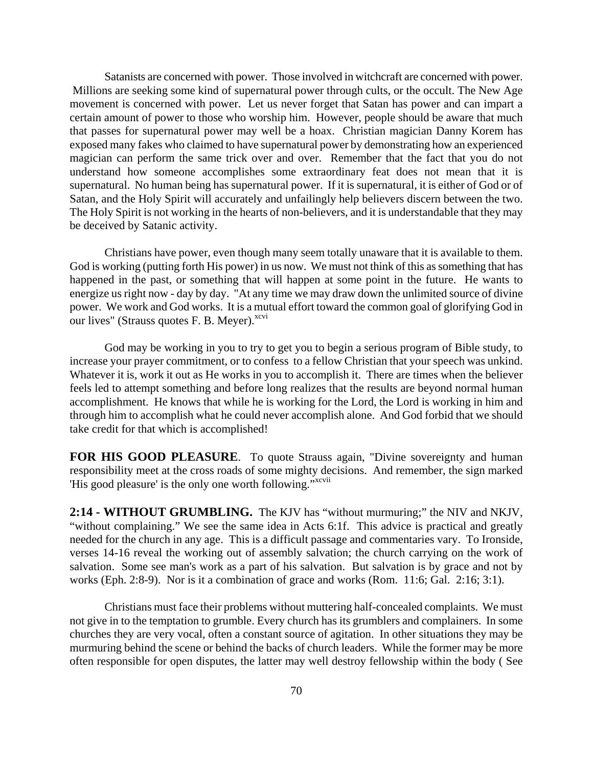Satanists are concerned with power. Those involved in witchcraft are concerned with power. Millions are seeking some kind of supernatural power through cults, or the occult. The New Age movement is concerned with power. Let us never forget that Satan has power and can impart a certain amount of power to those who worship him. However, people should be aware that much that passes for supernatural power may well be a hoax. Christian magician Danny Korem has exposed many fakes who claimed to have supernatural power by demonstrating how an experienced magician can perform the same trick over and over. Remember that the fact that you do not understand how someone accomplishes some extraordinary feat does not mean that it is supernatural. No human being has supernatural power. If it is supernatural, it is either of God or of Satan, and the Holy Spirit will accurately and unfailingly help believers discern between the two. The Holy Spirit is not working in the hearts of non-believers, and it is understandable that they may be deceived by Satanic activity.

Christians have power, even though many seem totally unaware that it is available to them. God is working (putting forth His power) in us now. We must not think of this as something that has happened in the past, or something that will happen at some point in the future. He wants to energize us right now - day by day. "At any time we may draw down the unlimited source of divine power. We work and God works. It is a mutual effort toward the common goal of glorifying God in our lives" (Strauss quotes F. B. Meyer).[xcvi]

God may be working in you to try to get you to begin a serious program of Bible study, to increase your prayer commitment, or to confess to a fellow Christian that your speech was unkind. Whatever it is, work it out as He works in you to accomplish it. There are times when the believer feels led to attempt something and before long realizes that the results are beyond normal human accomplishment. He knows that while he is working for the Lord, the Lord is working in him and through him to accomplish what he could never accomplish alone. And God forbid that we should take credit for that which is accomplished!

**FOR HIS GOOD PLEASURE**. To quote Strauss again, "Divine sovereignty and human responsibility meet at the cross roads of some mighty decisions. And remember, the sign marked 'His good pleasure' is the only one worth following."[xcvii]

**2:14 - WITHOUT GRUMBLING.** The KJV has "without murmuring;" the NIV and NKJV, "without complaining." We see the same idea in Acts 6:1f. This advice is practical and greatly needed for the church in any age. This is a difficult passage and commentaries vary. To Ironside, verses 14-16 reveal the working out of assembly salvation; the church carrying on the work of salvation. Some see man's work as a part of his salvation. But salvation is by grace and not by works (Eph. 2:8-9). Nor is it a combination of grace and works (Rom. 11:6; Gal. 2:16; 3:1).

Christians must face their problems without muttering half-concealed complaints. We must not give in to the temptation to grumble. Every church has its grumblers and complainers. In some churches they are very vocal, often a constant source of agitation. In other situations they may be murmuring behind the scene or behind the backs of church leaders. While the former may be more often responsible for open disputes, the latter may well destroy fellowship within the body ( See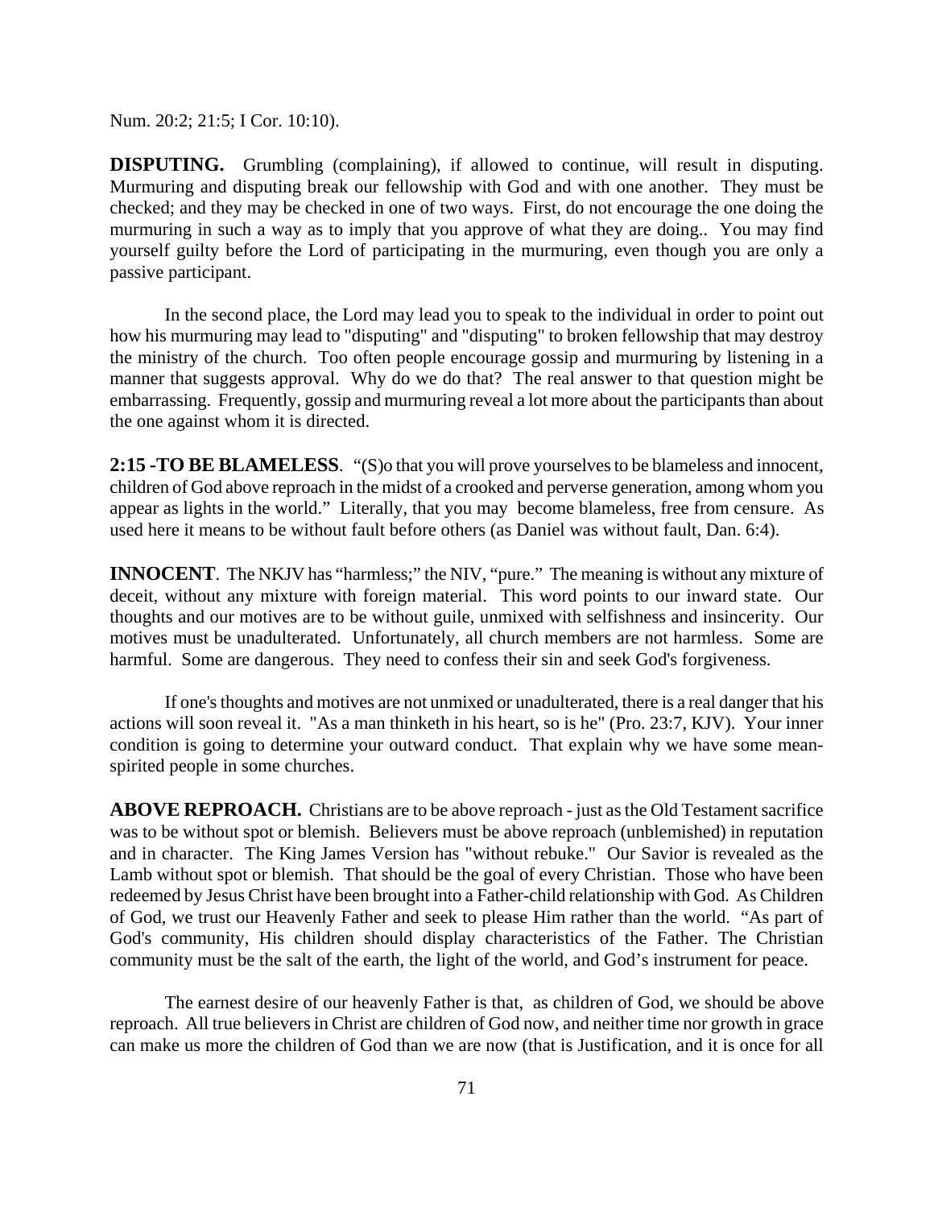Num. 20:2; 21:5; I Cor. 10:10).

**DISPUTING.** Grumbling (complaining), if allowed to continue, will result in disputing. Murmuring and disputing break our fellowship with God and with one another. They must be checked; and they may be checked in one of two ways. First, do not encourage the one doing the murmuring in such a way as to imply that you approve of what they are doing.. You may find yourself guilty before the Lord of participating in the murmuring, even though you are only a passive participant.

In the second place, the Lord may lead you to speak to the individual in order to point out how his murmuring may lead to "disputing" and "disputing" to broken fellowship that may destroy the ministry of the church. Too often people encourage gossip and murmuring by listening in a manner that suggests approval. Why do we do that? The real answer to that question might be embarrassing. Frequently, gossip and murmuring reveal a lot more about the participants than about the one against whom it is directed.

**2:15 -TO BE BLAMELESS**. "(S)o that you will prove yourselves to be blameless and innocent, children of God above reproach in the midst of a crooked and perverse generation, among whom you appear as lights in the world." Literally, that you may become blameless, free from censure. As used here it means to be without fault before others (as Daniel was without fault, Dan. 6:4).

**INNOCENT**. The NKJV has "harmless;" the NIV, "pure." The meaning is without any mixture of deceit, without any mixture with foreign material. This word points to our inward state. Our thoughts and our motives are to be without guile, unmixed with selfishness and insincerity. Our motives must be unadulterated. Unfortunately, all church members are not harmless. Some are harmful. Some are dangerous. They need to confess their sin and seek God's forgiveness.

If one's thoughts and motives are not unmixed or unadulterated, there is a real danger that his actions will soon reveal it. "As a man thinketh in his heart, so is he" (Pro. 23:7, KJV). Your inner condition is going to determine your outward conduct. That explain why we have some mean-spirited people in some churches.

**ABOVE REPROACH.** Christians are to be above reproach - just as the Old Testament sacrifice was to be without spot or blemish. Believers must be above reproach (unblemished) in reputation and in character. The King James Version has "without rebuke." Our Savior is revealed as the Lamb without spot or blemish. That should be the goal of every Christian. Those who have been redeemed by Jesus Christ have been brought into a Father-child relationship with God. As Children of God, we trust our Heavenly Father and seek to please Him rather than the world. "As part of God's community, His children should display characteristics of the Father. The Christian community must be the salt of the earth, the light of the world, and God's instrument for peace.

The earnest desire of our heavenly Father is that, as children of God, we should be above reproach. All true believers in Christ are children of God now, and neither time nor growth in grace can make us more the children of God than we are now (that is Justification, and it is once for all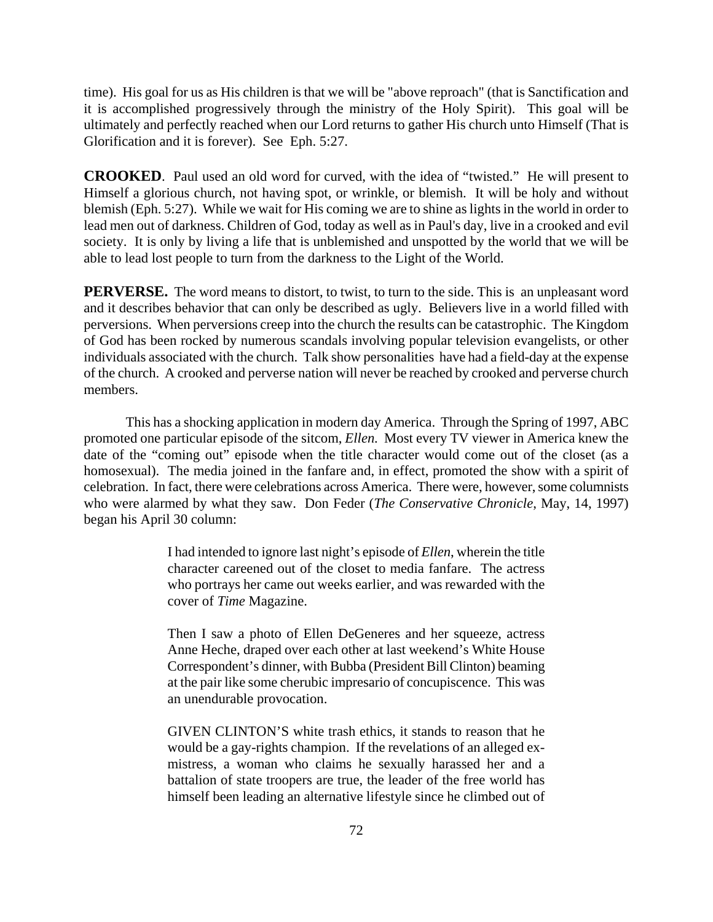time). His goal for us as His children is that we will be "above reproach" (that is Sanctification and it is accomplished progressively through the ministry of the Holy Spirit). This goal will be ultimately and perfectly reached when our Lord returns to gather His church unto Himself (That is Glorification and it is forever). See Eph. 5:27.

**CROOKED**. Paul used an old word for curved, with the idea of "twisted." He will present to Himself a glorious church, not having spot, or wrinkle, or blemish. It will be holy and without blemish (Eph. 5:27). While we wait for His coming we are to shine as lights in the world in order to lead men out of darkness. Children of God, today as well as in Paul's day, live in a crooked and evil society. It is only by living a life that is unblemished and unspotted by the world that we will be able to lead lost people to turn from the darkness to the Light of the World.

**PERVERSE.** The word means to distort, to twist, to turn to the side. This is an unpleasant word and it describes behavior that can only be described as ugly. Believers live in a world filled with perversions. When perversions creep into the church the results can be catastrophic. The Kingdom of God has been rocked by numerous scandals involving popular television evangelists, or other individuals associated with the church. Talk show personalities have had a field-day at the expense of the church. A crooked and perverse nation will never be reached by crooked and perverse church members.

This has a shocking application in modern day America. Through the Spring of 1997, ABC promoted one particular episode of the sitcom, *Ellen.* Most every TV viewer in America knew the date of the "coming out" episode when the title character would come out of the closet (as a homosexual). The media joined in the fanfare and, in effect, promoted the show with a spirit of celebration. In fact, there were celebrations across America. There were, however, some columnists who were alarmed by what they saw. Don Feder (*The Conservative Chronicle,* May, 14, 1997) began his April 30 column:

> I had intended to ignore last night's episode of *Ellen*, wherein the title character careened out of the closet to media fanfare. The actress who portrays her came out weeks earlier, and was rewarded with the cover of *Time* Magazine.
>
> Then I saw a photo of Ellen DeGeneres and her squeeze, actress Anne Heche, draped over each other at last weekend's White House Correspondent's dinner, with Bubba (President Bill Clinton) beaming at the pair like some cherubic impresario of concupiscence. This was an unendurable provocation.
>
> GIVEN CLINTON'S white trash ethics, it stands to reason that he would be a gay-rights champion. If the revelations of an alleged ex-mistress, a woman who claims he sexually harassed her and a battalion of state troopers are true, the leader of the free world has himself been leading an alternative lifestyle since he climbed out of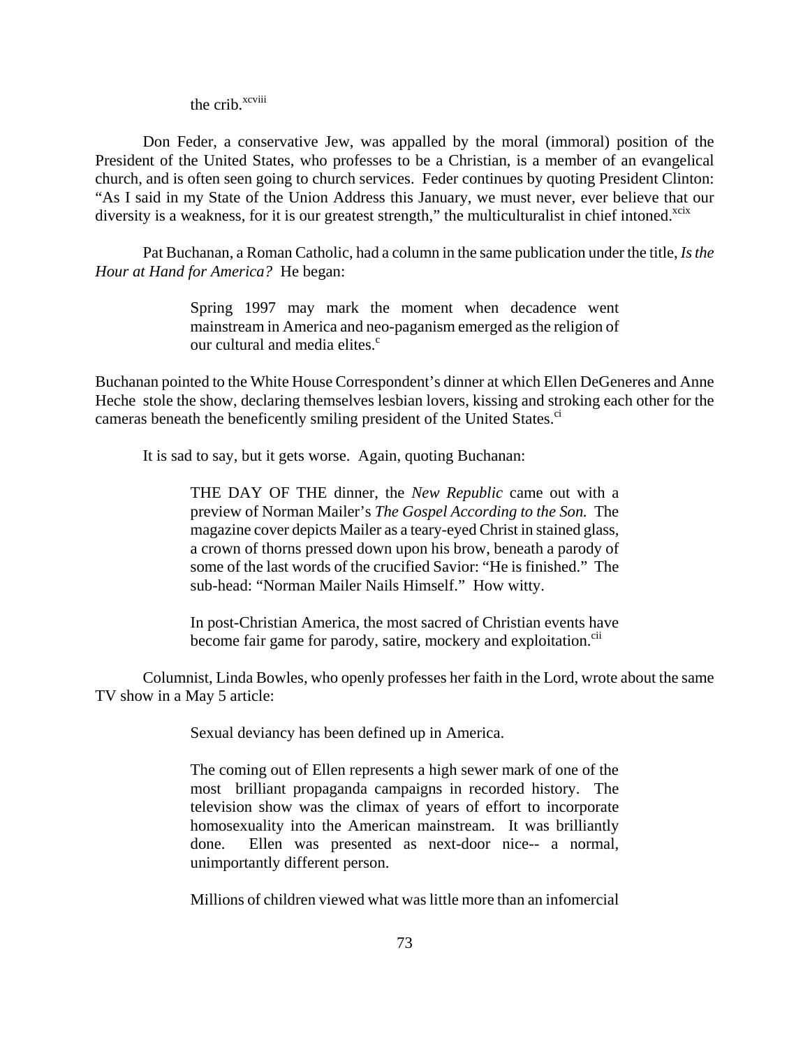the crib.[xcviii]

Don Feder, a conservative Jew, was appalled by the moral (immoral) position of the President of the United States, who professes to be a Christian, is a member of an evangelical church, and is often seen going to church services. Feder continues by quoting President Clinton: "As I said in my State of the Union Address this January, we must never, ever believe that our diversity is a weakness, for it is our greatest strength," the multiculturalist in chief intoned.[xcix]

Pat Buchanan, a Roman Catholic, had a column in the same publication under the title, *Is the Hour at Hand for America?* He began:

> Spring 1997 may mark the moment when decadence went mainstream in America and neo-paganism emerged as the religion of our cultural and media elites.[c]

Buchanan pointed to the White House Correspondent's dinner at which Ellen DeGeneres and Anne Heche stole the show, declaring themselves lesbian lovers, kissing and stroking each other for the cameras beneath the beneficently smiling president of the United States.[ci]

It is sad to say, but it gets worse. Again, quoting Buchanan:

> THE DAY OF THE dinner, the *New Republic* came out with a preview of Norman Mailer's *The Gospel According to the Son.* The magazine cover depicts Mailer as a teary-eyed Christ in stained glass, a crown of thorns pressed down upon his brow, beneath a parody of some of the last words of the crucified Savior: "He is finished." The sub-head: "Norman Mailer Nails Himself." How witty.
>
> In post-Christian America, the most sacred of Christian events have become fair game for parody, satire, mockery and exploitation.[cii]

Columnist, Linda Bowles, who openly professes her faith in the Lord, wrote about the same TV show in a May 5 article:

> Sexual deviancy has been defined up in America.
>
> The coming out of Ellen represents a high sewer mark of one of the most brilliant propaganda campaigns in recorded history. The television show was the climax of years of effort to incorporate homosexuality into the American mainstream. It was brilliantly done. Ellen was presented as next-door nice-- a normal, unimportantly different person.
>
> Millions of children viewed what was little more than an infomercial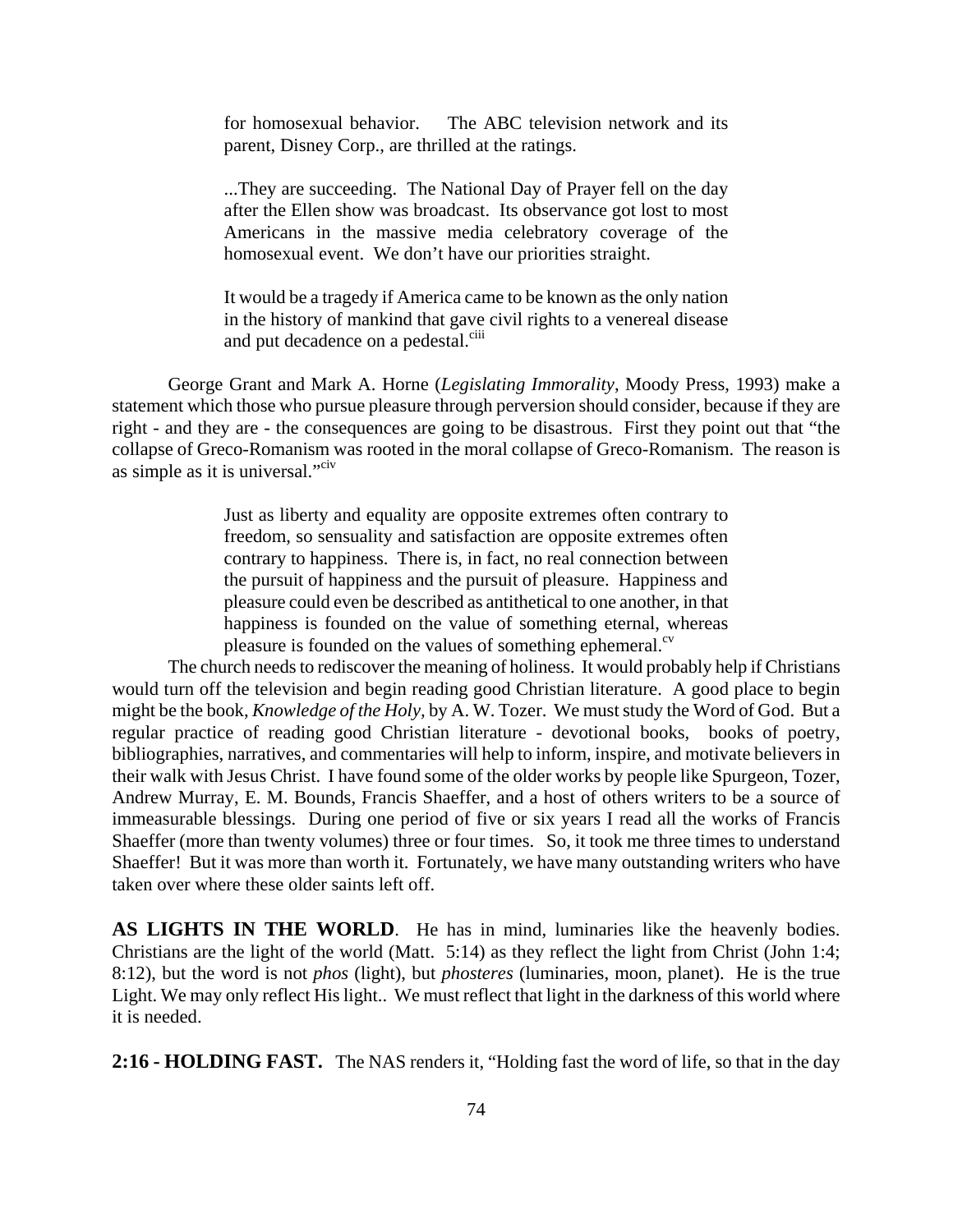> for homosexual behavior. The ABC television network and its parent, Disney Corp., are thrilled at the ratings.
>
> ...They are succeeding. The National Day of Prayer fell on the day after the Ellen show was broadcast. Its observance got lost to most Americans in the massive media celebratory coverage of the homosexual event. We don't have our priorities straight.
>
> It would be a tragedy if America came to be known as the only nation in the history of mankind that gave civil rights to a venereal disease and put decadence on a pedestal.[ciii]

George Grant and Mark A. Horne (*Legislating Immorality*, Moody Press, 1993) make a statement which those who pursue pleasure through perversion should consider, because if they are right - and they are - the consequences are going to be disastrous. First they point out that "the collapse of Greco-Romanism was rooted in the moral collapse of Greco-Romanism. The reason is as simple as it is universal."[civ]

> Just as liberty and equality are opposite extremes often contrary to freedom, so sensuality and satisfaction are opposite extremes often contrary to happiness. There is, in fact, no real connection between the pursuit of happiness and the pursuit of pleasure. Happiness and pleasure could even be described as antithetical to one another, in that happiness is founded on the value of something eternal, whereas pleasure is founded on the values of something ephemeral.[cv]

The church needs to rediscover the meaning of holiness. It would probably help if Christians would turn off the television and begin reading good Christian literature. A good place to begin might be the book, *Knowledge of the Holy,* by A. W. Tozer. We must study the Word of God. But a regular practice of reading good Christian literature - devotional books, books of poetry, bibliographies, narratives, and commentaries will help to inform, inspire, and motivate believers in their walk with Jesus Christ. I have found some of the older works by people like Spurgeon, Tozer, Andrew Murray, E. M. Bounds, Francis Shaeffer, and a host of others writers to be a source of immeasurable blessings. During one period of five or six years I read all the works of Francis Shaeffer (more than twenty volumes) three or four times. So, it took me three times to understand Shaeffer! But it was more than worth it. Fortunately, we have many outstanding writers who have taken over where these older saints left off.

**AS LIGHTS IN THE WORLD**. He has in mind, luminaries like the heavenly bodies. Christians are the light of the world (Matt. 5:14) as they reflect the light from Christ (John 1:4; 8:12), but the word is not *phos* (light), but *phosteres* (luminaries, moon, planet). He is the true Light. We may only reflect His light.. We must reflect that light in the darkness of this world where it is needed.

**2:16 - HOLDING FAST.** The NAS renders it, "Holding fast the word of life, so that in the day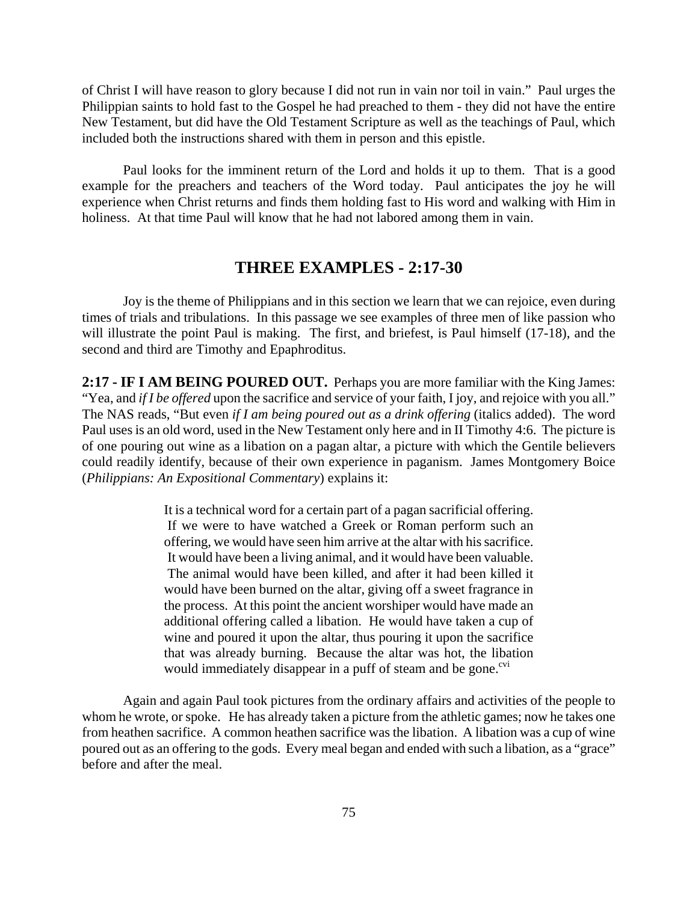of Christ I will have reason to glory because I did not run in vain nor toil in vain." Paul urges the Philippian saints to hold fast to the Gospel he had preached to them - they did not have the entire New Testament, but did have the Old Testament Scripture as well as the teachings of Paul, which included both the instructions shared with them in person and this epistle.

Paul looks for the imminent return of the Lord and holds it up to them. That is a good example for the preachers and teachers of the Word today. Paul anticipates the joy he will experience when Christ returns and finds them holding fast to His word and walking with Him in holiness. At that time Paul will know that he had not labored among them in vain.

## THREE EXAMPLES - 2:17-30

Joy is the theme of Philippians and in this section we learn that we can rejoice, even during times of trials and tribulations. In this passage we see examples of three men of like passion who will illustrate the point Paul is making. The first, and briefest, is Paul himself (17-18), and the second and third are Timothy and Epaphroditus.

**2:17 - IF I AM BEING POURED OUT.** Perhaps you are more familiar with the King James: "Yea, and *if I be offered* upon the sacrifice and service of your faith, I joy, and rejoice with you all." The NAS reads, "But even *if I am being poured out as a drink offering* (italics added). The word Paul uses is an old word, used in the New Testament only here and in II Timothy 4:6. The picture is of one pouring out wine as a libation on a pagan altar, a picture with which the Gentile believers could readily identify, because of their own experience in paganism. James Montgomery Boice (*Philippians: An Expositional Commentary*) explains it:

> It is a technical word for a certain part of a pagan sacrificial offering. If we were to have watched a Greek or Roman perform such an offering, we would have seen him arrive at the altar with his sacrifice. It would have been a living animal, and it would have been valuable. The animal would have been killed, and after it had been killed it would have been burned on the altar, giving off a sweet fragrance in the process. At this point the ancient worshiper would have made an additional offering called a libation. He would have taken a cup of wine and poured it upon the altar, thus pouring it upon the sacrifice that was already burning. Because the altar was hot, the libation would immediately disappear in a puff of steam and be gone.[cvi]

Again and again Paul took pictures from the ordinary affairs and activities of the people to whom he wrote, or spoke. He has already taken a picture from the athletic games; now he takes one from heathen sacrifice. A common heathen sacrifice was the libation. A libation was a cup of wine poured out as an offering to the gods. Every meal began and ended with such a libation, as a "grace" before and after the meal.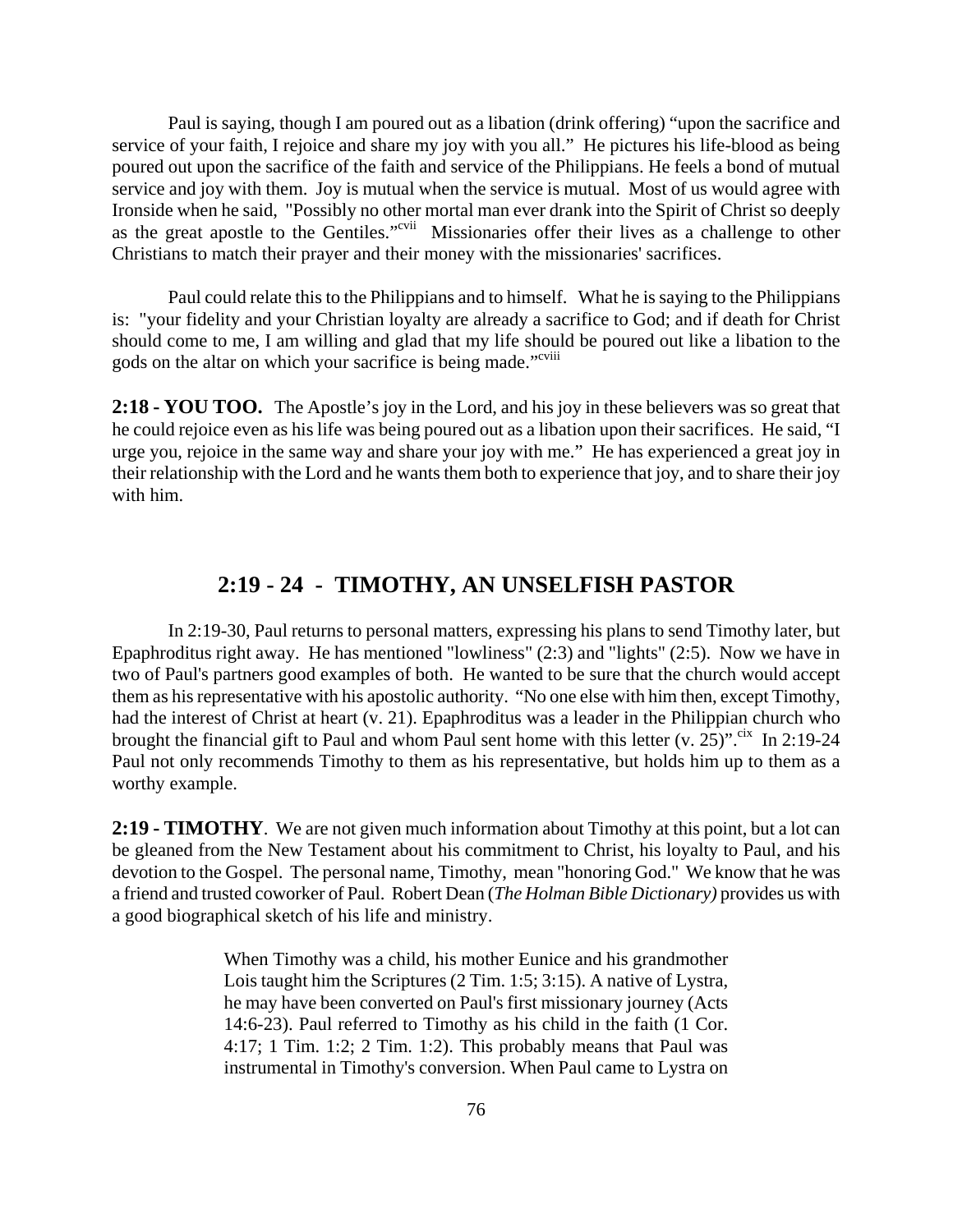Paul is saying, though I am poured out as a libation (drink offering) "upon the sacrifice and service of your faith, I rejoice and share my joy with you all." He pictures his life-blood as being poured out upon the sacrifice of the faith and service of the Philippians. He feels a bond of mutual service and joy with them. Joy is mutual when the service is mutual. Most of us would agree with Ironside when he said, "Possibly no other mortal man ever drank into the Spirit of Christ so deeply as the great apostle to the Gentiles."[cvii] Missionaries offer their lives as a challenge to other Christians to match their prayer and their money with the missionaries' sacrifices.

Paul could relate this to the Philippians and to himself. What he is saying to the Philippians is: "your fidelity and your Christian loyalty are already a sacrifice to God; and if death for Christ should come to me, I am willing and glad that my life should be poured out like a libation to the gods on the altar on which your sacrifice is being made."[cviii]

**2:18 - YOU TOO.** The Apostle's joy in the Lord, and his joy in these believers was so great that he could rejoice even as his life was being poured out as a libation upon their sacrifices. He said, "I urge you, rejoice in the same way and share your joy with me." He has experienced a great joy in their relationship with the Lord and he wants them both to experience that joy, and to share their joy with him.

## 2:19 - 24 - TIMOTHY, AN UNSELFISH PASTOR

In 2:19-30, Paul returns to personal matters, expressing his plans to send Timothy later, but Epaphroditus right away. He has mentioned "lowliness" (2:3) and "lights" (2:5). Now we have in two of Paul's partners good examples of both. He wanted to be sure that the church would accept them as his representative with his apostolic authority. "No one else with him then, except Timothy, had the interest of Christ at heart (v. 21). Epaphroditus was a leader in the Philippian church who brought the financial gift to Paul and whom Paul sent home with this letter (v. 25)".[cix] In 2:19-24 Paul not only recommends Timothy to them as his representative, but holds him up to them as a worthy example.

**2:19 - TIMOTHY**. We are not given much information about Timothy at this point, but a lot can be gleaned from the New Testament about his commitment to Christ, his loyalty to Paul, and his devotion to the Gospel. The personal name, Timothy, mean "honoring God." We know that he was a friend and trusted coworker of Paul. Robert Dean (*The Holman Bible Dictionary)* provides us with a good biographical sketch of his life and ministry.

> When Timothy was a child, his mother Eunice and his grandmother Lois taught him the Scriptures (2 Tim. 1:5; 3:15). A native of Lystra, he may have been converted on Paul's first missionary journey (Acts 14:6-23). Paul referred to Timothy as his child in the faith (1 Cor. 4:17; 1 Tim. 1:2; 2 Tim. 1:2). This probably means that Paul was instrumental in Timothy's conversion. When Paul came to Lystra on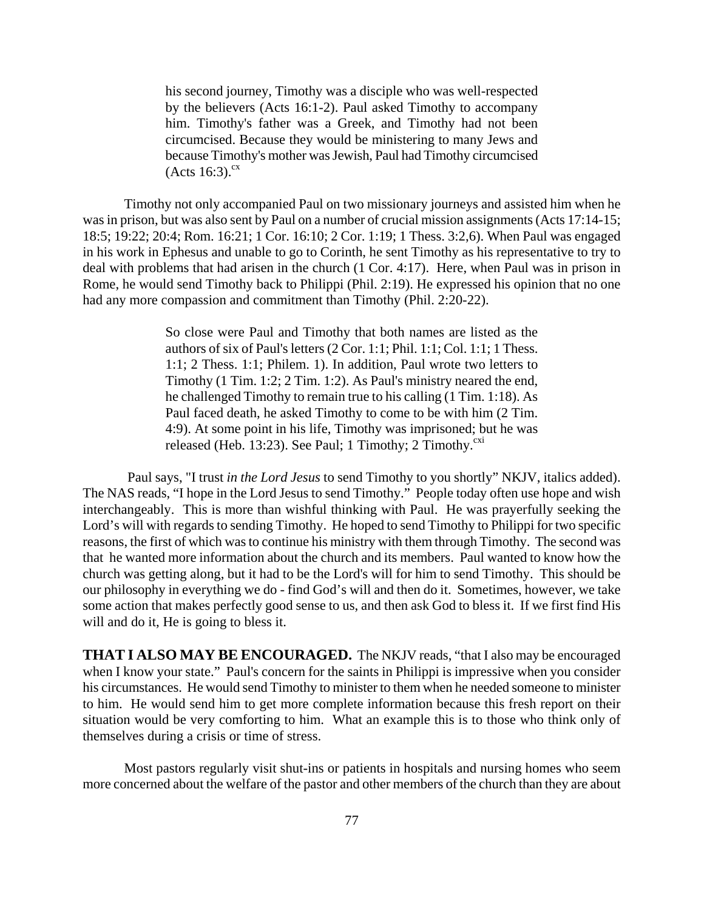> his second journey, Timothy was a disciple who was well-respected by the believers (Acts 16:1-2). Paul asked Timothy to accompany him. Timothy's father was a Greek, and Timothy had not been circumcised. Because they would be ministering to many Jews and because Timothy's mother was Jewish, Paul had Timothy circumcised (Acts 16:3).[cx]

Timothy not only accompanied Paul on two missionary journeys and assisted him when he was in prison, but was also sent by Paul on a number of crucial mission assignments (Acts 17:14-15; 18:5; 19:22; 20:4; Rom. 16:21; 1 Cor. 16:10; 2 Cor. 1:19; 1 Thess. 3:2,6). When Paul was engaged in his work in Ephesus and unable to go to Corinth, he sent Timothy as his representative to try to deal with problems that had arisen in the church (1 Cor. 4:17). Here, when Paul was in prison in Rome, he would send Timothy back to Philippi (Phil. 2:19). He expressed his opinion that no one had any more compassion and commitment than Timothy (Phil. 2:20-22).

> So close were Paul and Timothy that both names are listed as the authors of six of Paul's letters (2 Cor. 1:1; Phil. 1:1; Col. 1:1; 1 Thess. 1:1; 2 Thess. 1:1; Philem. 1). In addition, Paul wrote two letters to Timothy (1 Tim. 1:2; 2 Tim. 1:2). As Paul's ministry neared the end, he challenged Timothy to remain true to his calling (1 Tim. 1:18). As Paul faced death, he asked Timothy to come to be with him (2 Tim. 4:9). At some point in his life, Timothy was imprisoned; but he was released (Heb. 13:23). See Paul; 1 Timothy; 2 Timothy.[cxi]

Paul says, "I trust *in the Lord Jesus* to send Timothy to you shortly" NKJV, italics added). The NAS reads, "I hope in the Lord Jesus to send Timothy." People today often use hope and wish interchangeably. This is more than wishful thinking with Paul. He was prayerfully seeking the Lord's will with regards to sending Timothy. He hoped to send Timothy to Philippi for two specific reasons, the first of which was to continue his ministry with them through Timothy. The second was that he wanted more information about the church and its members. Paul wanted to know how the church was getting along, but it had to be the Lord's will for him to send Timothy. This should be our philosophy in everything we do - find God's will and then do it. Sometimes, however, we take some action that makes perfectly good sense to us, and then ask God to bless it. If we first find His will and do it, He is going to bless it.

**THAT I ALSO MAY BE ENCOURAGED.** The NKJV reads, "that I also may be encouraged when I know your state." Paul's concern for the saints in Philippi is impressive when you consider his circumstances. He would send Timothy to minister to them when he needed someone to minister to him. He would send him to get more complete information because this fresh report on their situation would be very comforting to him. What an example this is to those who think only of themselves during a crisis or time of stress.

Most pastors regularly visit shut-ins or patients in hospitals and nursing homes who seem more concerned about the welfare of the pastor and other members of the church than they are about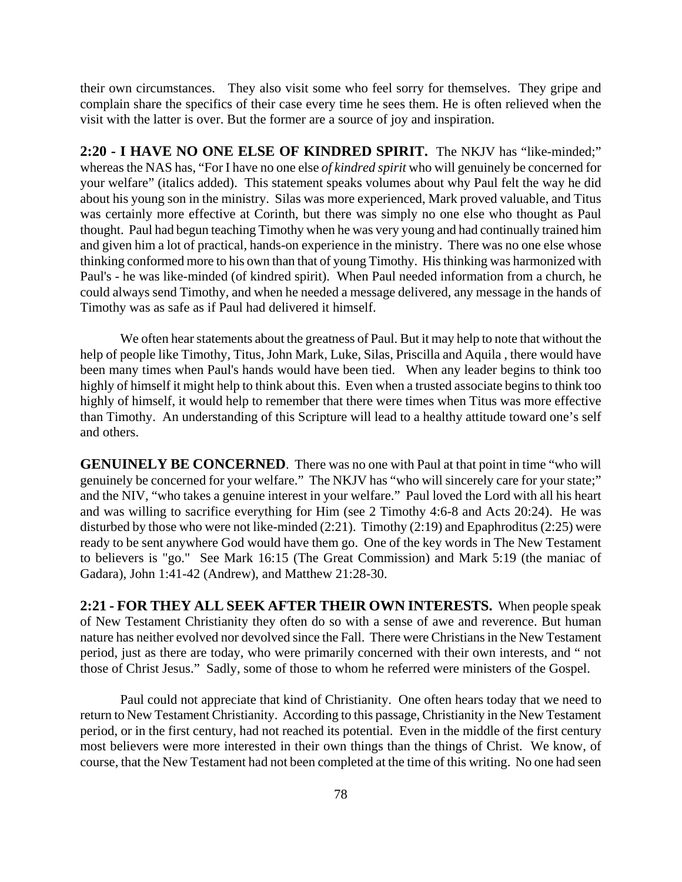their own circumstances. They also visit some who feel sorry for themselves. They gripe and complain share the specifics of their case every time he sees them. He is often relieved when the visit with the latter is over. But the former are a source of joy and inspiration.

**2:20 - I HAVE NO ONE ELSE OF KINDRED SPIRIT.** The NKJV has "like-minded;" whereas the NAS has, "For I have no one else *of kindred spirit* who will genuinely be concerned for your welfare" (italics added). This statement speaks volumes about why Paul felt the way he did about his young son in the ministry. Silas was more experienced, Mark proved valuable, and Titus was certainly more effective at Corinth, but there was simply no one else who thought as Paul thought. Paul had begun teaching Timothy when he was very young and had continually trained him and given him a lot of practical, hands-on experience in the ministry. There was no one else whose thinking conformed more to his own than that of young Timothy. His thinking was harmonized with Paul's - he was like-minded (of kindred spirit). When Paul needed information from a church, he could always send Timothy, and when he needed a message delivered, any message in the hands of Timothy was as safe as if Paul had delivered it himself.

We often hear statements about the greatness of Paul. But it may help to note that without the help of people like Timothy, Titus, John Mark, Luke, Silas, Priscilla and Aquila , there would have been many times when Paul's hands would have been tied. When any leader begins to think too highly of himself it might help to think about this. Even when a trusted associate begins to think too highly of himself, it would help to remember that there were times when Titus was more effective than Timothy. An understanding of this Scripture will lead to a healthy attitude toward one's self and others.

**GENUINELY BE CONCERNED**. There was no one with Paul at that point in time "who will genuinely be concerned for your welfare." The NKJV has "who will sincerely care for your state;" and the NIV, "who takes a genuine interest in your welfare." Paul loved the Lord with all his heart and was willing to sacrifice everything for Him (see 2 Timothy 4:6-8 and Acts 20:24). He was disturbed by those who were not like-minded (2:21). Timothy (2:19) and Epaphroditus (2:25) were ready to be sent anywhere God would have them go. One of the key words in The New Testament to believers is "go." See Mark 16:15 (The Great Commission) and Mark 5:19 (the maniac of Gadara), John 1:41-42 (Andrew), and Matthew 21:28-30.

**2:21 - FOR THEY ALL SEEK AFTER THEIR OWN INTERESTS.** When people speak of New Testament Christianity they often do so with a sense of awe and reverence. But human nature has neither evolved nor devolved since the Fall. There were Christians in the New Testament period, just as there are today, who were primarily concerned with their own interests, and " not those of Christ Jesus." Sadly, some of those to whom he referred were ministers of the Gospel.

Paul could not appreciate that kind of Christianity. One often hears today that we need to return to New Testament Christianity. According to this passage, Christianity in the New Testament period, or in the first century, had not reached its potential. Even in the middle of the first century most believers were more interested in their own things than the things of Christ. We know, of course, that the New Testament had not been completed at the time of this writing. No one had seen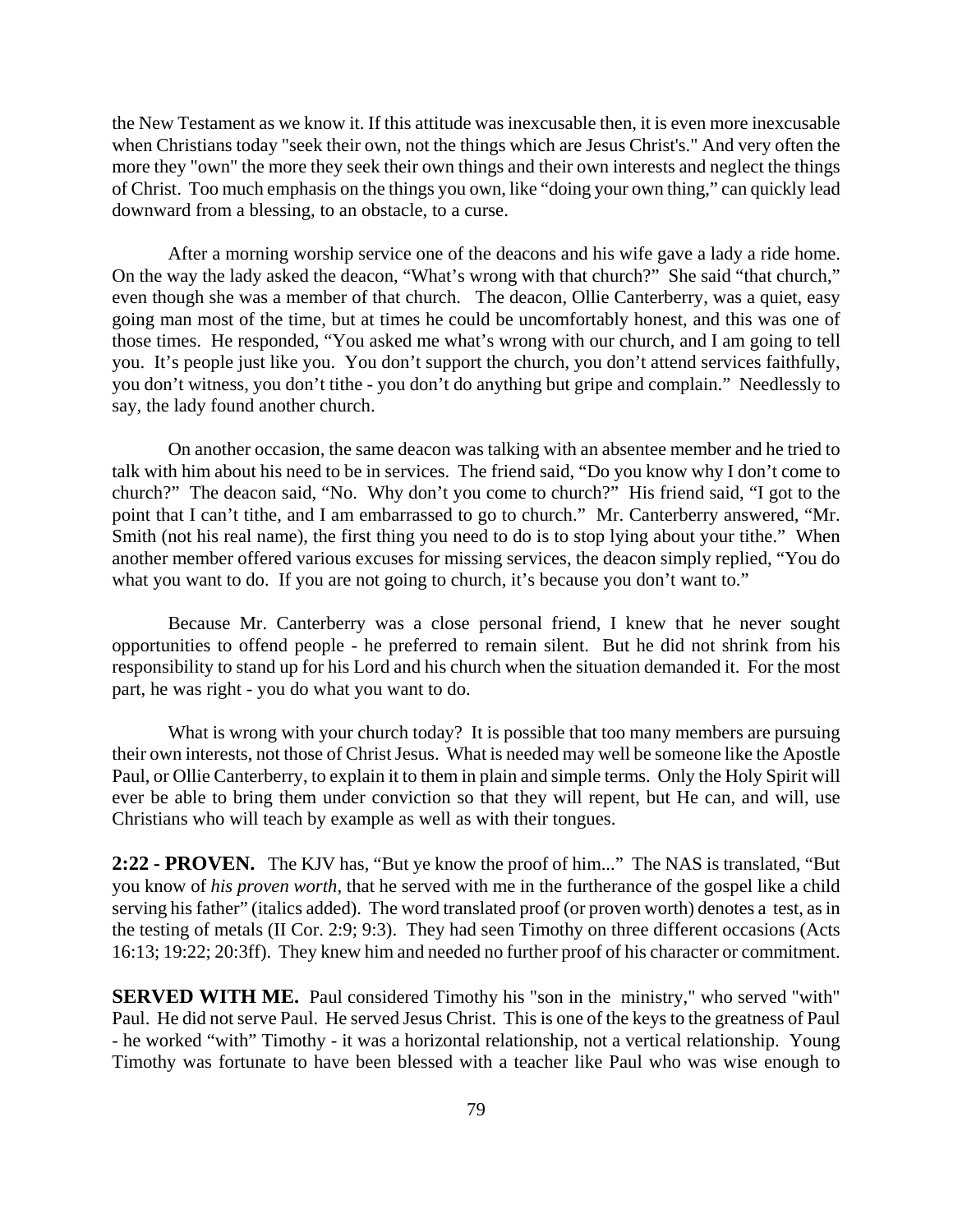the New Testament as we know it. If this attitude was inexcusable then, it is even more inexcusable when Christians today "seek their own, not the things which are Jesus Christ's." And very often the more they "own" the more they seek their own things and their own interests and neglect the things of Christ. Too much emphasis on the things you own, like "doing your own thing," can quickly lead downward from a blessing, to an obstacle, to a curse.

After a morning worship service one of the deacons and his wife gave a lady a ride home. On the way the lady asked the deacon, "What's wrong with that church?" She said "that church," even though she was a member of that church. The deacon, Ollie Canterberry, was a quiet, easy going man most of the time, but at times he could be uncomfortably honest, and this was one of those times. He responded, "You asked me what's wrong with our church, and I am going to tell you. It's people just like you. You don't support the church, you don't attend services faithfully, you don't witness, you don't tithe - you don't do anything but gripe and complain." Needlessly to say, the lady found another church.

On another occasion, the same deacon was talking with an absentee member and he tried to talk with him about his need to be in services. The friend said, "Do you know why I don't come to church?" The deacon said, "No. Why don't you come to church?" His friend said, "I got to the point that I can't tithe, and I am embarrassed to go to church." Mr. Canterberry answered, "Mr. Smith (not his real name), the first thing you need to do is to stop lying about your tithe." When another member offered various excuses for missing services, the deacon simply replied, "You do what you want to do. If you are not going to church, it's because you don't want to."

Because Mr. Canterberry was a close personal friend, I knew that he never sought opportunities to offend people - he preferred to remain silent. But he did not shrink from his responsibility to stand up for his Lord and his church when the situation demanded it. For the most part, he was right - you do what you want to do.

What is wrong with your church today? It is possible that too many members are pursuing their own interests, not those of Christ Jesus. What is needed may well be someone like the Apostle Paul, or Ollie Canterberry, to explain it to them in plain and simple terms. Only the Holy Spirit will ever be able to bring them under conviction so that they will repent, but He can, and will, use Christians who will teach by example as well as with their tongues.

**2:22 - PROVEN.** The KJV has, "But ye know the proof of him..." The NAS is translated, "But you know of *his proven worth*, that he served with me in the furtherance of the gospel like a child serving his father" (italics added). The word translated proof (or proven worth) denotes a test, as in the testing of metals (II Cor. 2:9; 9:3). They had seen Timothy on three different occasions (Acts 16:13; 19:22; 20:3ff). They knew him and needed no further proof of his character or commitment.

**SERVED WITH ME.** Paul considered Timothy his "son in the ministry," who served "with" Paul. He did not serve Paul. He served Jesus Christ. This is one of the keys to the greatness of Paul - he worked "with" Timothy - it was a horizontal relationship, not a vertical relationship. Young Timothy was fortunate to have been blessed with a teacher like Paul who was wise enough to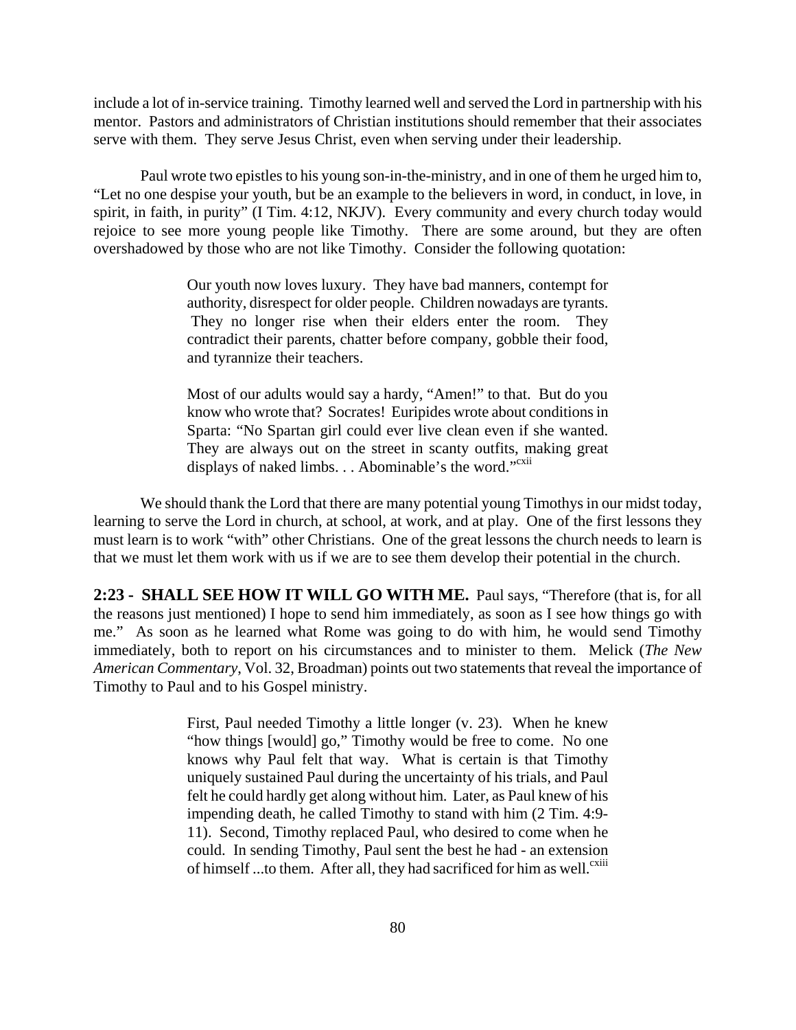include a lot of in-service training. Timothy learned well and served the Lord in partnership with his mentor. Pastors and administrators of Christian institutions should remember that their associates serve with them. They serve Jesus Christ, even when serving under their leadership.

Paul wrote two epistles to his young son-in-the-ministry, and in one of them he urged him to, "Let no one despise your youth, but be an example to the believers in word, in conduct, in love, in spirit, in faith, in purity" (I Tim. 4:12, NKJV). Every community and every church today would rejoice to see more young people like Timothy. There are some around, but they are often overshadowed by those who are not like Timothy. Consider the following quotation:

> Our youth now loves luxury. They have bad manners, contempt for authority, disrespect for older people. Children nowadays are tyrants. They no longer rise when their elders enter the room. They contradict their parents, chatter before company, gobble their food, and tyrannize their teachers.
>
> Most of our adults would say a hardy, "Amen!" to that. But do you know who wrote that? Socrates! Euripides wrote about conditions in Sparta: "No Spartan girl could ever live clean even if she wanted. They are always out on the street in scanty outfits, making great displays of naked limbs. . . Abominable's the word."[cxii]

We should thank the Lord that there are many potential young Timothys in our midst today, learning to serve the Lord in church, at school, at work, and at play. One of the first lessons they must learn is to work "with" other Christians. One of the great lessons the church needs to learn is that we must let them work with us if we are to see them develop their potential in the church.

**2:23 - SHALL SEE HOW IT WILL GO WITH ME.** Paul says, "Therefore (that is, for all the reasons just mentioned) I hope to send him immediately, as soon as I see how things go with me." As soon as he learned what Rome was going to do with him, he would send Timothy immediately, both to report on his circumstances and to minister to them. Melick (*The New American Commentary*, Vol. 32, Broadman) points out two statements that reveal the importance of Timothy to Paul and to his Gospel ministry.

> First, Paul needed Timothy a little longer (v. 23). When he knew "how things [would] go," Timothy would be free to come. No one knows why Paul felt that way. What is certain is that Timothy uniquely sustained Paul during the uncertainty of his trials, and Paul felt he could hardly get along without him. Later, as Paul knew of his impending death, he called Timothy to stand with him (2 Tim. 4:9-11). Second, Timothy replaced Paul, who desired to come when he could. In sending Timothy, Paul sent the best he had - an extension of himself ...to them. After all, they had sacrificed for him as well.[cxiii]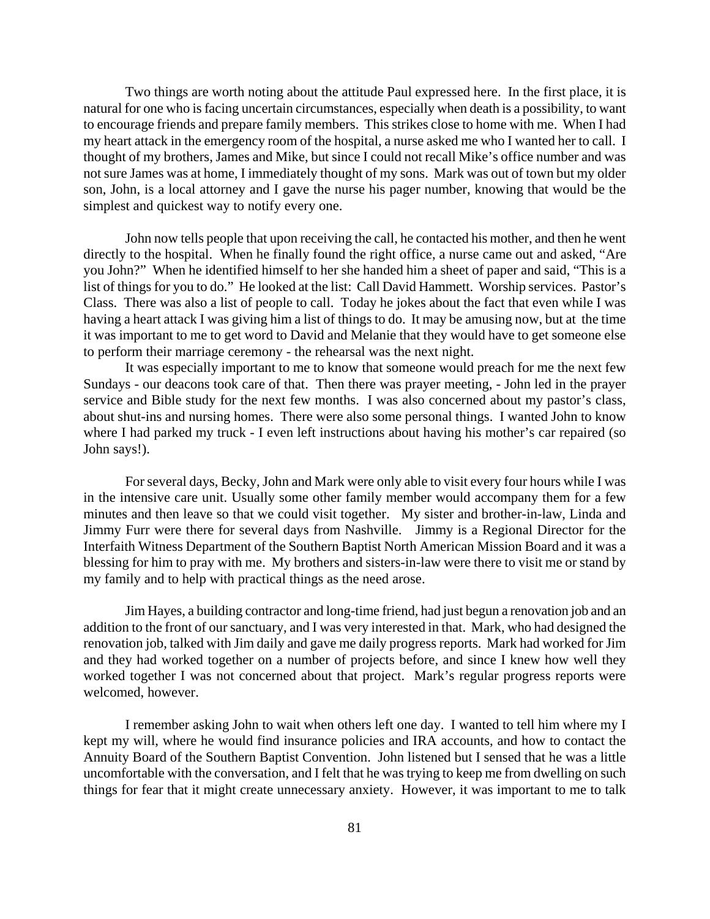Two things are worth noting about the attitude Paul expressed here. In the first place, it is natural for one who is facing uncertain circumstances, especially when death is a possibility, to want to encourage friends and prepare family members. This strikes close to home with me. When I had my heart attack in the emergency room of the hospital, a nurse asked me who I wanted her to call. I thought of my brothers, James and Mike, but since I could not recall Mike's office number and was not sure James was at home, I immediately thought of my sons. Mark was out of town but my older son, John, is a local attorney and I gave the nurse his pager number, knowing that would be the simplest and quickest way to notify every one.

John now tells people that upon receiving the call, he contacted his mother, and then he went directly to the hospital. When he finally found the right office, a nurse came out and asked, "Are you John?" When he identified himself to her she handed him a sheet of paper and said, "This is a list of things for you to do." He looked at the list: Call David Hammett. Worship services. Pastor's Class. There was also a list of people to call. Today he jokes about the fact that even while I was having a heart attack I was giving him a list of things to do. It may be amusing now, but at the time it was important to me to get word to David and Melanie that they would have to get someone else to perform their marriage ceremony - the rehearsal was the next night.

It was especially important to me to know that someone would preach for me the next few Sundays - our deacons took care of that. Then there was prayer meeting, - John led in the prayer service and Bible study for the next few months. I was also concerned about my pastor's class, about shut-ins and nursing homes. There were also some personal things. I wanted John to know where I had parked my truck - I even left instructions about having his mother's car repaired (so John says!).

For several days, Becky, John and Mark were only able to visit every four hours while I was in the intensive care unit. Usually some other family member would accompany them for a few minutes and then leave so that we could visit together. My sister and brother-in-law, Linda and Jimmy Furr were there for several days from Nashville. Jimmy is a Regional Director for the Interfaith Witness Department of the Southern Baptist North American Mission Board and it was a blessing for him to pray with me. My brothers and sisters-in-law were there to visit me or stand by my family and to help with practical things as the need arose.

Jim Hayes, a building contractor and long-time friend, had just begun a renovation job and an addition to the front of our sanctuary, and I was very interested in that. Mark, who had designed the renovation job, talked with Jim daily and gave me daily progress reports. Mark had worked for Jim and they had worked together on a number of projects before, and since I knew how well they worked together I was not concerned about that project. Mark's regular progress reports were welcomed, however.

I remember asking John to wait when others left one day. I wanted to tell him where my I kept my will, where he would find insurance policies and IRA accounts, and how to contact the Annuity Board of the Southern Baptist Convention. John listened but I sensed that he was a little uncomfortable with the conversation, and I felt that he was trying to keep me from dwelling on such things for fear that it might create unnecessary anxiety. However, it was important to me to talk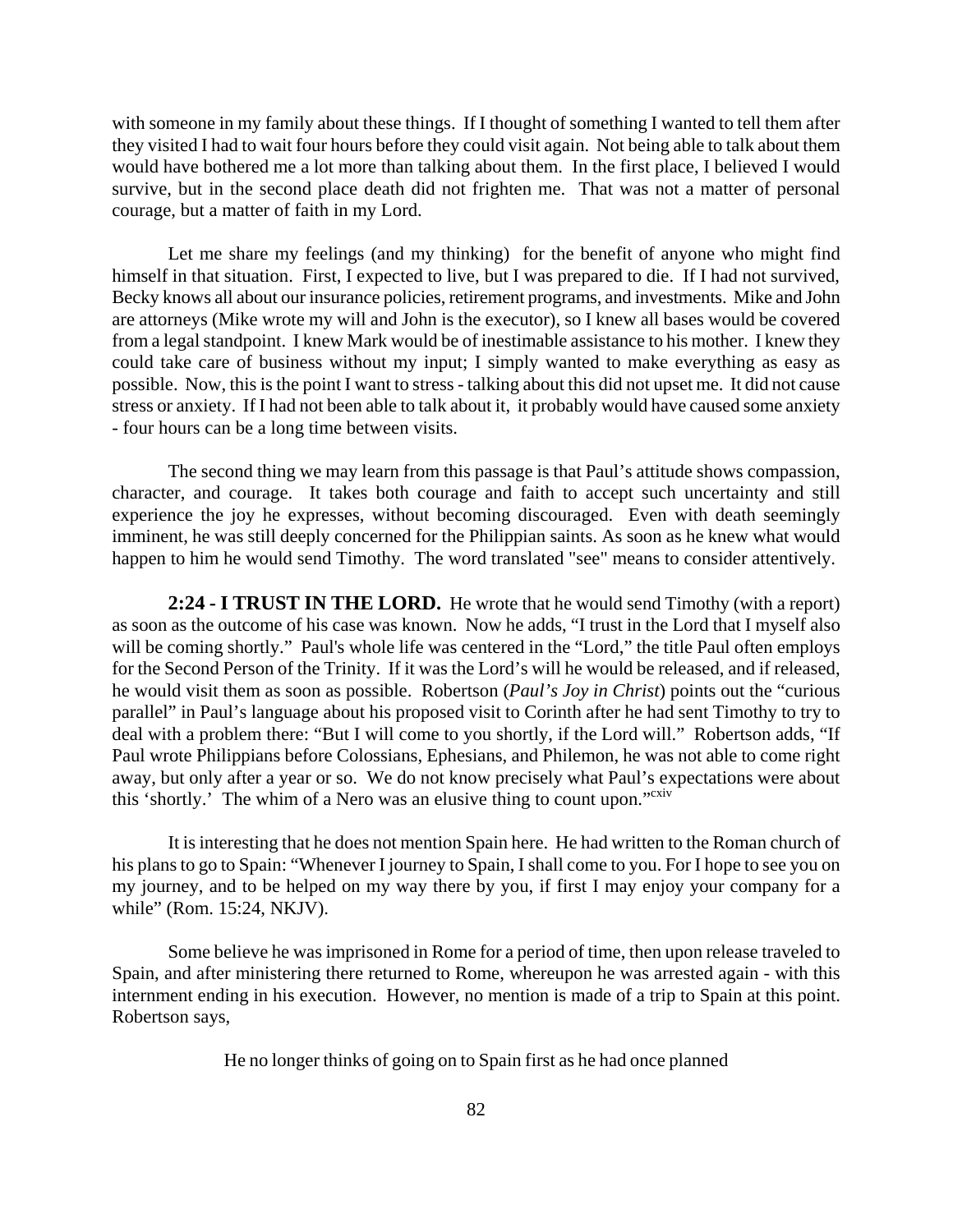with someone in my family about these things. If I thought of something I wanted to tell them after they visited I had to wait four hours before they could visit again. Not being able to talk about them would have bothered me a lot more than talking about them. In the first place, I believed I would survive, but in the second place death did not frighten me. That was not a matter of personal courage, but a matter of faith in my Lord.

Let me share my feelings (and my thinking) for the benefit of anyone who might find himself in that situation. First, I expected to live, but I was prepared to die. If I had not survived, Becky knows all about our insurance policies, retirement programs, and investments. Mike and John are attorneys (Mike wrote my will and John is the executor), so I knew all bases would be covered from a legal standpoint. I knew Mark would be of inestimable assistance to his mother. I knew they could take care of business without my input; I simply wanted to make everything as easy as possible. Now, this is the point I want to stress - talking about this did not upset me. It did not cause stress or anxiety. If I had not been able to talk about it, it probably would have caused some anxiety - four hours can be a long time between visits.

The second thing we may learn from this passage is that Paul's attitude shows compassion, character, and courage. It takes both courage and faith to accept such uncertainty and still experience the joy he expresses, without becoming discouraged. Even with death seemingly imminent, he was still deeply concerned for the Philippian saints. As soon as he knew what would happen to him he would send Timothy. The word translated "see" means to consider attentively.

**2:24 - I TRUST IN THE LORD.** He wrote that he would send Timothy (with a report) as soon as the outcome of his case was known. Now he adds, "I trust in the Lord that I myself also will be coming shortly." Paul's whole life was centered in the "Lord," the title Paul often employs for the Second Person of the Trinity. If it was the Lord's will he would be released, and if released, he would visit them as soon as possible. Robertson (*Paul's Joy in Christ*) points out the "curious parallel" in Paul's language about his proposed visit to Corinth after he had sent Timothy to try to deal with a problem there: "But I will come to you shortly, if the Lord will." Robertson adds, "If Paul wrote Philippians before Colossians, Ephesians, and Philemon, he was not able to come right away, but only after a year or so. We do not know precisely what Paul's expectations were about this 'shortly.' The whim of a Nero was an elusive thing to count upon."[cxiv]

It is interesting that he does not mention Spain here. He had written to the Roman church of his plans to go to Spain: "Whenever I journey to Spain, I shall come to you. For I hope to see you on my journey, and to be helped on my way there by you, if first I may enjoy your company for a while" (Rom. 15:24, NKJV).

Some believe he was imprisoned in Rome for a period of time, then upon release traveled to Spain, and after ministering there returned to Rome, whereupon he was arrested again - with this internment ending in his execution. However, no mention is made of a trip to Spain at this point. Robertson says,

> He no longer thinks of going on to Spain first as he had once planned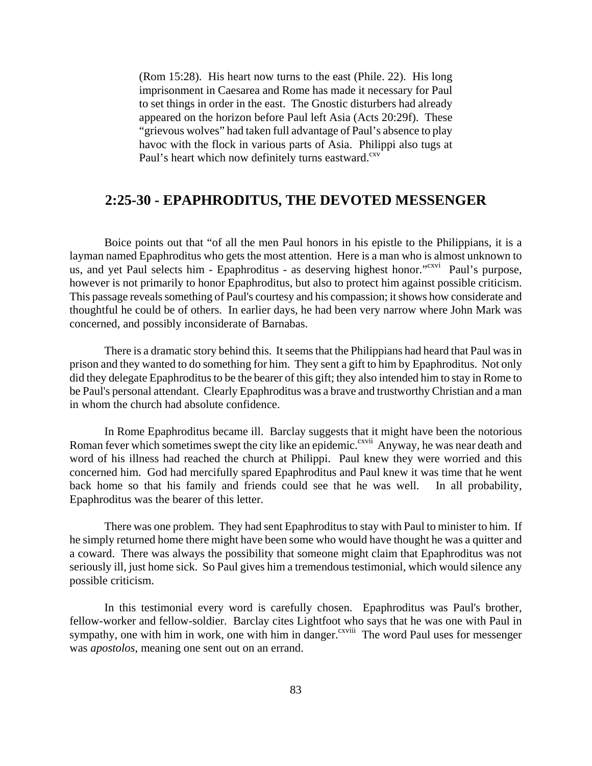(Rom 15:28). His heart now turns to the east (Phile. 22). His long imprisonment in Caesarea and Rome has made it necessary for Paul to set things in order in the east. The Gnostic disturbers had already appeared on the horizon before Paul left Asia (Acts 20:29f). These "grievous wolves" had taken full advantage of Paul's absence to play havoc with the flock in various parts of Asia. Philippi also tugs at Paul's heart which now definitely turns eastward.[cxv]

## 2:25-30 - EPAPHRODITUS, THE DEVOTED MESSENGER

Boice points out that "of all the men Paul honors in his epistle to the Philippians, it is a layman named Epaphroditus who gets the most attention. Here is a man who is almost unknown to us, and yet Paul selects him - Epaphroditus - as deserving highest honor."[cxvi] Paul's purpose, however is not primarily to honor Epaphroditus, but also to protect him against possible criticism. This passage reveals something of Paul's courtesy and his compassion; it shows how considerate and thoughtful he could be of others. In earlier days, he had been very narrow where John Mark was concerned, and possibly inconsiderate of Barnabas.

There is a dramatic story behind this. It seems that the Philippians had heard that Paul was in prison and they wanted to do something for him. They sent a gift to him by Epaphroditus. Not only did they delegate Epaphroditus to be the bearer of this gift; they also intended him to stay in Rome to be Paul's personal attendant. Clearly Epaphroditus was a brave and trustworthy Christian and a man in whom the church had absolute confidence.

In Rome Epaphroditus became ill. Barclay suggests that it might have been the notorious Roman fever which sometimes swept the city like an epidemic.[cxvii] Anyway, he was near death and word of his illness had reached the church at Philippi. Paul knew they were worried and this concerned him. God had mercifully spared Epaphroditus and Paul knew it was time that he went back home so that his family and friends could see that he was well. In all probability, Epaphroditus was the bearer of this letter.

There was one problem. They had sent Epaphroditus to stay with Paul to minister to him. If he simply returned home there might have been some who would have thought he was a quitter and a coward. There was always the possibility that someone might claim that Epaphroditus was not seriously ill, just home sick. So Paul gives him a tremendous testimonial, which would silence any possible criticism.

In this testimonial every word is carefully chosen. Epaphroditus was Paul's brother, fellow-worker and fellow-soldier. Barclay cites Lightfoot who says that he was one with Paul in sympathy, one with him in work, one with him in danger.[cxviii] The word Paul uses for messenger was *apostolos*, meaning one sent out on an errand.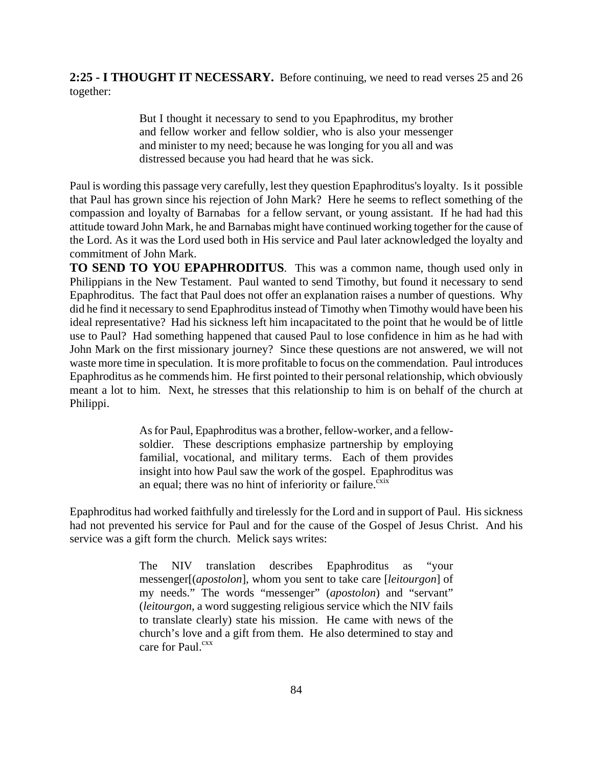**2:25 - I THOUGHT IT NECESSARY.** Before continuing, we need to read verses 25 and 26 together:

> But I thought it necessary to send to you Epaphroditus, my brother and fellow worker and fellow soldier, who is also your messenger and minister to my need; because he was longing for you all and was distressed because you had heard that he was sick.

Paul is wording this passage very carefully, lest they question Epaphroditus's loyalty. Is it possible that Paul has grown since his rejection of John Mark? Here he seems to reflect something of the compassion and loyalty of Barnabas for a fellow servant, or young assistant. If he had had this attitude toward John Mark, he and Barnabas might have continued working together for the cause of the Lord. As it was the Lord used both in His service and Paul later acknowledged the loyalty and commitment of John Mark.

**TO SEND TO YOU EPAPHRODITUS**. This was a common name, though used only in Philippians in the New Testament. Paul wanted to send Timothy, but found it necessary to send Epaphroditus. The fact that Paul does not offer an explanation raises a number of questions. Why did he find it necessary to send Epaphroditus instead of Timothy when Timothy would have been his ideal representative? Had his sickness left him incapacitated to the point that he would be of little use to Paul? Had something happened that caused Paul to lose confidence in him as he had with John Mark on the first missionary journey? Since these questions are not answered, we will not waste more time in speculation. It is more profitable to focus on the commendation. Paul introduces Epaphroditus as he commends him. He first pointed to their personal relationship, which obviously meant a lot to him. Next, he stresses that this relationship to him is on behalf of the church at Philippi.

> As for Paul, Epaphroditus was a brother, fellow-worker, and a fellow-soldier. These descriptions emphasize partnership by employing familial, vocational, and military terms. Each of them provides insight into how Paul saw the work of the gospel. Epaphroditus was an equal; there was no hint of inferiority or failure.[cxix]

Epaphroditus had worked faithfully and tirelessly for the Lord and in support of Paul. His sickness had not prevented his service for Paul and for the cause of the Gospel of Jesus Christ. And his service was a gift form the church. Melick says writes:

> The NIV translation describes Epaphroditus as "your messenger[(*apostolon*], whom you sent to take care [*leitourgon*] of my needs." The words "messenger" (*apostolon*) and "servant" (*leitourgon*, a word suggesting religious service which the NIV fails to translate clearly) state his mission. He came with news of the church's love and a gift from them. He also determined to stay and care for Paul.[cxx]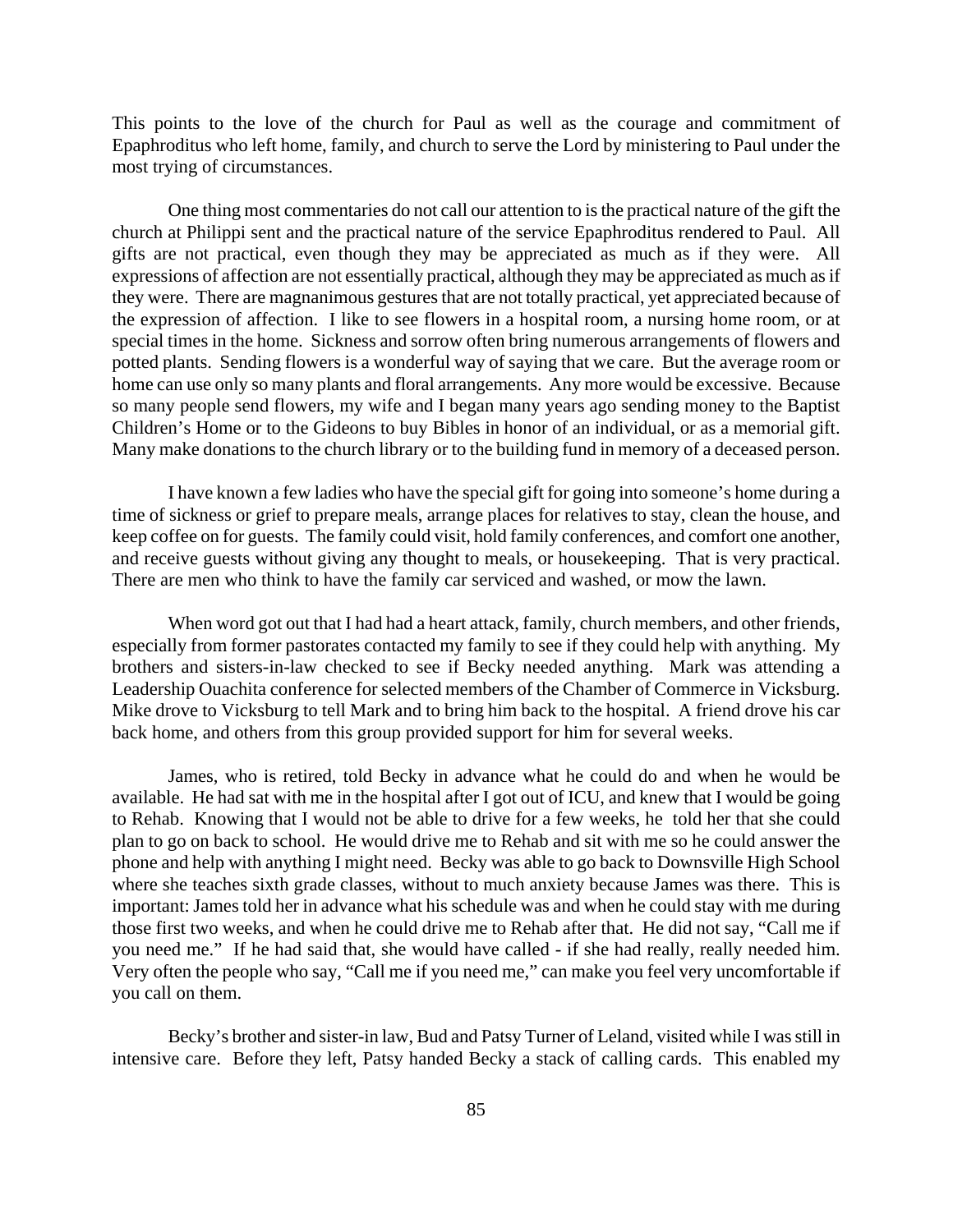This points to the love of the church for Paul as well as the courage and commitment of Epaphroditus who left home, family, and church to serve the Lord by ministering to Paul under the most trying of circumstances.

One thing most commentaries do not call our attention to is the practical nature of the gift the church at Philippi sent and the practical nature of the service Epaphroditus rendered to Paul. All gifts are not practical, even though they may be appreciated as much as if they were. All expressions of affection are not essentially practical, although they may be appreciated as much as if they were. There are magnanimous gestures that are not totally practical, yet appreciated because of the expression of affection. I like to see flowers in a hospital room, a nursing home room, or at special times in the home. Sickness and sorrow often bring numerous arrangements of flowers and potted plants. Sending flowers is a wonderful way of saying that we care. But the average room or home can use only so many plants and floral arrangements. Any more would be excessive. Because so many people send flowers, my wife and I began many years ago sending money to the Baptist Children's Home or to the Gideons to buy Bibles in honor of an individual, or as a memorial gift. Many make donations to the church library or to the building fund in memory of a deceased person.

I have known a few ladies who have the special gift for going into someone's home during a time of sickness or grief to prepare meals, arrange places for relatives to stay, clean the house, and keep coffee on for guests. The family could visit, hold family conferences, and comfort one another, and receive guests without giving any thought to meals, or housekeeping. That is very practical. There are men who think to have the family car serviced and washed, or mow the lawn.

When word got out that I had had a heart attack, family, church members, and other friends, especially from former pastorates contacted my family to see if they could help with anything. My brothers and sisters-in-law checked to see if Becky needed anything. Mark was attending a Leadership Ouachita conference for selected members of the Chamber of Commerce in Vicksburg. Mike drove to Vicksburg to tell Mark and to bring him back to the hospital. A friend drove his car back home, and others from this group provided support for him for several weeks.

James, who is retired, told Becky in advance what he could do and when he would be available. He had sat with me in the hospital after I got out of ICU, and knew that I would be going to Rehab. Knowing that I would not be able to drive for a few weeks, he told her that she could plan to go on back to school. He would drive me to Rehab and sit with me so he could answer the phone and help with anything I might need. Becky was able to go back to Downsville High School where she teaches sixth grade classes, without to much anxiety because James was there. This is important: James told her in advance what his schedule was and when he could stay with me during those first two weeks, and when he could drive me to Rehab after that. He did not say, "Call me if you need me." If he had said that, she would have called - if she had really, really needed him. Very often the people who say, "Call me if you need me," can make you feel very uncomfortable if you call on them.

Becky's brother and sister-in law, Bud and Patsy Turner of Leland, visited while I was still in intensive care. Before they left, Patsy handed Becky a stack of calling cards. This enabled my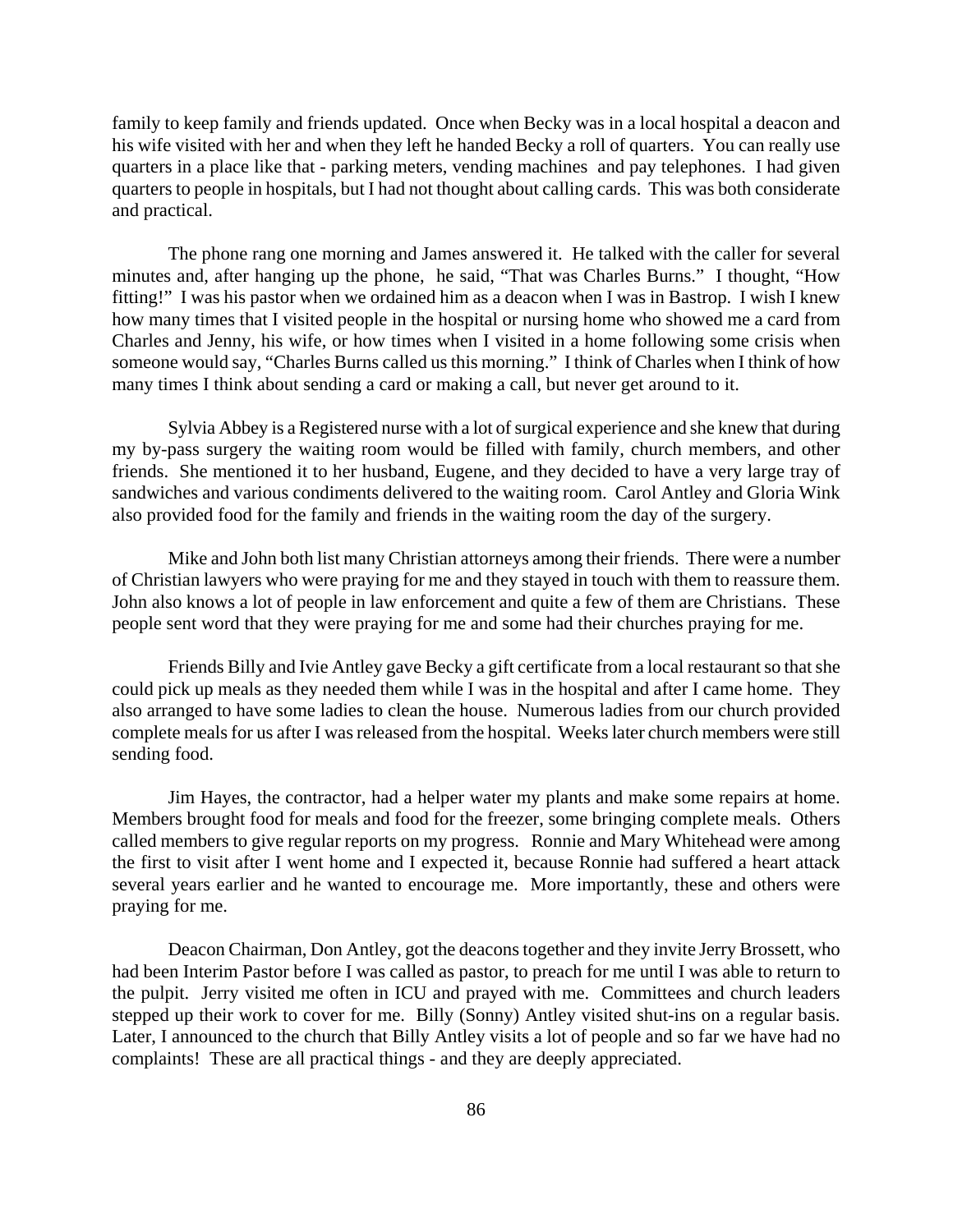family to keep family and friends updated. Once when Becky was in a local hospital a deacon and his wife visited with her and when they left he handed Becky a roll of quarters. You can really use quarters in a place like that - parking meters, vending machines and pay telephones. I had given quarters to people in hospitals, but I had not thought about calling cards. This was both considerate and practical.

The phone rang one morning and James answered it. He talked with the caller for several minutes and, after hanging up the phone, he said, "That was Charles Burns." I thought, "How fitting!" I was his pastor when we ordained him as a deacon when I was in Bastrop. I wish I knew how many times that I visited people in the hospital or nursing home who showed me a card from Charles and Jenny, his wife, or how times when I visited in a home following some crisis when someone would say, "Charles Burns called us this morning." I think of Charles when I think of how many times I think about sending a card or making a call, but never get around to it.

Sylvia Abbey is a Registered nurse with a lot of surgical experience and she knew that during my by-pass surgery the waiting room would be filled with family, church members, and other friends. She mentioned it to her husband, Eugene, and they decided to have a very large tray of sandwiches and various condiments delivered to the waiting room. Carol Antley and Gloria Wink also provided food for the family and friends in the waiting room the day of the surgery.

Mike and John both list many Christian attorneys among their friends. There were a number of Christian lawyers who were praying for me and they stayed in touch with them to reassure them. John also knows a lot of people in law enforcement and quite a few of them are Christians. These people sent word that they were praying for me and some had their churches praying for me.

Friends Billy and Ivie Antley gave Becky a gift certificate from a local restaurant so that she could pick up meals as they needed them while I was in the hospital and after I came home. They also arranged to have some ladies to clean the house. Numerous ladies from our church provided complete meals for us after I was released from the hospital. Weeks later church members were still sending food.

Jim Hayes, the contractor, had a helper water my plants and make some repairs at home. Members brought food for meals and food for the freezer, some bringing complete meals. Others called members to give regular reports on my progress. Ronnie and Mary Whitehead were among the first to visit after I went home and I expected it, because Ronnie had suffered a heart attack several years earlier and he wanted to encourage me. More importantly, these and others were praying for me.

Deacon Chairman, Don Antley, got the deacons together and they invite Jerry Brossett, who had been Interim Pastor before I was called as pastor, to preach for me until I was able to return to the pulpit. Jerry visited me often in ICU and prayed with me. Committees and church leaders stepped up their work to cover for me. Billy (Sonny) Antley visited shut-ins on a regular basis. Later, I announced to the church that Billy Antley visits a lot of people and so far we have had no complaints! These are all practical things - and they are deeply appreciated.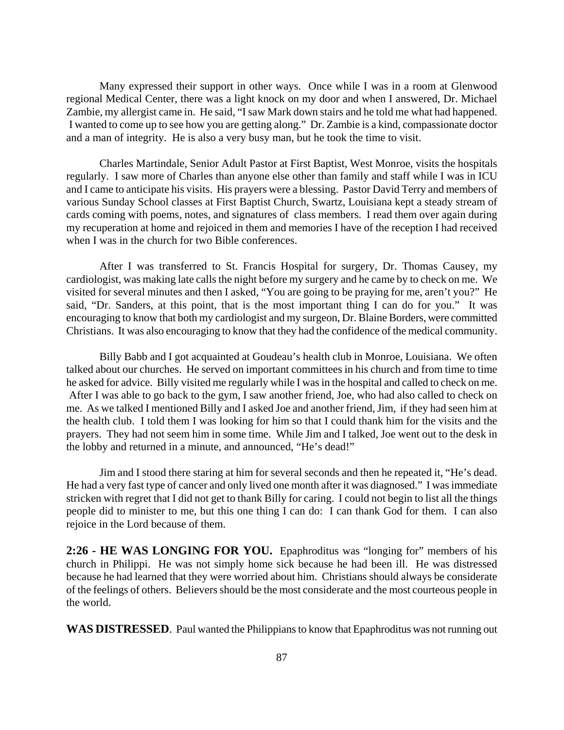Many expressed their support in other ways. Once while I was in a room at Glenwood regional Medical Center, there was a light knock on my door and when I answered, Dr. Michael Zambie, my allergist came in. He said, "I saw Mark down stairs and he told me what had happened. I wanted to come up to see how you are getting along." Dr. Zambie is a kind, compassionate doctor and a man of integrity. He is also a very busy man, but he took the time to visit.

Charles Martindale, Senior Adult Pastor at First Baptist, West Monroe, visits the hospitals regularly. I saw more of Charles than anyone else other than family and staff while I was in ICU and I came to anticipate his visits. His prayers were a blessing. Pastor David Terry and members of various Sunday School classes at First Baptist Church, Swartz, Louisiana kept a steady stream of cards coming with poems, notes, and signatures of class members. I read them over again during my recuperation at home and rejoiced in them and memories I have of the reception I had received when I was in the church for two Bible conferences.

After I was transferred to St. Francis Hospital for surgery, Dr. Thomas Causey, my cardiologist, was making late calls the night before my surgery and he came by to check on me. We visited for several minutes and then I asked, "You are going to be praying for me, aren't you?" He said, "Dr. Sanders, at this point, that is the most important thing I can do for you." It was encouraging to know that both my cardiologist and my surgeon, Dr. Blaine Borders, were committed Christians. It was also encouraging to know that they had the confidence of the medical community.

Billy Babb and I got acquainted at Goudeau's health club in Monroe, Louisiana. We often talked about our churches. He served on important committees in his church and from time to time he asked for advice. Billy visited me regularly while I was in the hospital and called to check on me. After I was able to go back to the gym, I saw another friend, Joe, who had also called to check on me. As we talked I mentioned Billy and I asked Joe and another friend, Jim, if they had seen him at the health club. I told them I was looking for him so that I could thank him for the visits and the prayers. They had not seem him in some time. While Jim and I talked, Joe went out to the desk in the lobby and returned in a minute, and announced, "He's dead!"

Jim and I stood there staring at him for several seconds and then he repeated it, "He's dead. He had a very fast type of cancer and only lived one month after it was diagnosed." I was immediate stricken with regret that I did not get to thank Billy for caring. I could not begin to list all the things people did to minister to me, but this one thing I can do: I can thank God for them. I can also rejoice in the Lord because of them.

**2:26 - HE WAS LONGING FOR YOU.** Epaphroditus was "longing for" members of his church in Philippi. He was not simply home sick because he had been ill. He was distressed because he had learned that they were worried about him. Christians should always be considerate of the feelings of others. Believers should be the most considerate and the most courteous people in the world.

**WAS DISTRESSED**. Paul wanted the Philippians to know that Epaphroditus was not running out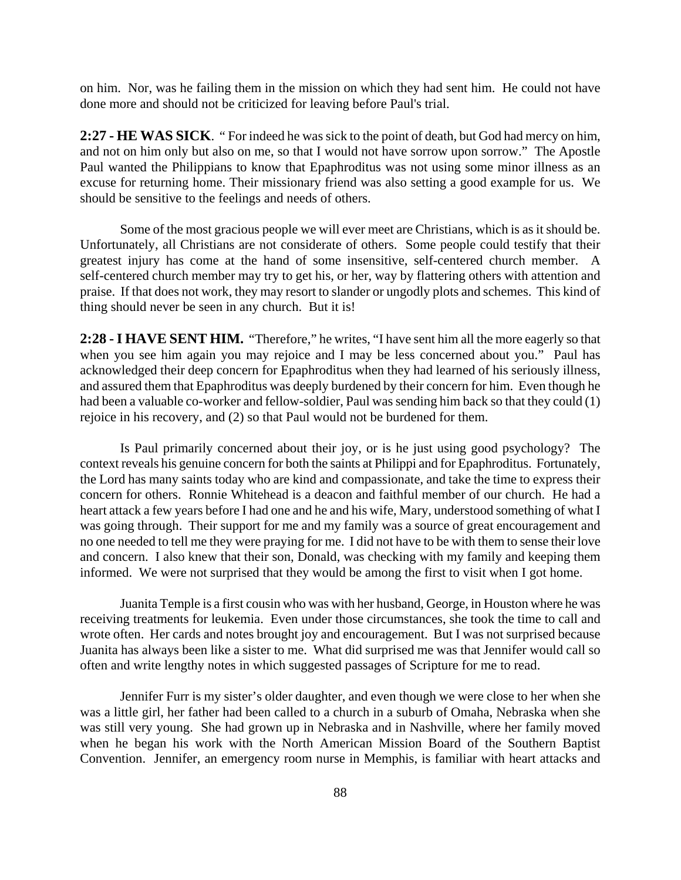on him. Nor, was he failing them in the mission on which they had sent him. He could not have done more and should not be criticized for leaving before Paul's trial.

**2:27 - HE WAS SICK**. " For indeed he was sick to the point of death, but God had mercy on him, and not on him only but also on me, so that I would not have sorrow upon sorrow." The Apostle Paul wanted the Philippians to know that Epaphroditus was not using some minor illness as an excuse for returning home. Their missionary friend was also setting a good example for us. We should be sensitive to the feelings and needs of others.

Some of the most gracious people we will ever meet are Christians, which is as it should be. Unfortunately, all Christians are not considerate of others. Some people could testify that their greatest injury has come at the hand of some insensitive, self-centered church member. A self-centered church member may try to get his, or her, way by flattering others with attention and praise. If that does not work, they may resort to slander or ungodly plots and schemes. This kind of thing should never be seen in any church. But it is!

**2:28 - I HAVE SENT HIM.** "Therefore," he writes, "I have sent him all the more eagerly so that when you see him again you may rejoice and I may be less concerned about you." Paul has acknowledged their deep concern for Epaphroditus when they had learned of his seriously illness, and assured them that Epaphroditus was deeply burdened by their concern for him. Even though he had been a valuable co-worker and fellow-soldier, Paul was sending him back so that they could (1) rejoice in his recovery, and (2) so that Paul would not be burdened for them.

Is Paul primarily concerned about their joy, or is he just using good psychology? The context reveals his genuine concern for both the saints at Philippi and for Epaphroditus. Fortunately, the Lord has many saints today who are kind and compassionate, and take the time to express their concern for others. Ronnie Whitehead is a deacon and faithful member of our church. He had a heart attack a few years before I had one and he and his wife, Mary, understood something of what I was going through. Their support for me and my family was a source of great encouragement and no one needed to tell me they were praying for me. I did not have to be with them to sense their love and concern. I also knew that their son, Donald, was checking with my family and keeping them informed. We were not surprised that they would be among the first to visit when I got home.

Juanita Temple is a first cousin who was with her husband, George, in Houston where he was receiving treatments for leukemia. Even under those circumstances, she took the time to call and wrote often. Her cards and notes brought joy and encouragement. But I was not surprised because Juanita has always been like a sister to me. What did surprised me was that Jennifer would call so often and write lengthy notes in which suggested passages of Scripture for me to read.

Jennifer Furr is my sister's older daughter, and even though we were close to her when she was a little girl, her father had been called to a church in a suburb of Omaha, Nebraska when she was still very young. She had grown up in Nebraska and in Nashville, where her family moved when he began his work with the North American Mission Board of the Southern Baptist Convention. Jennifer, an emergency room nurse in Memphis, is familiar with heart attacks and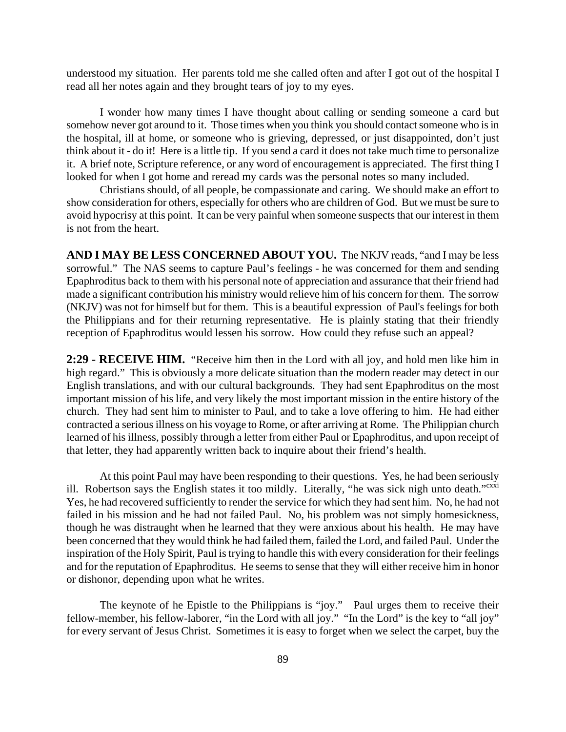understood my situation. Her parents told me she called often and after I got out of the hospital I read all her notes again and they brought tears of joy to my eyes.

I wonder how many times I have thought about calling or sending someone a card but somehow never got around to it. Those times when you think you should contact someone who is in the hospital, ill at home, or someone who is grieving, depressed, or just disappointed, don't just think about it - do it! Here is a little tip. If you send a card it does not take much time to personalize it. A brief note, Scripture reference, or any word of encouragement is appreciated. The first thing I looked for when I got home and reread my cards was the personal notes so many included.

Christians should, of all people, be compassionate and caring. We should make an effort to show consideration for others, especially for others who are children of God. But we must be sure to avoid hypocrisy at this point. It can be very painful when someone suspects that our interest in them is not from the heart.

**AND I MAY BE LESS CONCERNED ABOUT YOU.** The NKJV reads, "and I may be less sorrowful." The NAS seems to capture Paul's feelings - he was concerned for them and sending Epaphroditus back to them with his personal note of appreciation and assurance that their friend had made a significant contribution his ministry would relieve him of his concern for them. The sorrow (NKJV) was not for himself but for them. This is a beautiful expression of Paul's feelings for both the Philippians and for their returning representative. He is plainly stating that their friendly reception of Epaphroditus would lessen his sorrow. How could they refuse such an appeal?

**2:29 - RECEIVE HIM.** "Receive him then in the Lord with all joy, and hold men like him in high regard." This is obviously a more delicate situation than the modern reader may detect in our English translations, and with our cultural backgrounds. They had sent Epaphroditus on the most important mission of his life, and very likely the most important mission in the entire history of the church. They had sent him to minister to Paul, and to take a love offering to him. He had either contracted a serious illness on his voyage to Rome, or after arriving at Rome. The Philippian church learned of his illness, possibly through a letter from either Paul or Epaphroditus, and upon receipt of that letter, they had apparently written back to inquire about their friend's health.

At this point Paul may have been responding to their questions. Yes, he had been seriously ill. Robertson says the English states it too mildly. Literally, "he was sick nigh unto death."[cxxi] Yes, he had recovered sufficiently to render the service for which they had sent him. No, he had not failed in his mission and he had not failed Paul. No, his problem was not simply homesickness, though he was distraught when he learned that they were anxious about his health. He may have been concerned that they would think he had failed them, failed the Lord, and failed Paul. Under the inspiration of the Holy Spirit, Paul is trying to handle this with every consideration for their feelings and for the reputation of Epaphroditus. He seems to sense that they will either receive him in honor or dishonor, depending upon what he writes.

The keynote of he Epistle to the Philippians is "joy." Paul urges them to receive their fellow-member, his fellow-laborer, "in the Lord with all joy." "In the Lord" is the key to "all joy" for every servant of Jesus Christ. Sometimes it is easy to forget when we select the carpet, buy the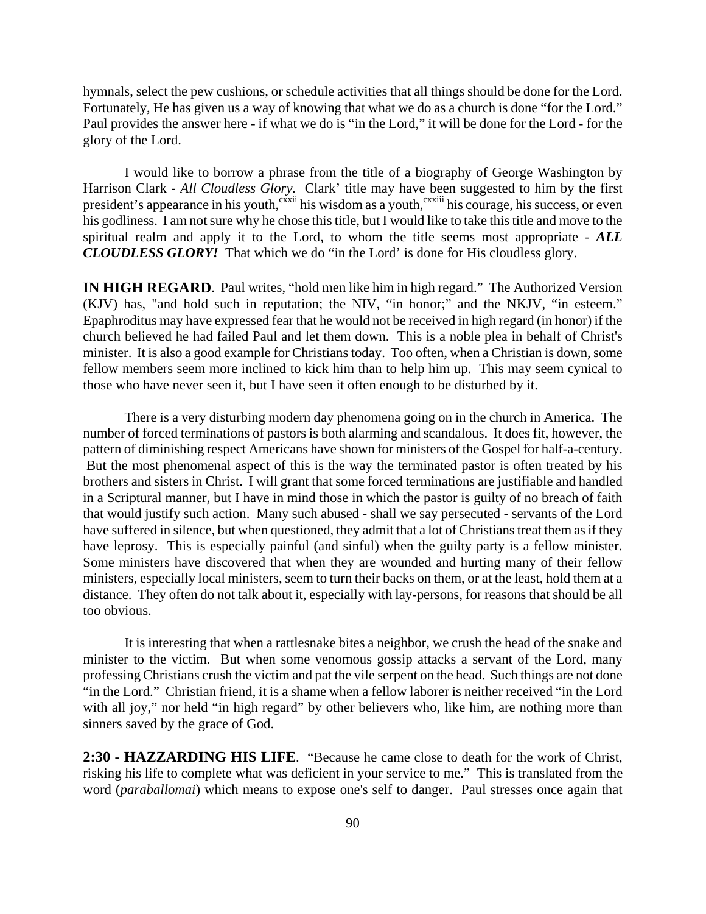hymnals, select the pew cushions, or schedule activities that all things should be done for the Lord. Fortunately, He has given us a way of knowing that what we do as a church is done "for the Lord." Paul provides the answer here - if what we do is "in the Lord," it will be done for the Lord - for the glory of the Lord.

I would like to borrow a phrase from the title of a biography of George Washington by Harrison Clark - *All Cloudless Glory.* Clark' title may have been suggested to him by the first president's appearance in his youth,[cxxii] his wisdom as a youth,[cxxiii] his courage, his success, or even his godliness. I am not sure why he chose this title, but I would like to take this title and move to the spiritual realm and apply it to the Lord, to whom the title seems most appropriate - ***ALL CLOUDLESS GLORY!*** That which we do "in the Lord' is done for His cloudless glory.

**IN HIGH REGARD**. Paul writes, "hold men like him in high regard." The Authorized Version (KJV) has, "and hold such in reputation; the NIV, "in honor;" and the NKJV, "in esteem." Epaphroditus may have expressed fear that he would not be received in high regard (in honor) if the church believed he had failed Paul and let them down. This is a noble plea in behalf of Christ's minister. It is also a good example for Christians today. Too often, when a Christian is down, some fellow members seem more inclined to kick him than to help him up. This may seem cynical to those who have never seen it, but I have seen it often enough to be disturbed by it.

There is a very disturbing modern day phenomena going on in the church in America. The number of forced terminations of pastors is both alarming and scandalous. It does fit, however, the pattern of diminishing respect Americans have shown for ministers of the Gospel for half-a-century. But the most phenomenal aspect of this is the way the terminated pastor is often treated by his brothers and sisters in Christ. I will grant that some forced terminations are justifiable and handled in a Scriptural manner, but I have in mind those in which the pastor is guilty of no breach of faith that would justify such action. Many such abused - shall we say persecuted - servants of the Lord have suffered in silence, but when questioned, they admit that a lot of Christians treat them as if they have leprosy. This is especially painful (and sinful) when the guilty party is a fellow minister. Some ministers have discovered that when they are wounded and hurting many of their fellow ministers, especially local ministers, seem to turn their backs on them, or at the least, hold them at a distance. They often do not talk about it, especially with lay-persons, for reasons that should be all too obvious.

It is interesting that when a rattlesnake bites a neighbor, we crush the head of the snake and minister to the victim. But when some venomous gossip attacks a servant of the Lord, many professing Christians crush the victim and pat the vile serpent on the head. Such things are not done "in the Lord." Christian friend, it is a shame when a fellow laborer is neither received "in the Lord with all joy," nor held "in high regard" by other believers who, like him, are nothing more than sinners saved by the grace of God.

**2:30 - HAZZARDING HIS LIFE**. "Because he came close to death for the work of Christ, risking his life to complete what was deficient in your service to me." This is translated from the word (*paraballomai*) which means to expose one's self to danger. Paul stresses once again that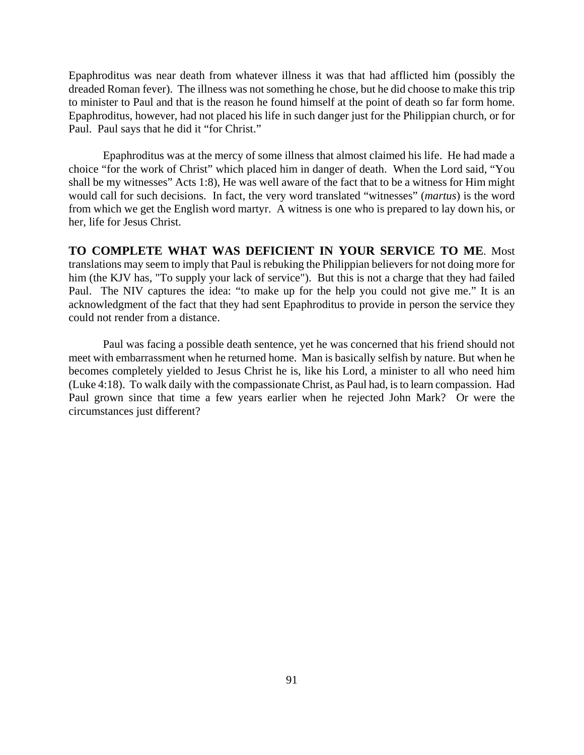Epaphroditus was near death from whatever illness it was that had afflicted him (possibly the dreaded Roman fever). The illness was not something he chose, but he did choose to make this trip to minister to Paul and that is the reason he found himself at the point of death so far form home. Epaphroditus, however, had not placed his life in such danger just for the Philippian church, or for Paul. Paul says that he did it "for Christ."

Epaphroditus was at the mercy of some illness that almost claimed his life. He had made a choice "for the work of Christ" which placed him in danger of death. When the Lord said, "You shall be my witnesses" Acts 1:8), He was well aware of the fact that to be a witness for Him might would call for such decisions. In fact, the very word translated "witnesses" (*martus*) is the word from which we get the English word martyr. A witness is one who is prepared to lay down his, or her, life for Jesus Christ.

**TO COMPLETE WHAT WAS DEFICIENT IN YOUR SERVICE TO ME**. Most translations may seem to imply that Paul is rebuking the Philippian believers for not doing more for him (the KJV has, "To supply your lack of service"). But this is not a charge that they had failed Paul. The NIV captures the idea: "to make up for the help you could not give me." It is an acknowledgment of the fact that they had sent Epaphroditus to provide in person the service they could not render from a distance.

Paul was facing a possible death sentence, yet he was concerned that his friend should not meet with embarrassment when he returned home. Man is basically selfish by nature. But when he becomes completely yielded to Jesus Christ he is, like his Lord, a minister to all who need him (Luke 4:18). To walk daily with the compassionate Christ, as Paul had, is to learn compassion. Had Paul grown since that time a few years earlier when he rejected John Mark? Or were the circumstances just different?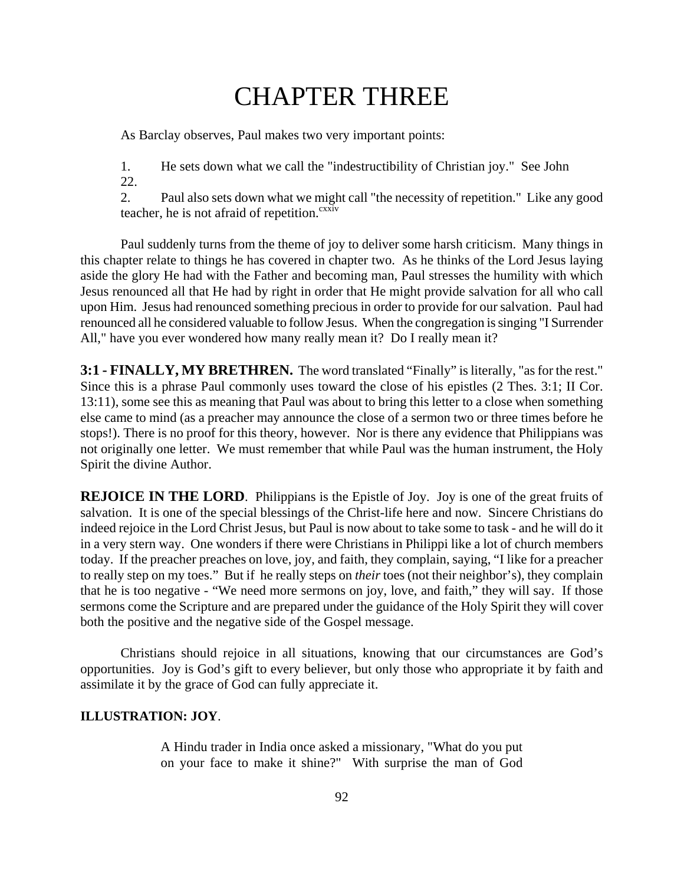// CHAPTER THREE

# CHAPTER THREE

As Barclay observes, Paul makes two very important points:

1. He sets down what we call the "indestructibility of Christian joy." See John 22.
2. Paul also sets down what we might call "the necessity of repetition." Like any good teacher, he is not afraid of repetition.[cxxiv]

Paul suddenly turns from the theme of joy to deliver some harsh criticism. Many things in this chapter relate to things he has covered in chapter two. As he thinks of the Lord Jesus laying aside the glory He had with the Father and becoming man, Paul stresses the humility with which Jesus renounced all that He had by right in order that He might provide salvation for all who call upon Him. Jesus had renounced something precious in order to provide for our salvation. Paul had renounced all he considered valuable to follow Jesus. When the congregation is singing "I Surrender All," have you ever wondered how many really mean it? Do I really mean it?

**3:1 - FINALLY, MY BRETHREN.** The word translated "Finally" is literally, "as for the rest." Since this is a phrase Paul commonly uses toward the close of his epistles (2 Thes. 3:1; II Cor. 13:11), some see this as meaning that Paul was about to bring this letter to a close when something else came to mind (as a preacher may announce the close of a sermon two or three times before he stops!). There is no proof for this theory, however. Nor is there any evidence that Philippians was not originally one letter. We must remember that while Paul was the human instrument, the Holy Spirit the divine Author.

**REJOICE IN THE LORD**. Philippians is the Epistle of Joy. Joy is one of the great fruits of salvation. It is one of the special blessings of the Christ-life here and now. Sincere Christians do indeed rejoice in the Lord Christ Jesus, but Paul is now about to take some to task - and he will do it in a very stern way. One wonders if there were Christians in Philippi like a lot of church members today. If the preacher preaches on love, joy, and faith, they complain, saying, "I like for a preacher to really step on my toes." But if he really steps on *their* toes (not their neighbor's), they complain that he is too negative - "We need more sermons on joy, love, and faith," they will say. If those sermons come the Scripture and are prepared under the guidance of the Holy Spirit they will cover both the positive and the negative side of the Gospel message.

Christians should rejoice in all situations, knowing that our circumstances are God's opportunities. Joy is God's gift to every believer, but only those who appropriate it by faith and assimilate it by the grace of God can fully appreciate it.

**ILLUSTRATION: JOY**.

> A Hindu trader in India once asked a missionary, "What do you put on your face to make it shine?" With surprise the man of God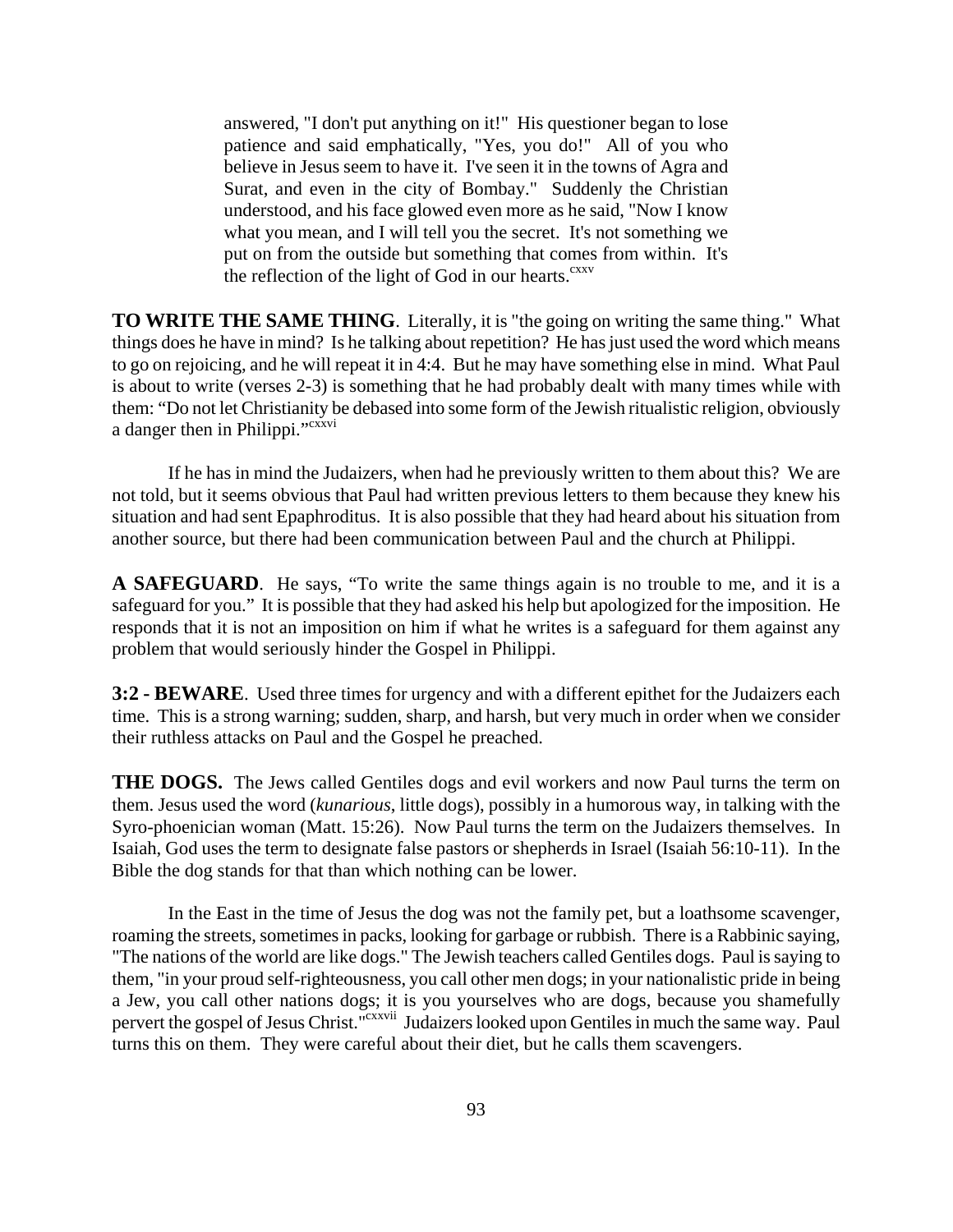> answered, "I don't put anything on it!" His questioner began to lose patience and said emphatically, "Yes, you do!" All of you who believe in Jesus seem to have it. I've seen it in the towns of Agra and Surat, and even in the city of Bombay." Suddenly the Christian understood, and his face glowed even more as he said, "Now I know what you mean, and I will tell you the secret. It's not something we put on from the outside but something that comes from within. It's the reflection of the light of God in our hearts.[cxxv]

**TO WRITE THE SAME THING**. Literally, it is "the going on writing the same thing." What things does he have in mind? Is he talking about repetition? He has just used the word which means to go on rejoicing, and he will repeat it in 4:4. But he may have something else in mind. What Paul is about to write (verses 2-3) is something that he had probably dealt with many times while with them: "Do not let Christianity be debased into some form of the Jewish ritualistic religion, obviously a danger then in Philippi."[cxxvi]

If he has in mind the Judaizers, when had he previously written to them about this? We are not told, but it seems obvious that Paul had written previous letters to them because they knew his situation and had sent Epaphroditus. It is also possible that they had heard about his situation from another source, but there had been communication between Paul and the church at Philippi.

**A SAFEGUARD**. He says, "To write the same things again is no trouble to me, and it is a safeguard for you." It is possible that they had asked his help but apologized for the imposition. He responds that it is not an imposition on him if what he writes is a safeguard for them against any problem that would seriously hinder the Gospel in Philippi.

**3:2 - BEWARE**. Used three times for urgency and with a different epithet for the Judaizers each time. This is a strong warning; sudden, sharp, and harsh, but very much in order when we consider their ruthless attacks on Paul and the Gospel he preached.

**THE DOGS.** The Jews called Gentiles dogs and evil workers and now Paul turns the term on them. Jesus used the word (*kunarious*, little dogs), possibly in a humorous way, in talking with the Syro-phoenician woman (Matt. 15:26). Now Paul turns the term on the Judaizers themselves. In Isaiah, God uses the term to designate false pastors or shepherds in Israel (Isaiah 56:10-11). In the Bible the dog stands for that than which nothing can be lower.

In the East in the time of Jesus the dog was not the family pet, but a loathsome scavenger, roaming the streets, sometimes in packs, looking for garbage or rubbish. There is a Rabbinic saying, "The nations of the world are like dogs." The Jewish teachers called Gentiles dogs. Paul is saying to them, "in your proud self-righteousness, you call other men dogs; in your nationalistic pride in being a Jew, you call other nations dogs; it is you yourselves who are dogs, because you shamefully pervert the gospel of Jesus Christ."[cxxvii] Judaizers looked upon Gentiles in much the same way. Paul turns this on them. They were careful about their diet, but he calls them scavengers.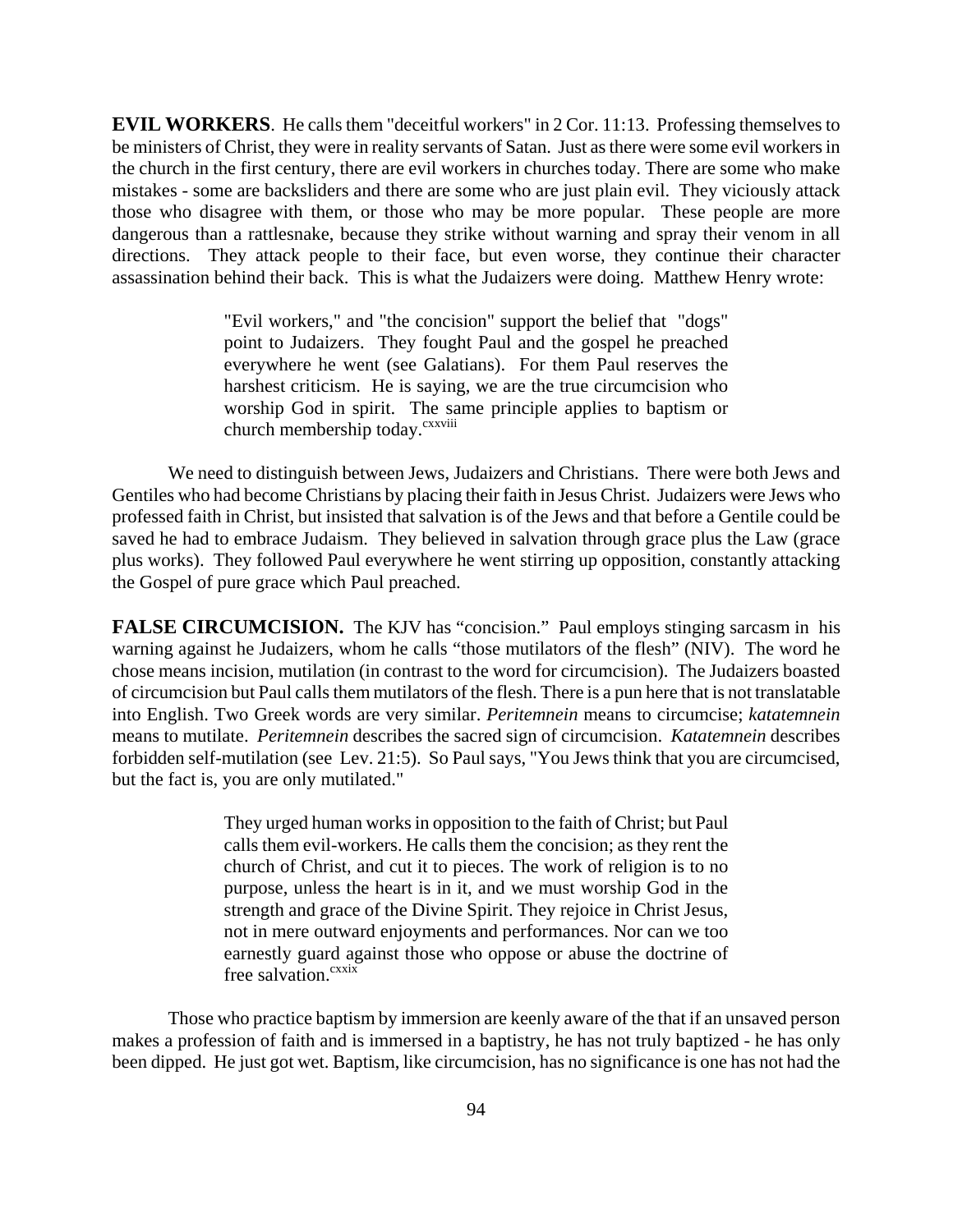**EVIL WORKERS**. He calls them "deceitful workers" in 2 Cor. 11:13. Professing themselves to be ministers of Christ, they were in reality servants of Satan. Just as there were some evil workers in the church in the first century, there are evil workers in churches today. There are some who make mistakes - some are backsliders and there are some who are just plain evil. They viciously attack those who disagree with them, or those who may be more popular. These people are more dangerous than a rattlesnake, because they strike without warning and spray their venom in all directions. They attack people to their face, but even worse, they continue their character assassination behind their back. This is what the Judaizers were doing. Matthew Henry wrote:

> "Evil workers," and "the concision" support the belief that "dogs" point to Judaizers. They fought Paul and the gospel he preached everywhere he went (see Galatians). For them Paul reserves the harshest criticism. He is saying, we are the true circumcision who worship God in spirit. The same principle applies to baptism or church membership today.[cxxviii]

We need to distinguish between Jews, Judaizers and Christians. There were both Jews and Gentiles who had become Christians by placing their faith in Jesus Christ. Judaizers were Jews who professed faith in Christ, but insisted that salvation is of the Jews and that before a Gentile could be saved he had to embrace Judaism. They believed in salvation through grace plus the Law (grace plus works). They followed Paul everywhere he went stirring up opposition, constantly attacking the Gospel of pure grace which Paul preached.

**FALSE CIRCUMCISION.** The KJV has "concision." Paul employs stinging sarcasm in his warning against he Judaizers, whom he calls "those mutilators of the flesh" (NIV). The word he chose means incision, mutilation (in contrast to the word for circumcision). The Judaizers boasted of circumcision but Paul calls them mutilators of the flesh. There is a pun here that is not translatable into English. Two Greek words are very similar. *Peritemnein* means to circumcise; *katatemnein* means to mutilate. *Peritemnein* describes the sacred sign of circumcision. *Katatemnein* describes forbidden self-mutilation (see Lev. 21:5). So Paul says, "You Jews think that you are circumcised, but the fact is, you are only mutilated."

> They urged human works in opposition to the faith of Christ; but Paul calls them evil-workers. He calls them the concision; as they rent the church of Christ, and cut it to pieces. The work of religion is to no purpose, unless the heart is in it, and we must worship God in the strength and grace of the Divine Spirit. They rejoice in Christ Jesus, not in mere outward enjoyments and performances. Nor can we too earnestly guard against those who oppose or abuse the doctrine of free salvation.[cxxix]

Those who practice baptism by immersion are keenly aware of the that if an unsaved person makes a profession of faith and is immersed in a baptistry, he has not truly baptized - he has only been dipped. He just got wet. Baptism, like circumcision, has no significance is one has not had the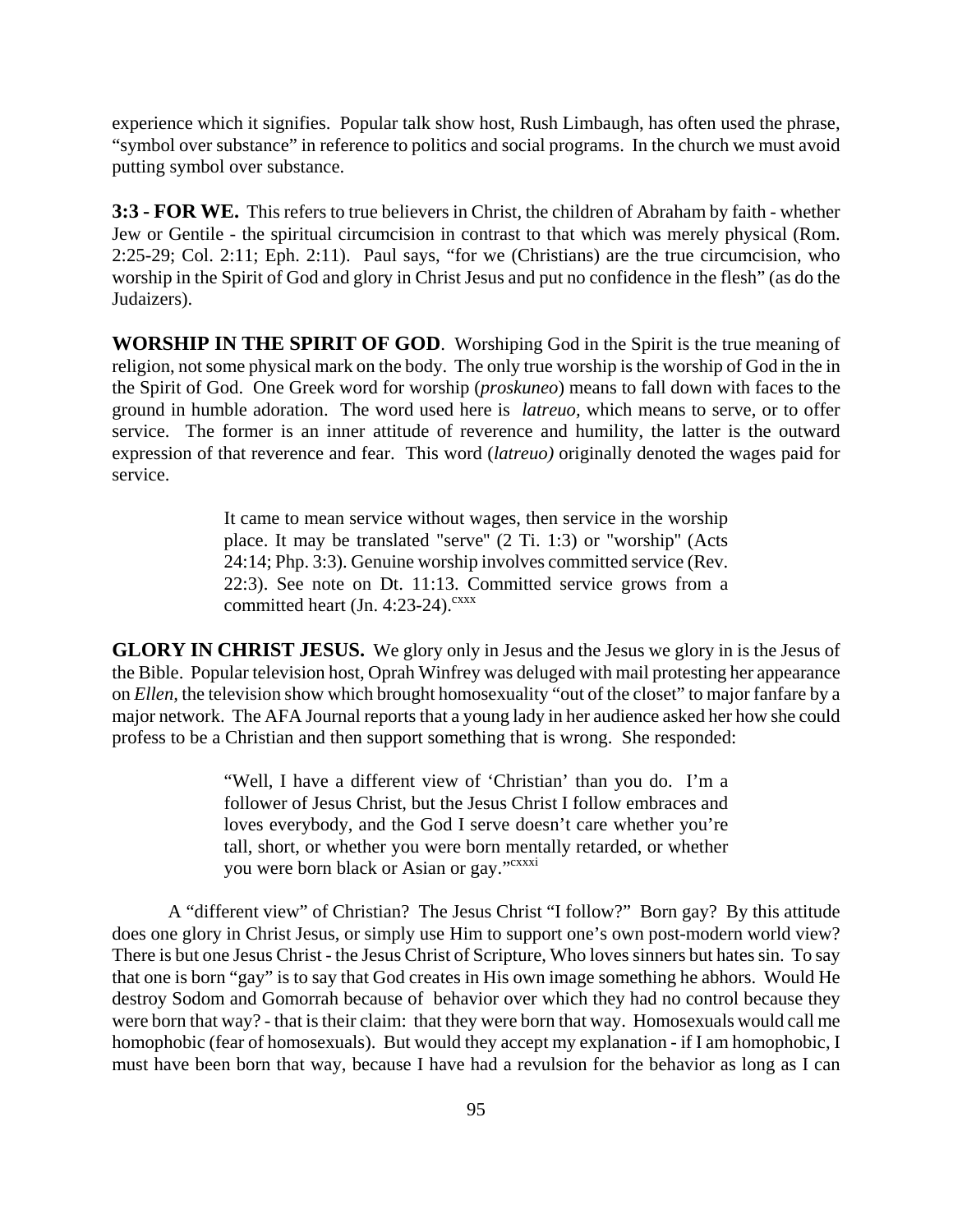experience which it signifies. Popular talk show host, Rush Limbaugh, has often used the phrase, "symbol over substance" in reference to politics and social programs. In the church we must avoid putting symbol over substance.

**3:3 - FOR WE.** This refers to true believers in Christ, the children of Abraham by faith - whether Jew or Gentile - the spiritual circumcision in contrast to that which was merely physical (Rom. 2:25-29; Col. 2:11; Eph. 2:11). Paul says, "for we (Christians) are the true circumcision, who worship in the Spirit of God and glory in Christ Jesus and put no confidence in the flesh" (as do the Judaizers).

**WORSHIP IN THE SPIRIT OF GOD**. Worshiping God in the Spirit is the true meaning of religion, not some physical mark on the body. The only true worship is the worship of God in the in the Spirit of God. One Greek word for worship (*proskuneo*) means to fall down with faces to the ground in humble adoration. The word used here is *latreuo*, which means to serve, or to offer service. The former is an inner attitude of reverence and humility, the latter is the outward expression of that reverence and fear. This word (*latreuo)* originally denoted the wages paid for service.

> It came to mean service without wages, then service in the worship place. It may be translated "serve" (2 Ti. 1:3) or "worship" (Acts 24:14; Php. 3:3). Genuine worship involves committed service (Rev. 22:3). See note on Dt. 11:13. Committed service grows from a committed heart (Jn. 4:23-24).[cxxx]

**GLORY IN CHRIST JESUS.** We glory only in Jesus and the Jesus we glory in is the Jesus of the Bible. Popular television host, Oprah Winfrey was deluged with mail protesting her appearance on *Ellen,* the television show which brought homosexuality "out of the closet" to major fanfare by a major network. The AFA Journal reports that a young lady in her audience asked her how she could profess to be a Christian and then support something that is wrong. She responded:

> "Well, I have a different view of 'Christian' than you do. I'm a follower of Jesus Christ, but the Jesus Christ I follow embraces and loves everybody, and the God I serve doesn't care whether you're tall, short, or whether you were born mentally retarded, or whether you were born black or Asian or gay."[cxxxi]

A "different view" of Christian? The Jesus Christ "I follow?" Born gay? By this attitude does one glory in Christ Jesus, or simply use Him to support one's own post-modern world view? There is but one Jesus Christ - the Jesus Christ of Scripture, Who loves sinners but hates sin. To say that one is born "gay" is to say that God creates in His own image something he abhors. Would He destroy Sodom and Gomorrah because of behavior over which they had no control because they were born that way? - that is their claim: that they were born that way. Homosexuals would call me homophobic (fear of homosexuals). But would they accept my explanation - if I am homophobic, I must have been born that way, because I have had a revulsion for the behavior as long as I can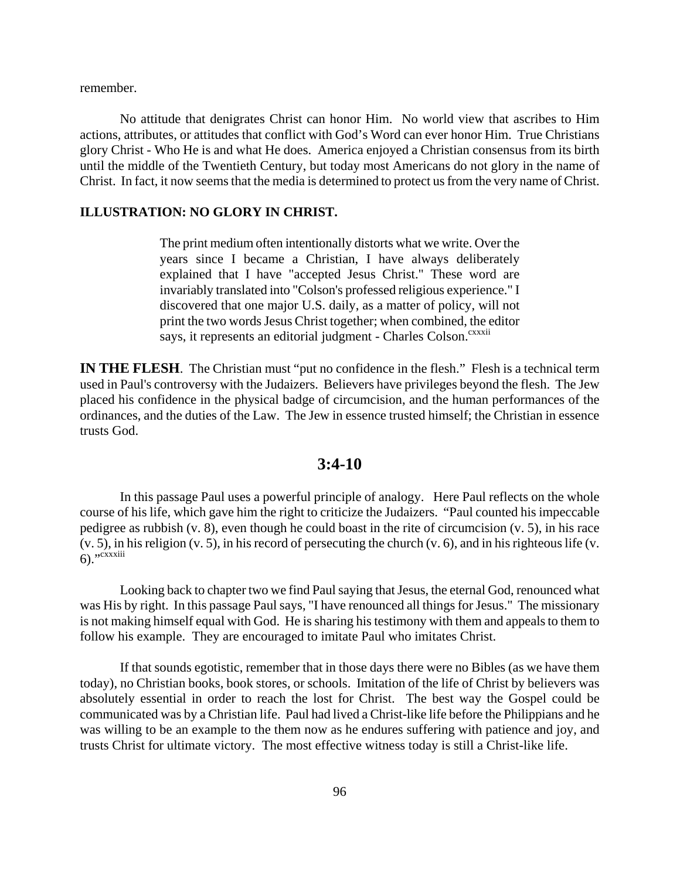remember.

No attitude that denigrates Christ can honor Him. No world view that ascribes to Him actions, attributes, or attitudes that conflict with God's Word can ever honor Him. True Christians glory Christ - Who He is and what He does. America enjoyed a Christian consensus from its birth until the middle of the Twentieth Century, but today most Americans do not glory in the name of Christ. In fact, it now seems that the media is determined to protect us from the very name of Christ.

**ILLUSTRATION: NO GLORY IN CHRIST.**

> The print medium often intentionally distorts what we write. Over the years since I became a Christian, I have always deliberately explained that I have "accepted Jesus Christ." These word are invariably translated into "Colson's professed religious experience." I discovered that one major U.S. daily, as a matter of policy, will not print the two words Jesus Christ together; when combined, the editor says, it represents an editorial judgment - Charles Colson.[cxxxii]

**IN THE FLESH**. The Christian must "put no confidence in the flesh." Flesh is a technical term used in Paul's controversy with the Judaizers. Believers have privileges beyond the flesh. The Jew placed his confidence in the physical badge of circumcision, and the human performances of the ordinances, and the duties of the Law. The Jew in essence trusted himself; the Christian in essence trusts God.

## 3:4-10

In this passage Paul uses a powerful principle of analogy. Here Paul reflects on the whole course of his life, which gave him the right to criticize the Judaizers. "Paul counted his impeccable pedigree as rubbish (v. 8), even though he could boast in the rite of circumcision (v. 5), in his race (v. 5), in his religion (v. 5), in his record of persecuting the church (v. 6), and in his righteous life (v. 6)."[cxxxiii]

Looking back to chapter two we find Paul saying that Jesus, the eternal God, renounced what was His by right. In this passage Paul says, "I have renounced all things for Jesus." The missionary is not making himself equal with God. He is sharing his testimony with them and appeals to them to follow his example. They are encouraged to imitate Paul who imitates Christ.

If that sounds egotistic, remember that in those days there were no Bibles (as we have them today), no Christian books, book stores, or schools. Imitation of the life of Christ by believers was absolutely essential in order to reach the lost for Christ. The best way the Gospel could be communicated was by a Christian life. Paul had lived a Christ-like life before the Philippians and he was willing to be an example to the them now as he endures suffering with patience and joy, and trusts Christ for ultimate victory. The most effective witness today is still a Christ-like life.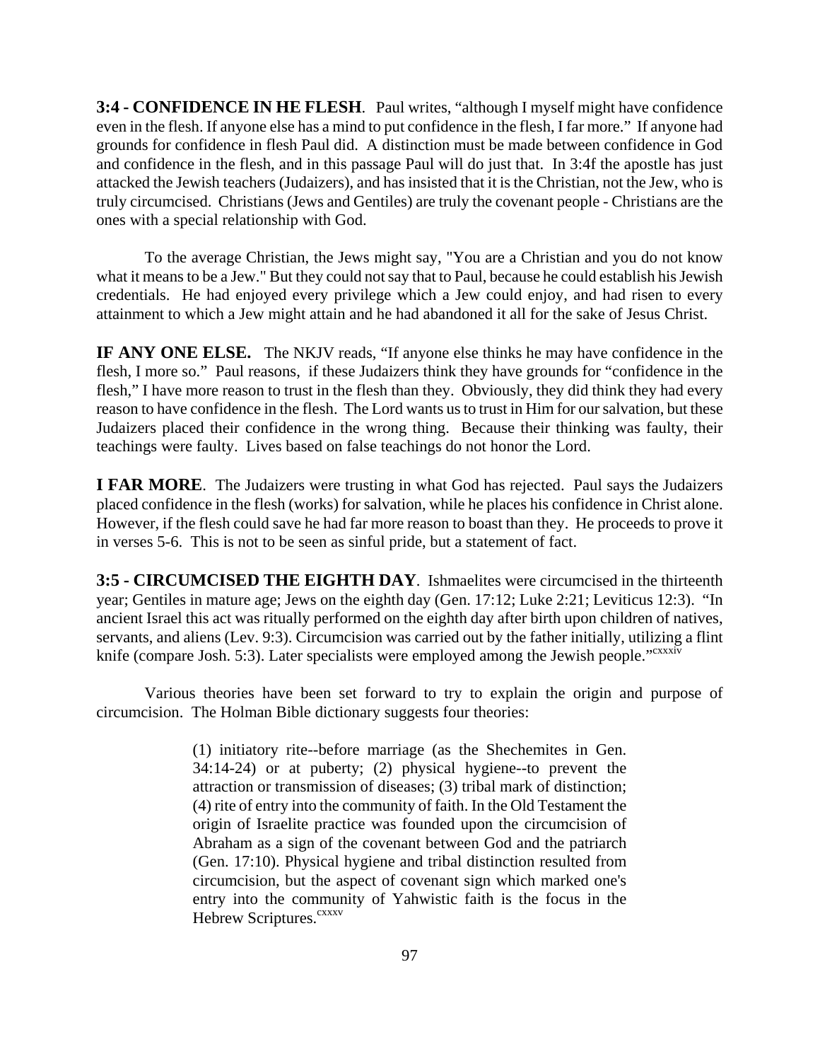**3:4 - CONFIDENCE IN HE FLESH**. Paul writes, "although I myself might have confidence even in the flesh. If anyone else has a mind to put confidence in the flesh, I far more." If anyone had grounds for confidence in flesh Paul did. A distinction must be made between confidence in God and confidence in the flesh, and in this passage Paul will do just that. In 3:4f the apostle has just attacked the Jewish teachers (Judaizers), and has insisted that it is the Christian, not the Jew, who is truly circumcised. Christians (Jews and Gentiles) are truly the covenant people - Christians are the ones with a special relationship with God.

To the average Christian, the Jews might say, "You are a Christian and you do not know what it means to be a Jew." But they could not say that to Paul, because he could establish his Jewish credentials. He had enjoyed every privilege which a Jew could enjoy, and had risen to every attainment to which a Jew might attain and he had abandoned it all for the sake of Jesus Christ.

**IF ANY ONE ELSE.** The NKJV reads, "If anyone else thinks he may have confidence in the flesh, I more so." Paul reasons, if these Judaizers think they have grounds for "confidence in the flesh," I have more reason to trust in the flesh than they. Obviously, they did think they had every reason to have confidence in the flesh. The Lord wants us to trust in Him for our salvation, but these Judaizers placed their confidence in the wrong thing. Because their thinking was faulty, their teachings were faulty. Lives based on false teachings do not honor the Lord.

**I FAR MORE**. The Judaizers were trusting in what God has rejected. Paul says the Judaizers placed confidence in the flesh (works) for salvation, while he places his confidence in Christ alone. However, if the flesh could save he had far more reason to boast than they. He proceeds to prove it in verses 5-6. This is not to be seen as sinful pride, but a statement of fact.

**3:5 - CIRCUMCISED THE EIGHTH DAY**. Ishmaelites were circumcised in the thirteenth year; Gentiles in mature age; Jews on the eighth day (Gen. 17:12; Luke 2:21; Leviticus 12:3). "In ancient Israel this act was ritually performed on the eighth day after birth upon children of natives, servants, and aliens (Lev. 9:3). Circumcision was carried out by the father initially, utilizing a flint knife (compare Josh. 5:3). Later specialists were employed among the Jewish people."[cxxxiv]

Various theories have been set forward to try to explain the origin and purpose of circumcision. The Holman Bible dictionary suggests four theories:

> (1) initiatory rite--before marriage (as the Shechemites in Gen. 34:14-24) or at puberty; (2) physical hygiene--to prevent the attraction or transmission of diseases; (3) tribal mark of distinction; (4) rite of entry into the community of faith. In the Old Testament the origin of Israelite practice was founded upon the circumcision of Abraham as a sign of the covenant between God and the patriarch (Gen. 17:10). Physical hygiene and tribal distinction resulted from circumcision, but the aspect of covenant sign which marked one's entry into the community of Yahwistic faith is the focus in the Hebrew Scriptures.[cxxxv]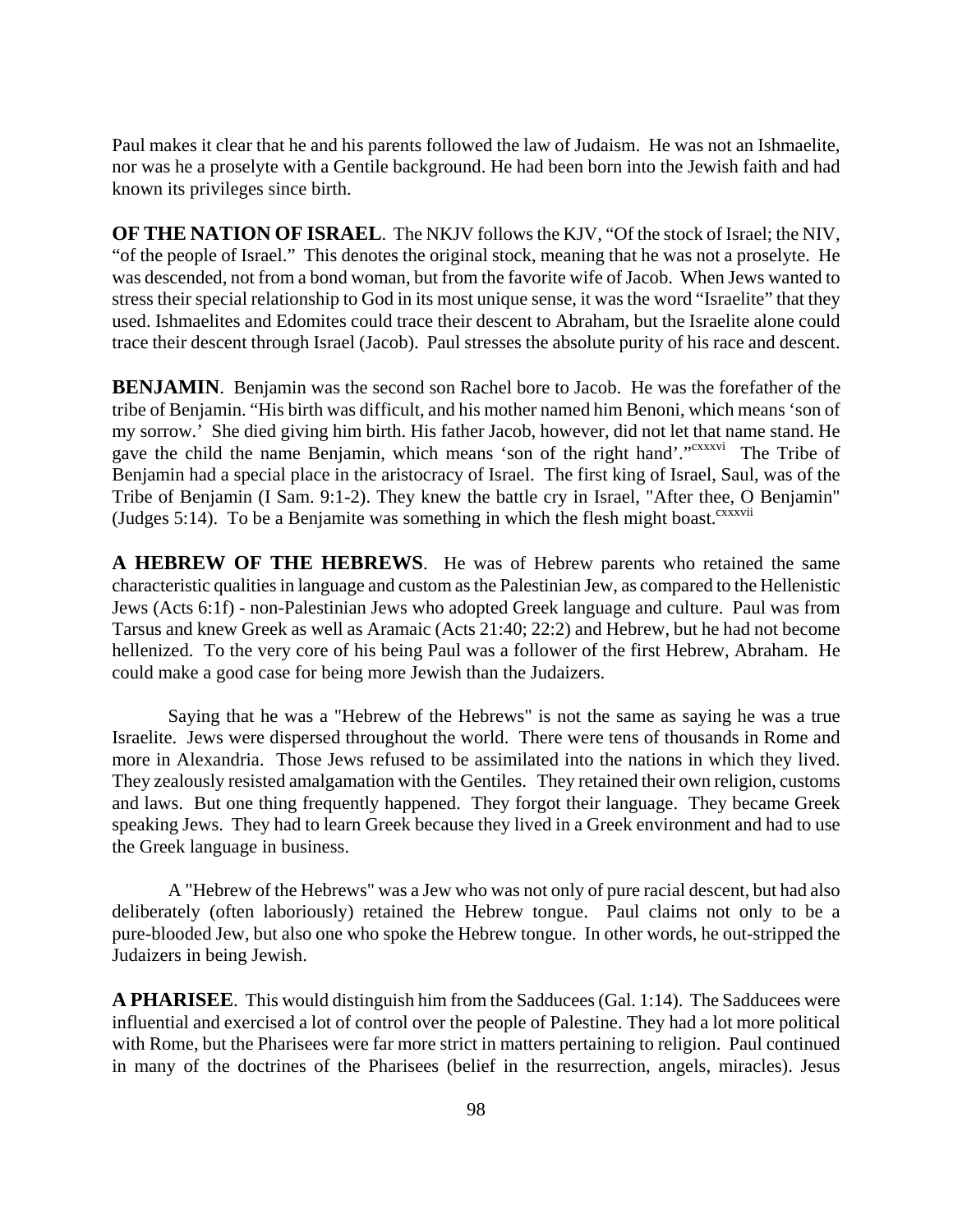Paul makes it clear that he and his parents followed the law of Judaism. He was not an Ishmaelite, nor was he a proselyte with a Gentile background. He had been born into the Jewish faith and had known its privileges since birth.

**OF THE NATION OF ISRAEL**. The NKJV follows the KJV, "Of the stock of Israel; the NIV, "of the people of Israel." This denotes the original stock, meaning that he was not a proselyte. He was descended, not from a bond woman, but from the favorite wife of Jacob. When Jews wanted to stress their special relationship to God in its most unique sense, it was the word "Israelite" that they used. Ishmaelites and Edomites could trace their descent to Abraham, but the Israelite alone could trace their descent through Israel (Jacob). Paul stresses the absolute purity of his race and descent.

**BENJAMIN**. Benjamin was the second son Rachel bore to Jacob. He was the forefather of the tribe of Benjamin. "His birth was difficult, and his mother named him Benoni, which means 'son of my sorrow.' She died giving him birth. His father Jacob, however, did not let that name stand. He gave the child the name Benjamin, which means 'son of the right hand'."[cxxxvi] The Tribe of Benjamin had a special place in the aristocracy of Israel. The first king of Israel, Saul, was of the Tribe of Benjamin (I Sam. 9:1-2). They knew the battle cry in Israel, "After thee, O Benjamin" (Judges 5:14). To be a Benjamite was something in which the flesh might boast.[cxxxvii]

**A HEBREW OF THE HEBREWS**. He was of Hebrew parents who retained the same characteristic qualities in language and custom as the Palestinian Jew, as compared to the Hellenistic Jews (Acts 6:1f) - non-Palestinian Jews who adopted Greek language and culture. Paul was from Tarsus and knew Greek as well as Aramaic (Acts 21:40; 22:2) and Hebrew, but he had not become hellenized. To the very core of his being Paul was a follower of the first Hebrew, Abraham. He could make a good case for being more Jewish than the Judaizers.

Saying that he was a "Hebrew of the Hebrews" is not the same as saying he was a true Israelite. Jews were dispersed throughout the world. There were tens of thousands in Rome and more in Alexandria. Those Jews refused to be assimilated into the nations in which they lived. They zealously resisted amalgamation with the Gentiles. They retained their own religion, customs and laws. But one thing frequently happened. They forgot their language. They became Greek speaking Jews. They had to learn Greek because they lived in a Greek environment and had to use the Greek language in business.

A "Hebrew of the Hebrews" was a Jew who was not only of pure racial descent, but had also deliberately (often laboriously) retained the Hebrew tongue. Paul claims not only to be a pure-blooded Jew, but also one who spoke the Hebrew tongue. In other words, he out-stripped the Judaizers in being Jewish.

**A PHARISEE**. This would distinguish him from the Sadducees (Gal. 1:14). The Sadducees were influential and exercised a lot of control over the people of Palestine. They had a lot more political with Rome, but the Pharisees were far more strict in matters pertaining to religion. Paul continued in many of the doctrines of the Pharisees (belief in the resurrection, angels, miracles). Jesus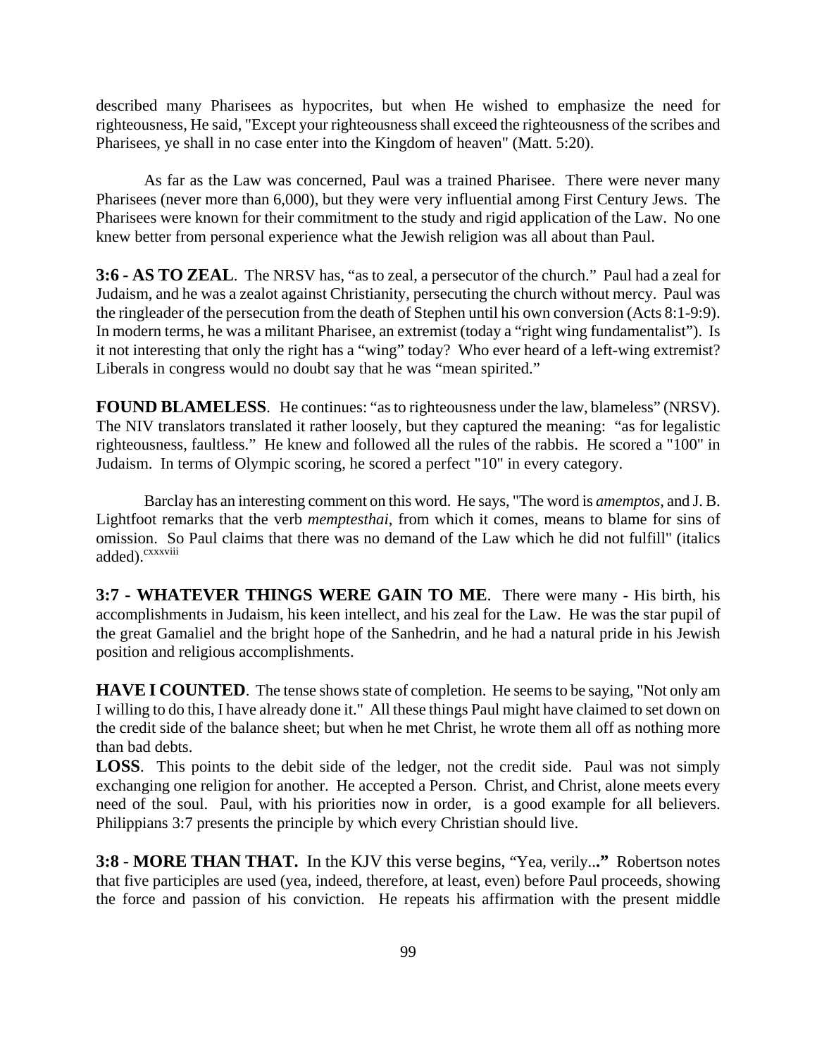described many Pharisees as hypocrites, but when He wished to emphasize the need for righteousness, He said, "Except your righteousness shall exceed the righteousness of the scribes and Pharisees, ye shall in no case enter into the Kingdom of heaven" (Matt. 5:20).

As far as the Law was concerned, Paul was a trained Pharisee. There were never many Pharisees (never more than 6,000), but they were very influential among First Century Jews. The Pharisees were known for their commitment to the study and rigid application of the Law. No one knew better from personal experience what the Jewish religion was all about than Paul.

**3:6 - AS TO ZEAL**. The NRSV has, "as to zeal, a persecutor of the church." Paul had a zeal for Judaism, and he was a zealot against Christianity, persecuting the church without mercy. Paul was the ringleader of the persecution from the death of Stephen until his own conversion (Acts 8:1-9:9). In modern terms, he was a militant Pharisee, an extremist (today a "right wing fundamentalist"). Is it not interesting that only the right has a "wing" today? Who ever heard of a left-wing extremist? Liberals in congress would no doubt say that he was "mean spirited."

**FOUND BLAMELESS**. He continues: "as to righteousness under the law, blameless" (NRSV). The NIV translators translated it rather loosely, but they captured the meaning: "as for legalistic righteousness, faultless." He knew and followed all the rules of the rabbis. He scored a "100" in Judaism. In terms of Olympic scoring, he scored a perfect "10" in every category.

Barclay has an interesting comment on this word. He says, "The word is *amemptos,* and J. B. Lightfoot remarks that the verb *memptesthai*, from which it comes, means to blame for sins of omission. So Paul claims that there was no demand of the Law which he did not fulfill" (italics added).[cxxxviii]

**3:7 - WHATEVER THINGS WERE GAIN TO ME**. There were many - His birth, his accomplishments in Judaism, his keen intellect, and his zeal for the Law. He was the star pupil of the great Gamaliel and the bright hope of the Sanhedrin, and he had a natural pride in his Jewish position and religious accomplishments.

**HAVE I COUNTED**. The tense shows state of completion. He seems to be saying, "Not only am I willing to do this, I have already done it." All these things Paul might have claimed to set down on the credit side of the balance sheet; but when he met Christ, he wrote them all off as nothing more than bad debts.

**LOSS**. This points to the debit side of the ledger, not the credit side. Paul was not simply exchanging one religion for another. He accepted a Person. Christ, and Christ, alone meets every need of the soul. Paul, with his priorities now in order, is a good example for all believers. Philippians 3:7 presents the principle by which every Christian should live.

**3:8 - MORE THAN THAT.** In the KJV this verse begins, "Yea, verily...**"** Robertson notes that five participles are used (yea, indeed, therefore, at least, even) before Paul proceeds, showing the force and passion of his conviction. He repeats his affirmation with the present middle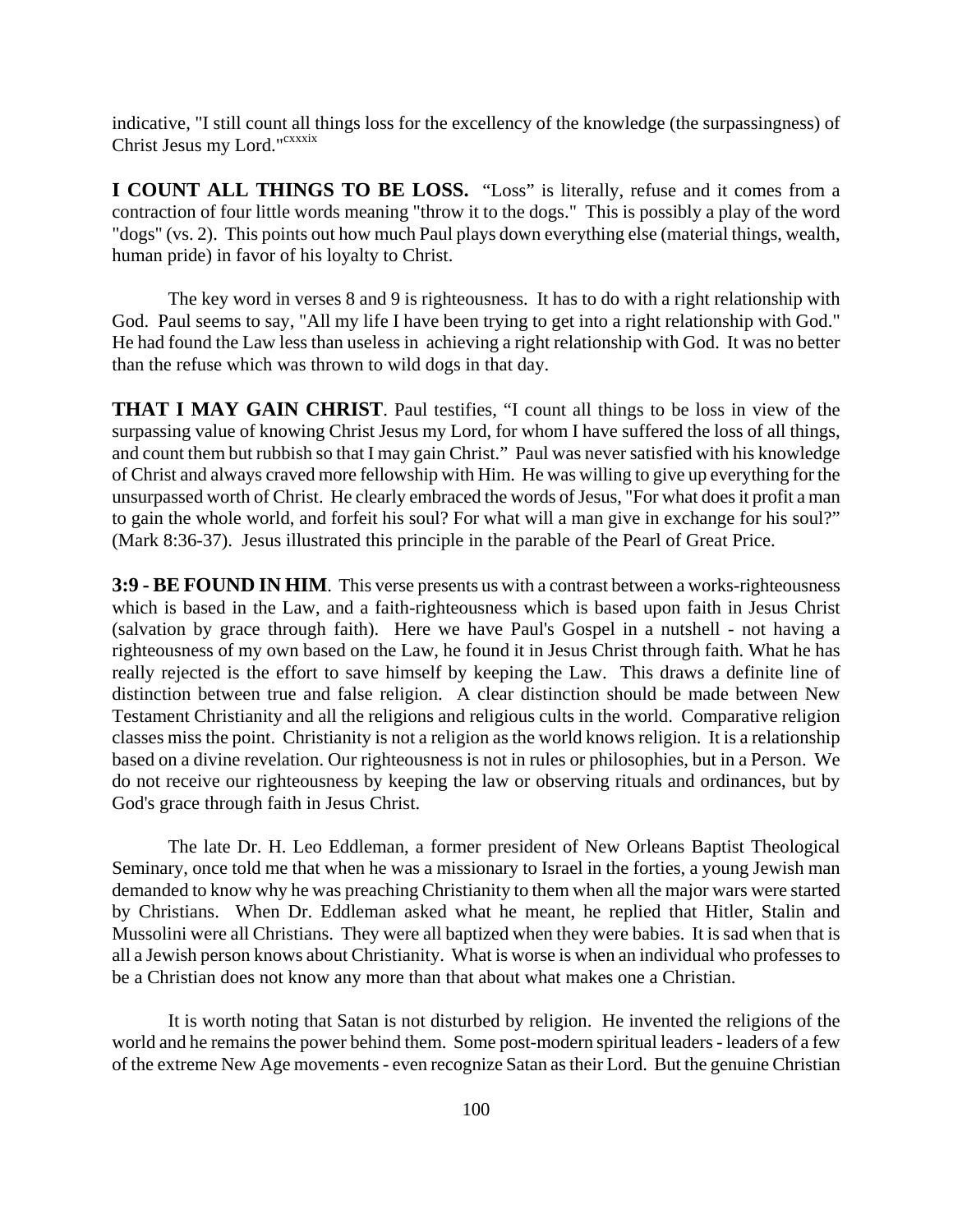indicative, "I still count all things loss for the excellency of the knowledge (the surpassingness) of Christ Jesus my Lord."[cxxxix]

**I COUNT ALL THINGS TO BE LOSS.** "Loss" is literally, refuse and it comes from a contraction of four little words meaning "throw it to the dogs." This is possibly a play of the word "dogs" (vs. 2). This points out how much Paul plays down everything else (material things, wealth, human pride) in favor of his loyalty to Christ.

The key word in verses 8 and 9 is righteousness. It has to do with a right relationship with God. Paul seems to say, "All my life I have been trying to get into a right relationship with God." He had found the Law less than useless in achieving a right relationship with God. It was no better than the refuse which was thrown to wild dogs in that day.

**THAT I MAY GAIN CHRIST**. Paul testifies, "I count all things to be loss in view of the surpassing value of knowing Christ Jesus my Lord, for whom I have suffered the loss of all things, and count them but rubbish so that I may gain Christ." Paul was never satisfied with his knowledge of Christ and always craved more fellowship with Him. He was willing to give up everything for the unsurpassed worth of Christ. He clearly embraced the words of Jesus, "For what does it profit a man to gain the whole world, and forfeit his soul? For what will a man give in exchange for his soul?" (Mark 8:36-37). Jesus illustrated this principle in the parable of the Pearl of Great Price.

**3:9 - BE FOUND IN HIM**. This verse presents us with a contrast between a works-righteousness which is based in the Law, and a faith-righteousness which is based upon faith in Jesus Christ (salvation by grace through faith). Here we have Paul's Gospel in a nutshell - not having a righteousness of my own based on the Law, he found it in Jesus Christ through faith. What he has really rejected is the effort to save himself by keeping the Law. This draws a definite line of distinction between true and false religion. A clear distinction should be made between New Testament Christianity and all the religions and religious cults in the world. Comparative religion classes miss the point. Christianity is not a religion as the world knows religion. It is a relationship based on a divine revelation. Our righteousness is not in rules or philosophies, but in a Person. We do not receive our righteousness by keeping the law or observing rituals and ordinances, but by God's grace through faith in Jesus Christ.

The late Dr. H. Leo Eddleman, a former president of New Orleans Baptist Theological Seminary, once told me that when he was a missionary to Israel in the forties, a young Jewish man demanded to know why he was preaching Christianity to them when all the major wars were started by Christians. When Dr. Eddleman asked what he meant, he replied that Hitler, Stalin and Mussolini were all Christians. They were all baptized when they were babies. It is sad when that is all a Jewish person knows about Christianity. What is worse is when an individual who professes to be a Christian does not know any more than that about what makes one a Christian.

It is worth noting that Satan is not disturbed by religion. He invented the religions of the world and he remains the power behind them. Some post-modern spiritual leaders - leaders of a few of the extreme New Age movements - even recognize Satan as their Lord. But the genuine Christian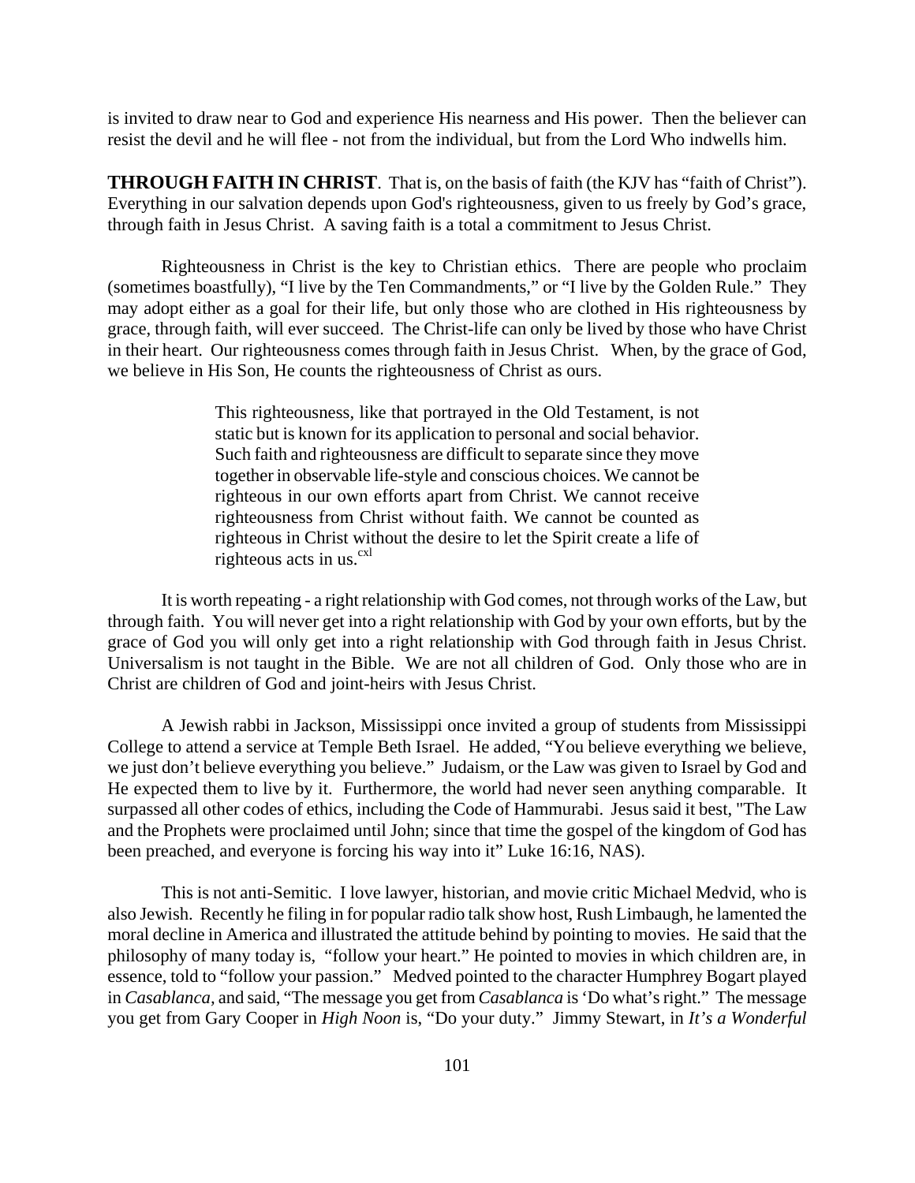is invited to draw near to God and experience His nearness and His power. Then the believer can resist the devil and he will flee - not from the individual, but from the Lord Who indwells him.

**THROUGH FAITH IN CHRIST**. That is, on the basis of faith (the KJV has "faith of Christ"). Everything in our salvation depends upon God's righteousness, given to us freely by God's grace, through faith in Jesus Christ. A saving faith is a total a commitment to Jesus Christ.

Righteousness in Christ is the key to Christian ethics. There are people who proclaim (sometimes boastfully), "I live by the Ten Commandments," or "I live by the Golden Rule." They may adopt either as a goal for their life, but only those who are clothed in His righteousness by grace, through faith, will ever succeed. The Christ-life can only be lived by those who have Christ in their heart. Our righteousness comes through faith in Jesus Christ. When, by the grace of God, we believe in His Son, He counts the righteousness of Christ as ours.

> This righteousness, like that portrayed in the Old Testament, is not static but is known for its application to personal and social behavior. Such faith and righteousness are difficult to separate since they move together in observable life-style and conscious choices. We cannot be righteous in our own efforts apart from Christ. We cannot receive righteousness from Christ without faith. We cannot be counted as righteous in Christ without the desire to let the Spirit create a life of righteous acts in us.[cxl]

It is worth repeating - a right relationship with God comes, not through works of the Law, but through faith. You will never get into a right relationship with God by your own efforts, but by the grace of God you will only get into a right relationship with God through faith in Jesus Christ. Universalism is not taught in the Bible. We are not all children of God. Only those who are in Christ are children of God and joint-heirs with Jesus Christ.

A Jewish rabbi in Jackson, Mississippi once invited a group of students from Mississippi College to attend a service at Temple Beth Israel. He added, "You believe everything we believe, we just don't believe everything you believe." Judaism, or the Law was given to Israel by God and He expected them to live by it. Furthermore, the world had never seen anything comparable. It surpassed all other codes of ethics, including the Code of Hammurabi. Jesus said it best, "The Law and the Prophets were proclaimed until John; since that time the gospel of the kingdom of God has been preached, and everyone is forcing his way into it" Luke 16:16, NAS).

This is not anti-Semitic. I love lawyer, historian, and movie critic Michael Medvid, who is also Jewish. Recently he filing in for popular radio talk show host, Rush Limbaugh, he lamented the moral decline in America and illustrated the attitude behind by pointing to movies. He said that the philosophy of many today is, "follow your heart." He pointed to movies in which children are, in essence, told to "follow your passion." Medved pointed to the character Humphrey Bogart played in *Casablanca*, and said, "The message you get from *Casablanca* is 'Do what's right." The message you get from Gary Cooper in *High Noon* is, "Do your duty." Jimmy Stewart, in *It's a Wonderful*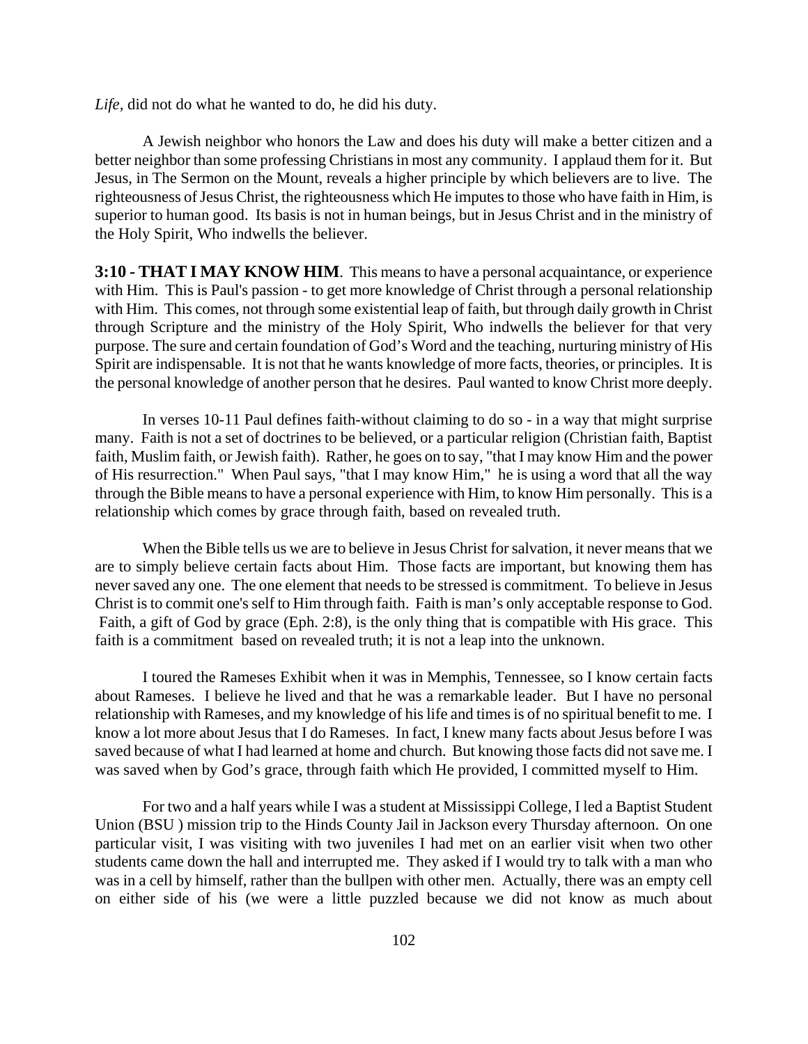*Life*, did not do what he wanted to do, he did his duty.

A Jewish neighbor who honors the Law and does his duty will make a better citizen and a better neighbor than some professing Christians in most any community. I applaud them for it. But Jesus, in The Sermon on the Mount, reveals a higher principle by which believers are to live. The righteousness of Jesus Christ, the righteousness which He imputes to those who have faith in Him, is superior to human good. Its basis is not in human beings, but in Jesus Christ and in the ministry of the Holy Spirit, Who indwells the believer.

**3:10 - THAT I MAY KNOW HIM**. This means to have a personal acquaintance, or experience with Him. This is Paul's passion - to get more knowledge of Christ through a personal relationship with Him. This comes, not through some existential leap of faith, but through daily growth in Christ through Scripture and the ministry of the Holy Spirit, Who indwells the believer for that very purpose. The sure and certain foundation of God's Word and the teaching, nurturing ministry of His Spirit are indispensable. It is not that he wants knowledge of more facts, theories, or principles. It is the personal knowledge of another person that he desires. Paul wanted to know Christ more deeply.

In verses 10-11 Paul defines faith-without claiming to do so - in a way that might surprise many. Faith is not a set of doctrines to be believed, or a particular religion (Christian faith, Baptist faith, Muslim faith, or Jewish faith). Rather, he goes on to say, "that I may know Him and the power of His resurrection." When Paul says, "that I may know Him," he is using a word that all the way through the Bible means to have a personal experience with Him, to know Him personally. This is a relationship which comes by grace through faith, based on revealed truth.

When the Bible tells us we are to believe in Jesus Christ for salvation, it never means that we are to simply believe certain facts about Him. Those facts are important, but knowing them has never saved any one. The one element that needs to be stressed is commitment. To believe in Jesus Christ is to commit one's self to Him through faith. Faith is man's only acceptable response to God. Faith, a gift of God by grace (Eph. 2:8), is the only thing that is compatible with His grace. This faith is a commitment based on revealed truth; it is not a leap into the unknown.

I toured the Rameses Exhibit when it was in Memphis, Tennessee, so I know certain facts about Rameses. I believe he lived and that he was a remarkable leader. But I have no personal relationship with Rameses, and my knowledge of his life and times is of no spiritual benefit to me. I know a lot more about Jesus that I do Rameses. In fact, I knew many facts about Jesus before I was saved because of what I had learned at home and church. But knowing those facts did not save me. I was saved when by God's grace, through faith which He provided, I committed myself to Him.

For two and a half years while I was a student at Mississippi College, I led a Baptist Student Union (BSU ) mission trip to the Hinds County Jail in Jackson every Thursday afternoon. On one particular visit, I was visiting with two juveniles I had met on an earlier visit when two other students came down the hall and interrupted me. They asked if I would try to talk with a man who was in a cell by himself, rather than the bullpen with other men. Actually, there was an empty cell on either side of his (we were a little puzzled because we did not know as much about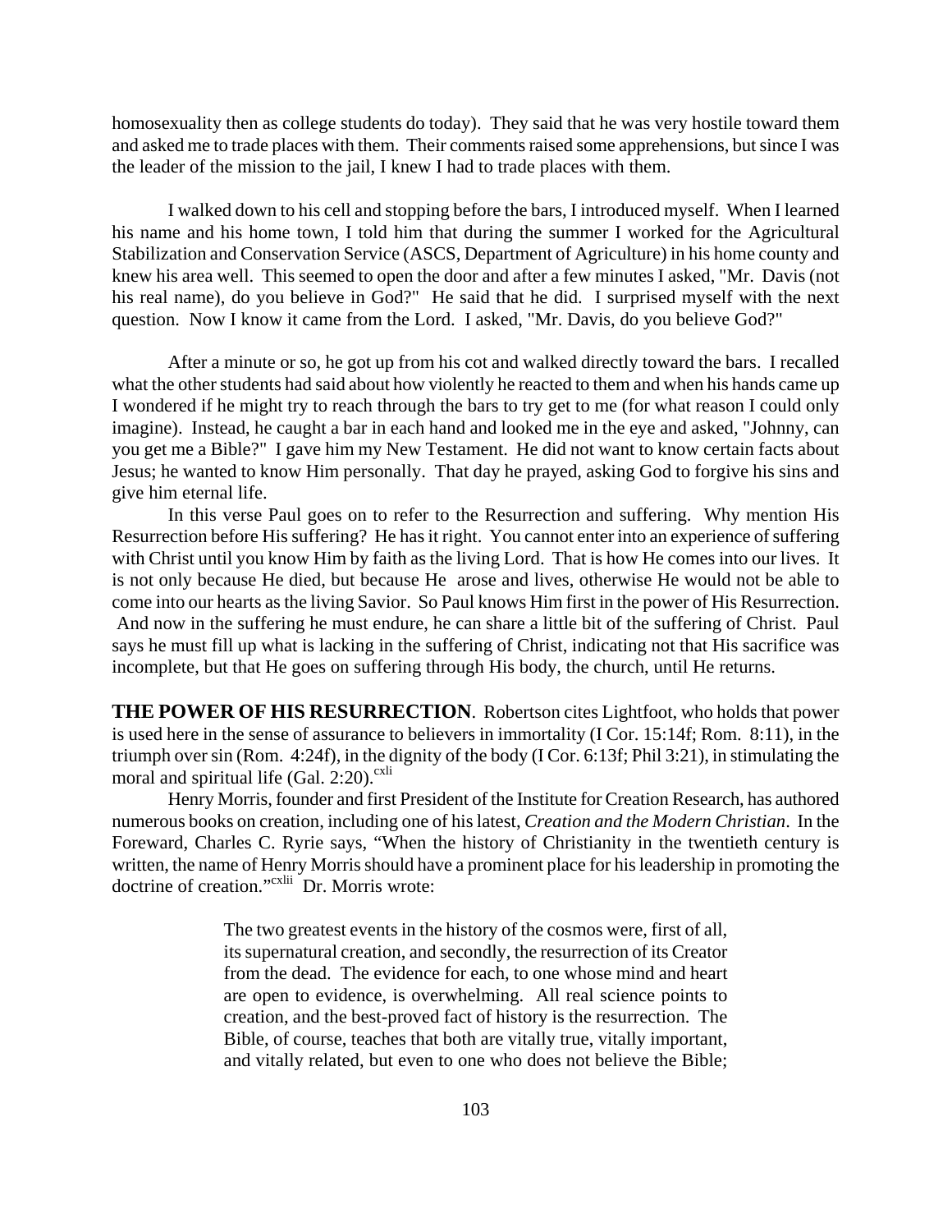homosexuality then as college students do today). They said that he was very hostile toward them and asked me to trade places with them. Their comments raised some apprehensions, but since I was the leader of the mission to the jail, I knew I had to trade places with them.

I walked down to his cell and stopping before the bars, I introduced myself. When I learned his name and his home town, I told him that during the summer I worked for the Agricultural Stabilization and Conservation Service (ASCS, Department of Agriculture) in his home county and knew his area well. This seemed to open the door and after a few minutes I asked, "Mr. Davis (not his real name), do you believe in God?" He said that he did. I surprised myself with the next question. Now I know it came from the Lord. I asked, "Mr. Davis, do you believe God?"

After a minute or so, he got up from his cot and walked directly toward the bars. I recalled what the other students had said about how violently he reacted to them and when his hands came up I wondered if he might try to reach through the bars to try get to me (for what reason I could only imagine). Instead, he caught a bar in each hand and looked me in the eye and asked, "Johnny, can you get me a Bible?" I gave him my New Testament. He did not want to know certain facts about Jesus; he wanted to know Him personally. That day he prayed, asking God to forgive his sins and give him eternal life.

In this verse Paul goes on to refer to the Resurrection and suffering. Why mention His Resurrection before His suffering? He has it right. You cannot enter into an experience of suffering with Christ until you know Him by faith as the living Lord. That is how He comes into our lives. It is not only because He died, but because He arose and lives, otherwise He would not be able to come into our hearts as the living Savior. So Paul knows Him first in the power of His Resurrection. And now in the suffering he must endure, he can share a little bit of the suffering of Christ. Paul says he must fill up what is lacking in the suffering of Christ, indicating not that His sacrifice was incomplete, but that He goes on suffering through His body, the church, until He returns.

**THE POWER OF HIS RESURRECTION**. Robertson cites Lightfoot, who holds that power is used here in the sense of assurance to believers in immortality (I Cor. 15:14f; Rom. 8:11), in the triumph over sin (Rom. 4:24f), in the dignity of the body (I Cor. 6:13f; Phil 3:21), in stimulating the moral and spiritual life (Gal. 2:20).[cxli]

Henry Morris, founder and first President of the Institute for Creation Research, has authored numerous books on creation, including one of his latest, *Creation and the Modern Christian*. In the Foreward, Charles C. Ryrie says, "When the history of Christianity in the twentieth century is written, the name of Henry Morris should have a prominent place for his leadership in promoting the doctrine of creation."[cxlii] Dr. Morris wrote:

> The two greatest events in the history of the cosmos were, first of all, its supernatural creation, and secondly, the resurrection of its Creator from the dead. The evidence for each, to one whose mind and heart are open to evidence, is overwhelming. All real science points to creation, and the best-proved fact of history is the resurrection. The Bible, of course, teaches that both are vitally true, vitally important, and vitally related, but even to one who does not believe the Bible;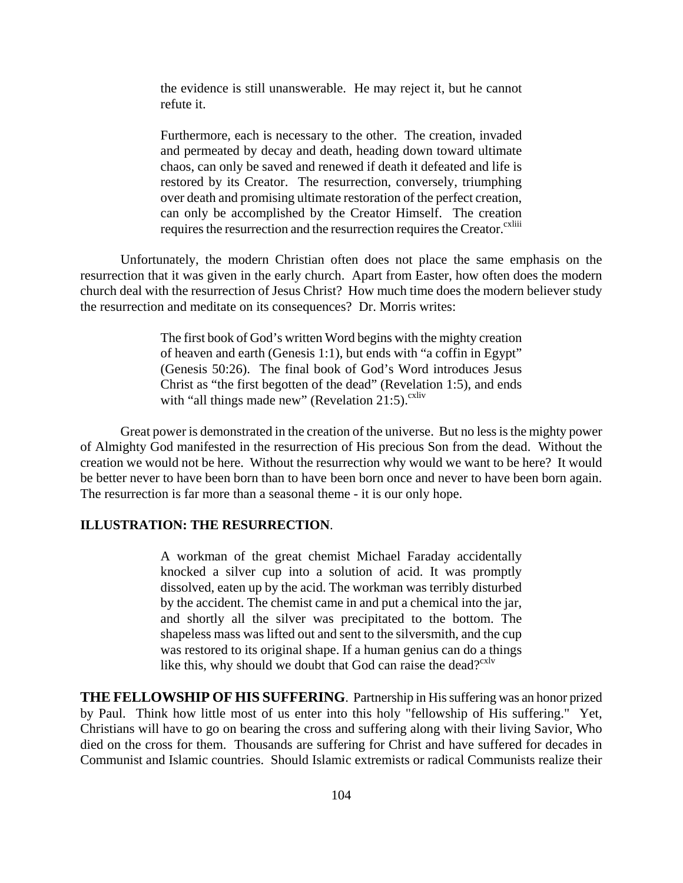> the evidence is still unanswerable. He may reject it, but he cannot refute it.
>
> Furthermore, each is necessary to the other. The creation, invaded and permeated by decay and death, heading down toward ultimate chaos, can only be saved and renewed if death it defeated and life is restored by its Creator. The resurrection, conversely, triumphing over death and promising ultimate restoration of the perfect creation, can only be accomplished by the Creator Himself. The creation requires the resurrection and the resurrection requires the Creator.[cxliii]

Unfortunately, the modern Christian often does not place the same emphasis on the resurrection that it was given in the early church. Apart from Easter, how often does the modern church deal with the resurrection of Jesus Christ? How much time does the modern believer study the resurrection and meditate on its consequences? Dr. Morris writes:

> The first book of God's written Word begins with the mighty creation of heaven and earth (Genesis 1:1), but ends with "a coffin in Egypt" (Genesis 50:26). The final book of God's Word introduces Jesus Christ as "the first begotten of the dead" (Revelation 1:5), and ends with "all things made new" (Revelation 21:5).[cxliv]

Great power is demonstrated in the creation of the universe. But no less is the mighty power of Almighty God manifested in the resurrection of His precious Son from the dead. Without the creation we would not be here. Without the resurrection why would we want to be here? It would be better never to have been born than to have been born once and never to have been born again. The resurrection is far more than a seasonal theme - it is our only hope.

**ILLUSTRATION: THE RESURRECTION**.

> A workman of the great chemist Michael Faraday accidentally knocked a silver cup into a solution of acid. It was promptly dissolved, eaten up by the acid. The workman was terribly disturbed by the accident. The chemist came in and put a chemical into the jar, and shortly all the silver was precipitated to the bottom. The shapeless mass was lifted out and sent to the silversmith, and the cup was restored to its original shape. If a human genius can do a things like this, why should we doubt that God can raise the dead?[cxlv]

**THE FELLOWSHIP OF HIS SUFFERING**. Partnership in His suffering was an honor prized by Paul. Think how little most of us enter into this holy "fellowship of His suffering." Yet, Christians will have to go on bearing the cross and suffering along with their living Savior, Who died on the cross for them. Thousands are suffering for Christ and have suffered for decades in Communist and Islamic countries. Should Islamic extremists or radical Communists realize their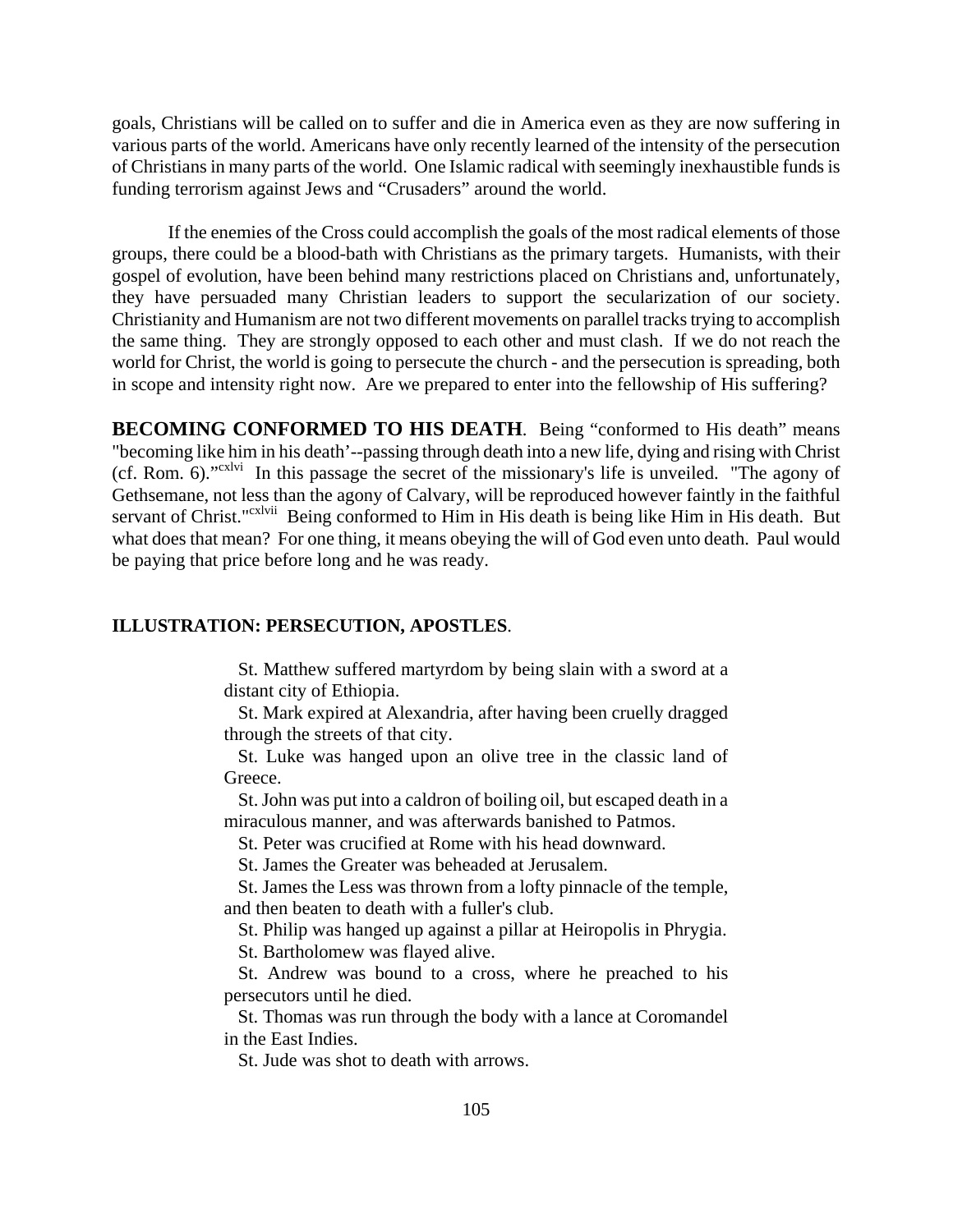goals, Christians will be called on to suffer and die in America even as they are now suffering in various parts of the world. Americans have only recently learned of the intensity of the persecution of Christians in many parts of the world. One Islamic radical with seemingly inexhaustible funds is funding terrorism against Jews and "Crusaders" around the world.

If the enemies of the Cross could accomplish the goals of the most radical elements of those groups, there could be a blood-bath with Christians as the primary targets. Humanists, with their gospel of evolution, have been behind many restrictions placed on Christians and, unfortunately, they have persuaded many Christian leaders to support the secularization of our society. Christianity and Humanism are not two different movements on parallel tracks trying to accomplish the same thing. They are strongly opposed to each other and must clash. If we do not reach the world for Christ, the world is going to persecute the church - and the persecution is spreading, both in scope and intensity right now. Are we prepared to enter into the fellowship of His suffering?

**BECOMING CONFORMED TO HIS DEATH**. Being "conformed to His death" means "becoming like him in his death'--passing through death into a new life, dying and rising with Christ (cf. Rom. 6)."[cxlvi] In this passage the secret of the missionary's life is unveiled. "The agony of Gethsemane, not less than the agony of Calvary, will be reproduced however faintly in the faithful servant of Christ."[cxlvii] Being conformed to Him in His death is being like Him in His death. But what does that mean? For one thing, it means obeying the will of God even unto death. Paul would be paying that price before long and he was ready.

**ILLUSTRATION: PERSECUTION, APOSTLES**.

> St. Matthew suffered martyrdom by being slain with a sword at a distant city of Ethiopia.
>
> St. Mark expired at Alexandria, after having been cruelly dragged through the streets of that city.
>
> St. Luke was hanged upon an olive tree in the classic land of Greece.
>
> St. John was put into a caldron of boiling oil, but escaped death in a miraculous manner, and was afterwards banished to Patmos.
>
> St. Peter was crucified at Rome with his head downward.
>
> St. James the Greater was beheaded at Jerusalem.
>
> St. James the Less was thrown from a lofty pinnacle of the temple, and then beaten to death with a fuller's club.
>
> St. Philip was hanged up against a pillar at Heiropolis in Phrygia.
>
> St. Bartholomew was flayed alive.
>
> St. Andrew was bound to a cross, where he preached to his persecutors until he died.
>
> St. Thomas was run through the body with a lance at Coromandel in the East Indies.
>
> St. Jude was shot to death with arrows.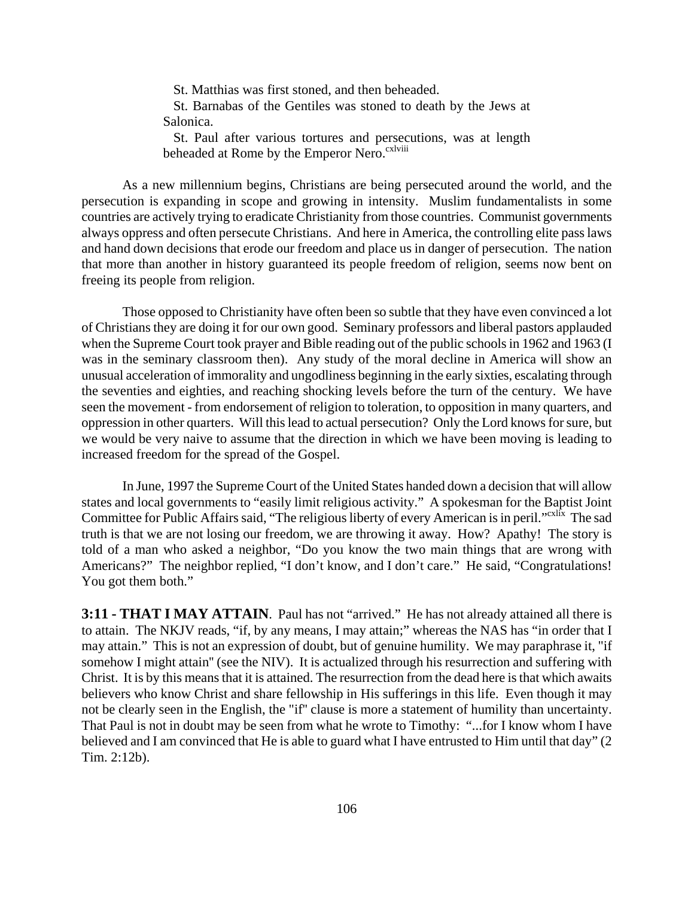> St. Matthias was first stoned, and then beheaded.
>
> St. Barnabas of the Gentiles was stoned to death by the Jews at Salonica.
>
> St. Paul after various tortures and persecutions, was at length beheaded at Rome by the Emperor Nero.[cxlviii]

As a new millennium begins, Christians are being persecuted around the world, and the persecution is expanding in scope and growing in intensity. Muslim fundamentalists in some countries are actively trying to eradicate Christianity from those countries. Communist governments always oppress and often persecute Christians. And here in America, the controlling elite pass laws and hand down decisions that erode our freedom and place us in danger of persecution. The nation that more than another in history guaranteed its people freedom of religion, seems now bent on freeing its people from religion.

Those opposed to Christianity have often been so subtle that they have even convinced a lot of Christians they are doing it for our own good. Seminary professors and liberal pastors applauded when the Supreme Court took prayer and Bible reading out of the public schools in 1962 and 1963 (I was in the seminary classroom then). Any study of the moral decline in America will show an unusual acceleration of immorality and ungodliness beginning in the early sixties, escalating through the seventies and eighties, and reaching shocking levels before the turn of the century. We have seen the movement - from endorsement of religion to toleration, to opposition in many quarters, and oppression in other quarters. Will this lead to actual persecution? Only the Lord knows for sure, but we would be very naive to assume that the direction in which we have been moving is leading to increased freedom for the spread of the Gospel.

In June, 1997 the Supreme Court of the United States handed down a decision that will allow states and local governments to "easily limit religious activity." A spokesman for the Baptist Joint Committee for Public Affairs said, "The religious liberty of every American is in peril."[cxlix] The sad truth is that we are not losing our freedom, we are throwing it away. How? Apathy! The story is told of a man who asked a neighbor, "Do you know the two main things that are wrong with Americans?" The neighbor replied, "I don't know, and I don't care." He said, "Congratulations! You got them both."

**3:11 - THAT I MAY ATTAIN**. Paul has not "arrived." He has not already attained all there is to attain. The NKJV reads, "if, by any means, I may attain;" whereas the NAS has "in order that I may attain." This is not an expression of doubt, but of genuine humility. We may paraphrase it, "if somehow I might attain" (see the NIV). It is actualized through his resurrection and suffering with Christ. It is by this means that it is attained. The resurrection from the dead here is that which awaits believers who know Christ and share fellowship in His sufferings in this life. Even though it may not be clearly seen in the English, the "if" clause is more a statement of humility than uncertainty. That Paul is not in doubt may be seen from what he wrote to Timothy: "...for I know whom I have believed and I am convinced that He is able to guard what I have entrusted to Him until that day" (2 Tim. 2:12b).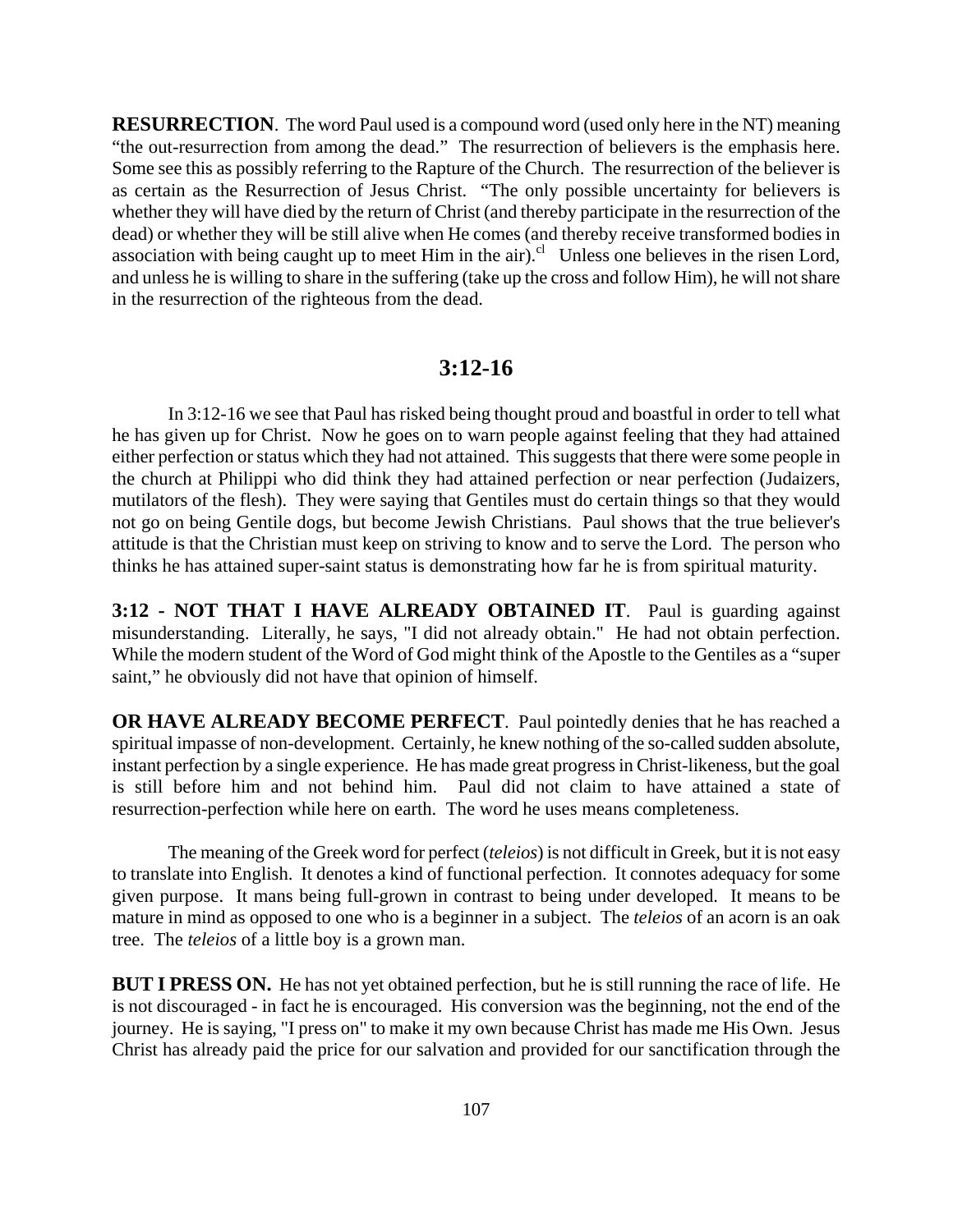**RESURRECTION**. The word Paul used is a compound word (used only here in the NT) meaning "the out-resurrection from among the dead." The resurrection of believers is the emphasis here. Some see this as possibly referring to the Rapture of the Church. The resurrection of the believer is as certain as the Resurrection of Jesus Christ. "The only possible uncertainty for believers is whether they will have died by the return of Christ (and thereby participate in the resurrection of the dead) or whether they will be still alive when He comes (and thereby receive transformed bodies in association with being caught up to meet Him in the air).[cl] Unless one believes in the risen Lord, and unless he is willing to share in the suffering (take up the cross and follow Him), he will not share in the resurrection of the righteous from the dead.

## 3:12-16

In 3:12-16 we see that Paul has risked being thought proud and boastful in order to tell what he has given up for Christ. Now he goes on to warn people against feeling that they had attained either perfection or status which they had not attained. This suggests that there were some people in the church at Philippi who did think they had attained perfection or near perfection (Judaizers, mutilators of the flesh). They were saying that Gentiles must do certain things so that they would not go on being Gentile dogs, but become Jewish Christians. Paul shows that the true believer's attitude is that the Christian must keep on striving to know and to serve the Lord. The person who thinks he has attained super-saint status is demonstrating how far he is from spiritual maturity.

**3:12 - NOT THAT I HAVE ALREADY OBTAINED IT**. Paul is guarding against misunderstanding. Literally, he says, "I did not already obtain." He had not obtain perfection. While the modern student of the Word of God might think of the Apostle to the Gentiles as a "super saint," he obviously did not have that opinion of himself.

**OR HAVE ALREADY BECOME PERFECT**. Paul pointedly denies that he has reached a spiritual impasse of non-development. Certainly, he knew nothing of the so-called sudden absolute, instant perfection by a single experience. He has made great progress in Christ-likeness, but the goal is still before him and not behind him. Paul did not claim to have attained a state of resurrection-perfection while here on earth. The word he uses means completeness.

The meaning of the Greek word for perfect (*teleios*) is not difficult in Greek, but it is not easy to translate into English. It denotes a kind of functional perfection. It connotes adequacy for some given purpose. It mans being full-grown in contrast to being under developed. It means to be mature in mind as opposed to one who is a beginner in a subject. The *teleios* of an acorn is an oak tree. The *teleios* of a little boy is a grown man.

**BUT I PRESS ON.** He has not yet obtained perfection, but he is still running the race of life. He is not discouraged - in fact he is encouraged. His conversion was the beginning, not the end of the journey. He is saying, "I press on" to make it my own because Christ has made me His Own. Jesus Christ has already paid the price for our salvation and provided for our sanctification through the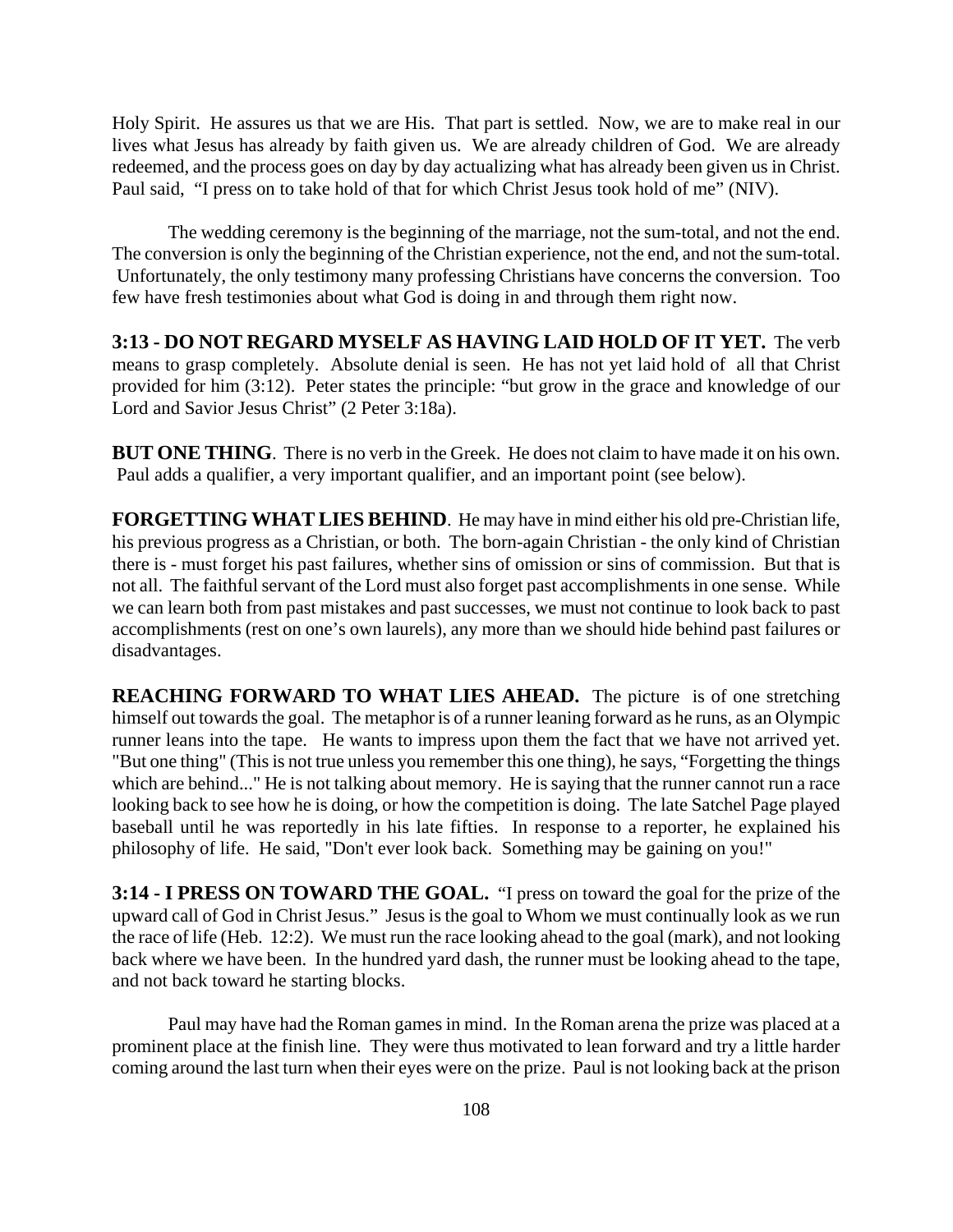Holy Spirit. He assures us that we are His. That part is settled. Now, we are to make real in our lives what Jesus has already by faith given us. We are already children of God. We are already redeemed, and the process goes on day by day actualizing what has already been given us in Christ. Paul said, "I press on to take hold of that for which Christ Jesus took hold of me" (NIV).

The wedding ceremony is the beginning of the marriage, not the sum-total, and not the end. The conversion is only the beginning of the Christian experience, not the end, and not the sum-total. Unfortunately, the only testimony many professing Christians have concerns the conversion. Too few have fresh testimonies about what God is doing in and through them right now.

**3:13 - DO NOT REGARD MYSELF AS HAVING LAID HOLD OF IT YET.** The verb means to grasp completely. Absolute denial is seen. He has not yet laid hold of all that Christ provided for him (3:12). Peter states the principle: "but grow in the grace and knowledge of our Lord and Savior Jesus Christ" (2 Peter 3:18a).

**BUT ONE THING**. There is no verb in the Greek. He does not claim to have made it on his own. Paul adds a qualifier, a very important qualifier, and an important point (see below).

**FORGETTING WHAT LIES BEHIND**. He may have in mind either his old pre-Christian life, his previous progress as a Christian, or both. The born-again Christian - the only kind of Christian there is - must forget his past failures, whether sins of omission or sins of commission. But that is not all. The faithful servant of the Lord must also forget past accomplishments in one sense. While we can learn both from past mistakes and past successes, we must not continue to look back to past accomplishments (rest on one's own laurels), any more than we should hide behind past failures or disadvantages.

**REACHING FORWARD TO WHAT LIES AHEAD.** The picture is of one stretching himself out towards the goal. The metaphor is of a runner leaning forward as he runs, as an Olympic runner leans into the tape. He wants to impress upon them the fact that we have not arrived yet. "But one thing" (This is not true unless you remember this one thing), he says, "Forgetting the things which are behind..." He is not talking about memory. He is saying that the runner cannot run a race looking back to see how he is doing, or how the competition is doing. The late Satchel Page played baseball until he was reportedly in his late fifties. In response to a reporter, he explained his philosophy of life. He said, "Don't ever look back. Something may be gaining on you!"

**3:14 - I PRESS ON TOWARD THE GOAL.** "I press on toward the goal for the prize of the upward call of God in Christ Jesus." Jesus is the goal to Whom we must continually look as we run the race of life (Heb. 12:2). We must run the race looking ahead to the goal (mark), and not looking back where we have been. In the hundred yard dash, the runner must be looking ahead to the tape, and not back toward he starting blocks.

Paul may have had the Roman games in mind. In the Roman arena the prize was placed at a prominent place at the finish line. They were thus motivated to lean forward and try a little harder coming around the last turn when their eyes were on the prize. Paul is not looking back at the prison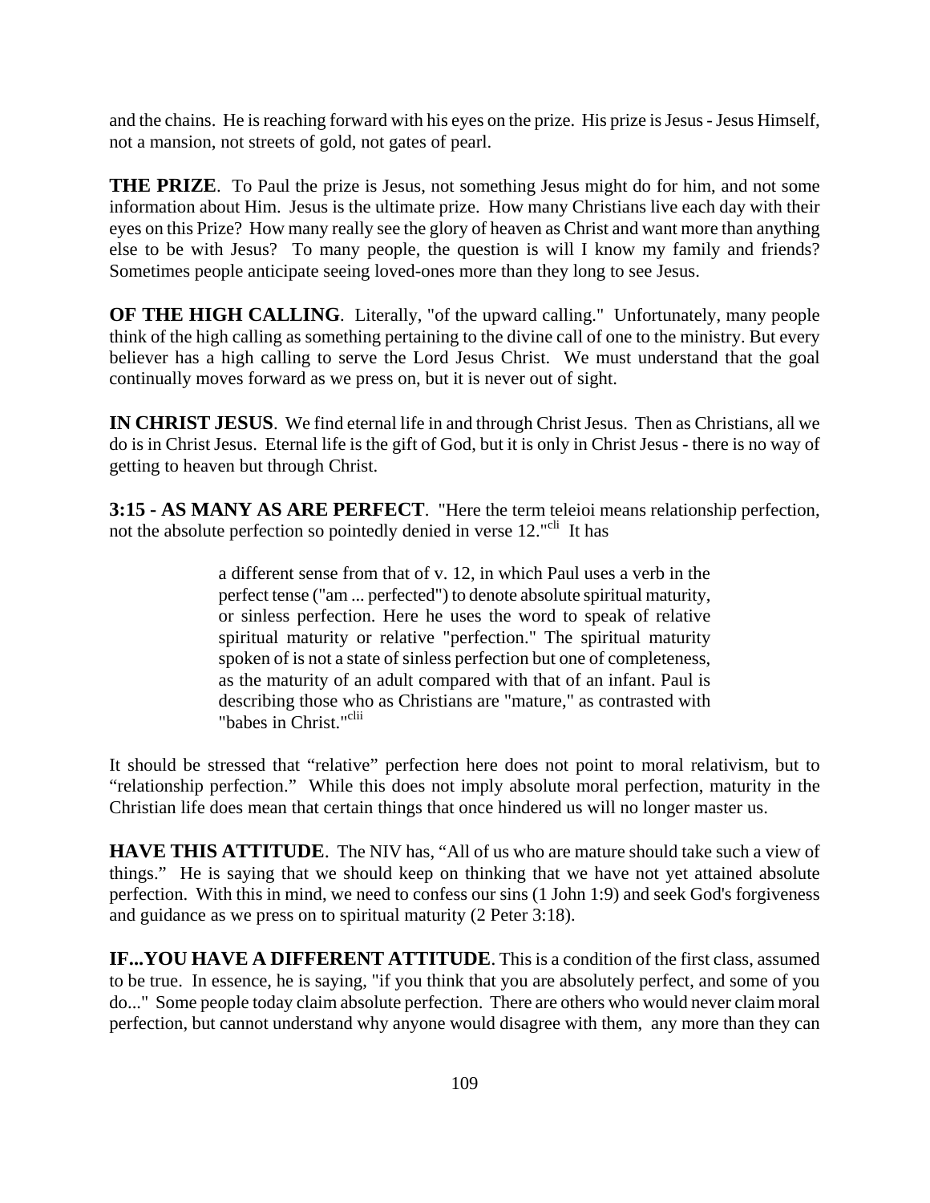and the chains. He is reaching forward with his eyes on the prize. His prize is Jesus - Jesus Himself, not a mansion, not streets of gold, not gates of pearl.

**THE PRIZE**. To Paul the prize is Jesus, not something Jesus might do for him, and not some information about Him. Jesus is the ultimate prize. How many Christians live each day with their eyes on this Prize? How many really see the glory of heaven as Christ and want more than anything else to be with Jesus? To many people, the question is will I know my family and friends? Sometimes people anticipate seeing loved-ones more than they long to see Jesus.

**OF THE HIGH CALLING**. Literally, "of the upward calling." Unfortunately, many people think of the high calling as something pertaining to the divine call of one to the ministry. But every believer has a high calling to serve the Lord Jesus Christ. We must understand that the goal continually moves forward as we press on, but it is never out of sight.

**IN CHRIST JESUS**. We find eternal life in and through Christ Jesus. Then as Christians, all we do is in Christ Jesus. Eternal life is the gift of God, but it is only in Christ Jesus - there is no way of getting to heaven but through Christ.

**3:15 - AS MANY AS ARE PERFECT**. "Here the term teleioi means relationship perfection, not the absolute perfection so pointedly denied in verse 12."[cli] It has

> a different sense from that of v. 12, in which Paul uses a verb in the perfect tense ("am ... perfected") to denote absolute spiritual maturity, or sinless perfection. Here he uses the word to speak of relative spiritual maturity or relative "perfection." The spiritual maturity spoken of is not a state of sinless perfection but one of completeness, as the maturity of an adult compared with that of an infant. Paul is describing those who as Christians are "mature," as contrasted with "babes in Christ."[clii]

It should be stressed that "relative" perfection here does not point to moral relativism, but to "relationship perfection." While this does not imply absolute moral perfection, maturity in the Christian life does mean that certain things that once hindered us will no longer master us.

**HAVE THIS ATTITUDE**. The NIV has, "All of us who are mature should take such a view of things." He is saying that we should keep on thinking that we have not yet attained absolute perfection. With this in mind, we need to confess our sins (1 John 1:9) and seek God's forgiveness and guidance as we press on to spiritual maturity (2 Peter 3:18).

**IF...YOU HAVE A DIFFERENT ATTITUDE**. This is a condition of the first class, assumed to be true. In essence, he is saying, "if you think that you are absolutely perfect, and some of you do..." Some people today claim absolute perfection. There are others who would never claim moral perfection, but cannot understand why anyone would disagree with them, any more than they can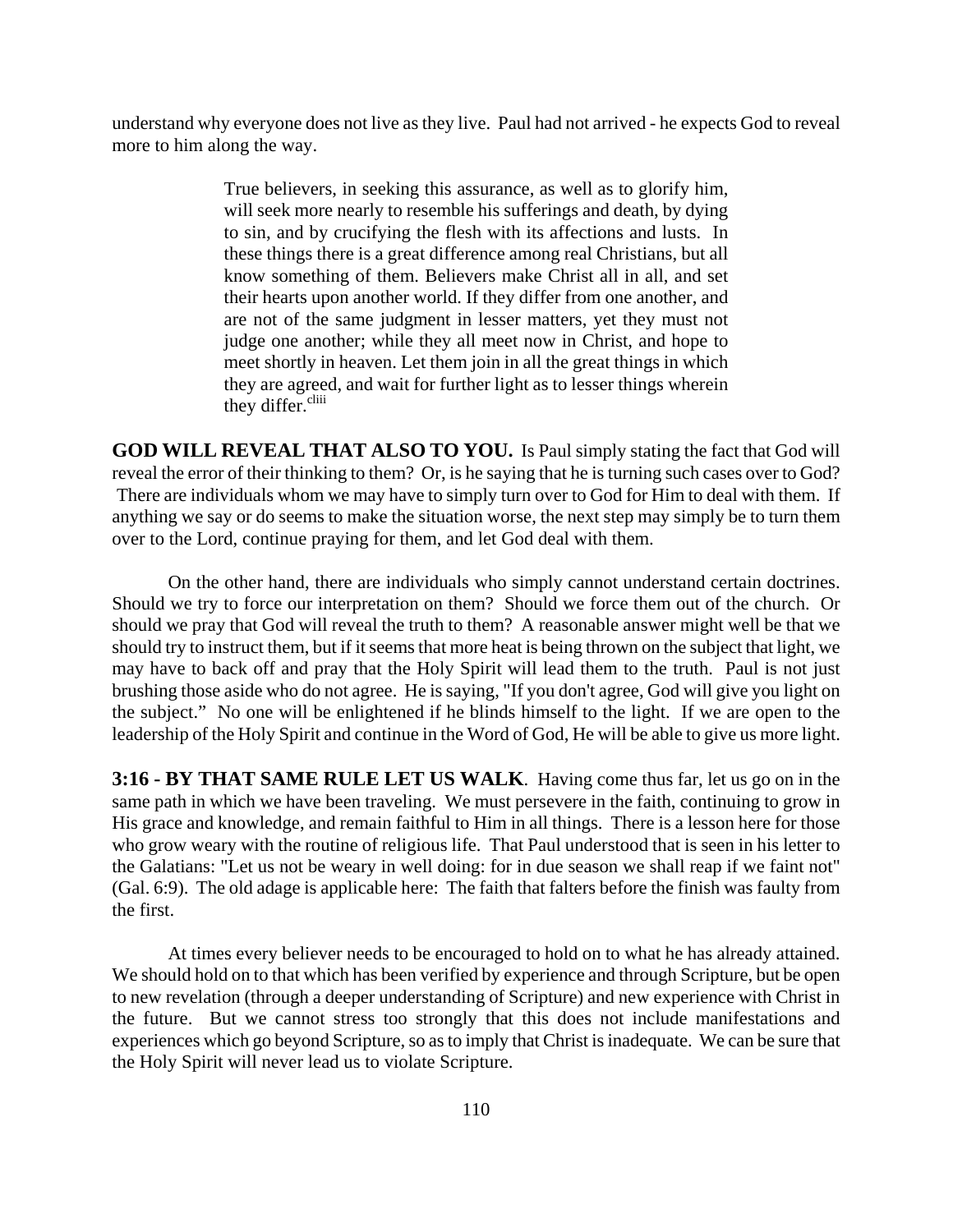understand why everyone does not live as they live. Paul had not arrived - he expects God to reveal more to him along the way.

> True believers, in seeking this assurance, as well as to glorify him, will seek more nearly to resemble his sufferings and death, by dying to sin, and by crucifying the flesh with its affections and lusts. In these things there is a great difference among real Christians, but all know something of them. Believers make Christ all in all, and set their hearts upon another world. If they differ from one another, and are not of the same judgment in lesser matters, yet they must not judge one another; while they all meet now in Christ, and hope to meet shortly in heaven. Let them join in all the great things in which they are agreed, and wait for further light as to lesser things wherein they differ.[cliii]

**GOD WILL REVEAL THAT ALSO TO YOU.** Is Paul simply stating the fact that God will reveal the error of their thinking to them? Or, is he saying that he is turning such cases over to God? There are individuals whom we may have to simply turn over to God for Him to deal with them. If anything we say or do seems to make the situation worse, the next step may simply be to turn them over to the Lord, continue praying for them, and let God deal with them.

On the other hand, there are individuals who simply cannot understand certain doctrines. Should we try to force our interpretation on them? Should we force them out of the church. Or should we pray that God will reveal the truth to them? A reasonable answer might well be that we should try to instruct them, but if it seems that more heat is being thrown on the subject that light, we may have to back off and pray that the Holy Spirit will lead them to the truth. Paul is not just brushing those aside who do not agree. He is saying, "If you don't agree, God will give you light on the subject." No one will be enlightened if he blinds himself to the light. If we are open to the leadership of the Holy Spirit and continue in the Word of God, He will be able to give us more light.

**3:16 - BY THAT SAME RULE LET US WALK**. Having come thus far, let us go on in the same path in which we have been traveling. We must persevere in the faith, continuing to grow in His grace and knowledge, and remain faithful to Him in all things. There is a lesson here for those who grow weary with the routine of religious life. That Paul understood that is seen in his letter to the Galatians: "Let us not be weary in well doing: for in due season we shall reap if we faint not" (Gal. 6:9). The old adage is applicable here: The faith that falters before the finish was faulty from the first.

At times every believer needs to be encouraged to hold on to what he has already attained. We should hold on to that which has been verified by experience and through Scripture, but be open to new revelation (through a deeper understanding of Scripture) and new experience with Christ in the future. But we cannot stress too strongly that this does not include manifestations and experiences which go beyond Scripture, so as to imply that Christ is inadequate. We can be sure that the Holy Spirit will never lead us to violate Scripture.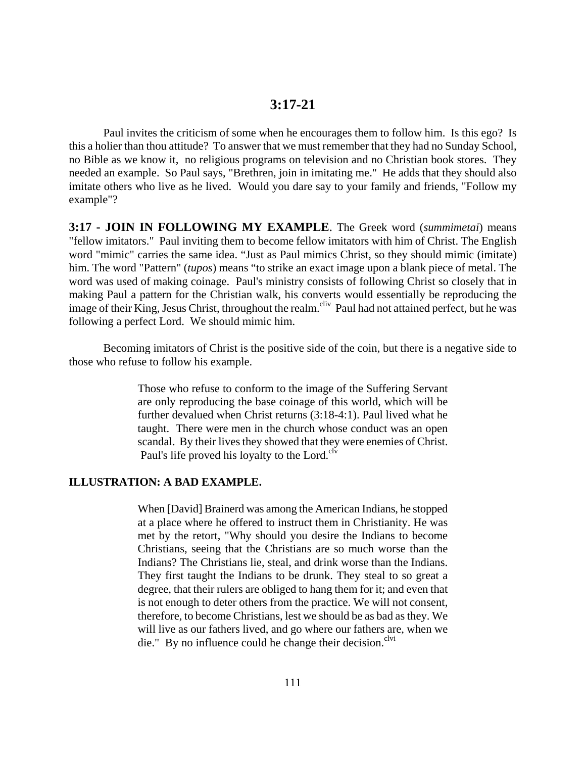## 3:17-21

Paul invites the criticism of some when he encourages them to follow him. Is this ego? Is this a holier than thou attitude? To answer that we must remember that they had no Sunday School, no Bible as we know it, no religious programs on television and no Christian book stores. They needed an example. So Paul says, "Brethren, join in imitating me." He adds that they should also imitate others who live as he lived. Would you dare say to your family and friends, "Follow my example"?

**3:17 - JOIN IN FOLLOWING MY EXAMPLE**. The Greek word (*summimetai*) means "fellow imitators." Paul inviting them to become fellow imitators with him of Christ. The English word "mimic" carries the same idea. "Just as Paul mimics Christ, so they should mimic (imitate) him. The word "Pattern" (*tupos*) means "to strike an exact image upon a blank piece of metal. The word was used of making coinage. Paul's ministry consists of following Christ so closely that in making Paul a pattern for the Christian walk, his converts would essentially be reproducing the image of their King, Jesus Christ, throughout the realm.[cliv] Paul had not attained perfect, but he was following a perfect Lord. We should mimic him.

Becoming imitators of Christ is the positive side of the coin, but there is a negative side to those who refuse to follow his example.

> Those who refuse to conform to the image of the Suffering Servant are only reproducing the base coinage of this world, which will be further devalued when Christ returns (3:18-4:1). Paul lived what he taught. There were men in the church whose conduct was an open scandal. By their lives they showed that they were enemies of Christ. Paul's life proved his loyalty to the Lord.[clv]

**ILLUSTRATION: A BAD EXAMPLE.**

> When [David] Brainerd was among the American Indians, he stopped at a place where he offered to instruct them in Christianity. He was met by the retort, "Why should you desire the Indians to become Christians, seeing that the Christians are so much worse than the Indians? The Christians lie, steal, and drink worse than the Indians. They first taught the Indians to be drunk. They steal to so great a degree, that their rulers are obliged to hang them for it; and even that is not enough to deter others from the practice. We will not consent, therefore, to become Christians, lest we should be as bad as they. We will live as our fathers lived, and go where our fathers are, when we die." By no influence could he change their decision.[clvi]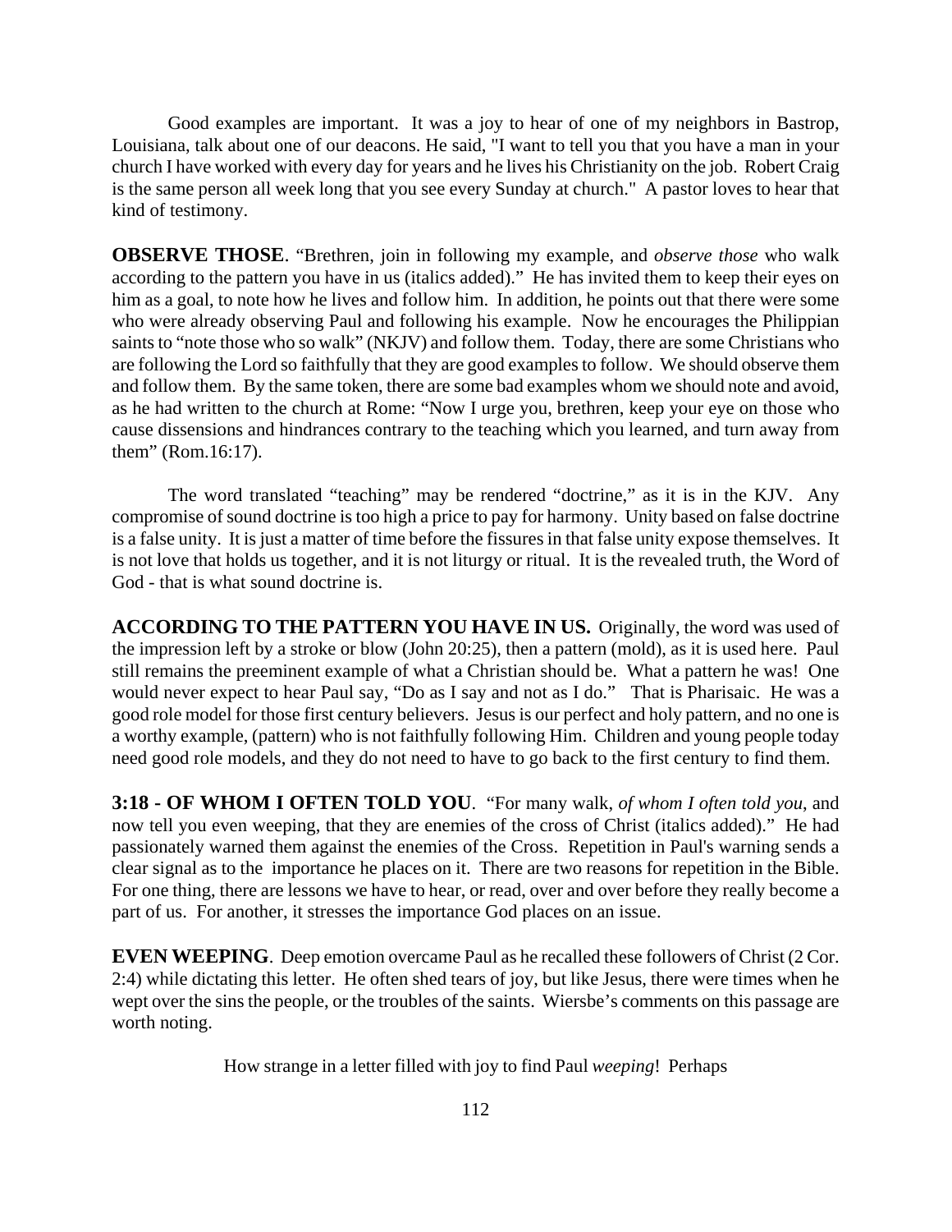Good examples are important. It was a joy to hear of one of my neighbors in Bastrop, Louisiana, talk about one of our deacons. He said, "I want to tell you that you have a man in your church I have worked with every day for years and he lives his Christianity on the job. Robert Craig is the same person all week long that you see every Sunday at church." A pastor loves to hear that kind of testimony.

**OBSERVE THOSE**. "Brethren, join in following my example, and *observe those* who walk according to the pattern you have in us (italics added)." He has invited them to keep their eyes on him as a goal, to note how he lives and follow him. In addition, he points out that there were some who were already observing Paul and following his example. Now he encourages the Philippian saints to "note those who so walk" (NKJV) and follow them. Today, there are some Christians who are following the Lord so faithfully that they are good examples to follow. We should observe them and follow them. By the same token, there are some bad examples whom we should note and avoid, as he had written to the church at Rome: "Now I urge you, brethren, keep your eye on those who cause dissensions and hindrances contrary to the teaching which you learned, and turn away from them" (Rom.16:17).

The word translated "teaching" may be rendered "doctrine," as it is in the KJV. Any compromise of sound doctrine is too high a price to pay for harmony. Unity based on false doctrine is a false unity. It is just a matter of time before the fissures in that false unity expose themselves. It is not love that holds us together, and it is not liturgy or ritual. It is the revealed truth, the Word of God - that is what sound doctrine is.

**ACCORDING TO THE PATTERN YOU HAVE IN US.** Originally, the word was used of the impression left by a stroke or blow (John 20:25), then a pattern (mold), as it is used here. Paul still remains the preeminent example of what a Christian should be. What a pattern he was! One would never expect to hear Paul say, "Do as I say and not as I do." That is Pharisaic. He was a good role model for those first century believers. Jesus is our perfect and holy pattern, and no one is a worthy example, (pattern) who is not faithfully following Him. Children and young people today need good role models, and they do not need to have to go back to the first century to find them.

**3:18 - OF WHOM I OFTEN TOLD YOU**. "For many walk, *of whom I often told you,* and now tell you even weeping, that they are enemies of the cross of Christ (italics added)." He had passionately warned them against the enemies of the Cross. Repetition in Paul's warning sends a clear signal as to the importance he places on it. There are two reasons for repetition in the Bible. For one thing, there are lessons we have to hear, or read, over and over before they really become a part of us. For another, it stresses the importance God places on an issue.

**EVEN WEEPING**. Deep emotion overcame Paul as he recalled these followers of Christ (2 Cor. 2:4) while dictating this letter. He often shed tears of joy, but like Jesus, there were times when he wept over the sins the people, or the troubles of the saints. Wiersbe's comments on this passage are worth noting.

> How strange in a letter filled with joy to find Paul *weeping*! Perhaps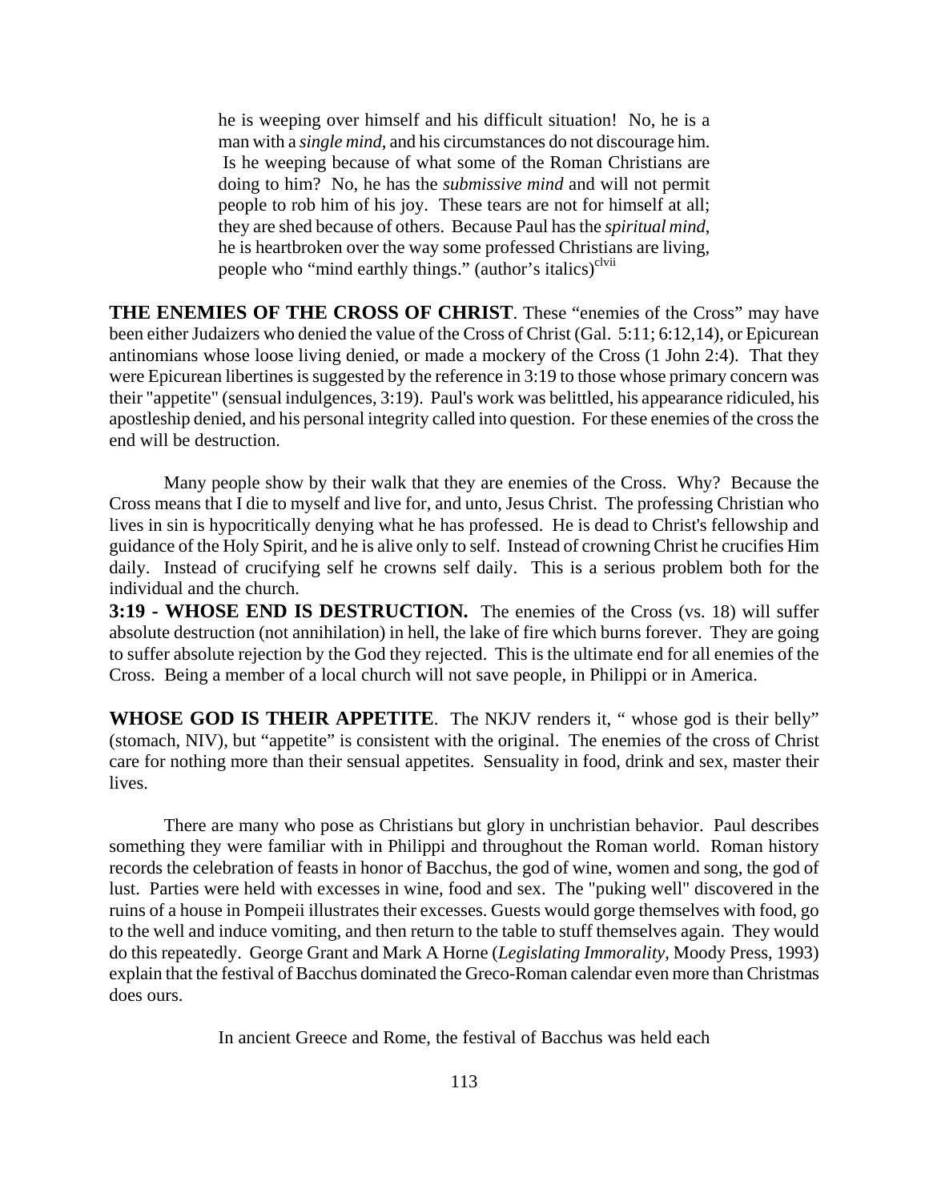> he is weeping over himself and his difficult situation! No, he is a man with a *single mind*, and his circumstances do not discourage him. Is he weeping because of what some of the Roman Christians are doing to him? No, he has the *submissive mind* and will not permit people to rob him of his joy. These tears are not for himself at all; they are shed because of others. Because Paul has the *spiritual mind*, he is heartbroken over the way some professed Christians are living, people who "mind earthly things." (author's italics)[clvii]

**THE ENEMIES OF THE CROSS OF CHRIST**. These "enemies of the Cross" may have been either Judaizers who denied the value of the Cross of Christ (Gal. 5:11; 6:12,14), or Epicurean antinomians whose loose living denied, or made a mockery of the Cross (1 John 2:4). That they were Epicurean libertines is suggested by the reference in 3:19 to those whose primary concern was their "appetite" (sensual indulgences, 3:19). Paul's work was belittled, his appearance ridiculed, his apostleship denied, and his personal integrity called into question. For these enemies of the cross the end will be destruction.

Many people show by their walk that they are enemies of the Cross. Why? Because the Cross means that I die to myself and live for, and unto, Jesus Christ. The professing Christian who lives in sin is hypocritically denying what he has professed. He is dead to Christ's fellowship and guidance of the Holy Spirit, and he is alive only to self. Instead of crowning Christ he crucifies Him daily. Instead of crucifying self he crowns self daily. This is a serious problem both for the individual and the church.

**3:19 - WHOSE END IS DESTRUCTION.** The enemies of the Cross (vs. 18) will suffer absolute destruction (not annihilation) in hell, the lake of fire which burns forever. They are going to suffer absolute rejection by the God they rejected. This is the ultimate end for all enemies of the Cross. Being a member of a local church will not save people, in Philippi or in America.

**WHOSE GOD IS THEIR APPETITE**. The NKJV renders it, " whose god is their belly" (stomach, NIV), but "appetite" is consistent with the original. The enemies of the cross of Christ care for nothing more than their sensual appetites. Sensuality in food, drink and sex, master their lives.

There are many who pose as Christians but glory in unchristian behavior. Paul describes something they were familiar with in Philippi and throughout the Roman world. Roman history records the celebration of feasts in honor of Bacchus, the god of wine, women and song, the god of lust. Parties were held with excesses in wine, food and sex. The "puking well" discovered in the ruins of a house in Pompeii illustrates their excesses. Guests would gorge themselves with food, go to the well and induce vomiting, and then return to the table to stuff themselves again. They would do this repeatedly. George Grant and Mark A Horne (*Legislating Immorality*, Moody Press, 1993) explain that the festival of Bacchus dominated the Greco-Roman calendar even more than Christmas does ours.

> In ancient Greece and Rome, the festival of Bacchus was held each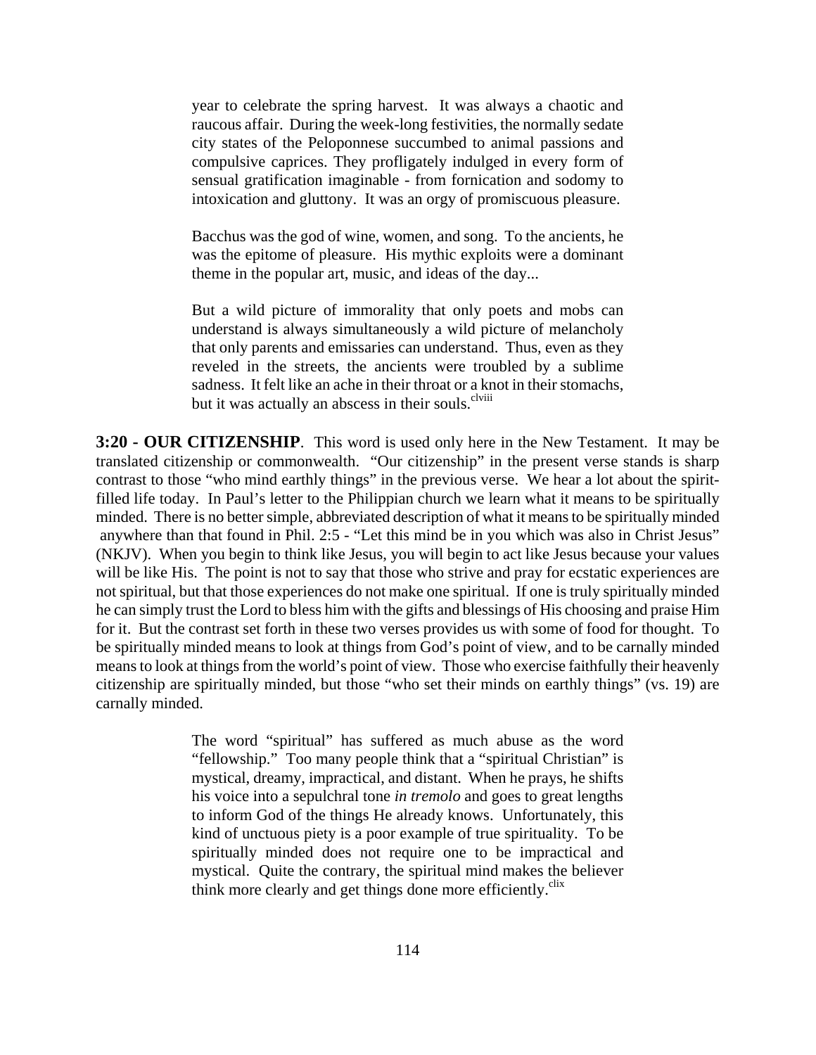> year to celebrate the spring harvest. It was always a chaotic and raucous affair. During the week-long festivities, the normally sedate city states of the Peloponnese succumbed to animal passions and compulsive caprices. They profligately indulged in every form of sensual gratification imaginable - from fornication and sodomy to intoxication and gluttony. It was an orgy of promiscuous pleasure.
>
> Bacchus was the god of wine, women, and song. To the ancients, he was the epitome of pleasure. His mythic exploits were a dominant theme in the popular art, music, and ideas of the day...
>
> But a wild picture of immorality that only poets and mobs can understand is always simultaneously a wild picture of melancholy that only parents and emissaries can understand. Thus, even as they reveled in the streets, the ancients were troubled by a sublime sadness. It felt like an ache in their throat or a knot in their stomachs, but it was actually an abscess in their souls.[clviii]

**3:20 - OUR CITIZENSHIP**. This word is used only here in the New Testament. It may be translated citizenship or commonwealth. "Our citizenship" in the present verse stands is sharp contrast to those "who mind earthly things" in the previous verse. We hear a lot about the spirit-filled life today. In Paul's letter to the Philippian church we learn what it means to be spiritually minded. There is no better simple, abbreviated description of what it means to be spiritually minded anywhere than that found in Phil. 2:5 - "Let this mind be in you which was also in Christ Jesus" (NKJV). When you begin to think like Jesus, you will begin to act like Jesus because your values will be like His. The point is not to say that those who strive and pray for ecstatic experiences are not spiritual, but that those experiences do not make one spiritual. If one is truly spiritually minded he can simply trust the Lord to bless him with the gifts and blessings of His choosing and praise Him for it. But the contrast set forth in these two verses provides us with some of food for thought. To be spiritually minded means to look at things from God's point of view, and to be carnally minded means to look at things from the world's point of view. Those who exercise faithfully their heavenly citizenship are spiritually minded, but those "who set their minds on earthly things" (vs. 19) are carnally minded.

> The word "spiritual" has suffered as much abuse as the word "fellowship." Too many people think that a "spiritual Christian" is mystical, dreamy, impractical, and distant. When he prays, he shifts his voice into a sepulchral tone *in tremolo* and goes to great lengths to inform God of the things He already knows. Unfortunately, this kind of unctuous piety is a poor example of true spirituality. To be spiritually minded does not require one to be impractical and mystical. Quite the contrary, the spiritual mind makes the believer think more clearly and get things done more efficiently.[clix]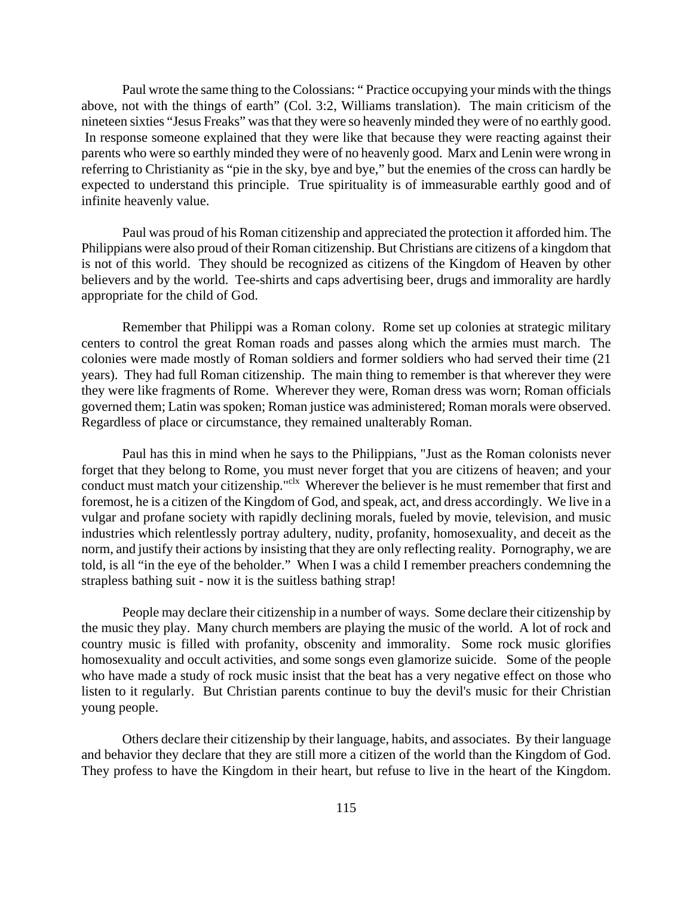Paul wrote the same thing to the Colossians: " Practice occupying your minds with the things above, not with the things of earth" (Col. 3:2, Williams translation). The main criticism of the nineteen sixties "Jesus Freaks" was that they were so heavenly minded they were of no earthly good. In response someone explained that they were like that because they were reacting against their parents who were so earthly minded they were of no heavenly good. Marx and Lenin were wrong in referring to Christianity as "pie in the sky, bye and bye," but the enemies of the cross can hardly be expected to understand this principle. True spirituality is of immeasurable earthly good and of infinite heavenly value.

Paul was proud of his Roman citizenship and appreciated the protection it afforded him. The Philippians were also proud of their Roman citizenship. But Christians are citizens of a kingdom that is not of this world. They should be recognized as citizens of the Kingdom of Heaven by other believers and by the world. Tee-shirts and caps advertising beer, drugs and immorality are hardly appropriate for the child of God.

Remember that Philippi was a Roman colony. Rome set up colonies at strategic military centers to control the great Roman roads and passes along which the armies must march. The colonies were made mostly of Roman soldiers and former soldiers who had served their time (21 years). They had full Roman citizenship. The main thing to remember is that wherever they were they were like fragments of Rome. Wherever they were, Roman dress was worn; Roman officials governed them; Latin was spoken; Roman justice was administered; Roman morals were observed. Regardless of place or circumstance, they remained unalterably Roman.

Paul has this in mind when he says to the Philippians, "Just as the Roman colonists never forget that they belong to Rome, you must never forget that you are citizens of heaven; and your conduct must match your citizenship."[clx] Wherever the believer is he must remember that first and foremost, he is a citizen of the Kingdom of God, and speak, act, and dress accordingly. We live in a vulgar and profane society with rapidly declining morals, fueled by movie, television, and music industries which relentlessly portray adultery, nudity, profanity, homosexuality, and deceit as the norm, and justify their actions by insisting that they are only reflecting reality. Pornography, we are told, is all "in the eye of the beholder." When I was a child I remember preachers condemning the strapless bathing suit - now it is the suitless bathing strap!

People may declare their citizenship in a number of ways. Some declare their citizenship by the music they play. Many church members are playing the music of the world. A lot of rock and country music is filled with profanity, obscenity and immorality. Some rock music glorifies homosexuality and occult activities, and some songs even glamorize suicide. Some of the people who have made a study of rock music insist that the beat has a very negative effect on those who listen to it regularly. But Christian parents continue to buy the devil's music for their Christian young people.

Others declare their citizenship by their language, habits, and associates. By their language and behavior they declare that they are still more a citizen of the world than the Kingdom of God. They profess to have the Kingdom in their heart, but refuse to live in the heart of the Kingdom.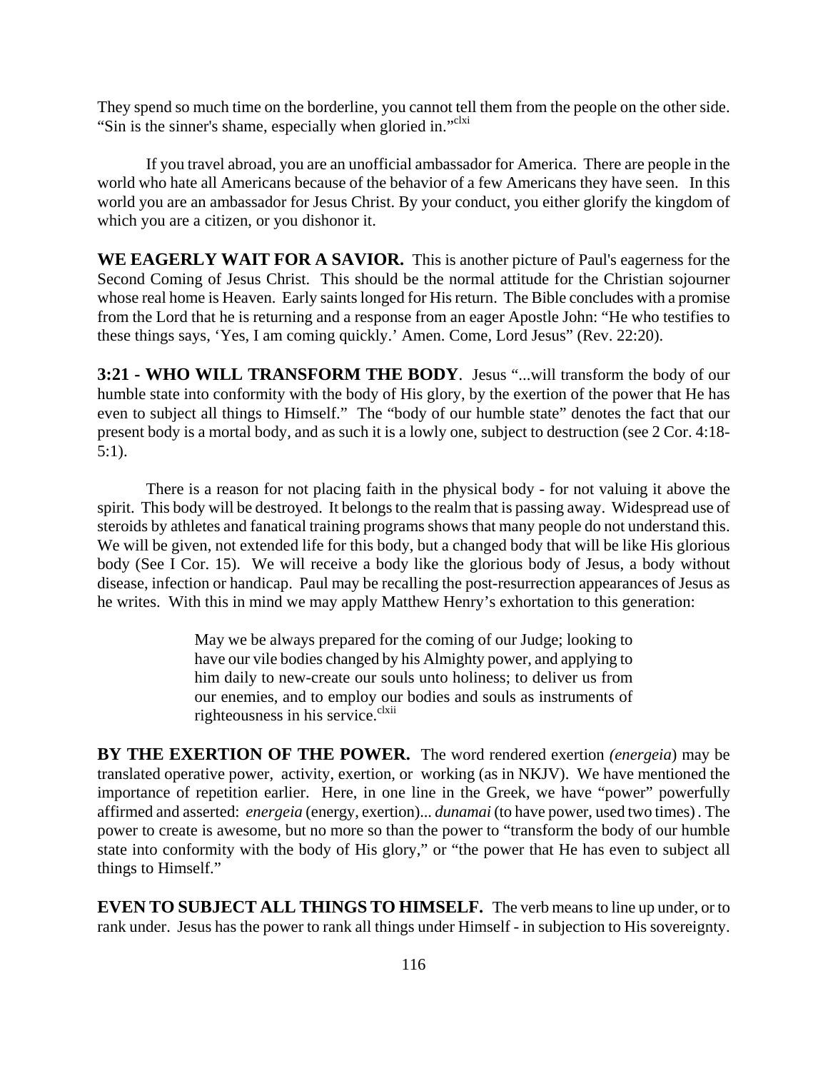They spend so much time on the borderline, you cannot tell them from the people on the other side. "Sin is the sinner's shame, especially when gloried in."[clxi]

If you travel abroad, you are an unofficial ambassador for America. There are people in the world who hate all Americans because of the behavior of a few Americans they have seen. In this world you are an ambassador for Jesus Christ. By your conduct, you either glorify the kingdom of which you are a citizen, or you dishonor it.

**WE EAGERLY WAIT FOR A SAVIOR.** This is another picture of Paul's eagerness for the Second Coming of Jesus Christ. This should be the normal attitude for the Christian sojourner whose real home is Heaven. Early saints longed for His return. The Bible concludes with a promise from the Lord that he is returning and a response from an eager Apostle John: "He who testifies to these things says, 'Yes, I am coming quickly.' Amen. Come, Lord Jesus" (Rev. 22:20).

**3:21 - WHO WILL TRANSFORM THE BODY**. Jesus "...will transform the body of our humble state into conformity with the body of His glory, by the exertion of the power that He has even to subject all things to Himself." The "body of our humble state" denotes the fact that our present body is a mortal body, and as such it is a lowly one, subject to destruction (see 2 Cor. 4:18-5:1).

There is a reason for not placing faith in the physical body - for not valuing it above the spirit. This body will be destroyed. It belongs to the realm that is passing away. Widespread use of steroids by athletes and fanatical training programs shows that many people do not understand this. We will be given, not extended life for this body, but a changed body that will be like His glorious body (See I Cor. 15). We will receive a body like the glorious body of Jesus, a body without disease, infection or handicap. Paul may be recalling the post-resurrection appearances of Jesus as he writes. With this in mind we may apply Matthew Henry's exhortation to this generation:

> May we be always prepared for the coming of our Judge; looking to have our vile bodies changed by his Almighty power, and applying to him daily to new-create our souls unto holiness; to deliver us from our enemies, and to employ our bodies and souls as instruments of righteousness in his service.[clxii]

**BY THE EXERTION OF THE POWER.** The word rendered exertion *(energeia*) may be translated operative power, activity, exertion, or working (as in NKJV). We have mentioned the importance of repetition earlier. Here, in one line in the Greek, we have "power" powerfully affirmed and asserted: *energeia* (energy, exertion)... *dunamai* (to have power, used two times). The power to create is awesome, but no more so than the power to "transform the body of our humble state into conformity with the body of His glory," or "the power that He has even to subject all things to Himself."

**EVEN TO SUBJECT ALL THINGS TO HIMSELF.** The verb means to line up under, or to rank under. Jesus has the power to rank all things under Himself - in subjection to His sovereignty.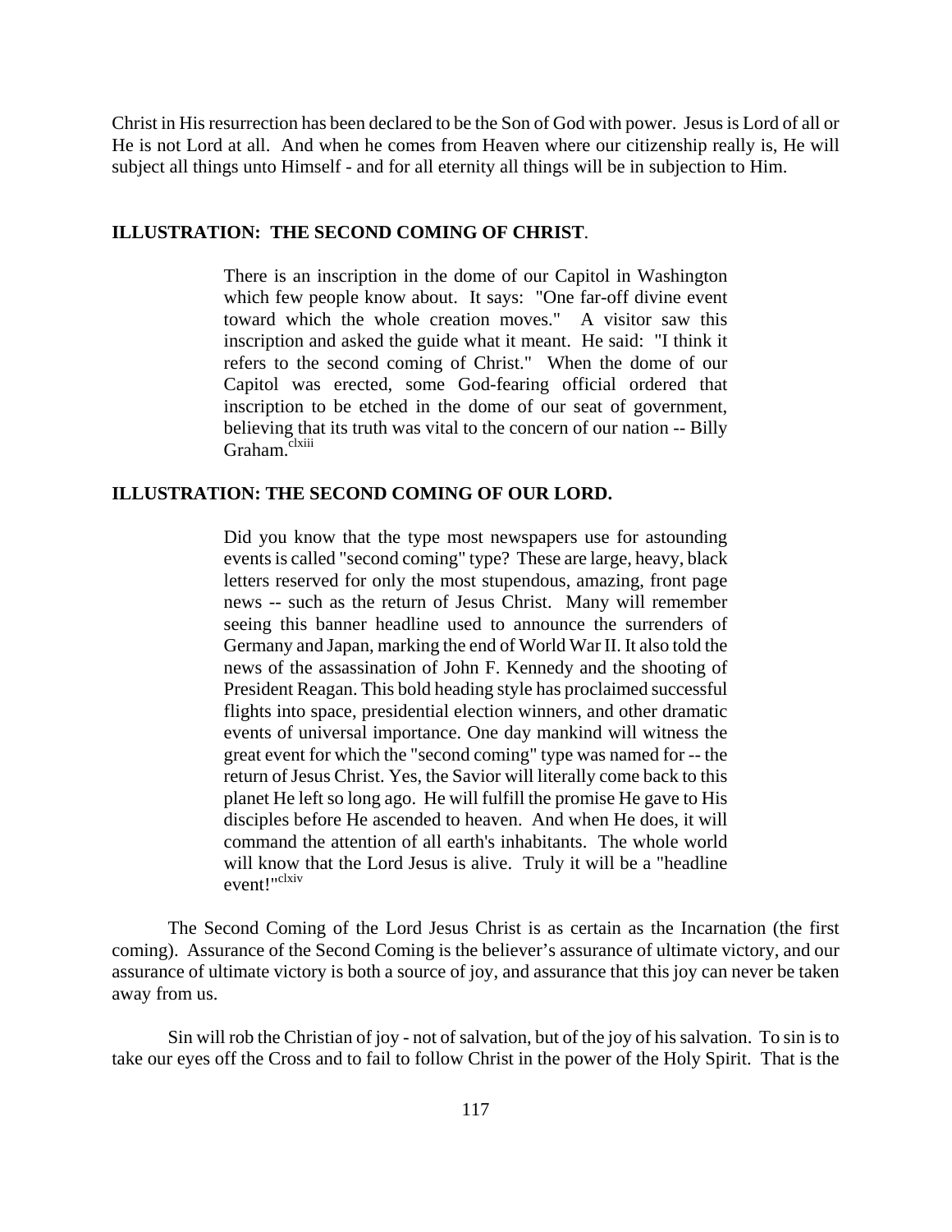Christ in His resurrection has been declared to be the Son of God with power. Jesus is Lord of all or He is not Lord at all. And when he comes from Heaven where our citizenship really is, He will subject all things unto Himself - and for all eternity all things will be in subjection to Him.

**ILLUSTRATION: THE SECOND COMING OF CHRIST**.

> There is an inscription in the dome of our Capitol in Washington which few people know about. It says: "One far-off divine event toward which the whole creation moves." A visitor saw this inscription and asked the guide what it meant. He said: "I think it refers to the second coming of Christ." When the dome of our Capitol was erected, some God-fearing official ordered that inscription to be etched in the dome of our seat of government, believing that its truth was vital to the concern of our nation -- Billy Graham.[clxiii]

**ILLUSTRATION: THE SECOND COMING OF OUR LORD.**

> Did you know that the type most newspapers use for astounding events is called "second coming" type? These are large, heavy, black letters reserved for only the most stupendous, amazing, front page news -- such as the return of Jesus Christ. Many will remember seeing this banner headline used to announce the surrenders of Germany and Japan, marking the end of World War II. It also told the news of the assassination of John F. Kennedy and the shooting of President Reagan. This bold heading style has proclaimed successful flights into space, presidential election winners, and other dramatic events of universal importance. One day mankind will witness the great event for which the "second coming" type was named for -- the return of Jesus Christ. Yes, the Savior will literally come back to this planet He left so long ago. He will fulfill the promise He gave to His disciples before He ascended to heaven. And when He does, it will command the attention of all earth's inhabitants. The whole world will know that the Lord Jesus is alive. Truly it will be a "headline event!"[clxiv]

The Second Coming of the Lord Jesus Christ is as certain as the Incarnation (the first coming). Assurance of the Second Coming is the believer's assurance of ultimate victory, and our assurance of ultimate victory is both a source of joy, and assurance that this joy can never be taken away from us.

Sin will rob the Christian of joy - not of salvation, but of the joy of his salvation. To sin is to take our eyes off the Cross and to fail to follow Christ in the power of the Holy Spirit. That is the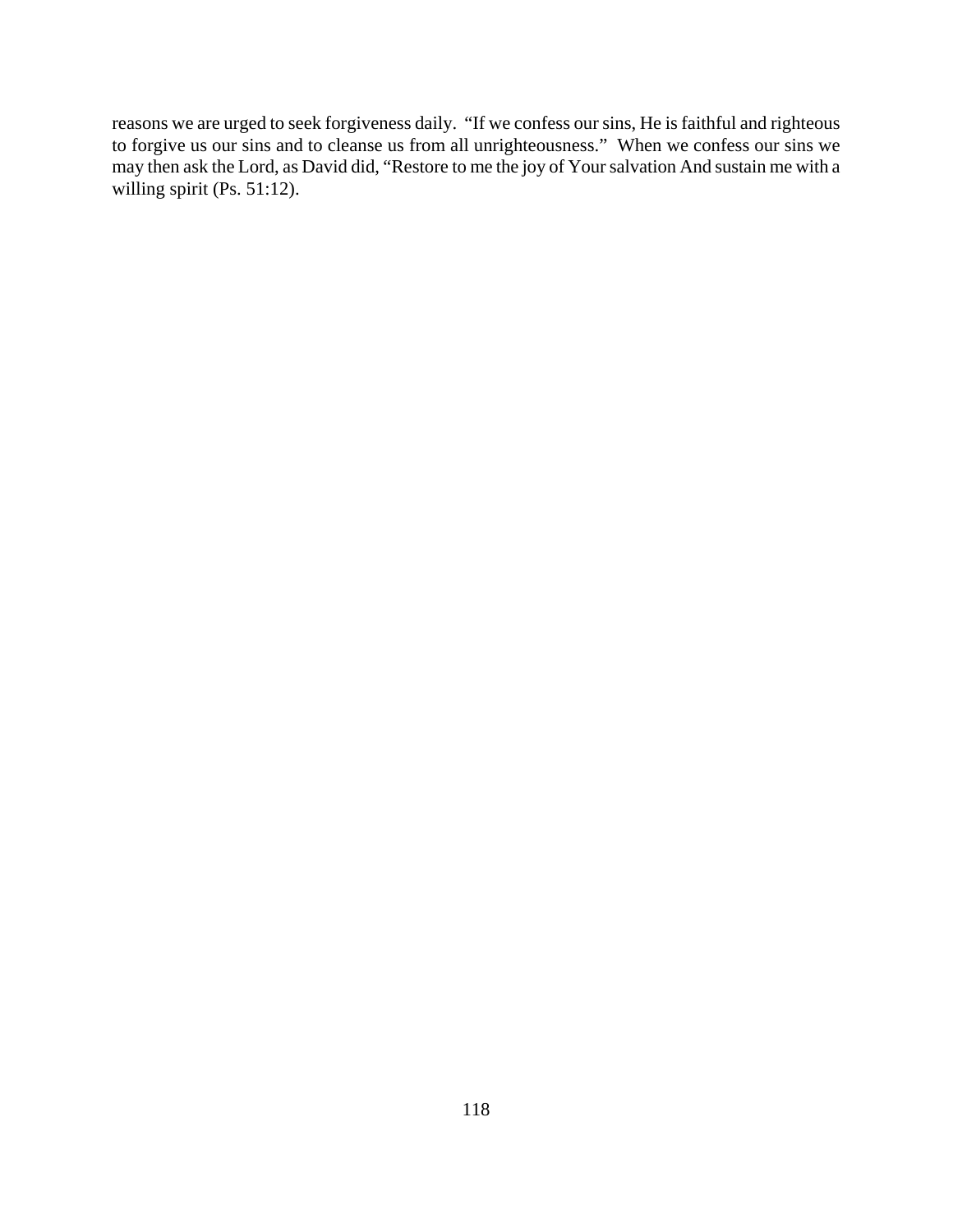reasons we are urged to seek forgiveness daily. "If we confess our sins, He is faithful and righteous to forgive us our sins and to cleanse us from all unrighteousness." When we confess our sins we may then ask the Lord, as David did, "Restore to me the joy of Your salvation And sustain me with a willing spirit (Ps. 51:12).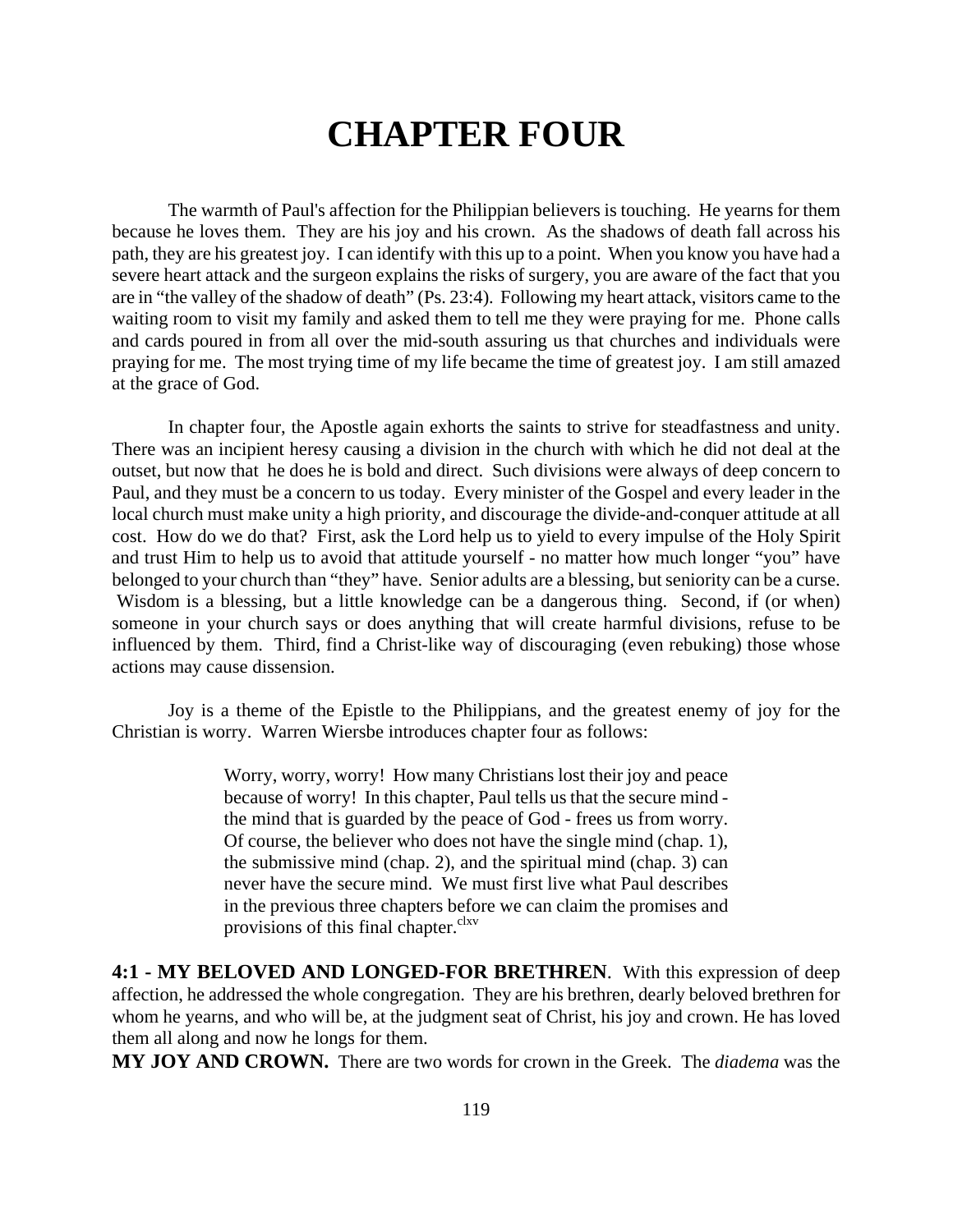# CHAPTER FOUR

The warmth of Paul's affection for the Philippian believers is touching. He yearns for them because he loves them. They are his joy and his crown. As the shadows of death fall across his path, they are his greatest joy. I can identify with this up to a point. When you know you have had a severe heart attack and the surgeon explains the risks of surgery, you are aware of the fact that you are in "the valley of the shadow of death" (Ps. 23:4). Following my heart attack, visitors came to the waiting room to visit my family and asked them to tell me they were praying for me. Phone calls and cards poured in from all over the mid-south assuring us that churches and individuals were praying for me. The most trying time of my life became the time of greatest joy. I am still amazed at the grace of God.

In chapter four, the Apostle again exhorts the saints to strive for steadfastness and unity. There was an incipient heresy causing a division in the church with which he did not deal at the outset, but now that he does he is bold and direct. Such divisions were always of deep concern to Paul, and they must be a concern to us today. Every minister of the Gospel and every leader in the local church must make unity a high priority, and discourage the divide-and-conquer attitude at all cost. How do we do that? First, ask the Lord help us to yield to every impulse of the Holy Spirit and trust Him to help us to avoid that attitude yourself - no matter how much longer "you" have belonged to your church than "they" have. Senior adults are a blessing, but seniority can be a curse. Wisdom is a blessing, but a little knowledge can be a dangerous thing. Second, if (or when) someone in your church says or does anything that will create harmful divisions, refuse to be influenced by them. Third, find a Christ-like way of discouraging (even rebuking) those whose actions may cause dissension.

Joy is a theme of the Epistle to the Philippians, and the greatest enemy of joy for the Christian is worry. Warren Wiersbe introduces chapter four as follows:

> Worry, worry, worry! How many Christians lost their joy and peace because of worry! In this chapter, Paul tells us that the secure mind - the mind that is guarded by the peace of God - frees us from worry. Of course, the believer who does not have the single mind (chap. 1), the submissive mind (chap. 2), and the spiritual mind (chap. 3) can never have the secure mind. We must first live what Paul describes in the previous three chapters before we can claim the promises and provisions of this final chapter.[clxv]

**4:1 - MY BELOVED AND LONGED-FOR BRETHREN**. With this expression of deep affection, he addressed the whole congregation. They are his brethren, dearly beloved brethren for whom he yearns, and who will be, at the judgment seat of Christ, his joy and crown. He has loved them all along and now he longs for them.

**MY JOY AND CROWN.** There are two words for crown in the Greek. The *diadema* was the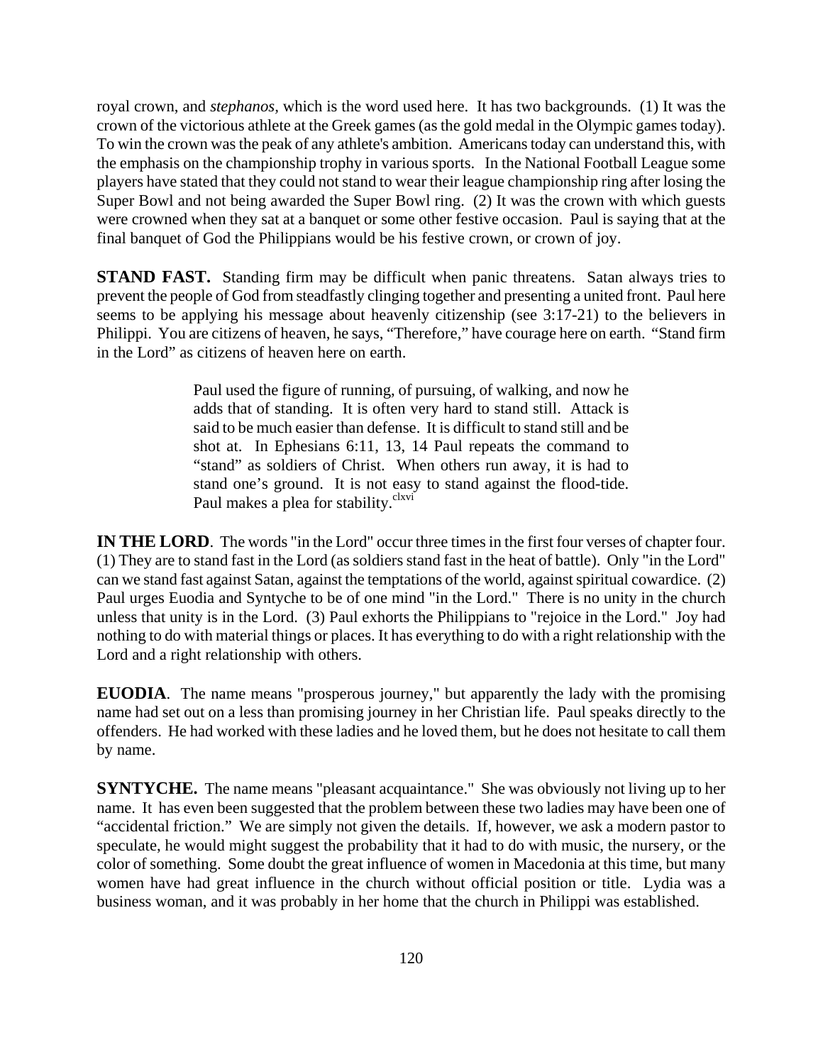royal crown, and *stephanos*, which is the word used here. It has two backgrounds. (1) It was the crown of the victorious athlete at the Greek games (as the gold medal in the Olympic games today). To win the crown was the peak of any athlete's ambition. Americans today can understand this, with the emphasis on the championship trophy in various sports. In the National Football League some players have stated that they could not stand to wear their league championship ring after losing the Super Bowl and not being awarded the Super Bowl ring. (2) It was the crown with which guests were crowned when they sat at a banquet or some other festive occasion. Paul is saying that at the final banquet of God the Philippians would be his festive crown, or crown of joy.

**STAND FAST.** Standing firm may be difficult when panic threatens. Satan always tries to prevent the people of God from steadfastly clinging together and presenting a united front. Paul here seems to be applying his message about heavenly citizenship (see 3:17-21) to the believers in Philippi. You are citizens of heaven, he says, "Therefore," have courage here on earth. "Stand firm in the Lord" as citizens of heaven here on earth.

> Paul used the figure of running, of pursuing, of walking, and now he adds that of standing. It is often very hard to stand still. Attack is said to be much easier than defense. It is difficult to stand still and be shot at. In Ephesians 6:11, 13, 14 Paul repeats the command to "stand" as soldiers of Christ. When others run away, it is had to stand one's ground. It is not easy to stand against the flood-tide. Paul makes a plea for stability.[clxvi]

**IN THE LORD**. The words "in the Lord" occur three times in the first four verses of chapter four. (1) They are to stand fast in the Lord (as soldiers stand fast in the heat of battle). Only "in the Lord" can we stand fast against Satan, against the temptations of the world, against spiritual cowardice. (2) Paul urges Euodia and Syntyche to be of one mind "in the Lord." There is no unity in the church unless that unity is in the Lord. (3) Paul exhorts the Philippians to "rejoice in the Lord." Joy had nothing to do with material things or places. It has everything to do with a right relationship with the Lord and a right relationship with others.

**EUODIA**. The name means "prosperous journey," but apparently the lady with the promising name had set out on a less than promising journey in her Christian life. Paul speaks directly to the offenders. He had worked with these ladies and he loved them, but he does not hesitate to call them by name.

**SYNTYCHE.** The name means "pleasant acquaintance." She was obviously not living up to her name. It has even been suggested that the problem between these two ladies may have been one of "accidental friction." We are simply not given the details. If, however, we ask a modern pastor to speculate, he would might suggest the probability that it had to do with music, the nursery, or the color of something. Some doubt the great influence of women in Macedonia at this time, but many women have had great influence in the church without official position or title. Lydia was a business woman, and it was probably in her home that the church in Philippi was established.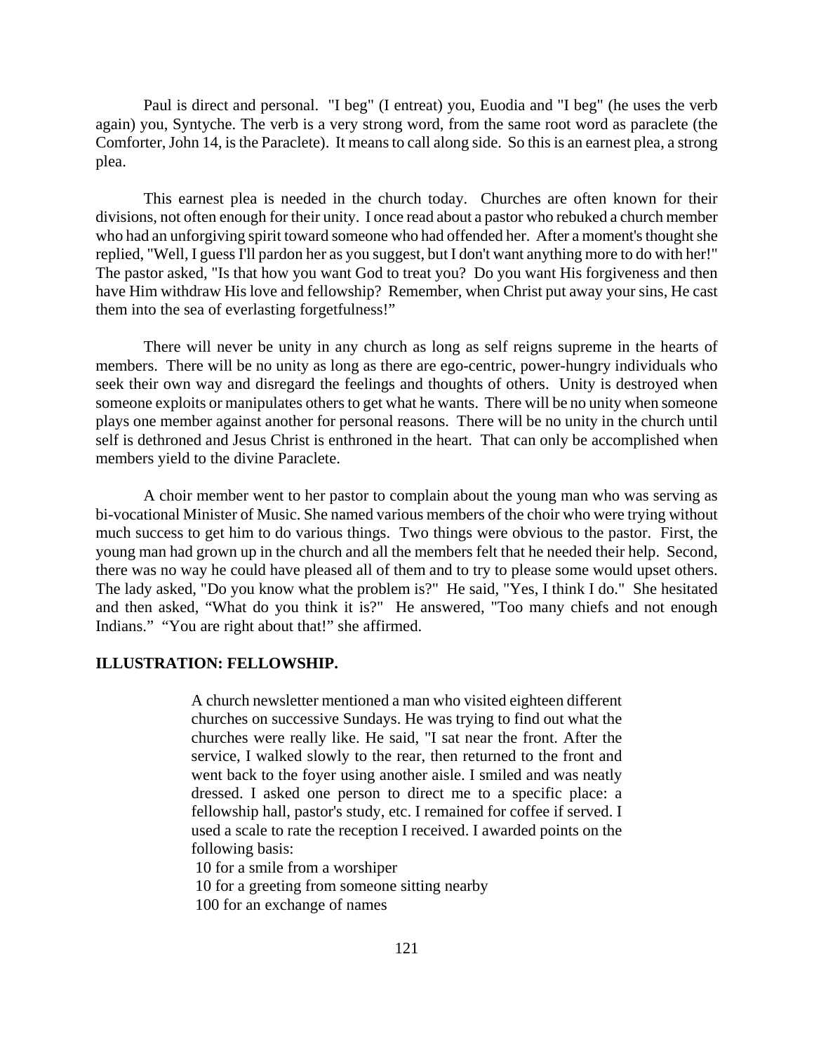Paul is direct and personal. "I beg" (I entreat) you, Euodia and "I beg" (he uses the verb again) you, Syntyche. The verb is a very strong word, from the same root word as paraclete (the Comforter, John 14, is the Paraclete). It means to call along side. So this is an earnest plea, a strong plea.

This earnest plea is needed in the church today. Churches are often known for their divisions, not often enough for their unity. I once read about a pastor who rebuked a church member who had an unforgiving spirit toward someone who had offended her. After a moment's thought she replied, "Well, I guess I'll pardon her as you suggest, but I don't want anything more to do with her!" The pastor asked, "Is that how you want God to treat you? Do you want His forgiveness and then have Him withdraw His love and fellowship? Remember, when Christ put away your sins, He cast them into the sea of everlasting forgetfulness!"

There will never be unity in any church as long as self reigns supreme in the hearts of members. There will be no unity as long as there are ego-centric, power-hungry individuals who seek their own way and disregard the feelings and thoughts of others. Unity is destroyed when someone exploits or manipulates others to get what he wants. There will be no unity when someone plays one member against another for personal reasons. There will be no unity in the church until self is dethroned and Jesus Christ is enthroned in the heart. That can only be accomplished when members yield to the divine Paraclete.

A choir member went to her pastor to complain about the young man who was serving as bi-vocational Minister of Music. She named various members of the choir who were trying without much success to get him to do various things. Two things were obvious to the pastor. First, the young man had grown up in the church and all the members felt that he needed their help. Second, there was no way he could have pleased all of them and to try to please some would upset others. The lady asked, "Do you know what the problem is?" He said, "Yes, I think I do." She hesitated and then asked, "What do you think it is?" He answered, "Too many chiefs and not enough Indians." "You are right about that!" she affirmed.

**ILLUSTRATION: FELLOWSHIP.**

> A church newsletter mentioned a man who visited eighteen different churches on successive Sundays. He was trying to find out what the churches were really like. He said, "I sat near the front. After the service, I walked slowly to the rear, then returned to the front and went back to the foyer using another aisle. I smiled and was neatly dressed. I asked one person to direct me to a specific place: a fellowship hall, pastor's study, etc. I remained for coffee if served. I used a scale to rate the reception I received. I awarded points on the following basis:
> 10 for a smile from a worshiper
> 10 for a greeting from someone sitting nearby
> 100 for an exchange of names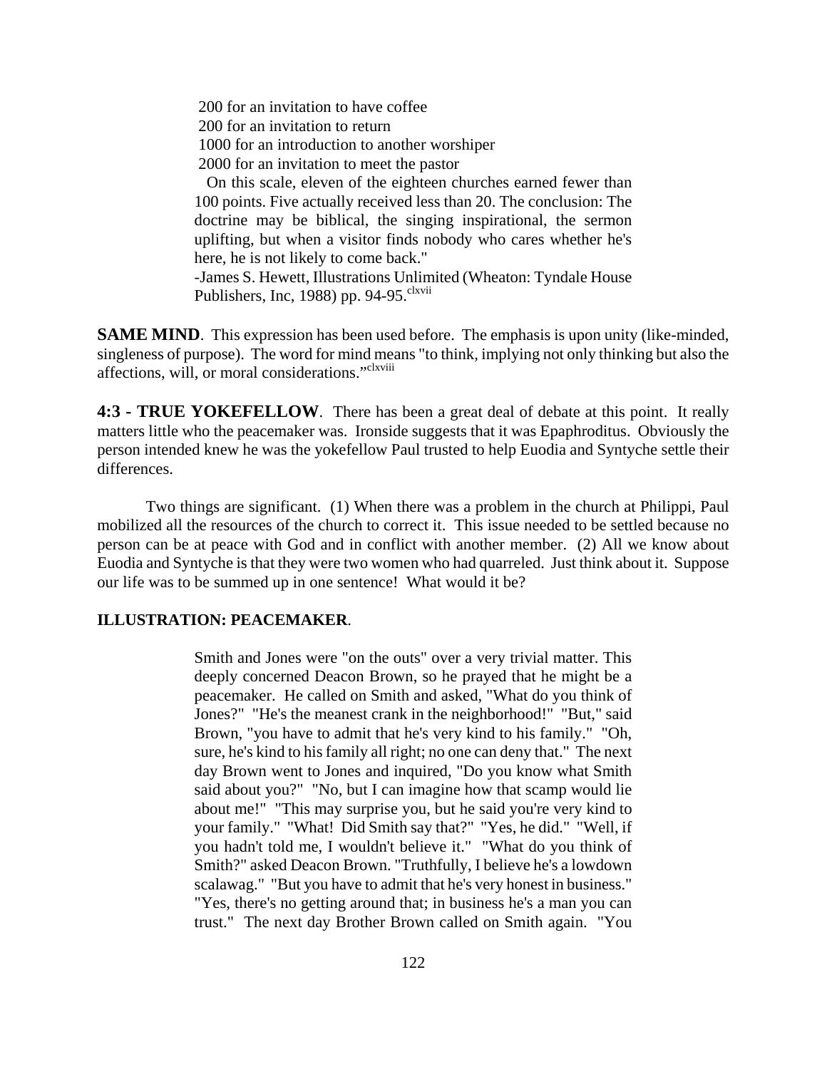200 for an invitation to have coffee
200 for an invitation to return
1000 for an introduction to another worshiper
2000 for an invitation to meet the pastor

On this scale, eleven of the eighteen churches earned fewer than 100 points. Five actually received less than 20. The conclusion: The doctrine may be biblical, the singing inspirational, the sermon uplifting, but when a visitor finds nobody who cares whether he's here, he is not likely to come back."
-James S. Hewett, Illustrations Unlimited (Wheaton: Tyndale House Publishers, Inc, 1988) pp. 94-95.[clxvii]

**SAME MIND**. This expression has been used before. The emphasis is upon unity (like-minded, singleness of purpose). The word for mind means "to think, implying not only thinking but also the affections, will, or moral considerations."[clxviii]

**4:3 - TRUE YOKEFELLOW**. There has been a great deal of debate at this point. It really matters little who the peacemaker was. Ironside suggests that it was Epaphroditus. Obviously the person intended knew he was the yokefellow Paul trusted to help Euodia and Syntyche settle their differences.

Two things are significant. (1) When there was a problem in the church at Philippi, Paul mobilized all the resources of the church to correct it. This issue needed to be settled because no person can be at peace with God and in conflict with another member. (2) All we know about Euodia and Syntyche is that they were two women who had quarreled. Just think about it. Suppose our life was to be summed up in one sentence! What would it be?

**ILLUSTRATION: PEACEMAKER**.

Smith and Jones were "on the outs" over a very trivial matter. This deeply concerned Deacon Brown, so he prayed that he might be a peacemaker. He called on Smith and asked, "What do you think of Jones?" "He's the meanest crank in the neighborhood!" "But," said Brown, "you have to admit that he's very kind to his family." "Oh, sure, he's kind to his family all right; no one can deny that." The next day Brown went to Jones and inquired, "Do you know what Smith said about you?" "No, but I can imagine how that scamp would lie about me!" "This may surprise you, but he said you're very kind to your family." "What! Did Smith say that?" "Yes, he did." "Well, if you hadn't told me, I wouldn't believe it." "What do you think of Smith?" asked Deacon Brown. "Truthfully, I believe he's a lowdown scalawag." "But you have to admit that he's very honest in business." "Yes, there's no getting around that; in business he's a man you can trust." The next day Brother Brown called on Smith again. "You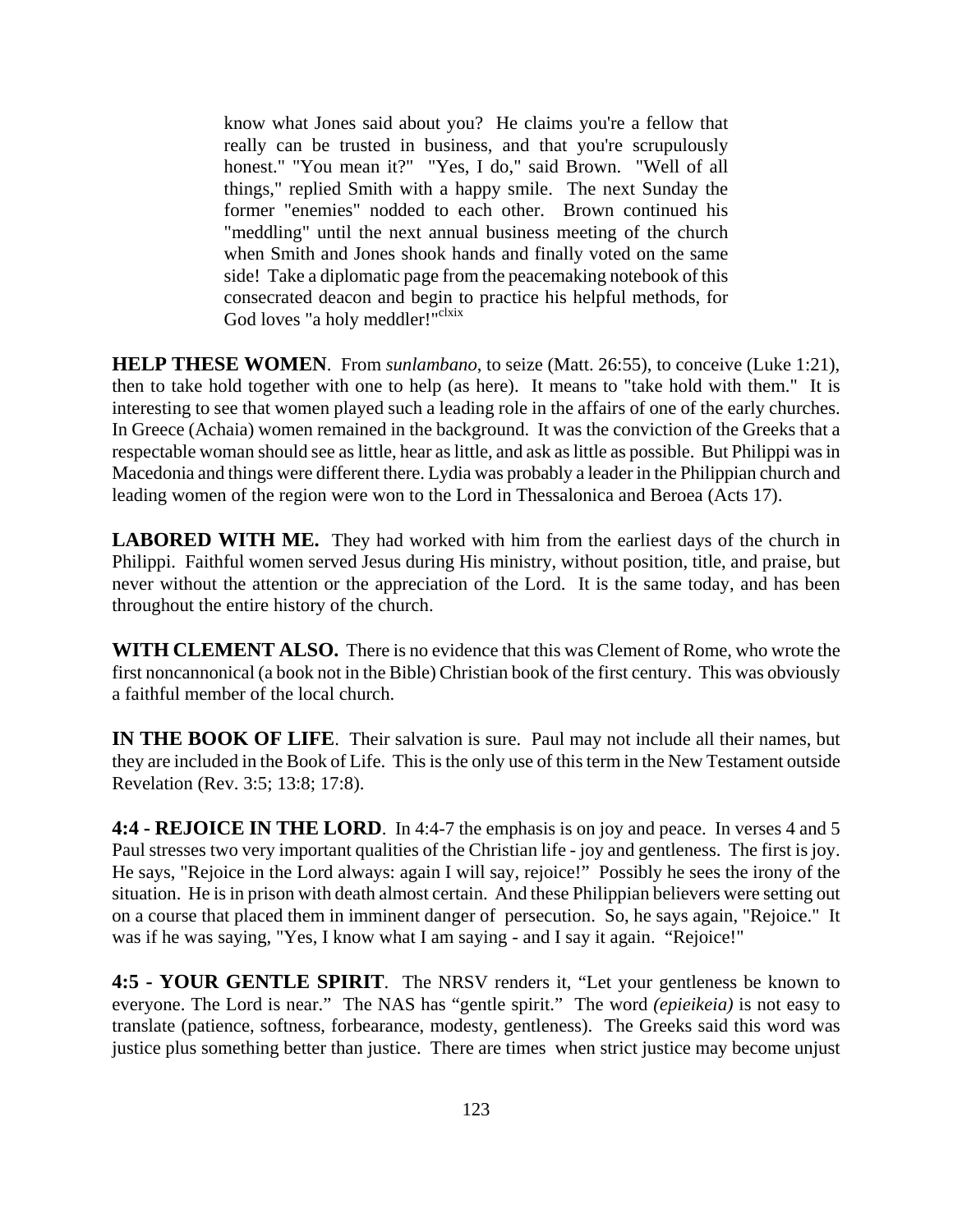> know what Jones said about you? He claims you're a fellow that really can be trusted in business, and that you're scrupulously honest." "You mean it?" "Yes, I do," said Brown. "Well of all things," replied Smith with a happy smile. The next Sunday the former "enemies" nodded to each other. Brown continued his "meddling" until the next annual business meeting of the church when Smith and Jones shook hands and finally voted on the same side! Take a diplomatic page from the peacemaking notebook of this consecrated deacon and begin to practice his helpful methods, for God loves "a holy meddler!"[clxix]

**HELP THESE WOMEN**. From *sunlambano*, to seize (Matt. 26:55), to conceive (Luke 1:21), then to take hold together with one to help (as here). It means to "take hold with them." It is interesting to see that women played such a leading role in the affairs of one of the early churches. In Greece (Achaia) women remained in the background. It was the conviction of the Greeks that a respectable woman should see as little, hear as little, and ask as little as possible. But Philippi was in Macedonia and things were different there. Lydia was probably a leader in the Philippian church and leading women of the region were won to the Lord in Thessalonica and Beroea (Acts 17).

**LABORED WITH ME.** They had worked with him from the earliest days of the church in Philippi. Faithful women served Jesus during His ministry, without position, title, and praise, but never without the attention or the appreciation of the Lord. It is the same today, and has been throughout the entire history of the church.

**WITH CLEMENT ALSO.** There is no evidence that this was Clement of Rome, who wrote the first noncannonical (a book not in the Bible) Christian book of the first century. This was obviously a faithful member of the local church.

**IN THE BOOK OF LIFE**. Their salvation is sure. Paul may not include all their names, but they are included in the Book of Life. This is the only use of this term in the New Testament outside Revelation (Rev. 3:5; 13:8; 17:8).

**4:4 - REJOICE IN THE LORD**. In 4:4-7 the emphasis is on joy and peace. In verses 4 and 5 Paul stresses two very important qualities of the Christian life - joy and gentleness. The first is joy. He says, "Rejoice in the Lord always: again I will say, rejoice!" Possibly he sees the irony of the situation. He is in prison with death almost certain. And these Philippian believers were setting out on a course that placed them in imminent danger of persecution. So, he says again, "Rejoice." It was if he was saying, "Yes, I know what I am saying - and I say it again. "Rejoice!"

**4:5 - YOUR GENTLE SPIRIT**. The NRSV renders it, "Let your gentleness be known to everyone. The Lord is near." The NAS has "gentle spirit." The word *(epieikeia)* is not easy to translate (patience, softness, forbearance, modesty, gentleness). The Greeks said this word was justice plus something better than justice. There are times when strict justice may become unjust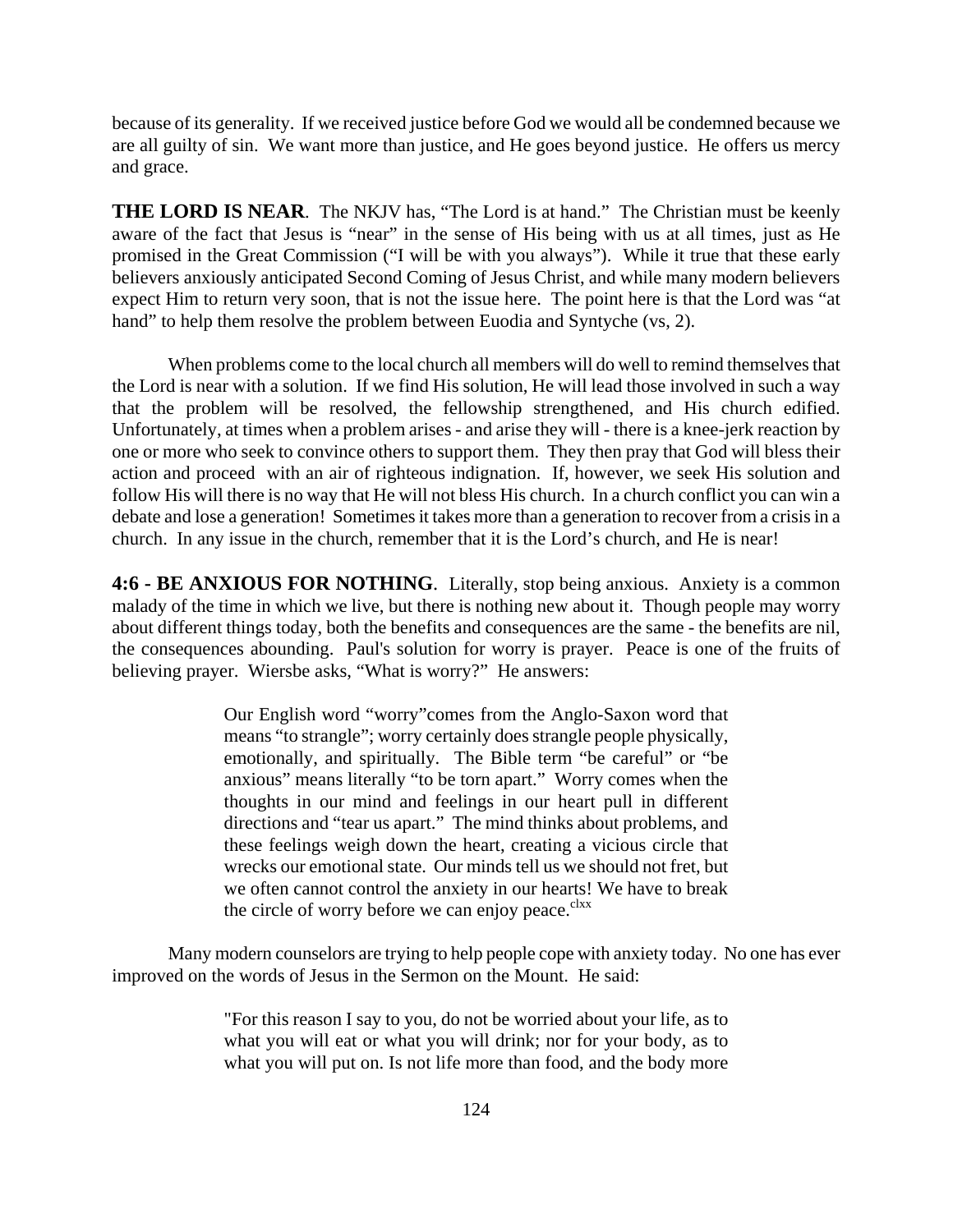because of its generality. If we received justice before God we would all be condemned because we are all guilty of sin. We want more than justice, and He goes beyond justice. He offers us mercy and grace.

**THE LORD IS NEAR**. The NKJV has, "The Lord is at hand." The Christian must be keenly aware of the fact that Jesus is "near" in the sense of His being with us at all times, just as He promised in the Great Commission ("I will be with you always"). While it true that these early believers anxiously anticipated Second Coming of Jesus Christ, and while many modern believers expect Him to return very soon, that is not the issue here. The point here is that the Lord was "at hand" to help them resolve the problem between Euodia and Syntyche (vs, 2).

When problems come to the local church all members will do well to remind themselves that the Lord is near with a solution. If we find His solution, He will lead those involved in such a way that the problem will be resolved, the fellowship strengthened, and His church edified. Unfortunately, at times when a problem arises - and arise they will - there is a knee-jerk reaction by one or more who seek to convince others to support them. They then pray that God will bless their action and proceed with an air of righteous indignation. If, however, we seek His solution and follow His will there is no way that He will not bless His church. In a church conflict you can win a debate and lose a generation! Sometimes it takes more than a generation to recover from a crisis in a church. In any issue in the church, remember that it is the Lord's church, and He is near!

**4:6 - BE ANXIOUS FOR NOTHING**. Literally, stop being anxious. Anxiety is a common malady of the time in which we live, but there is nothing new about it. Though people may worry about different things today, both the benefits and consequences are the same - the benefits are nil, the consequences abounding. Paul's solution for worry is prayer. Peace is one of the fruits of believing prayer. Wiersbe asks, "What is worry?" He answers:

> Our English word "worry"comes from the Anglo-Saxon word that means "to strangle"; worry certainly does strangle people physically, emotionally, and spiritually. The Bible term "be careful" or "be anxious" means literally "to be torn apart." Worry comes when the thoughts in our mind and feelings in our heart pull in different directions and "tear us apart." The mind thinks about problems, and these feelings weigh down the heart, creating a vicious circle that wrecks our emotional state. Our minds tell us we should not fret, but we often cannot control the anxiety in our hearts! We have to break the circle of worry before we can enjoy peace.[clxx]

Many modern counselors are trying to help people cope with anxiety today. No one has ever improved on the words of Jesus in the Sermon on the Mount. He said:

> "For this reason I say to you, do not be worried about your life, as to what you will eat or what you will drink; nor for your body, as to what you will put on. Is not life more than food, and the body more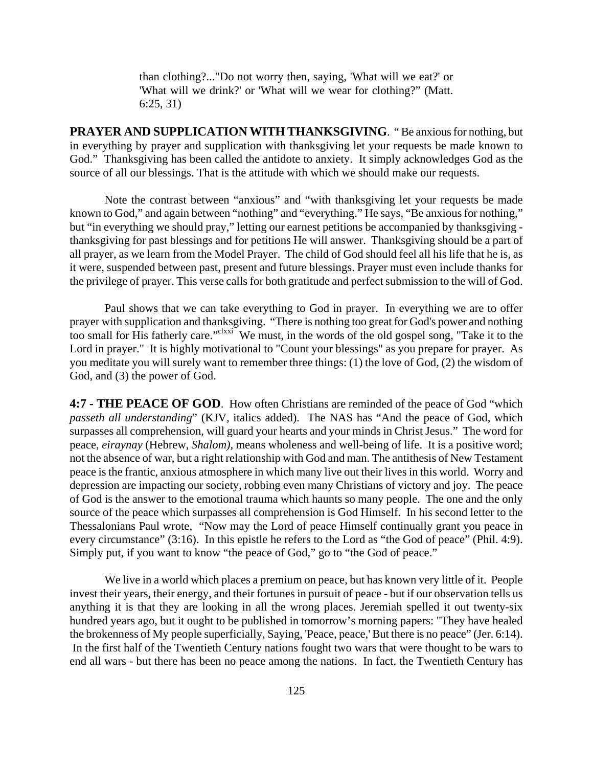> than clothing?..."Do not worry then, saying, 'What will we eat?' or 'What will we drink?' or 'What will we wear for clothing?" (Matt. 6:25, 31)

**PRAYER AND SUPPLICATION WITH THANKSGIVING**. " Be anxious for nothing, but in everything by prayer and supplication with thanksgiving let your requests be made known to God." Thanksgiving has been called the antidote to anxiety. It simply acknowledges God as the source of all our blessings. That is the attitude with which we should make our requests.

Note the contrast between "anxious" and "with thanksgiving let your requests be made known to God," and again between "nothing" and "everything." He says, "Be anxious for nothing," but "in everything we should pray," letting our earnest petitions be accompanied by thanksgiving - thanksgiving for past blessings and for petitions He will answer. Thanksgiving should be a part of all prayer, as we learn from the Model Prayer. The child of God should feel all his life that he is, as it were, suspended between past, present and future blessings. Prayer must even include thanks for the privilege of prayer. This verse calls for both gratitude and perfect submission to the will of God.

Paul shows that we can take everything to God in prayer. In everything we are to offer prayer with supplication and thanksgiving. "There is nothing too great for God's power and nothing too small for His fatherly care."[clxxi] We must, in the words of the old gospel song, "Take it to the Lord in prayer." It is highly motivational to "Count your blessings" as you prepare for prayer. As you meditate you will surely want to remember three things: (1) the love of God, (2) the wisdom of God, and (3) the power of God.

**4:7 - THE PEACE OF GOD**. How often Christians are reminded of the peace of God "which *passeth all understanding*" (KJV, italics added). The NAS has "And the peace of God, which surpasses all comprehension, will guard your hearts and your minds in Christ Jesus." The word for peace, *eiraynay* (Hebrew, *Shalom)*, means wholeness and well-being of life. It is a positive word; not the absence of war, but a right relationship with God and man. The antithesis of New Testament peace is the frantic, anxious atmosphere in which many live out their lives in this world. Worry and depression are impacting our society, robbing even many Christians of victory and joy. The peace of God is the answer to the emotional trauma which haunts so many people. The one and the only source of the peace which surpasses all comprehension is God Himself. In his second letter to the Thessalonians Paul wrote, "Now may the Lord of peace Himself continually grant you peace in every circumstance" (3:16). In this epistle he refers to the Lord as "the God of peace" (Phil. 4:9). Simply put, if you want to know "the peace of God," go to "the God of peace."

We live in a world which places a premium on peace, but has known very little of it. People invest their years, their energy, and their fortunes in pursuit of peace - but if our observation tells us anything it is that they are looking in all the wrong places. Jeremiah spelled it out twenty-six hundred years ago, but it ought to be published in tomorrow's morning papers: "They have healed the brokenness of My people superficially, Saying, 'Peace, peace,' But there is no peace" (Jer. 6:14). In the first half of the Twentieth Century nations fought two wars that were thought to be wars to end all wars - but there has been no peace among the nations. In fact, the Twentieth Century has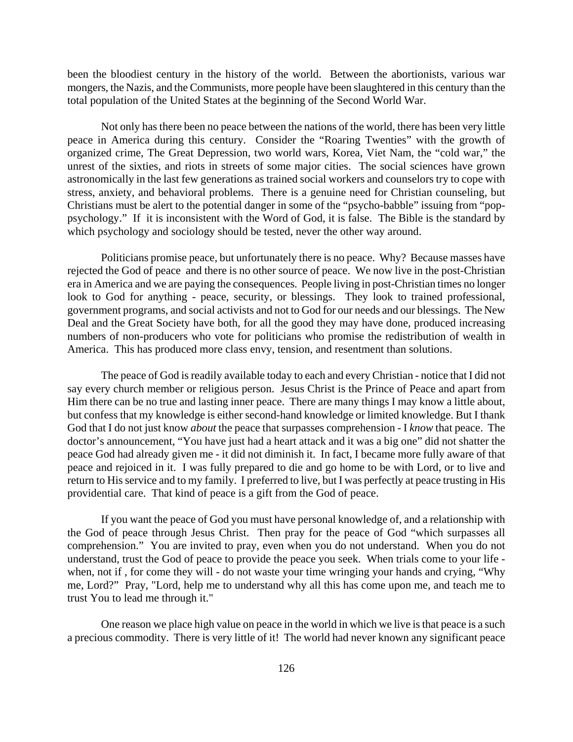been the bloodiest century in the history of the world. Between the abortionists, various war mongers, the Nazis, and the Communists, more people have been slaughtered in this century than the total population of the United States at the beginning of the Second World War.

Not only has there been no peace between the nations of the world, there has been very little peace in America during this century. Consider the "Roaring Twenties" with the growth of organized crime, The Great Depression, two world wars, Korea, Viet Nam, the "cold war," the unrest of the sixties, and riots in streets of some major cities. The social sciences have grown astronomically in the last few generations as trained social workers and counselors try to cope with stress, anxiety, and behavioral problems. There is a genuine need for Christian counseling, but Christians must be alert to the potential danger in some of the "psycho-babble" issuing from "pop-psychology." If it is inconsistent with the Word of God, it is false. The Bible is the standard by which psychology and sociology should be tested, never the other way around.

Politicians promise peace, but unfortunately there is no peace. Why? Because masses have rejected the God of peace and there is no other source of peace. We now live in the post-Christian era in America and we are paying the consequences. People living in post-Christian times no longer look to God for anything - peace, security, or blessings. They look to trained professional, government programs, and social activists and not to God for our needs and our blessings. The New Deal and the Great Society have both, for all the good they may have done, produced increasing numbers of non-producers who vote for politicians who promise the redistribution of wealth in America. This has produced more class envy, tension, and resentment than solutions.

The peace of God is readily available today to each and every Christian - notice that I did not say every church member or religious person. Jesus Christ is the Prince of Peace and apart from Him there can be no true and lasting inner peace. There are many things I may know a little about, but confess that my knowledge is either second-hand knowledge or limited knowledge. But I thank God that I do not just know *about* the peace that surpasses comprehension - I *know* that peace. The doctor's announcement, "You have just had a heart attack and it was a big one" did not shatter the peace God had already given me - it did not diminish it. In fact, I became more fully aware of that peace and rejoiced in it. I was fully prepared to die and go home to be with Lord, or to live and return to His service and to my family. I preferred to live, but I was perfectly at peace trusting in His providential care. That kind of peace is a gift from the God of peace.

If you want the peace of God you must have personal knowledge of, and a relationship with the God of peace through Jesus Christ. Then pray for the peace of God "which surpasses all comprehension." You are invited to pray, even when you do not understand. When you do not understand, trust the God of peace to provide the peace you seek. When trials come to your life - when, not if , for come they will - do not waste your time wringing your hands and crying, "Why me, Lord?" Pray, "Lord, help me to understand why all this has come upon me, and teach me to trust You to lead me through it."

One reason we place high value on peace in the world in which we live is that peace is a such a precious commodity. There is very little of it! The world had never known any significant peace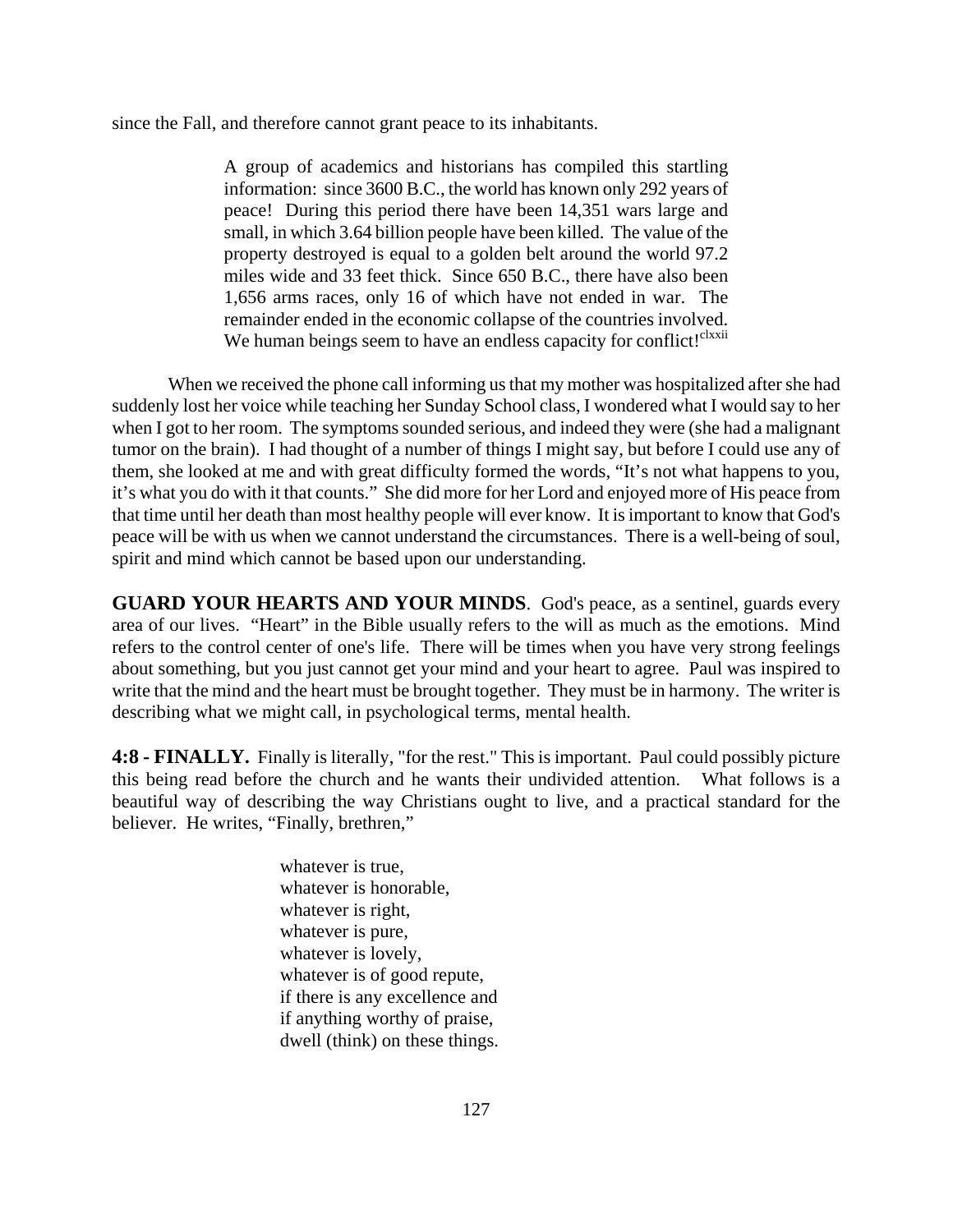since the Fall, and therefore cannot grant peace to its inhabitants.

> A group of academics and historians has compiled this startling information: since 3600 B.C., the world has known only 292 years of peace! During this period there have been 14,351 wars large and small, in which 3.64 billion people have been killed. The value of the property destroyed is equal to a golden belt around the world 97.2 miles wide and 33 feet thick. Since 650 B.C., there have also been 1,656 arms races, only 16 of which have not ended in war. The remainder ended in the economic collapse of the countries involved. We human beings seem to have an endless capacity for conflict![clxxii]

When we received the phone call informing us that my mother was hospitalized after she had suddenly lost her voice while teaching her Sunday School class, I wondered what I would say to her when I got to her room. The symptoms sounded serious, and indeed they were (she had a malignant tumor on the brain). I had thought of a number of things I might say, but before I could use any of them, she looked at me and with great difficulty formed the words, "It's not what happens to you, it's what you do with it that counts." She did more for her Lord and enjoyed more of His peace from that time until her death than most healthy people will ever know. It is important to know that God's peace will be with us when we cannot understand the circumstances. There is a well-being of soul, spirit and mind which cannot be based upon our understanding.

**GUARD YOUR HEARTS AND YOUR MINDS**. God's peace, as a sentinel, guards every area of our lives. "Heart" in the Bible usually refers to the will as much as the emotions. Mind refers to the control center of one's life. There will be times when you have very strong feelings about something, but you just cannot get your mind and your heart to agree. Paul was inspired to write that the mind and the heart must be brought together. They must be in harmony. The writer is describing what we might call, in psychological terms, mental health.

**4:8 - FINALLY.** Finally is literally, "for the rest." This is important. Paul could possibly picture this being read before the church and he wants their undivided attention. What follows is a beautiful way of describing the way Christians ought to live, and a practical standard for the believer. He writes, "Finally, brethren,"

> whatever is true,
> whatever is honorable,
> whatever is right,
> whatever is pure,
> whatever is lovely,
> whatever is of good repute,
> if there is any excellence and
> if anything worthy of praise,
> dwell (think) on these things.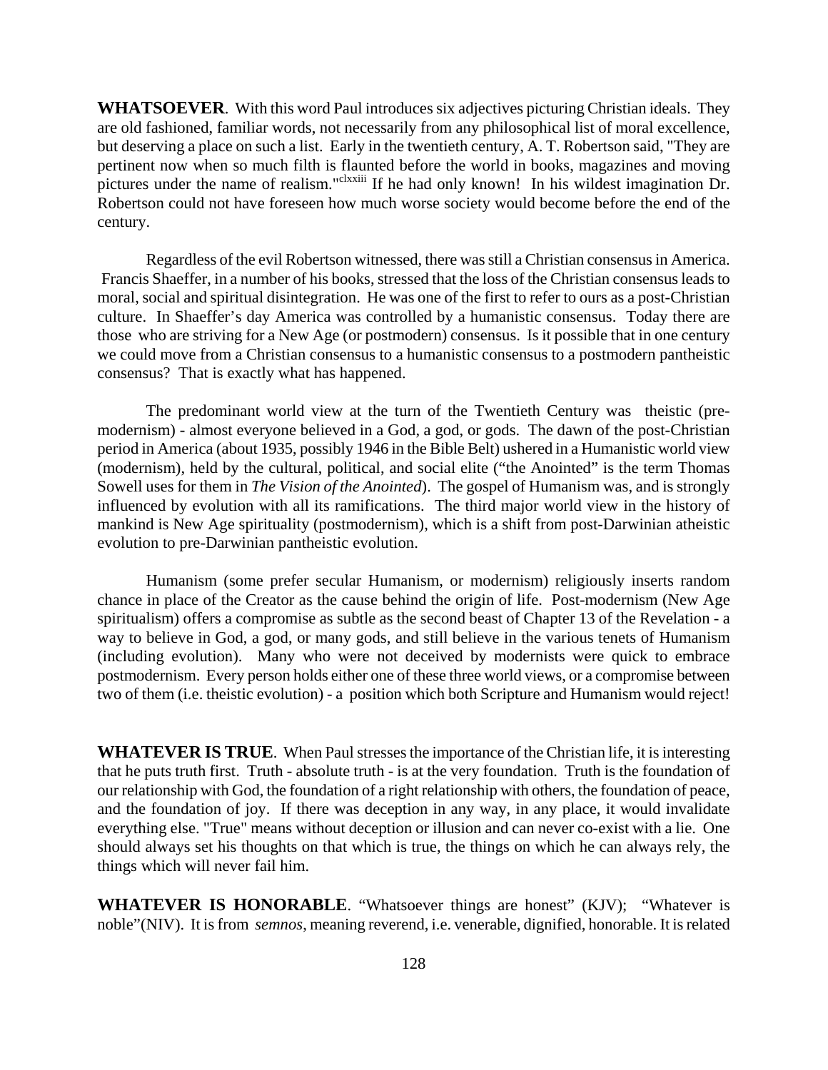**WHATSOEVER**. With this word Paul introduces six adjectives picturing Christian ideals. They are old fashioned, familiar words, not necessarily from any philosophical list of moral excellence, but deserving a place on such a list. Early in the twentieth century, A. T. Robertson said, "They are pertinent now when so much filth is flaunted before the world in books, magazines and moving pictures under the name of realism."[clxxiii] If he had only known! In his wildest imagination Dr. Robertson could not have foreseen how much worse society would become before the end of the century.

Regardless of the evil Robertson witnessed, there was still a Christian consensus in America. Francis Shaeffer, in a number of his books, stressed that the loss of the Christian consensus leads to moral, social and spiritual disintegration. He was one of the first to refer to ours as a post-Christian culture. In Shaeffer's day America was controlled by a humanistic consensus. Today there are those who are striving for a New Age (or postmodern) consensus. Is it possible that in one century we could move from a Christian consensus to a humanistic consensus to a postmodern pantheistic consensus? That is exactly what has happened.

The predominant world view at the turn of the Twentieth Century was theistic (pre-modernism) - almost everyone believed in a God, a god, or gods. The dawn of the post-Christian period in America (about 1935, possibly 1946 in the Bible Belt) ushered in a Humanistic world view (modernism), held by the cultural, political, and social elite ("the Anointed" is the term Thomas Sowell uses for them in *The Vision of the Anointed*). The gospel of Humanism was, and is strongly influenced by evolution with all its ramifications. The third major world view in the history of mankind is New Age spirituality (postmodernism), which is a shift from post-Darwinian atheistic evolution to pre-Darwinian pantheistic evolution.

Humanism (some prefer secular Humanism, or modernism) religiously inserts random chance in place of the Creator as the cause behind the origin of life. Post-modernism (New Age spiritualism) offers a compromise as subtle as the second beast of Chapter 13 of the Revelation - a way to believe in God, a god, or many gods, and still believe in the various tenets of Humanism (including evolution). Many who were not deceived by modernists were quick to embrace postmodernism. Every person holds either one of these three world views, or a compromise between two of them (i.e. theistic evolution) - a position which both Scripture and Humanism would reject!

**WHATEVER IS TRUE**. When Paul stresses the importance of the Christian life, it is interesting that he puts truth first. Truth - absolute truth - is at the very foundation. Truth is the foundation of our relationship with God, the foundation of a right relationship with others, the foundation of peace, and the foundation of joy. If there was deception in any way, in any place, it would invalidate everything else. "True" means without deception or illusion and can never co-exist with a lie. One should always set his thoughts on that which is true, the things on which he can always rely, the things which will never fail him.

**WHATEVER IS HONORABLE**. "Whatsoever things are honest" (KJV); "Whatever is noble"(NIV). It is from *semnos*, meaning reverend, i.e. venerable, dignified, honorable. It is related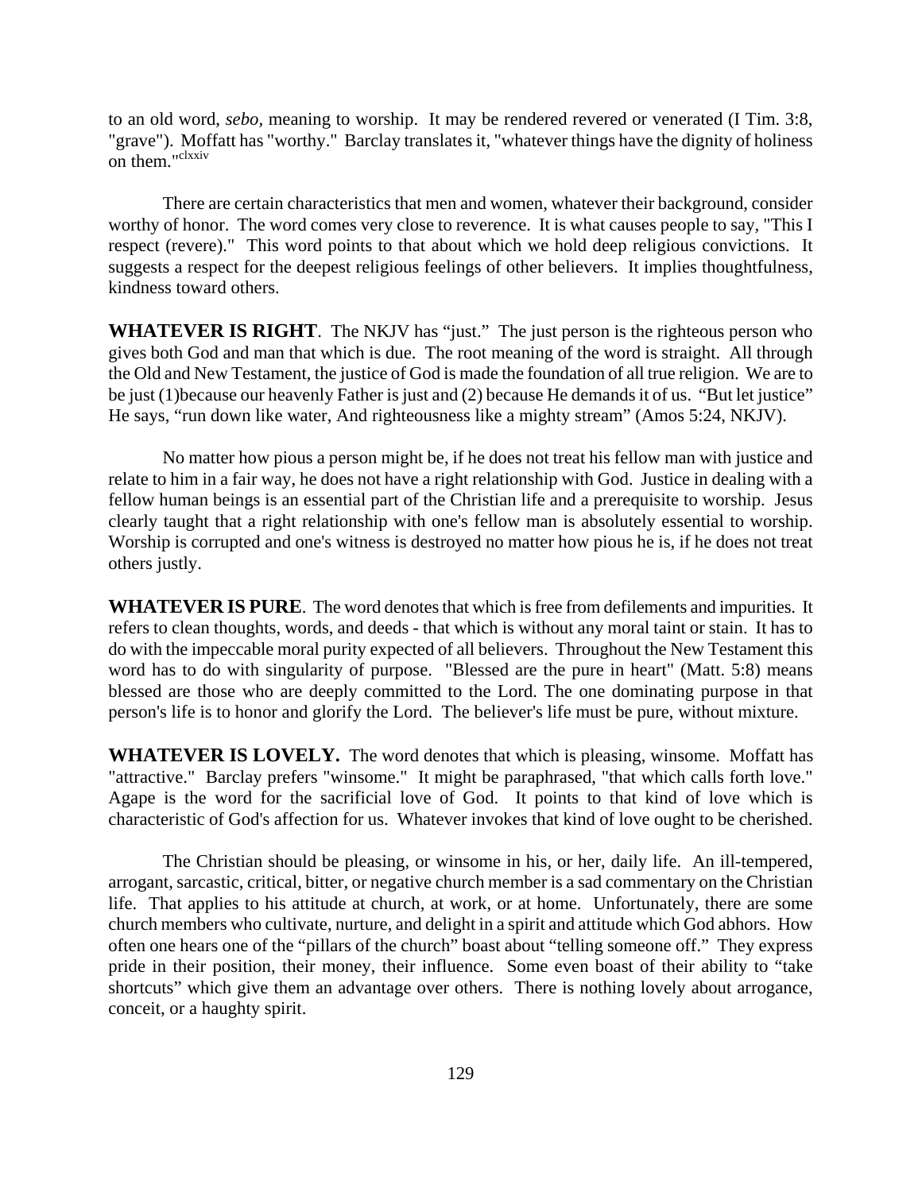to an old word, *sebo*, meaning to worship. It may be rendered revered or venerated (I Tim. 3:8, "grave"). Moffatt has "worthy." Barclay translates it, "whatever things have the dignity of holiness on them."[clxxiv]

There are certain characteristics that men and women, whatever their background, consider worthy of honor. The word comes very close to reverence. It is what causes people to say, "This I respect (revere)." This word points to that about which we hold deep religious convictions. It suggests a respect for the deepest religious feelings of other believers. It implies thoughtfulness, kindness toward others.

**WHATEVER IS RIGHT**. The NKJV has "just." The just person is the righteous person who gives both God and man that which is due. The root meaning of the word is straight. All through the Old and New Testament, the justice of God is made the foundation of all true religion. We are to be just (1)because our heavenly Father is just and (2) because He demands it of us. "But let justice" He says, "run down like water, And righteousness like a mighty stream" (Amos 5:24, NKJV).

No matter how pious a person might be, if he does not treat his fellow man with justice and relate to him in a fair way, he does not have a right relationship with God. Justice in dealing with a fellow human beings is an essential part of the Christian life and a prerequisite to worship. Jesus clearly taught that a right relationship with one's fellow man is absolutely essential to worship. Worship is corrupted and one's witness is destroyed no matter how pious he is, if he does not treat others justly.

**WHATEVER IS PURE**. The word denotes that which is free from defilements and impurities. It refers to clean thoughts, words, and deeds - that which is without any moral taint or stain. It has to do with the impeccable moral purity expected of all believers. Throughout the New Testament this word has to do with singularity of purpose. "Blessed are the pure in heart" (Matt. 5:8) means blessed are those who are deeply committed to the Lord. The one dominating purpose in that person's life is to honor and glorify the Lord. The believer's life must be pure, without mixture.

**WHATEVER IS LOVELY.** The word denotes that which is pleasing, winsome. Moffatt has "attractive." Barclay prefers "winsome." It might be paraphrased, "that which calls forth love." Agape is the word for the sacrificial love of God. It points to that kind of love which is characteristic of God's affection for us. Whatever invokes that kind of love ought to be cherished.

The Christian should be pleasing, or winsome in his, or her, daily life. An ill-tempered, arrogant, sarcastic, critical, bitter, or negative church member is a sad commentary on the Christian life. That applies to his attitude at church, at work, or at home. Unfortunately, there are some church members who cultivate, nurture, and delight in a spirit and attitude which God abhors. How often one hears one of the "pillars of the church" boast about "telling someone off." They express pride in their position, their money, their influence. Some even boast of their ability to "take shortcuts" which give them an advantage over others. There is nothing lovely about arrogance, conceit, or a haughty spirit.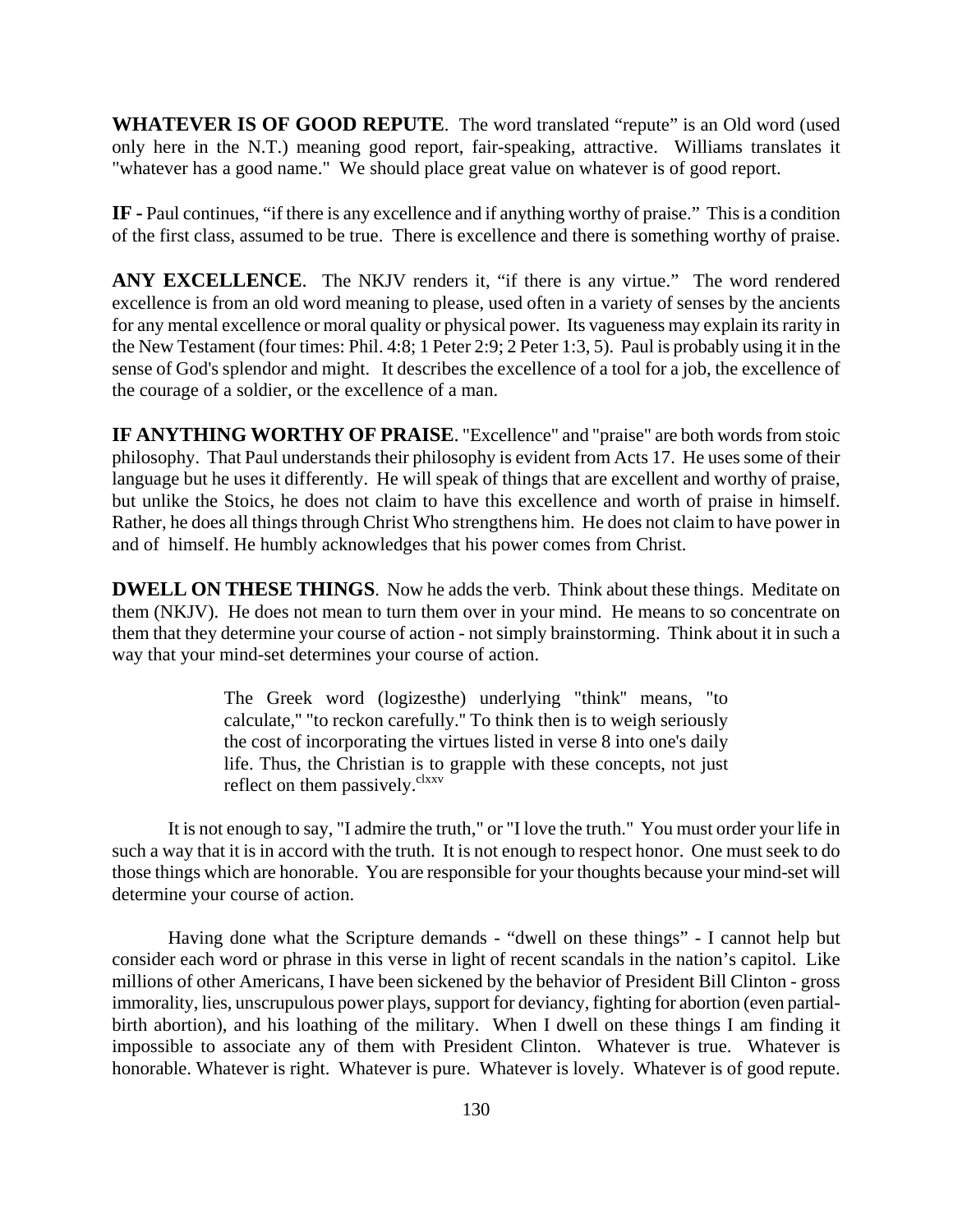**WHATEVER IS OF GOOD REPUTE**. The word translated "repute" is an Old word (used only here in the N.T.) meaning good report, fair-speaking, attractive. Williams translates it "whatever has a good name." We should place great value on whatever is of good report.

**IF -** Paul continues, "if there is any excellence and if anything worthy of praise." This is a condition of the first class, assumed to be true. There is excellence and there is something worthy of praise.

**ANY EXCELLENCE**. The NKJV renders it, "if there is any virtue." The word rendered excellence is from an old word meaning to please, used often in a variety of senses by the ancients for any mental excellence or moral quality or physical power. Its vagueness may explain its rarity in the New Testament (four times: Phil. 4:8; 1 Peter 2:9; 2 Peter 1:3, 5). Paul is probably using it in the sense of God's splendor and might. It describes the excellence of a tool for a job, the excellence of the courage of a soldier, or the excellence of a man.

**IF ANYTHING WORTHY OF PRAISE**. "Excellence" and "praise" are both words from stoic philosophy. That Paul understands their philosophy is evident from Acts 17. He uses some of their language but he uses it differently. He will speak of things that are excellent and worthy of praise, but unlike the Stoics, he does not claim to have this excellence and worth of praise in himself. Rather, he does all things through Christ Who strengthens him. He does not claim to have power in and of himself. He humbly acknowledges that his power comes from Christ.

**DWELL ON THESE THINGS**. Now he adds the verb. Think about these things. Meditate on them (NKJV). He does not mean to turn them over in your mind. He means to so concentrate on them that they determine your course of action - not simply brainstorming. Think about it in such a way that your mind-set determines your course of action.

> The Greek word (logizesthe) underlying "think" means, "to calculate," "to reckon carefully." To think then is to weigh seriously the cost of incorporating the virtues listed in verse 8 into one's daily life. Thus, the Christian is to grapple with these concepts, not just reflect on them passively.[clxxv]

It is not enough to say, "I admire the truth," or "I love the truth." You must order your life in such a way that it is in accord with the truth. It is not enough to respect honor. One must seek to do those things which are honorable. You are responsible for your thoughts because your mind-set will determine your course of action.

Having done what the Scripture demands - "dwell on these things" - I cannot help but consider each word or phrase in this verse in light of recent scandals in the nation's capitol. Like millions of other Americans, I have been sickened by the behavior of President Bill Clinton - gross immorality, lies, unscrupulous power plays, support for deviancy, fighting for abortion (even partial-birth abortion), and his loathing of the military. When I dwell on these things I am finding it impossible to associate any of them with President Clinton. Whatever is true. Whatever is honorable. Whatever is right. Whatever is pure. Whatever is lovely. Whatever is of good repute.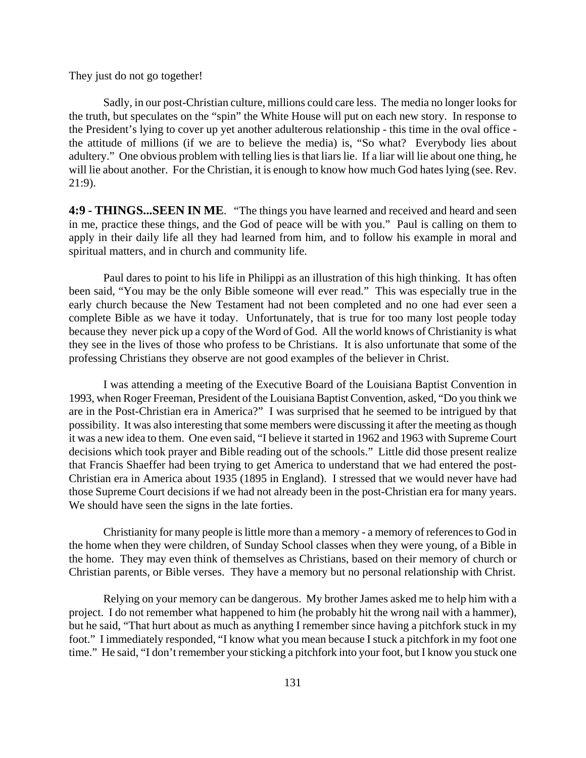They just do not go together!

Sadly, in our post-Christian culture, millions could care less. The media no longer looks for the truth, but speculates on the "spin" the White House will put on each new story. In response to the President's lying to cover up yet another adulterous relationship - this time in the oval office - the attitude of millions (if we are to believe the media) is, "So what? Everybody lies about adultery." One obvious problem with telling lies is that liars lie. If a liar will lie about one thing, he will lie about another. For the Christian, it is enough to know how much God hates lying (see. Rev. 21:9).

**4:9 - THINGS...SEEN IN ME**. "The things you have learned and received and heard and seen in me, practice these things, and the God of peace will be with you." Paul is calling on them to apply in their daily life all they had learned from him, and to follow his example in moral and spiritual matters, and in church and community life.

Paul dares to point to his life in Philippi as an illustration of this high thinking. It has often been said, "You may be the only Bible someone will ever read." This was especially true in the early church because the New Testament had not been completed and no one had ever seen a complete Bible as we have it today. Unfortunately, that is true for too many lost people today because they never pick up a copy of the Word of God. All the world knows of Christianity is what they see in the lives of those who profess to be Christians. It is also unfortunate that some of the professing Christians they observe are not good examples of the believer in Christ.

I was attending a meeting of the Executive Board of the Louisiana Baptist Convention in 1993, when Roger Freeman, President of the Louisiana Baptist Convention, asked, "Do you think we are in the Post-Christian era in America?" I was surprised that he seemed to be intrigued by that possibility. It was also interesting that some members were discussing it after the meeting as though it was a new idea to them. One even said, "I believe it started in 1962 and 1963 with Supreme Court decisions which took prayer and Bible reading out of the schools." Little did those present realize that Francis Shaeffer had been trying to get America to understand that we had entered the post-Christian era in America about 1935 (1895 in England). I stressed that we would never have had those Supreme Court decisions if we had not already been in the post-Christian era for many years. We should have seen the signs in the late forties.

Christianity for many people is little more than a memory - a memory of references to God in the home when they were children, of Sunday School classes when they were young, of a Bible in the home. They may even think of themselves as Christians, based on their memory of church or Christian parents, or Bible verses. They have a memory but no personal relationship with Christ.

Relying on your memory can be dangerous. My brother James asked me to help him with a project. I do not remember what happened to him (he probably hit the wrong nail with a hammer), but he said, "That hurt about as much as anything I remember since having a pitchfork stuck in my foot." I immediately responded, "I know what you mean because I stuck a pitchfork in my foot one time." He said, "I don't remember your sticking a pitchfork into your foot, but I know you stuck one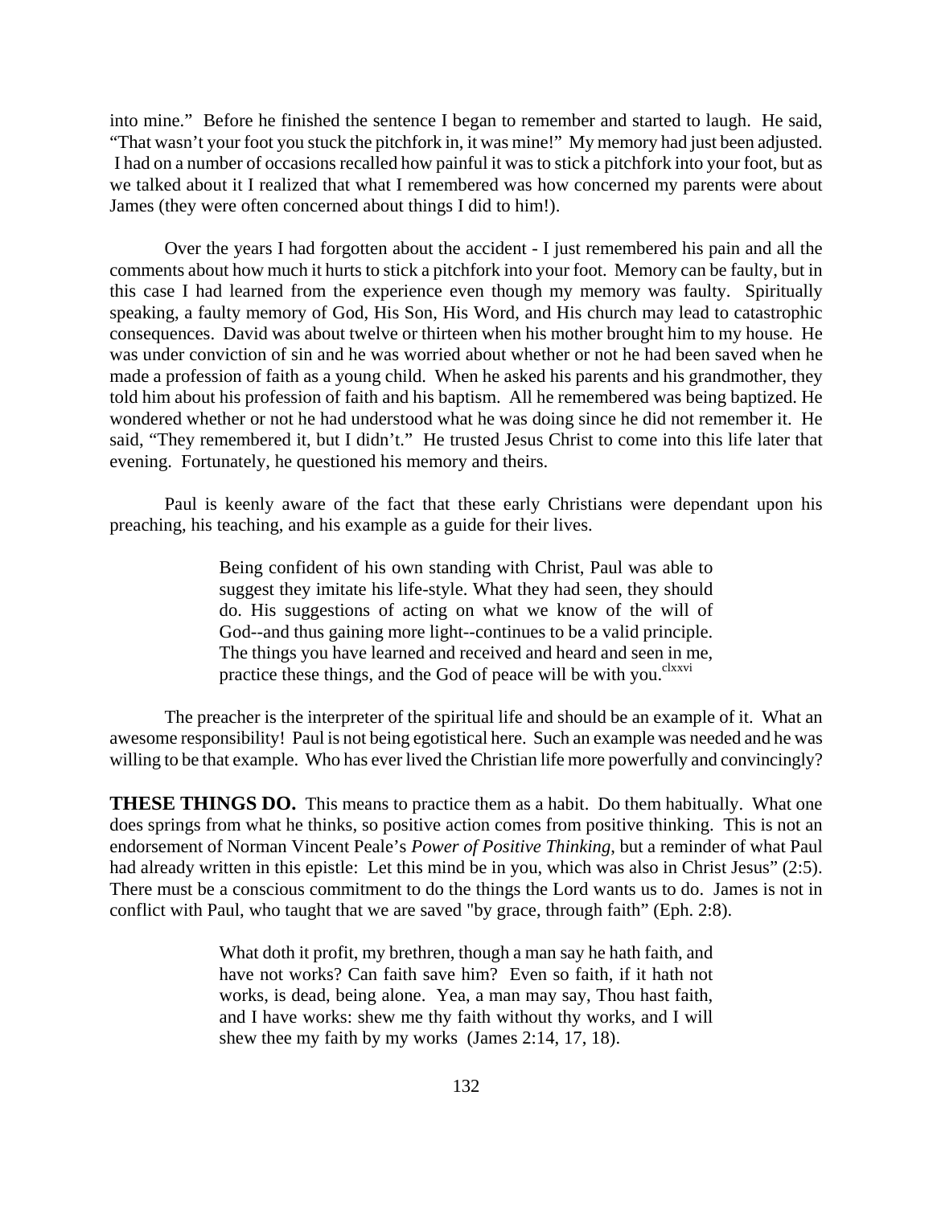into mine." Before he finished the sentence I began to remember and started to laugh. He said, "That wasn't your foot you stuck the pitchfork in, it was mine!" My memory had just been adjusted. I had on a number of occasions recalled how painful it was to stick a pitchfork into your foot, but as we talked about it I realized that what I remembered was how concerned my parents were about James (they were often concerned about things I did to him!).

Over the years I had forgotten about the accident - I just remembered his pain and all the comments about how much it hurts to stick a pitchfork into your foot. Memory can be faulty, but in this case I had learned from the experience even though my memory was faulty. Spiritually speaking, a faulty memory of God, His Son, His Word, and His church may lead to catastrophic consequences. David was about twelve or thirteen when his mother brought him to my house. He was under conviction of sin and he was worried about whether or not he had been saved when he made a profession of faith as a young child. When he asked his parents and his grandmother, they told him about his profession of faith and his baptism. All he remembered was being baptized. He wondered whether or not he had understood what he was doing since he did not remember it. He said, "They remembered it, but I didn't." He trusted Jesus Christ to come into this life later that evening. Fortunately, he questioned his memory and theirs.

Paul is keenly aware of the fact that these early Christians were dependant upon his preaching, his teaching, and his example as a guide for their lives.

> Being confident of his own standing with Christ, Paul was able to suggest they imitate his life-style. What they had seen, they should do. His suggestions of acting on what we know of the will of God--and thus gaining more light--continues to be a valid principle. The things you have learned and received and heard and seen in me, practice these things, and the God of peace will be with you.[clxxvi]

The preacher is the interpreter of the spiritual life and should be an example of it. What an awesome responsibility! Paul is not being egotistical here. Such an example was needed and he was willing to be that example. Who has ever lived the Christian life more powerfully and convincingly?

**THESE THINGS DO.** This means to practice them as a habit. Do them habitually. What one does springs from what he thinks, so positive action comes from positive thinking. This is not an endorsement of Norman Vincent Peale's *Power of Positive Thinking*, but a reminder of what Paul had already written in this epistle: Let this mind be in you, which was also in Christ Jesus" (2:5). There must be a conscious commitment to do the things the Lord wants us to do. James is not in conflict with Paul, who taught that we are saved "by grace, through faith" (Eph. 2:8).

> What doth it profit, my brethren, though a man say he hath faith, and have not works? Can faith save him? Even so faith, if it hath not works, is dead, being alone. Yea, a man may say, Thou hast faith, and I have works: shew me thy faith without thy works, and I will shew thee my faith by my works (James 2:14, 17, 18).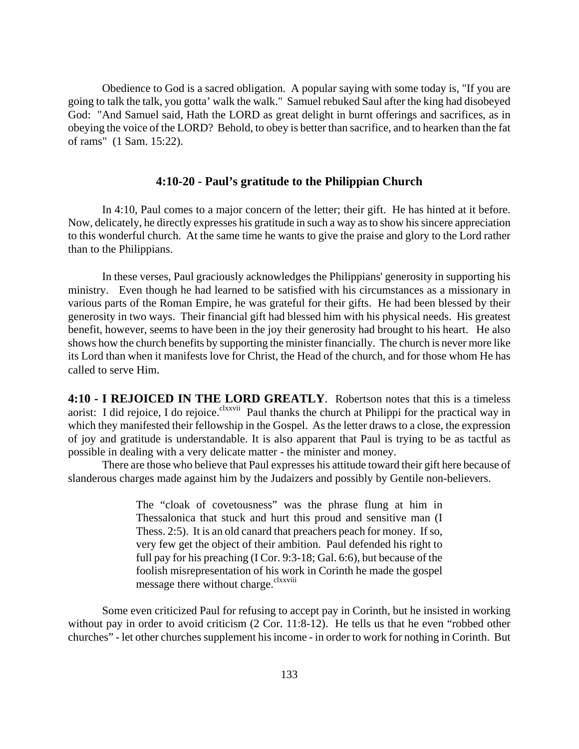Obedience to God is a sacred obligation. A popular saying with some today is, "If you are going to talk the talk, you gotta' walk the walk." Samuel rebuked Saul after the king had disobeyed God: "And Samuel said, Hath the LORD as great delight in burnt offerings and sacrifices, as in obeying the voice of the LORD? Behold, to obey is better than sacrifice, and to hearken than the fat of rams" (1 Sam. 15:22).

### 4:10-20 - Paul's gratitude to the Philippian Church

In 4:10, Paul comes to a major concern of the letter; their gift. He has hinted at it before. Now, delicately, he directly expresses his gratitude in such a way as to show his sincere appreciation to this wonderful church. At the same time he wants to give the praise and glory to the Lord rather than to the Philippians.

In these verses, Paul graciously acknowledges the Philippians' generosity in supporting his ministry. Even though he had learned to be satisfied with his circumstances as a missionary in various parts of the Roman Empire, he was grateful for their gifts. He had been blessed by their generosity in two ways. Their financial gift had blessed him with his physical needs. His greatest benefit, however, seems to have been in the joy their generosity had brought to his heart. He also shows how the church benefits by supporting the minister financially. The church is never more like its Lord than when it manifests love for Christ, the Head of the church, and for those whom He has called to serve Him.

**4:10 - I REJOICED IN THE LORD GREATLY**. Robertson notes that this is a timeless aorist: I did rejoice, I do rejoice.[clxxvii] Paul thanks the church at Philippi for the practical way in which they manifested their fellowship in the Gospel. As the letter draws to a close, the expression of joy and gratitude is understandable. It is also apparent that Paul is trying to be as tactful as possible in dealing with a very delicate matter - the minister and money.

There are those who believe that Paul expresses his attitude toward their gift here because of slanderous charges made against him by the Judaizers and possibly by Gentile non-believers.

> The "cloak of covetousness" was the phrase flung at him in Thessalonica that stuck and hurt this proud and sensitive man (I Thess. 2:5). It is an old canard that preachers peach for money. If so, very few get the object of their ambition. Paul defended his right to full pay for his preaching (I Cor. 9:3-18; Gal. 6:6), but because of the foolish misrepresentation of his work in Corinth he made the gospel message there without charge.[clxxviii]

Some even criticized Paul for refusing to accept pay in Corinth, but he insisted in working without pay in order to avoid criticism (2 Cor. 11:8-12). He tells us that he even "robbed other churches" - let other churches supplement his income - in order to work for nothing in Corinth. But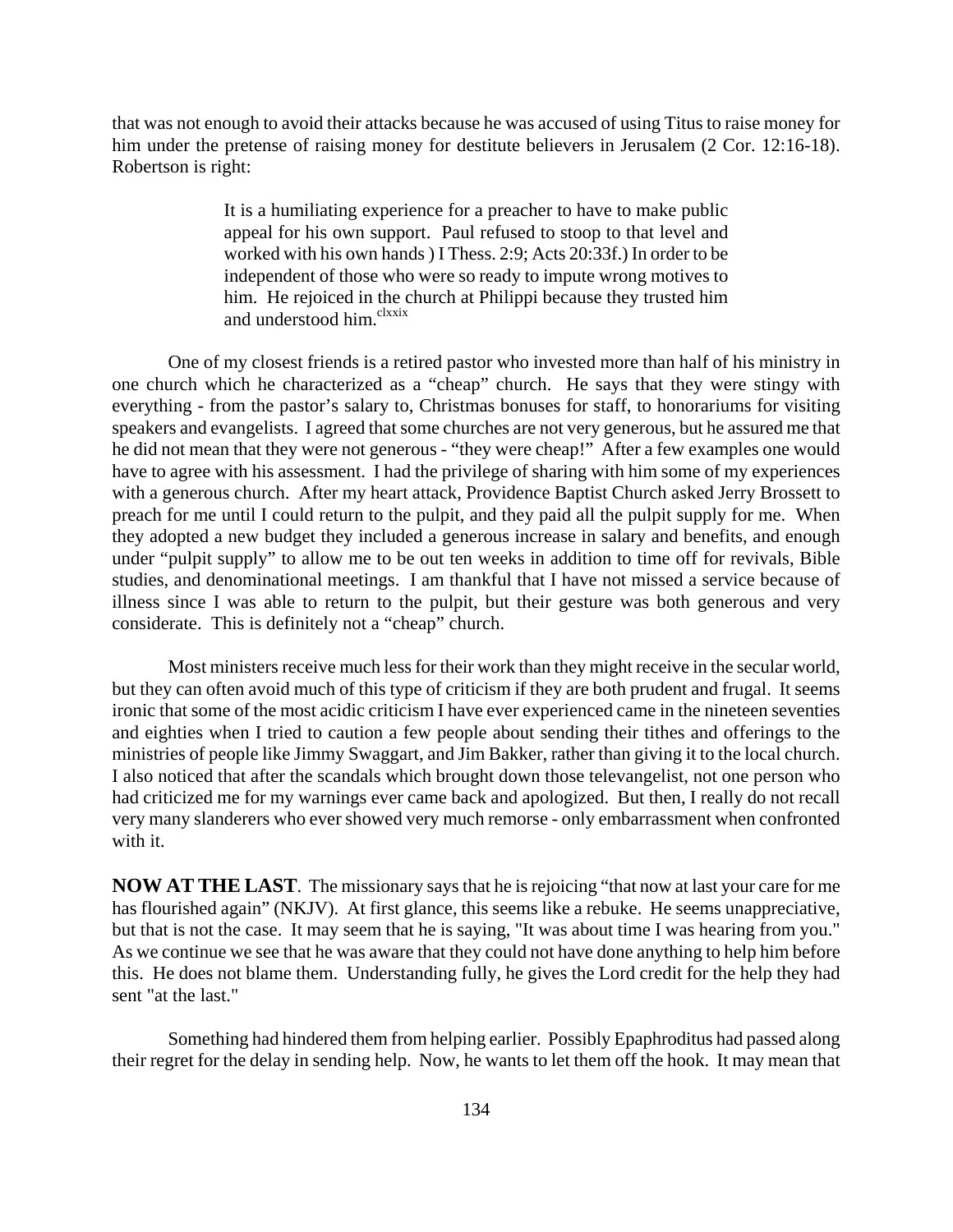that was not enough to avoid their attacks because he was accused of using Titus to raise money for him under the pretense of raising money for destitute believers in Jerusalem (2 Cor. 12:16-18). Robertson is right:

> It is a humiliating experience for a preacher to have to make public appeal for his own support. Paul refused to stoop to that level and worked with his own hands ) I Thess. 2:9; Acts 20:33f.) In order to be independent of those who were so ready to impute wrong motives to him. He rejoiced in the church at Philippi because they trusted him and understood him.[clxxix]

One of my closest friends is a retired pastor who invested more than half of his ministry in one church which he characterized as a "cheap" church. He says that they were stingy with everything - from the pastor's salary to, Christmas bonuses for staff, to honorariums for visiting speakers and evangelists. I agreed that some churches are not very generous, but he assured me that he did not mean that they were not generous - "they were cheap!" After a few examples one would have to agree with his assessment. I had the privilege of sharing with him some of my experiences with a generous church. After my heart attack, Providence Baptist Church asked Jerry Brossett to preach for me until I could return to the pulpit, and they paid all the pulpit supply for me. When they adopted a new budget they included a generous increase in salary and benefits, and enough under "pulpit supply" to allow me to be out ten weeks in addition to time off for revivals, Bible studies, and denominational meetings. I am thankful that I have not missed a service because of illness since I was able to return to the pulpit, but their gesture was both generous and very considerate. This is definitely not a "cheap" church.

Most ministers receive much less for their work than they might receive in the secular world, but they can often avoid much of this type of criticism if they are both prudent and frugal. It seems ironic that some of the most acidic criticism I have ever experienced came in the nineteen seventies and eighties when I tried to caution a few people about sending their tithes and offerings to the ministries of people like Jimmy Swaggart, and Jim Bakker, rather than giving it to the local church. I also noticed that after the scandals which brought down those televangelist, not one person who had criticized me for my warnings ever came back and apologized. But then, I really do not recall very many slanderers who ever showed very much remorse - only embarrassment when confronted with it.

**NOW AT THE LAST**. The missionary says that he is rejoicing "that now at last your care for me has flourished again" (NKJV). At first glance, this seems like a rebuke. He seems unappreciative, but that is not the case. It may seem that he is saying, "It was about time I was hearing from you." As we continue we see that he was aware that they could not have done anything to help him before this. He does not blame them. Understanding fully, he gives the Lord credit for the help they had sent "at the last."

Something had hindered them from helping earlier. Possibly Epaphroditus had passed along their regret for the delay in sending help. Now, he wants to let them off the hook. It may mean that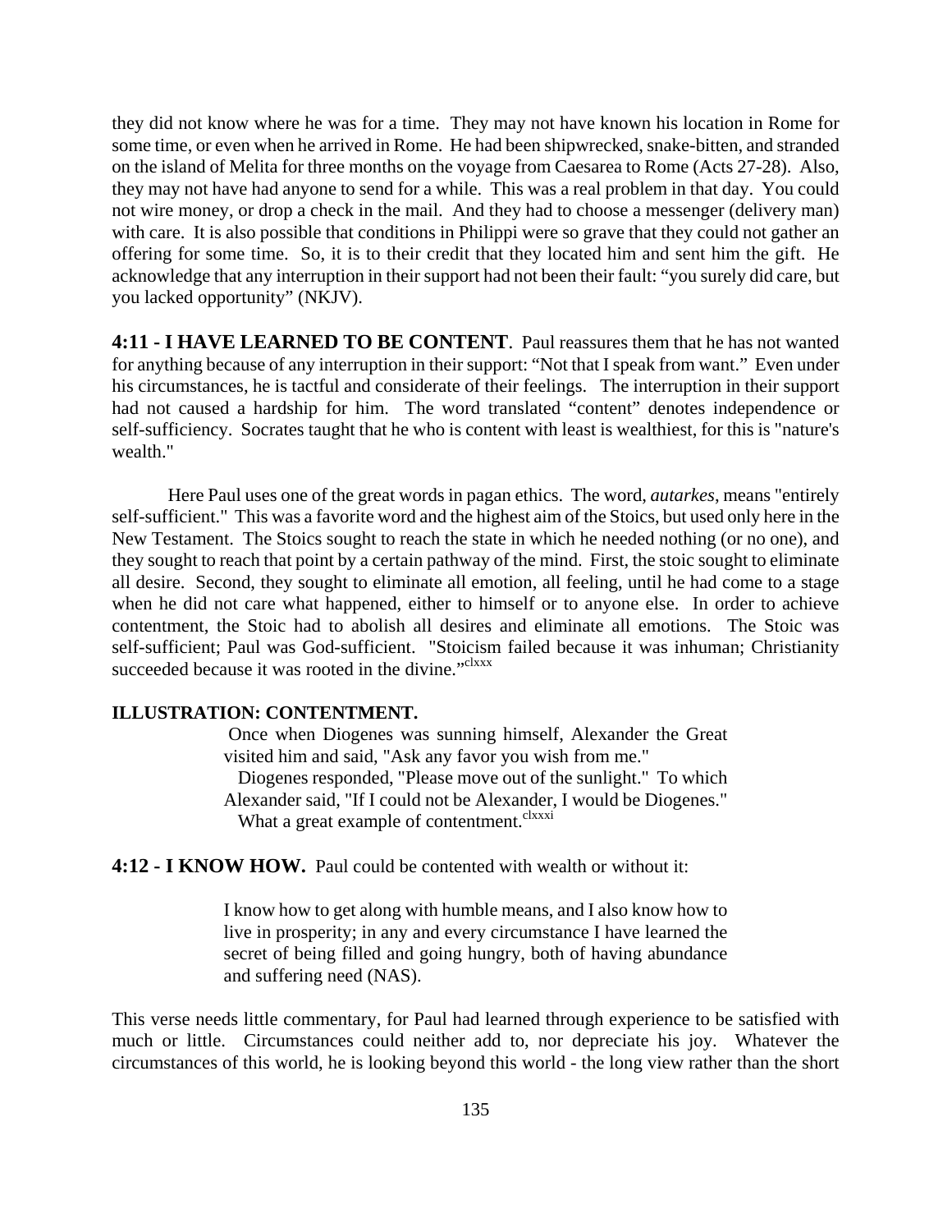they did not know where he was for a time. They may not have known his location in Rome for some time, or even when he arrived in Rome. He had been shipwrecked, snake-bitten, and stranded on the island of Melita for three months on the voyage from Caesarea to Rome (Acts 27-28). Also, they may not have had anyone to send for a while. This was a real problem in that day. You could not wire money, or drop a check in the mail. And they had to choose a messenger (delivery man) with care. It is also possible that conditions in Philippi were so grave that they could not gather an offering for some time. So, it is to their credit that they located him and sent him the gift. He acknowledge that any interruption in their support had not been their fault: “you surely did care, but you lacked opportunity” (NKJV).

**4:11 - I HAVE LEARNED TO BE CONTENT**. Paul reassures them that he has not wanted for anything because of any interruption in their support: “Not that I speak from want.” Even under his circumstances, he is tactful and considerate of their feelings. The interruption in their support had not caused a hardship for him. The word translated “content” denotes independence or self-sufficiency. Socrates taught that he who is content with least is wealthiest, for this is "nature's wealth."

Here Paul uses one of the great words in pagan ethics. The word, *autarkes*, means "entirely self-sufficient." This was a favorite word and the highest aim of the Stoics, but used only here in the New Testament. The Stoics sought to reach the state in which he needed nothing (or no one), and they sought to reach that point by a certain pathway of the mind. First, the stoic sought to eliminate all desire. Second, they sought to eliminate all emotion, all feeling, until he had come to a stage when he did not care what happened, either to himself or to anyone else. In order to achieve contentment, the Stoic had to abolish all desires and eliminate all emotions. The Stoic was self-sufficient; Paul was God-sufficient. "Stoicism failed because it was inhuman; Christianity succeeded because it was rooted in the divine."[clxxx]

**ILLUSTRATION: CONTENTMENT.**

> Once when Diogenes was sunning himself, Alexander the Great visited him and said, "Ask any favor you wish from me."
>
> Diogenes responded, "Please move out of the sunlight." To which Alexander said, "If I could not be Alexander, I would be Diogenes."
>
> What a great example of contentment.[clxxxi]

**4:12 - I KNOW HOW.** Paul could be contented with wealth or without it:

> I know how to get along with humble means, and I also know how to live in prosperity; in any and every circumstance I have learned the secret of being filled and going hungry, both of having abundance and suffering need (NAS).

This verse needs little commentary, for Paul had learned through experience to be satisfied with much or little. Circumstances could neither add to, nor depreciate his joy. Whatever the circumstances of this world, he is looking beyond this world - the long view rather than the short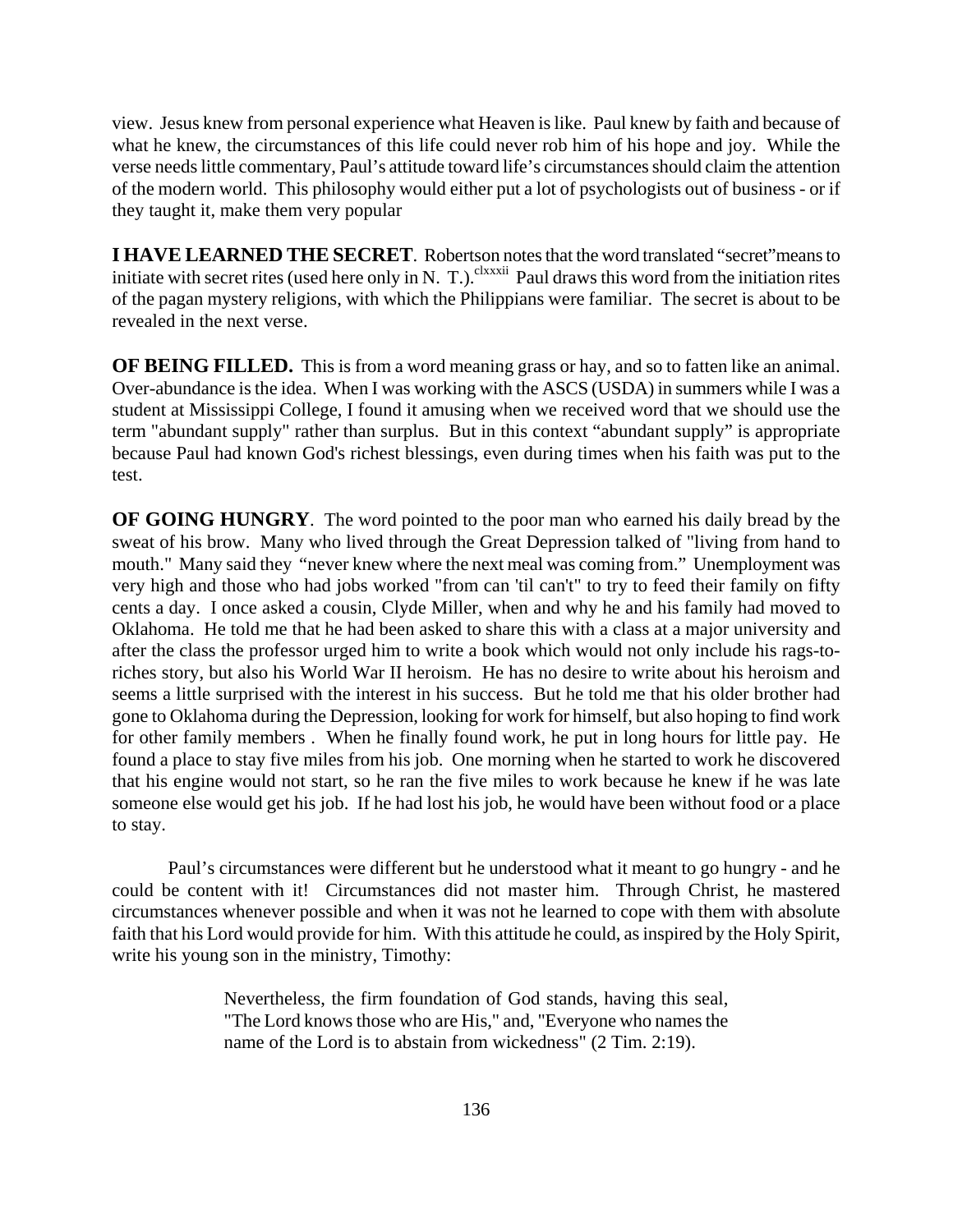view. Jesus knew from personal experience what Heaven is like. Paul knew by faith and because of what he knew, the circumstances of this life could never rob him of his hope and joy. While the verse needs little commentary, Paul's attitude toward life's circumstances should claim the attention of the modern world. This philosophy would either put a lot of psychologists out of business - or if they taught it, make them very popular

**I HAVE LEARNED THE SECRET**. Robertson notes that the word translated "secret" means to initiate with secret rites (used here only in N. T.).[clxxxii] Paul draws this word from the initiation rites of the pagan mystery religions, with which the Philippians were familiar. The secret is about to be revealed in the next verse.

**OF BEING FILLED.** This is from a word meaning grass or hay, and so to fatten like an animal. Over-abundance is the idea. When I was working with the ASCS (USDA) in summers while I was a student at Mississippi College, I found it amusing when we received word that we should use the term "abundant supply" rather than surplus. But in this context "abundant supply" is appropriate because Paul had known God's richest blessings, even during times when his faith was put to the test.

**OF GOING HUNGRY**. The word pointed to the poor man who earned his daily bread by the sweat of his brow. Many who lived through the Great Depression talked of "living from hand to mouth." Many said they "never knew where the next meal was coming from." Unemployment was very high and those who had jobs worked "from can 'til can't" to try to feed their family on fifty cents a day. I once asked a cousin, Clyde Miller, when and why he and his family had moved to Oklahoma. He told me that he had been asked to share this with a class at a major university and after the class the professor urged him to write a book which would not only include his rags-to-riches story, but also his World War II heroism. He has no desire to write about his heroism and seems a little surprised with the interest in his success. But he told me that his older brother had gone to Oklahoma during the Depression, looking for work for himself, but also hoping to find work for other family members . When he finally found work, he put in long hours for little pay. He found a place to stay five miles from his job. One morning when he started to work he discovered that his engine would not start, so he ran the five miles to work because he knew if he was late someone else would get his job. If he had lost his job, he would have been without food or a place to stay.

Paul's circumstances were different but he understood what it meant to go hungry - and he could be content with it! Circumstances did not master him. Through Christ, he mastered circumstances whenever possible and when it was not he learned to cope with them with absolute faith that his Lord would provide for him. With this attitude he could, as inspired by the Holy Spirit, write his young son in the ministry, Timothy:

> Nevertheless, the firm foundation of God stands, having this seal, "The Lord knows those who are His," and, "Everyone who names the name of the Lord is to abstain from wickedness" (2 Tim. 2:19).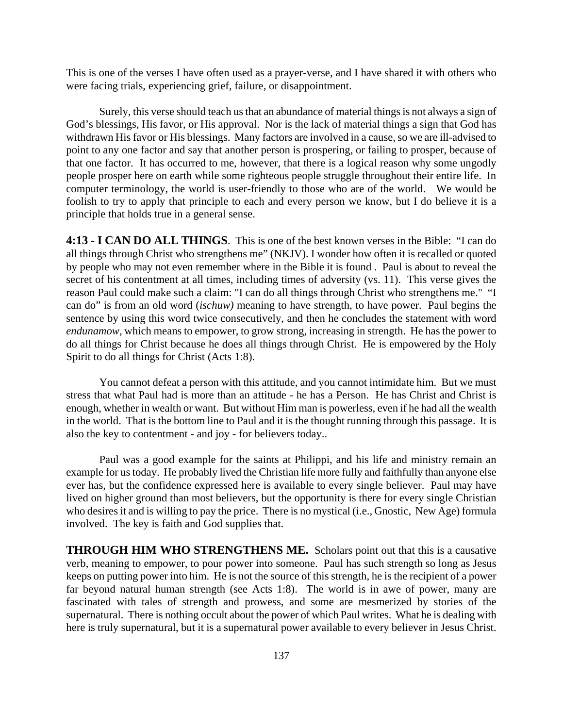This is one of the verses I have often used as a prayer-verse, and I have shared it with others who were facing trials, experiencing grief, failure, or disappointment.

Surely, this verse should teach us that an abundance of material things is not always a sign of God's blessings, His favor, or His approval. Nor is the lack of material things a sign that God has withdrawn His favor or His blessings. Many factors are involved in a cause, so we are ill-advised to point to any one factor and say that another person is prospering, or failing to prosper, because of that one factor. It has occurred to me, however, that there is a logical reason why some ungodly people prosper here on earth while some righteous people struggle throughout their entire life. In computer terminology, the world is user-friendly to those who are of the world. We would be foolish to try to apply that principle to each and every person we know, but I do believe it is a principle that holds true in a general sense.

**4:13 - I CAN DO ALL THINGS**. This is one of the best known verses in the Bible: "I can do all things through Christ who strengthens me" (NKJV). I wonder how often it is recalled or quoted by people who may not even remember where in the Bible it is found . Paul is about to reveal the secret of his contentment at all times, including times of adversity (vs. 11). This verse gives the reason Paul could make such a claim: "I can do all things through Christ who strengthens me." "I can do" is from an old word (*ischuw)* meaning to have strength, to have power. Paul begins the sentence by using this word twice consecutively, and then he concludes the statement with word *endunamow*, which means to empower, to grow strong, increasing in strength. He has the power to do all things for Christ because he does all things through Christ. He is empowered by the Holy Spirit to do all things for Christ (Acts 1:8).

You cannot defeat a person with this attitude, and you cannot intimidate him. But we must stress that what Paul had is more than an attitude - he has a Person. He has Christ and Christ is enough, whether in wealth or want. But without Him man is powerless, even if he had all the wealth in the world. That is the bottom line to Paul and it is the thought running through this passage. It is also the key to contentment - and joy - for believers today..

Paul was a good example for the saints at Philippi, and his life and ministry remain an example for us today. He probably lived the Christian life more fully and faithfully than anyone else ever has, but the confidence expressed here is available to every single believer. Paul may have lived on higher ground than most believers, but the opportunity is there for every single Christian who desires it and is willing to pay the price. There is no mystical (i.e., Gnostic, New Age) formula involved. The key is faith and God supplies that.

**THROUGH HIM WHO STRENGTHENS ME.** Scholars point out that this is a causative verb, meaning to empower, to pour power into someone. Paul has such strength so long as Jesus keeps on putting power into him. He is not the source of this strength, he is the recipient of a power far beyond natural human strength (see Acts 1:8). The world is in awe of power, many are fascinated with tales of strength and prowess, and some are mesmerized by stories of the supernatural. There is nothing occult about the power of which Paul writes. What he is dealing with here is truly supernatural, but it is a supernatural power available to every believer in Jesus Christ.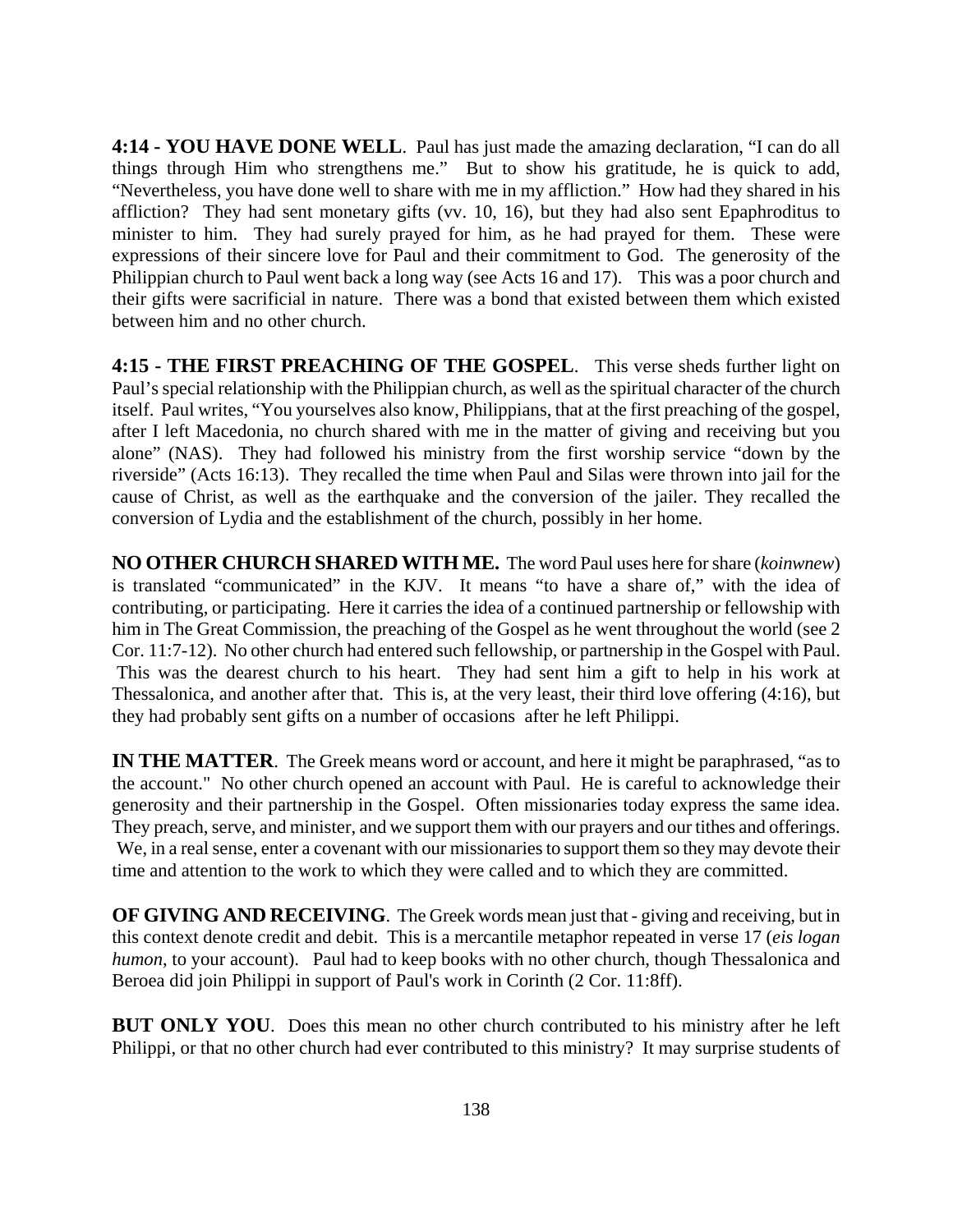**4:14 - YOU HAVE DONE WELL**. Paul has just made the amazing declaration, "I can do all things through Him who strengthens me." But to show his gratitude, he is quick to add, "Nevertheless, you have done well to share with me in my affliction." How had they shared in his affliction? They had sent monetary gifts (vv. 10, 16), but they had also sent Epaphroditus to minister to him. They had surely prayed for him, as he had prayed for them. These were expressions of their sincere love for Paul and their commitment to God. The generosity of the Philippian church to Paul went back a long way (see Acts 16 and 17). This was a poor church and their gifts were sacrificial in nature. There was a bond that existed between them which existed between him and no other church.

**4:15 - THE FIRST PREACHING OF THE GOSPEL**. This verse sheds further light on Paul's special relationship with the Philippian church, as well as the spiritual character of the church itself. Paul writes, "You yourselves also know, Philippians, that at the first preaching of the gospel, after I left Macedonia, no church shared with me in the matter of giving and receiving but you alone" (NAS). They had followed his ministry from the first worship service "down by the riverside" (Acts 16:13). They recalled the time when Paul and Silas were thrown into jail for the cause of Christ, as well as the earthquake and the conversion of the jailer. They recalled the conversion of Lydia and the establishment of the church, possibly in her home.

**NO OTHER CHURCH SHARED WITH ME.** The word Paul uses here for share (*koinwnew*) is translated "communicated" in the KJV. It means "to have a share of," with the idea of contributing, or participating. Here it carries the idea of a continued partnership or fellowship with him in The Great Commission, the preaching of the Gospel as he went throughout the world (see 2 Cor. 11:7-12). No other church had entered such fellowship, or partnership in the Gospel with Paul. This was the dearest church to his heart. They had sent him a gift to help in his work at Thessalonica, and another after that. This is, at the very least, their third love offering (4:16), but they had probably sent gifts on a number of occasions after he left Philippi.

**IN THE MATTER**. The Greek means word or account, and here it might be paraphrased, "as to the account." No other church opened an account with Paul. He is careful to acknowledge their generosity and their partnership in the Gospel. Often missionaries today express the same idea. They preach, serve, and minister, and we support them with our prayers and our tithes and offerings. We, in a real sense, enter a covenant with our missionaries to support them so they may devote their time and attention to the work to which they were called and to which they are committed.

**OF GIVING AND RECEIVING**. The Greek words mean just that - giving and receiving, but in this context denote credit and debit. This is a mercantile metaphor repeated in verse 17 (*eis logan humon*, to your account). Paul had to keep books with no other church, though Thessalonica and Beroea did join Philippi in support of Paul's work in Corinth (2 Cor. 11:8ff).

**BUT ONLY YOU**. Does this mean no other church contributed to his ministry after he left Philippi, or that no other church had ever contributed to this ministry? It may surprise students of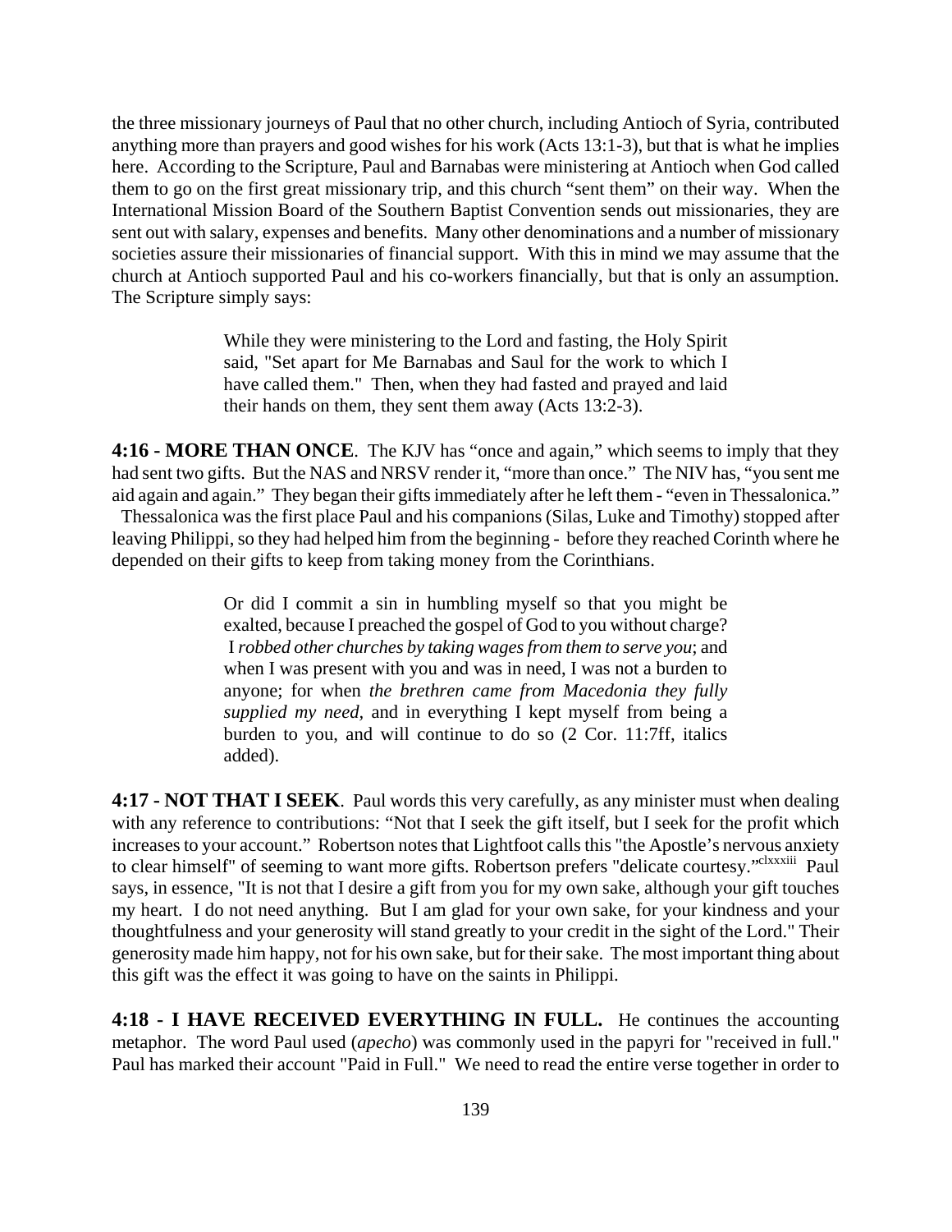the three missionary journeys of Paul that no other church, including Antioch of Syria, contributed anything more than prayers and good wishes for his work (Acts 13:1-3), but that is what he implies here. According to the Scripture, Paul and Barnabas were ministering at Antioch when God called them to go on the first great missionary trip, and this church "sent them" on their way. When the International Mission Board of the Southern Baptist Convention sends out missionaries, they are sent out with salary, expenses and benefits. Many other denominations and a number of missionary societies assure their missionaries of financial support. With this in mind we may assume that the church at Antioch supported Paul and his co-workers financially, but that is only an assumption. The Scripture simply says:

> While they were ministering to the Lord and fasting, the Holy Spirit said, "Set apart for Me Barnabas and Saul for the work to which I have called them." Then, when they had fasted and prayed and laid their hands on them, they sent them away (Acts 13:2-3).

**4:16 - MORE THAN ONCE**. The KJV has "once and again," which seems to imply that they had sent two gifts. But the NAS and NRSV render it, "more than once." The NIV has, "you sent me aid again and again." They began their gifts immediately after he left them - "even in Thessalonica." Thessalonica was the first place Paul and his companions (Silas, Luke and Timothy) stopped after leaving Philippi, so they had helped him from the beginning - before they reached Corinth where he depended on their gifts to keep from taking money from the Corinthians.

> Or did I commit a sin in humbling myself so that you might be exalted, because I preached the gospel of God to you without charge? I *robbed other churches by taking wages from them to serve you*; and when I was present with you and was in need, I was not a burden to anyone; for when *the brethren came from Macedonia they fully supplied my need*, and in everything I kept myself from being a burden to you, and will continue to do so (2 Cor. 11:7ff, italics added).

**4:17 - NOT THAT I SEEK**. Paul words this very carefully, as any minister must when dealing with any reference to contributions: "Not that I seek the gift itself, but I seek for the profit which increases to your account." Robertson notes that Lightfoot calls this "the Apostle's nervous anxiety to clear himself" of seeming to want more gifts. Robertson prefers "delicate courtesy."[clxxxiii] Paul says, in essence, "It is not that I desire a gift from you for my own sake, although your gift touches my heart. I do not need anything. But I am glad for your own sake, for your kindness and your thoughtfulness and your generosity will stand greatly to your credit in the sight of the Lord." Their generosity made him happy, not for his own sake, but for their sake. The most important thing about this gift was the effect it was going to have on the saints in Philippi.

**4:18 - I HAVE RECEIVED EVERYTHING IN FULL.** He continues the accounting metaphor. The word Paul used (*apecho*) was commonly used in the papyri for "received in full." Paul has marked their account "Paid in Full." We need to read the entire verse together in order to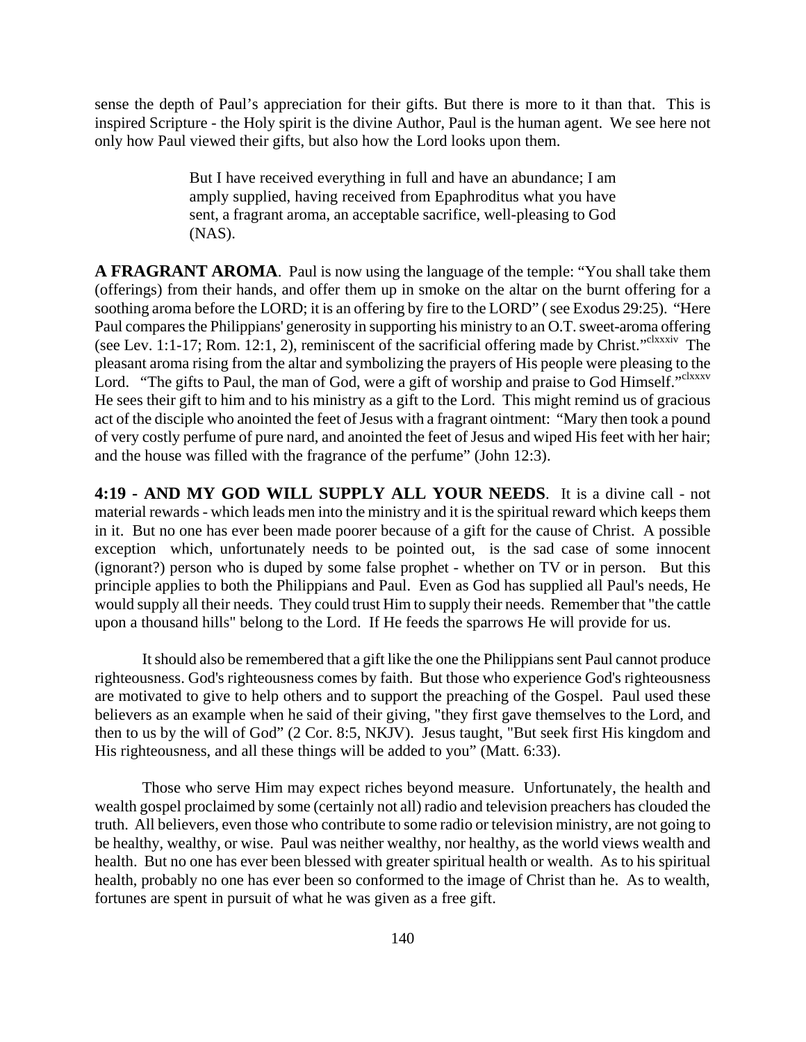sense the depth of Paul's appreciation for their gifts. But there is more to it than that. This is inspired Scripture - the Holy spirit is the divine Author, Paul is the human agent. We see here not only how Paul viewed their gifts, but also how the Lord looks upon them.

> But I have received everything in full and have an abundance; I am amply supplied, having received from Epaphroditus what you have sent, a fragrant aroma, an acceptable sacrifice, well-pleasing to God (NAS).

**A FRAGRANT AROMA**. Paul is now using the language of the temple: "You shall take them (offerings) from their hands, and offer them up in smoke on the altar on the burnt offering for a soothing aroma before the LORD; it is an offering by fire to the LORD" ( see Exodus 29:25). "Here Paul compares the Philippians' generosity in supporting his ministry to an O.T. sweet-aroma offering (see Lev. 1:1-17; Rom. 12:1, 2), reminiscent of the sacrificial offering made by Christ."[clxxxiv] The pleasant aroma rising from the altar and symbolizing the prayers of His people were pleasing to the Lord. "The gifts to Paul, the man of God, were a gift of worship and praise to God Himself."[clxxxv] He sees their gift to him and to his ministry as a gift to the Lord. This might remind us of gracious act of the disciple who anointed the feet of Jesus with a fragrant ointment: "Mary then took a pound of very costly perfume of pure nard, and anointed the feet of Jesus and wiped His feet with her hair; and the house was filled with the fragrance of the perfume" (John 12:3).

**4:19 - AND MY GOD WILL SUPPLY ALL YOUR NEEDS**. It is a divine call - not material rewards - which leads men into the ministry and it is the spiritual reward which keeps them in it. But no one has ever been made poorer because of a gift for the cause of Christ. A possible exception which, unfortunately needs to be pointed out, is the sad case of some innocent (ignorant?) person who is duped by some false prophet - whether on TV or in person. But this principle applies to both the Philippians and Paul. Even as God has supplied all Paul's needs, He would supply all their needs. They could trust Him to supply their needs. Remember that "the cattle upon a thousand hills" belong to the Lord. If He feeds the sparrows He will provide for us.

It should also be remembered that a gift like the one the Philippians sent Paul cannot produce righteousness. God's righteousness comes by faith. But those who experience God's righteousness are motivated to give to help others and to support the preaching of the Gospel. Paul used these believers as an example when he said of their giving, "they first gave themselves to the Lord, and then to us by the will of God" (2 Cor. 8:5, NKJV). Jesus taught, "But seek first His kingdom and His righteousness, and all these things will be added to you" (Matt. 6:33).

Those who serve Him may expect riches beyond measure. Unfortunately, the health and wealth gospel proclaimed by some (certainly not all) radio and television preachers has clouded the truth. All believers, even those who contribute to some radio or television ministry, are not going to be healthy, wealthy, or wise. Paul was neither wealthy, nor healthy, as the world views wealth and health. But no one has ever been blessed with greater spiritual health or wealth. As to his spiritual health, probably no one has ever been so conformed to the image of Christ than he. As to wealth, fortunes are spent in pursuit of what he was given as a free gift.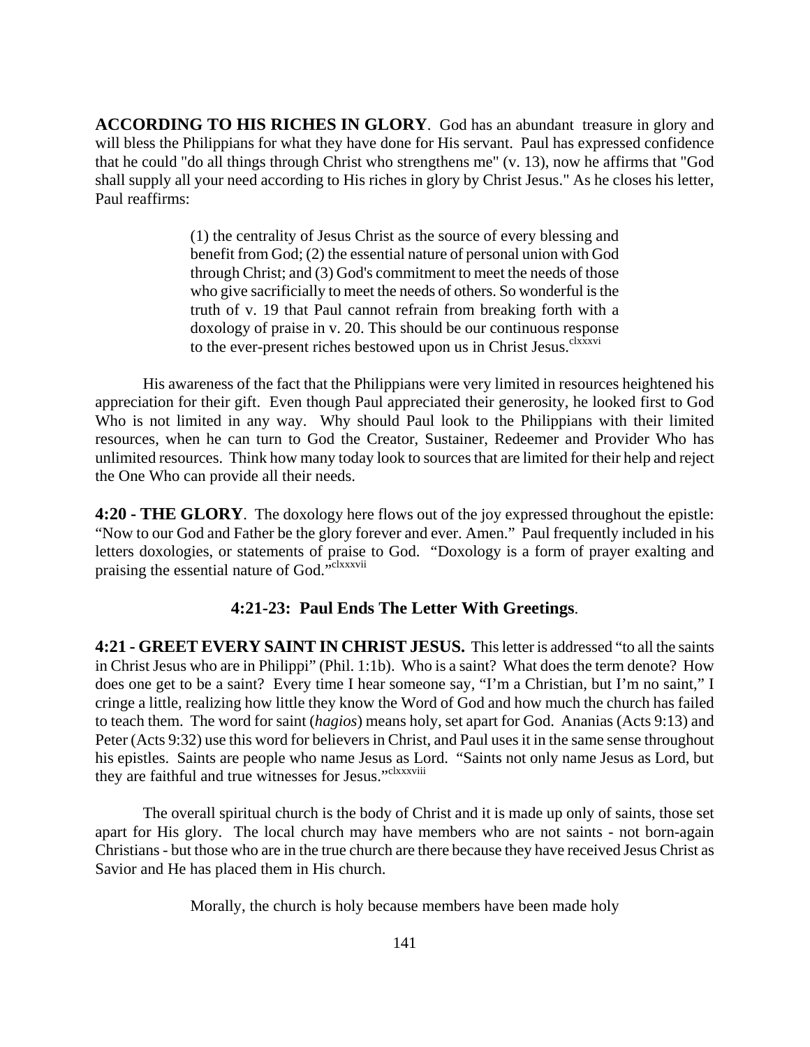**ACCORDING TO HIS RICHES IN GLORY**. God has an abundant treasure in glory and will bless the Philippians for what they have done for His servant. Paul has expressed confidence that he could "do all things through Christ who strengthens me" (v. 13), now he affirms that "God shall supply all your need according to His riches in glory by Christ Jesus." As he closes his letter, Paul reaffirms:

> (1) the centrality of Jesus Christ as the source of every blessing and benefit from God; (2) the essential nature of personal union with God through Christ; and (3) God's commitment to meet the needs of those who give sacrificially to meet the needs of others. So wonderful is the truth of v. 19 that Paul cannot refrain from breaking forth with a doxology of praise in v. 20. This should be our continuous response to the ever-present riches bestowed upon us in Christ Jesus.[clxxxvi]

His awareness of the fact that the Philippians were very limited in resources heightened his appreciation for their gift. Even though Paul appreciated their generosity, he looked first to God Who is not limited in any way. Why should Paul look to the Philippians with their limited resources, when he can turn to God the Creator, Sustainer, Redeemer and Provider Who has unlimited resources. Think how many today look to sources that are limited for their help and reject the One Who can provide all their needs.

**4:20 - THE GLORY**. The doxology here flows out of the joy expressed throughout the epistle: "Now to our God and Father be the glory forever and ever. Amen." Paul frequently included in his letters doxologies, or statements of praise to God. "Doxology is a form of prayer exalting and praising the essential nature of God."[clxxxvii]

### 4:21-23: Paul Ends The Letter With Greetings.

**4:21 - GREET EVERY SAINT IN CHRIST JESUS.** This letter is addressed "to all the saints in Christ Jesus who are in Philippi" (Phil. 1:1b). Who is a saint? What does the term denote? How does one get to be a saint? Every time I hear someone say, "I'm a Christian, but I'm no saint," I cringe a little, realizing how little they know the Word of God and how much the church has failed to teach them. The word for saint (*hagios*) means holy, set apart for God. Ananias (Acts 9:13) and Peter (Acts 9:32) use this word for believers in Christ, and Paul uses it in the same sense throughout his epistles. Saints are people who name Jesus as Lord. "Saints not only name Jesus as Lord, but they are faithful and true witnesses for Jesus."[clxxxviii]

The overall spiritual church is the body of Christ and it is made up only of saints, those set apart for His glory. The local church may have members who are not saints - not born-again Christians - but those who are in the true church are there because they have received Jesus Christ as Savior and He has placed them in His church.

> Morally, the church is holy because members have been made holy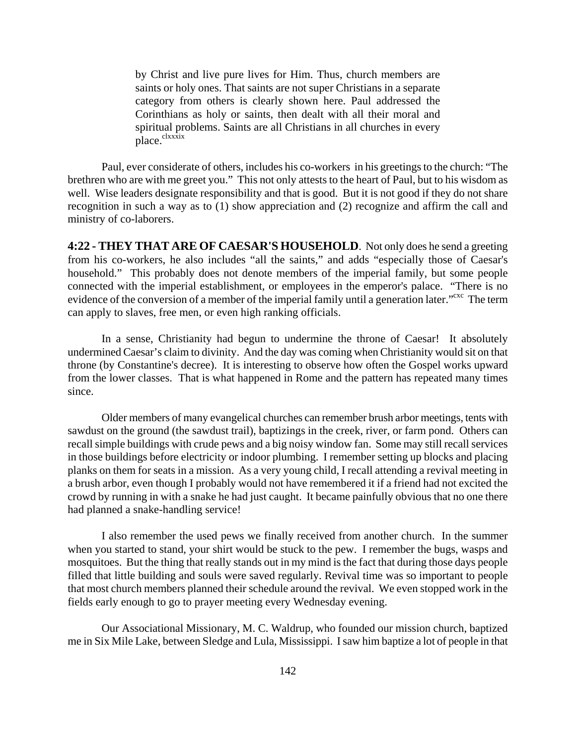> by Christ and live pure lives for Him. Thus, church members are saints or holy ones. That saints are not super Christians in a separate category from others is clearly shown here. Paul addressed the Corinthians as holy or saints, then dealt with all their moral and spiritual problems. Saints are all Christians in all churches in every place.[clxxxix]

Paul, ever considerate of others, includes his co-workers in his greetings to the church: "The brethren who are with me greet you." This not only attests to the heart of Paul, but to his wisdom as well. Wise leaders designate responsibility and that is good. But it is not good if they do not share recognition in such a way as to (1) show appreciation and (2) recognize and affirm the call and ministry of co-laborers.

**4:22 - THEY THAT ARE OF CAESAR'S HOUSEHOLD**. Not only does he send a greeting from his co-workers, he also includes "all the saints," and adds "especially those of Caesar's household." This probably does not denote members of the imperial family, but some people connected with the imperial establishment, or employees in the emperor's palace. "There is no evidence of the conversion of a member of the imperial family until a generation later."[cxc] The term can apply to slaves, free men, or even high ranking officials.

In a sense, Christianity had begun to undermine the throne of Caesar! It absolutely undermined Caesar's claim to divinity. And the day was coming when Christianity would sit on that throne (by Constantine's decree). It is interesting to observe how often the Gospel works upward from the lower classes. That is what happened in Rome and the pattern has repeated many times since.

Older members of many evangelical churches can remember brush arbor meetings, tents with sawdust on the ground (the sawdust trail), baptizings in the creek, river, or farm pond. Others can recall simple buildings with crude pews and a big noisy window fan. Some may still recall services in those buildings before electricity or indoor plumbing. I remember setting up blocks and placing planks on them for seats in a mission. As a very young child, I recall attending a revival meeting in a brush arbor, even though I probably would not have remembered it if a friend had not excited the crowd by running in with a snake he had just caught. It became painfully obvious that no one there had planned a snake-handling service!

I also remember the used pews we finally received from another church. In the summer when you started to stand, your shirt would be stuck to the pew. I remember the bugs, wasps and mosquitoes. But the thing that really stands out in my mind is the fact that during those days people filled that little building and souls were saved regularly. Revival time was so important to people that most church members planned their schedule around the revival. We even stopped work in the fields early enough to go to prayer meeting every Wednesday evening.

Our Associational Missionary, M. C. Waldrup, who founded our mission church, baptized me in Six Mile Lake, between Sledge and Lula, Mississippi. I saw him baptize a lot of people in that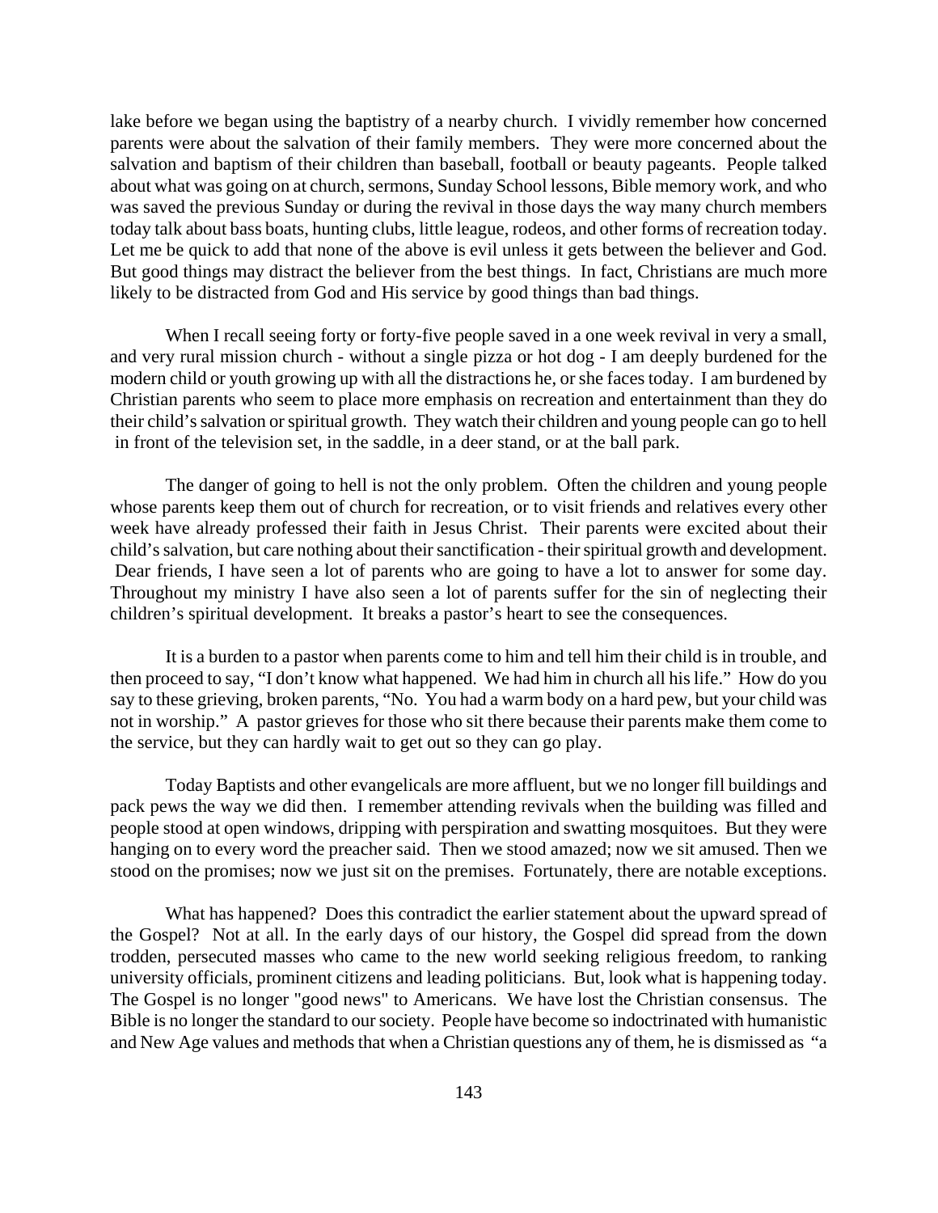lake before we began using the baptistry of a nearby church. I vividly remember how concerned parents were about the salvation of their family members. They were more concerned about the salvation and baptism of their children than baseball, football or beauty pageants. People talked about what was going on at church, sermons, Sunday School lessons, Bible memory work, and who was saved the previous Sunday or during the revival in those days the way many church members today talk about bass boats, hunting clubs, little league, rodeos, and other forms of recreation today. Let me be quick to add that none of the above is evil unless it gets between the believer and God. But good things may distract the believer from the best things. In fact, Christians are much more likely to be distracted from God and His service by good things than bad things.

When I recall seeing forty or forty-five people saved in a one week revival in very a small, and very rural mission church - without a single pizza or hot dog - I am deeply burdened for the modern child or youth growing up with all the distractions he, or she faces today. I am burdened by Christian parents who seem to place more emphasis on recreation and entertainment than they do their child's salvation or spiritual growth. They watch their children and young people can go to hell in front of the television set, in the saddle, in a deer stand, or at the ball park.

The danger of going to hell is not the only problem. Often the children and young people whose parents keep them out of church for recreation, or to visit friends and relatives every other week have already professed their faith in Jesus Christ. Their parents were excited about their child's salvation, but care nothing about their sanctification - their spiritual growth and development. Dear friends, I have seen a lot of parents who are going to have a lot to answer for some day. Throughout my ministry I have also seen a lot of parents suffer for the sin of neglecting their children's spiritual development. It breaks a pastor's heart to see the consequences.

It is a burden to a pastor when parents come to him and tell him their child is in trouble, and then proceed to say, "I don't know what happened. We had him in church all his life." How do you say to these grieving, broken parents, "No. You had a warm body on a hard pew, but your child was not in worship." A pastor grieves for those who sit there because their parents make them come to the service, but they can hardly wait to get out so they can go play.

Today Baptists and other evangelicals are more affluent, but we no longer fill buildings and pack pews the way we did then. I remember attending revivals when the building was filled and people stood at open windows, dripping with perspiration and swatting mosquitoes. But they were hanging on to every word the preacher said. Then we stood amazed; now we sit amused. Then we stood on the promises; now we just sit on the premises. Fortunately, there are notable exceptions.

What has happened? Does this contradict the earlier statement about the upward spread of the Gospel? Not at all. In the early days of our history, the Gospel did spread from the down trodden, persecuted masses who came to the new world seeking religious freedom, to ranking university officials, prominent citizens and leading politicians. But, look what is happening today. The Gospel is no longer "good news" to Americans. We have lost the Christian consensus. The Bible is no longer the standard to our society. People have become so indoctrinated with humanistic and New Age values and methods that when a Christian questions any of them, he is dismissed as "a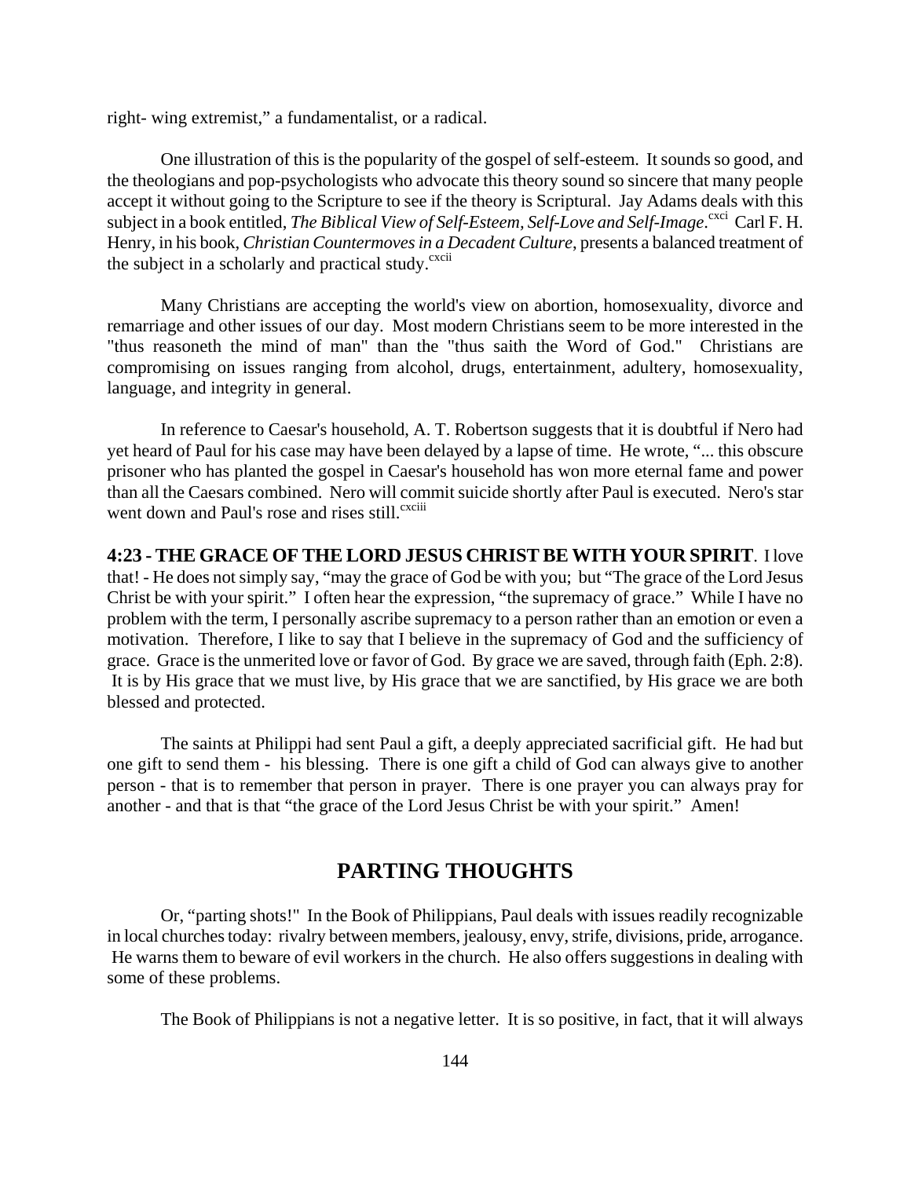right- wing extremist," a fundamentalist, or a radical.

One illustration of this is the popularity of the gospel of self-esteem. It sounds so good, and the theologians and pop-psychologists who advocate this theory sound so sincere that many people accept it without going to the Scripture to see if the theory is Scriptural. Jay Adams deals with this subject in a book entitled, *The Biblical View of Self-Esteem, Self-Love and Self-Image*.[cxci] Carl F. H. Henry, in his book, *Christian Countermoves in a Decadent Culture*, presents a balanced treatment of the subject in a scholarly and practical study.[cxcii]

Many Christians are accepting the world's view on abortion, homosexuality, divorce and remarriage and other issues of our day. Most modern Christians seem to be more interested in the "thus reasoneth the mind of man" than the "thus saith the Word of God." Christians are compromising on issues ranging from alcohol, drugs, entertainment, adultery, homosexuality, language, and integrity in general.

In reference to Caesar's household, A. T. Robertson suggests that it is doubtful if Nero had yet heard of Paul for his case may have been delayed by a lapse of time. He wrote, "... this obscure prisoner who has planted the gospel in Caesar's household has won more eternal fame and power than all the Caesars combined. Nero will commit suicide shortly after Paul is executed. Nero's star went down and Paul's rose and rises still.[cxciii]

**4:23 - THE GRACE OF THE LORD JESUS CHRIST BE WITH YOUR SPIRIT**. I love that! - He does not simply say, "may the grace of God be with you; but "The grace of the Lord Jesus Christ be with your spirit." I often hear the expression, "the supremacy of grace." While I have no problem with the term, I personally ascribe supremacy to a person rather than an emotion or even a motivation. Therefore, I like to say that I believe in the supremacy of God and the sufficiency of grace. Grace is the unmerited love or favor of God. By grace we are saved, through faith (Eph. 2:8). It is by His grace that we must live, by His grace that we are sanctified, by His grace we are both blessed and protected.

The saints at Philippi had sent Paul a gift, a deeply appreciated sacrificial gift. He had but one gift to send them - his blessing. There is one gift a child of God can always give to another person - that is to remember that person in prayer. There is one prayer you can always pray for another - and that is that "the grace of the Lord Jesus Christ be with your spirit." Amen!

## PARTING THOUGHTS

Or, "parting shots!" In the Book of Philippians, Paul deals with issues readily recognizable in local churches today: rivalry between members, jealousy, envy, strife, divisions, pride, arrogance. He warns them to beware of evil workers in the church. He also offers suggestions in dealing with some of these problems.

The Book of Philippians is not a negative letter. It is so positive, in fact, that it will always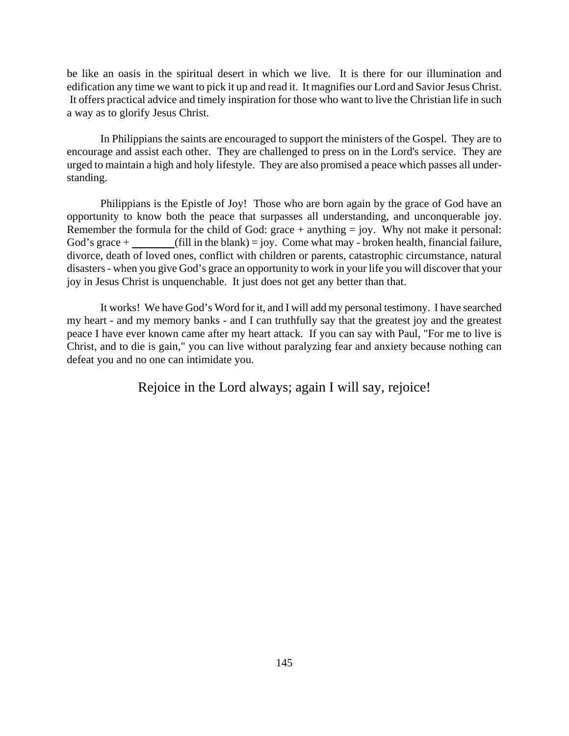be like an oasis in the spiritual desert in which we live. It is there for our illumination and edification any time we want to pick it up and read it. It magnifies our Lord and Savior Jesus Christ. It offers practical advice and timely inspiration for those who want to live the Christian life in such a way as to glorify Jesus Christ.

In Philippians the saints are encouraged to support the ministers of the Gospel. They are to encourage and assist each other. They are challenged to press on in the Lord's service. They are urged to maintain a high and holy lifestyle. They are also promised a peace which passes all understanding.

Philippians is the Epistle of Joy! Those who are born again by the grace of God have an opportunity to know both the peace that surpasses all understanding, and unconquerable joy. Remember the formula for the child of God: grace + anything = joy. Why not make it personal: God's grace + ________ (fill in the blank) = joy. Come what may - broken health, financial failure, divorce, death of loved ones, conflict with children or parents, catastrophic circumstance, natural disasters - when you give God's grace an opportunity to work in your life you will discover that your joy in Jesus Christ is unquenchable. It just does not get any better than that.

It works! We have God's Word for it, and I will add my personal testimony. I have searched my heart - and my memory banks - and I can truthfully say that the greatest joy and the greatest peace I have ever known came after my heart attack. If you can say with Paul, "For me to live is Christ, and to die is gain," you can live without paralyzing fear and anxiety because nothing can defeat you and no one can intimidate you.

Rejoice in the Lord always; again I will say, rejoice!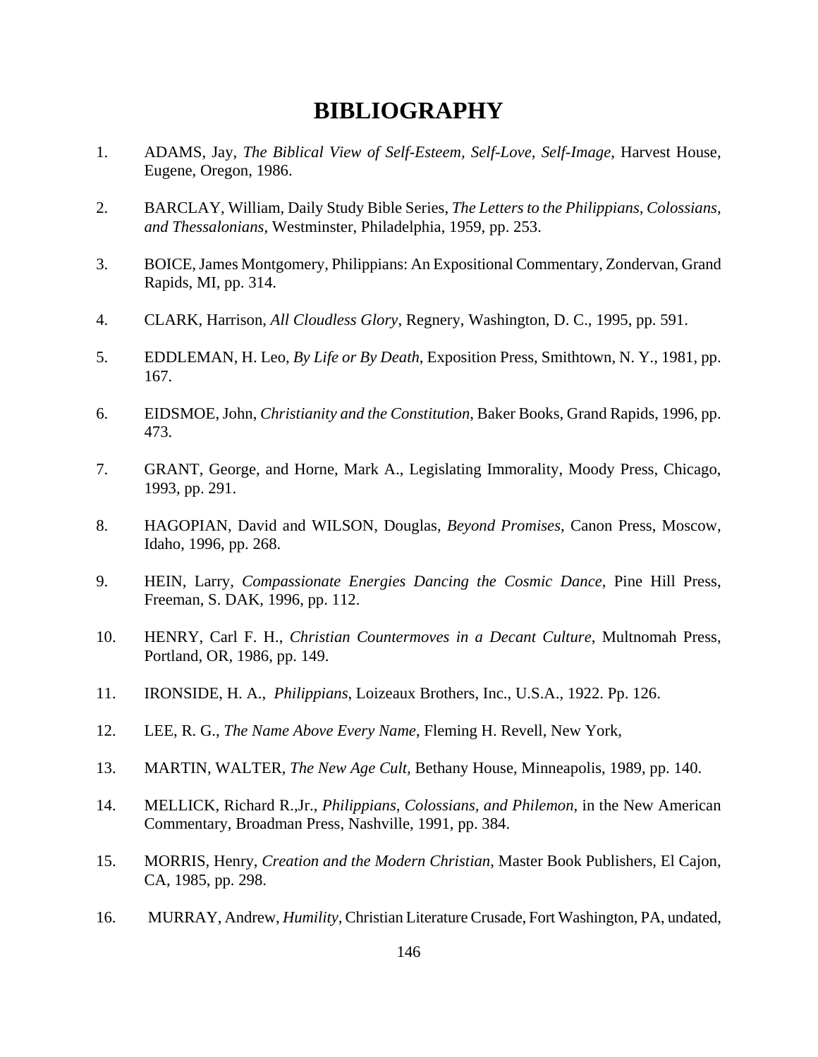# BIBLIOGRAPHY

1. ADAMS, Jay, *The Biblical View of Self-Esteem, Self-Love, Self-Image*, Harvest House, Eugene, Oregon, 1986.

2. BARCLAY, William, Daily Study Bible Series, *The Letters to the Philippians, Colossians, and Thessalonians*, Westminster, Philadelphia, 1959, pp. 253.

3. BOICE, James Montgomery, Philippians: An Expositional Commentary, Zondervan, Grand Rapids, MI, pp. 314.

4. CLARK, Harrison, *All Cloudless Glory*, Regnery, Washington, D. C., 1995, pp. 591.

5. EDDLEMAN, H. Leo, *By Life or By Death*, Exposition Press, Smithtown, N. Y., 1981, pp. 167.

6. EIDSMOE, John, *Christianity and the Constitution*, Baker Books, Grand Rapids, 1996, pp. 473.

7. GRANT, George, and Horne, Mark A., Legislating Immorality, Moody Press, Chicago, 1993, pp. 291.

8. HAGOPIAN, David and WILSON, Douglas, *Beyond Promises*, Canon Press, Moscow, Idaho, 1996, pp. 268.

9. HEIN, Larry, *Compassionate Energies Dancing the Cosmic Dance*, Pine Hill Press, Freeman, S. DAK, 1996, pp. 112.

10. HENRY, Carl F. H., *Christian Countermoves in a Decant Culture*, Multnomah Press, Portland, OR, 1986, pp. 149.

11. IRONSIDE, H. A., *Philippians*, Loizeaux Brothers, Inc., U.S.A., 1922. Pp. 126.

12. LEE, R. G., *The Name Above Every Name*, Fleming H. Revell, New York,

13. MARTIN, WALTER, *The New Age Cult,* Bethany House, Minneapolis, 1989, pp. 140.

14. MELLICK, Richard R.,Jr., *Philippians, Colossians, and Philemon*, in the New American Commentary, Broadman Press, Nashville, 1991, pp. 384.

15. MORRIS, Henry, *Creation and the Modern Christian*, Master Book Publishers, El Cajon, CA, 1985, pp. 298.

16. MURRAY, Andrew, *Humility,* Christian Literature Crusade, Fort Washington, PA, undated,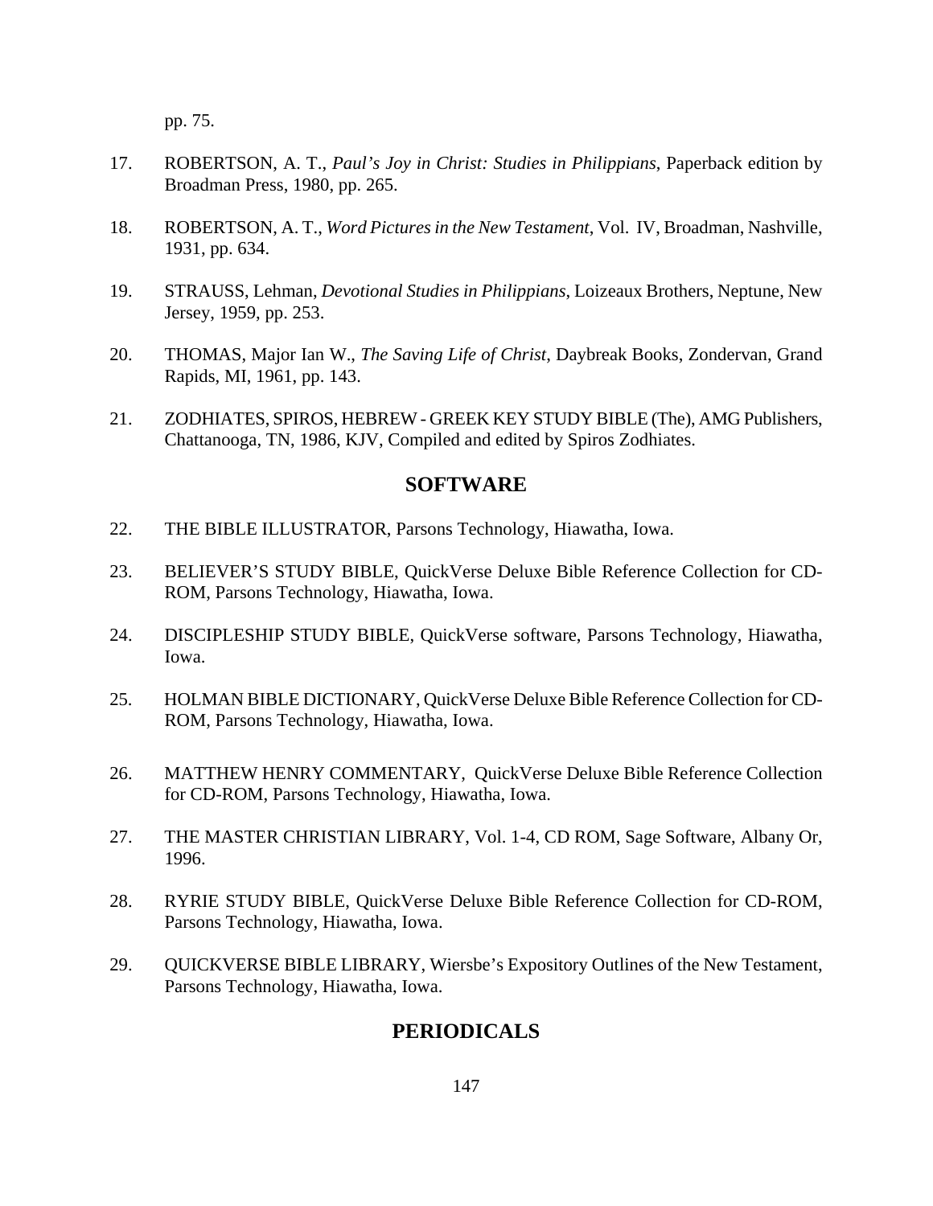pp. 75.

17. ROBERTSON, A. T., *Paul's Joy in Christ: Studies in Philippians*, Paperback edition by Broadman Press, 1980, pp. 265.

18. ROBERTSON, A. T., *Word Pictures in the New Testament*, Vol. IV, Broadman, Nashville, 1931, pp. 634.

19. STRAUSS, Lehman, *Devotional Studies in Philippians*, Loizeaux Brothers, Neptune, New Jersey, 1959, pp. 253.

20. THOMAS, Major Ian W., *The Saving Life of Christ*, Daybreak Books, Zondervan, Grand Rapids, MI, 1961, pp. 143.

21. ZODHIATES, SPIROS, HEBREW - GREEK KEY STUDY BIBLE (The), AMG Publishers, Chattanooga, TN, 1986, KJV, Compiled and edited by Spiros Zodhiates.

## SOFTWARE

22. THE BIBLE ILLUSTRATOR, Parsons Technology, Hiawatha, Iowa.

23. BELIEVER'S STUDY BIBLE, QuickVerse Deluxe Bible Reference Collection for CD-ROM, Parsons Technology, Hiawatha, Iowa.

24. DISCIPLESHIP STUDY BIBLE, QuickVerse software, Parsons Technology, Hiawatha, Iowa.

25. HOLMAN BIBLE DICTIONARY, QuickVerse Deluxe Bible Reference Collection for CD-ROM, Parsons Technology, Hiawatha, Iowa.

26. MATTHEW HENRY COMMENTARY, QuickVerse Deluxe Bible Reference Collection for CD-ROM, Parsons Technology, Hiawatha, Iowa.

27. THE MASTER CHRISTIAN LIBRARY, Vol. 1-4, CD ROM, Sage Software, Albany Or, 1996.

28. RYRIE STUDY BIBLE, QuickVerse Deluxe Bible Reference Collection for CD-ROM, Parsons Technology, Hiawatha, Iowa.

29. QUICKVERSE BIBLE LIBRARY, Wiersbe's Expository Outlines of the New Testament, Parsons Technology, Hiawatha, Iowa.

## PERIODICALS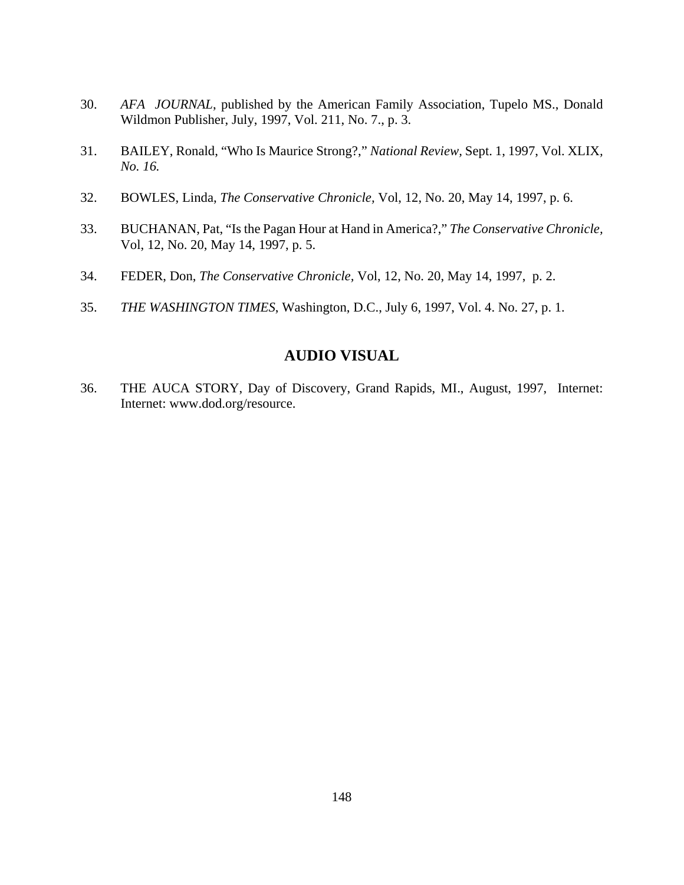30. *AFA JOURNAL*, published by the American Family Association, Tupelo MS., Donald Wildmon Publisher, July, 1997, Vol. 211, No. 7., p. 3.

31. BAILEY, Ronald, "Who Is Maurice Strong?," *National Review*, Sept. 1, 1997, Vol. XLIX, *No. 16.*

32. BOWLES, Linda, *The Conservative Chronicle,* Vol, 12, No. 20, May 14, 1997, p. 6.

33. BUCHANAN, Pat, "Is the Pagan Hour at Hand in America?," *The Conservative Chronicle,* Vol, 12, No. 20, May 14, 1997, p. 5.

34. FEDER, Don, *The Conservative Chronicle,* Vol, 12, No. 20, May 14, 1997, p. 2.

35. *THE WASHINGTON TIMES*, Washington, D.C., July 6, 1997, Vol. 4. No. 27, p. 1.

## AUDIO VISUAL

36. THE AUCA STORY, Day of Discovery, Grand Rapids, MI., August, 1997, Internet: Internet: www.dod.org/resource.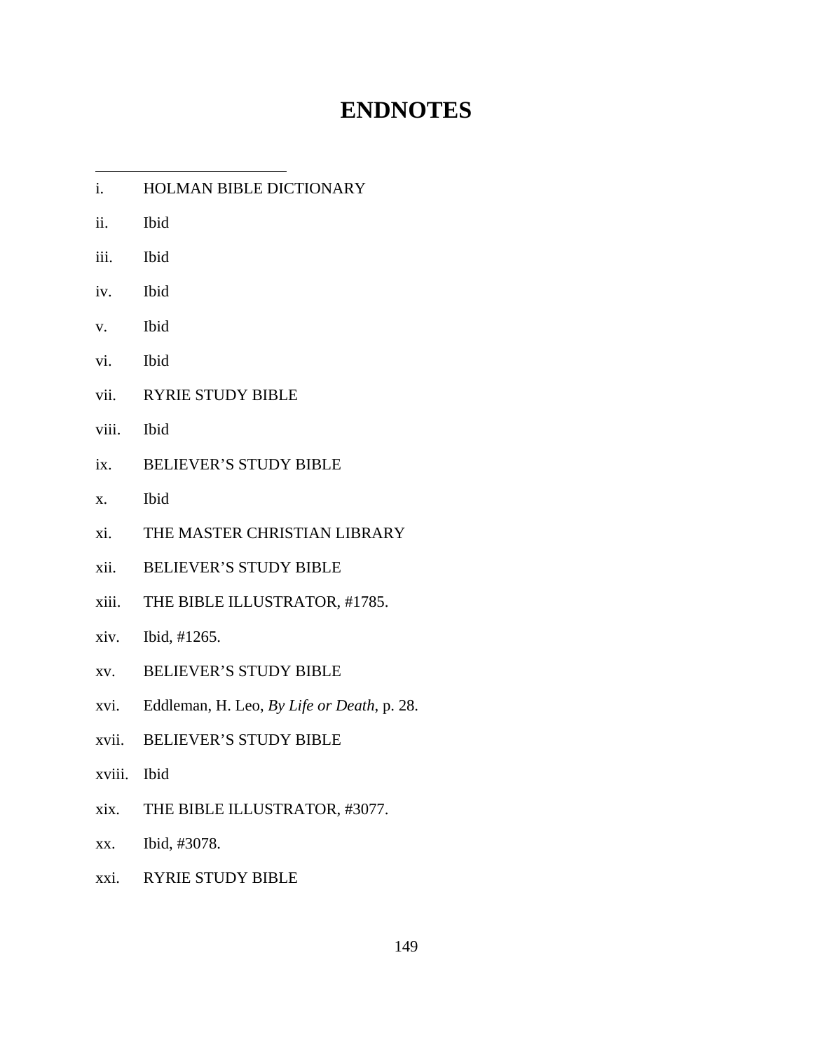# ENDNOTES

---

i. HOLMAN BIBLE DICTIONARY

ii. Ibid

iii. Ibid

iv. Ibid

v. Ibid

vi. Ibid

vii. RYRIE STUDY BIBLE

viii. Ibid

ix. BELIEVER'S STUDY BIBLE

x. Ibid

xi. THE MASTER CHRISTIAN LIBRARY

xii. BELIEVER'S STUDY BIBLE

xiii. THE BIBLE ILLUSTRATOR, #1785.

xiv. Ibid, #1265.

xv. BELIEVER'S STUDY BIBLE

xvi. Eddleman, H. Leo, *By Life or Death*, p. 28.

xvii. BELIEVER'S STUDY BIBLE

xviii. Ibid

xix. THE BIBLE ILLUSTRATOR, #3077.

xx. Ibid, #3078.

xxi. RYRIE STUDY BIBLE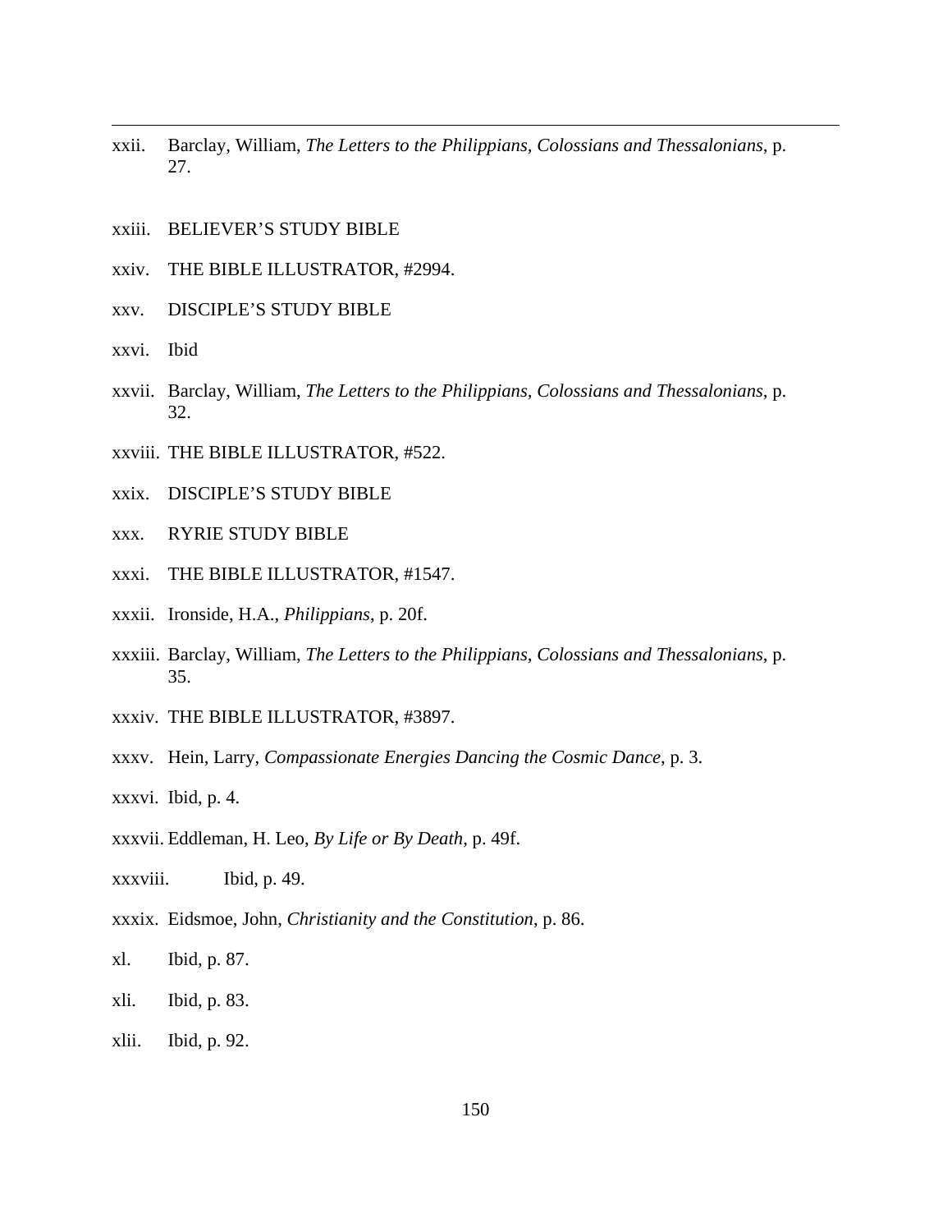xxii. Barclay, William, *The Letters to the Philippians, Colossians and Thessalonians*, p. 27.

xxiii. BELIEVER'S STUDY BIBLE

xxiv. THE BIBLE ILLUSTRATOR, #2994.

xxv. DISCIPLE'S STUDY BIBLE

xxvi. Ibid

xxvii. Barclay, William, *The Letters to the Philippians, Colossians and Thessalonians*, p. 32.

xxviii. THE BIBLE ILLUSTRATOR, #522.

xxix. DISCIPLE'S STUDY BIBLE

xxx. RYRIE STUDY BIBLE

xxxi. THE BIBLE ILLUSTRATOR, #1547.

xxxii. Ironside, H.A., *Philippians*, p. 20f.

xxxiii. Barclay, William, *The Letters to the Philippians, Colossians and Thessalonians*, p. 35.

xxxiv. THE BIBLE ILLUSTRATOR, #3897.

xxxv. Hein, Larry, *Compassionate Energies Dancing the Cosmic Dance*, p. 3.

xxxvi. Ibid, p. 4.

xxxvii. Eddleman, H. Leo, *By Life or By Death*, p. 49f.

xxxviii. Ibid, p. 49.

xxxix. Eidsmoe, John, *Christianity and the Constitution*, p. 86.

xl. Ibid, p. 87.

xli. Ibid, p. 83.

xlii. Ibid, p. 92.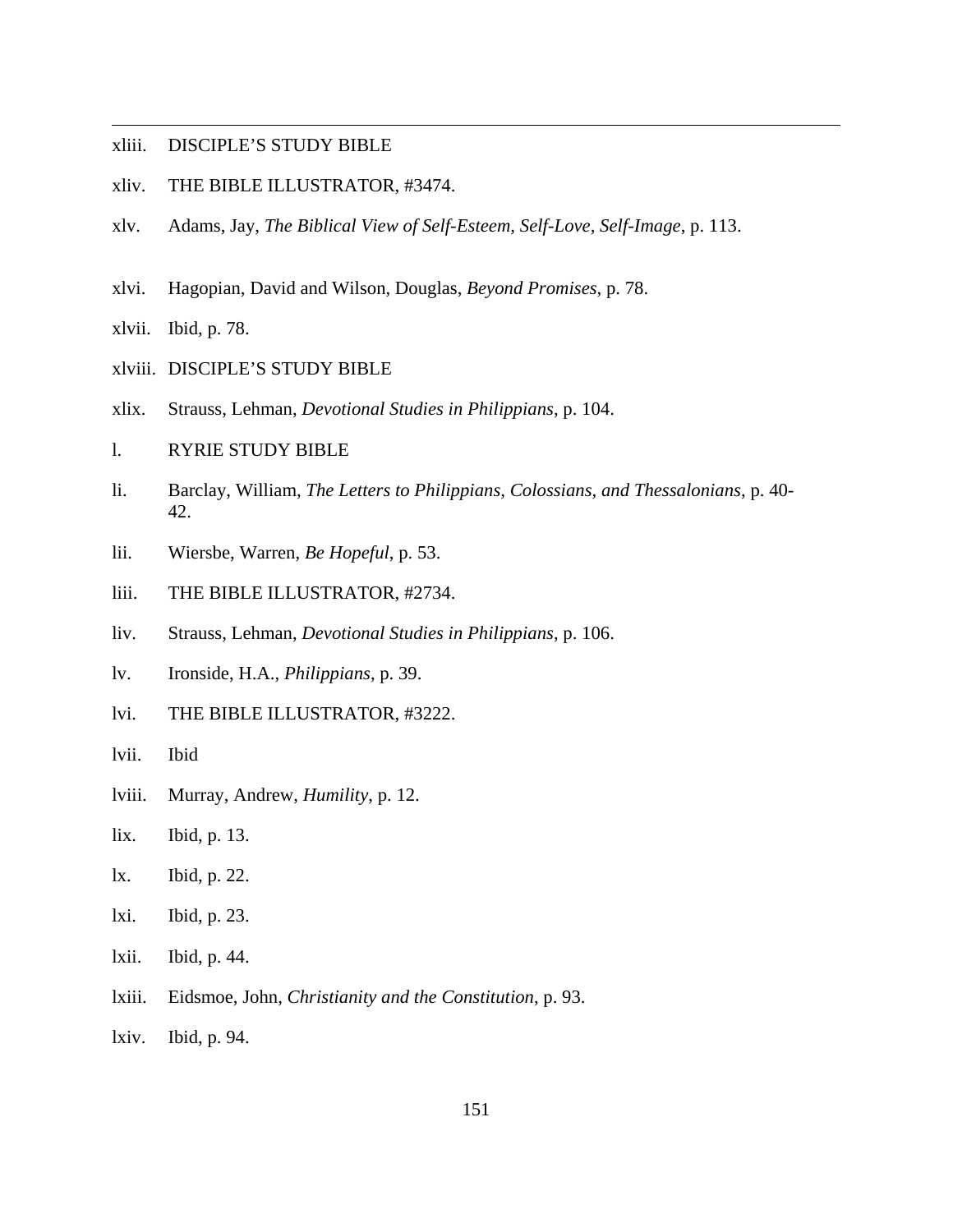xliii. DISCIPLE'S STUDY BIBLE

xliv. THE BIBLE ILLUSTRATOR, #3474.

xlv. Adams, Jay, *The Biblical View of Self-Esteem, Self-Love, Self-Image*, p. 113.

xlvi. Hagopian, David and Wilson, Douglas, *Beyond Promises*, p. 78.

xlvii. Ibid, p. 78.

xlviii. DISCIPLE'S STUDY BIBLE

xlix. Strauss, Lehman, *Devotional Studies in Philippians*, p. 104.

l. RYRIE STUDY BIBLE

li. Barclay, William, *The Letters to Philippians, Colossians, and Thessalonians*, p. 40-42.

lii. Wiersbe, Warren, *Be Hopeful*, p. 53.

liii. THE BIBLE ILLUSTRATOR, #2734.

liv. Strauss, Lehman, *Devotional Studies in Philippians*, p. 106.

lv. Ironside, H.A., *Philippians*, p. 39.

lvi. THE BIBLE ILLUSTRATOR, #3222.

lvii. Ibid

lviii. Murray, Andrew, *Humility*, p. 12.

lix. Ibid, p. 13.

lx. Ibid, p. 22.

lxi. Ibid, p. 23.

lxii. Ibid, p. 44.

lxiii. Eidsmoe, John, *Christianity and the Constitution*, p. 93.

lxiv. Ibid, p. 94.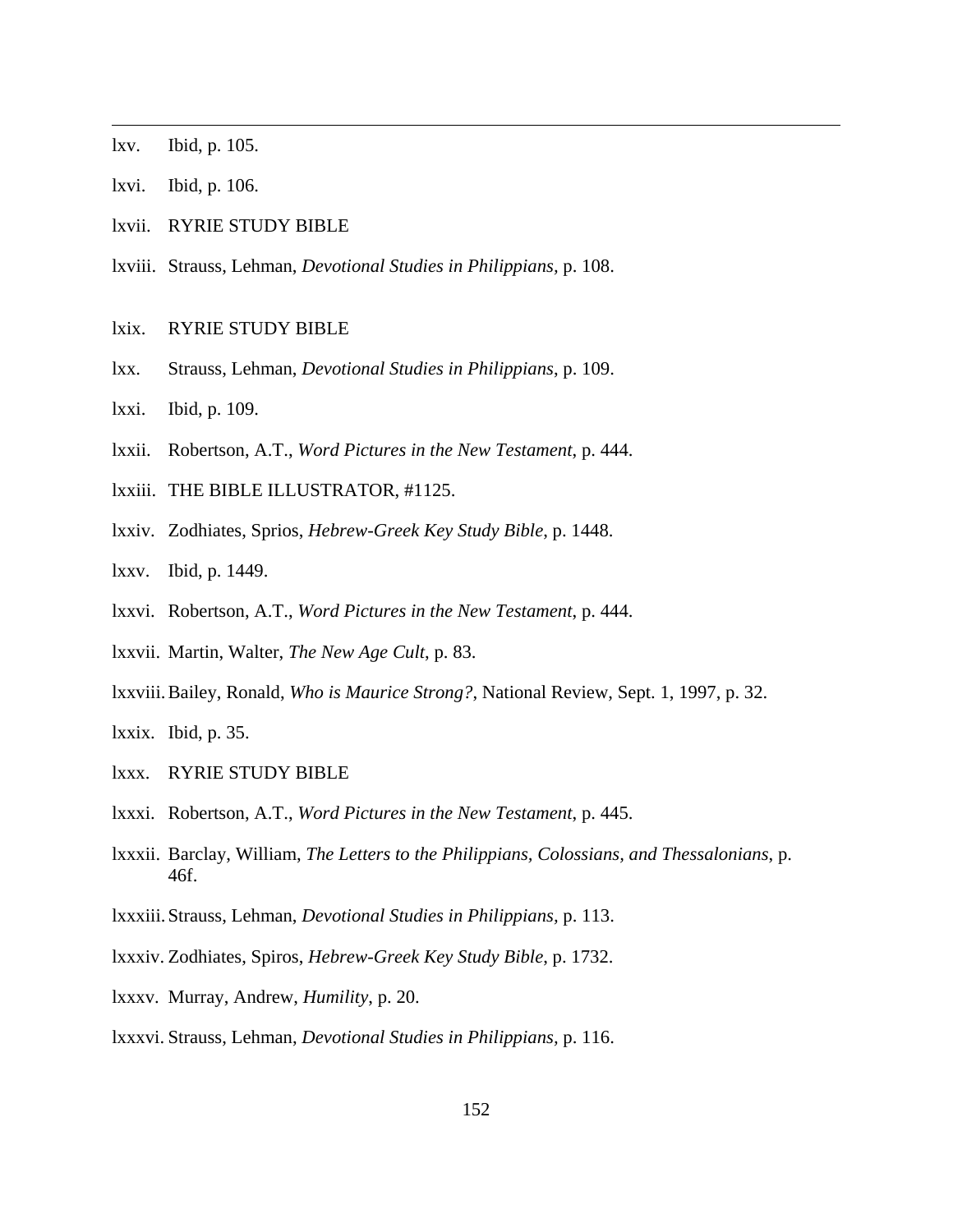lxv. Ibid, p. 105.

lxvi. Ibid, p. 106.

lxvii. RYRIE STUDY BIBLE

lxviii. Strauss, Lehman, *Devotional Studies in Philippians*, p. 108.

lxix. RYRIE STUDY BIBLE

lxx. Strauss, Lehman, *Devotional Studies in Philippians*, p. 109.

lxxi. Ibid, p. 109.

lxxii. Robertson, A.T., *Word Pictures in the New Testament*, p. 444.

lxxiii. THE BIBLE ILLUSTRATOR, #1125.

lxxiv. Zodhiates, Sprios, *Hebrew-Greek Key Study Bible*, p. 1448.

lxxv. Ibid, p. 1449.

lxxvi. Robertson, A.T., *Word Pictures in the New Testament*, p. 444.

lxxvii. Martin, Walter, *The New Age Cult*, p. 83.

lxxviii. Bailey, Ronald, *Who is Maurice Strong?*, National Review, Sept. 1, 1997, p. 32.

lxxix. Ibid, p. 35.

lxxx. RYRIE STUDY BIBLE

lxxxi. Robertson, A.T., *Word Pictures in the New Testament*, p. 445.

lxxxii. Barclay, William, *The Letters to the Philippians, Colossians, and Thessalonians*, p. 46f.

lxxxiii. Strauss, Lehman, *Devotional Studies in Philippians*, p. 113.

lxxxiv. Zodhiates, Spiros, *Hebrew-Greek Key Study Bible*, p. 1732.

lxxxv. Murray, Andrew, *Humility*, p. 20.

lxxxvi. Strauss, Lehman, *Devotional Studies in Philippians*, p. 116.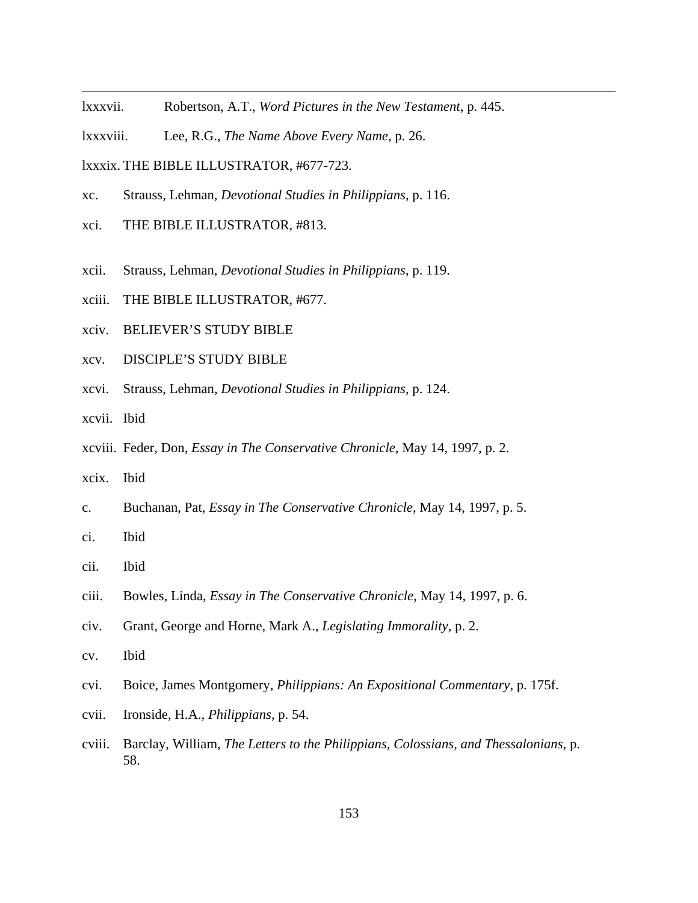---

lxxxvii. Robertson, A.T., *Word Pictures in the New Testament*, p. 445.

lxxxviii. Lee, R.G., *The Name Above Every Name*, p. 26.

lxxxix. THE BIBLE ILLUSTRATOR, #677-723.

xc. Strauss, Lehman, *Devotional Studies in Philippians*, p. 116.

xci. THE BIBLE ILLUSTRATOR, #813.

xcii. Strauss, Lehman, *Devotional Studies in Philippians*, p. 119.

xciii. THE BIBLE ILLUSTRATOR, #677.

xciv. BELIEVER'S STUDY BIBLE

xcv. DISCIPLE'S STUDY BIBLE

xcvi. Strauss, Lehman, *Devotional Studies in Philippians*, p. 124.

xcvii. Ibid

xcviii. Feder, Don, *Essay in The Conservative Chronicle*, May 14, 1997, p. 2.

xcix. Ibid

c. Buchanan, Pat, *Essay in The Conservative Chronicle*, May 14, 1997, p. 5.

ci. Ibid

cii. Ibid

ciii. Bowles, Linda, *Essay in The Conservative Chronicle*, May 14, 1997, p. 6.

civ. Grant, George and Horne, Mark A., *Legislating Immorality*, p. 2.

cv. Ibid

cvi. Boice, James Montgomery, *Philippians: An Expositional Commentary*, p. 175f.

cvii. Ironside, H.A., *Philippians*, p. 54.

cviii. Barclay, William, *The Letters to the Philippians, Colossians, and Thessalonians*, p. 58.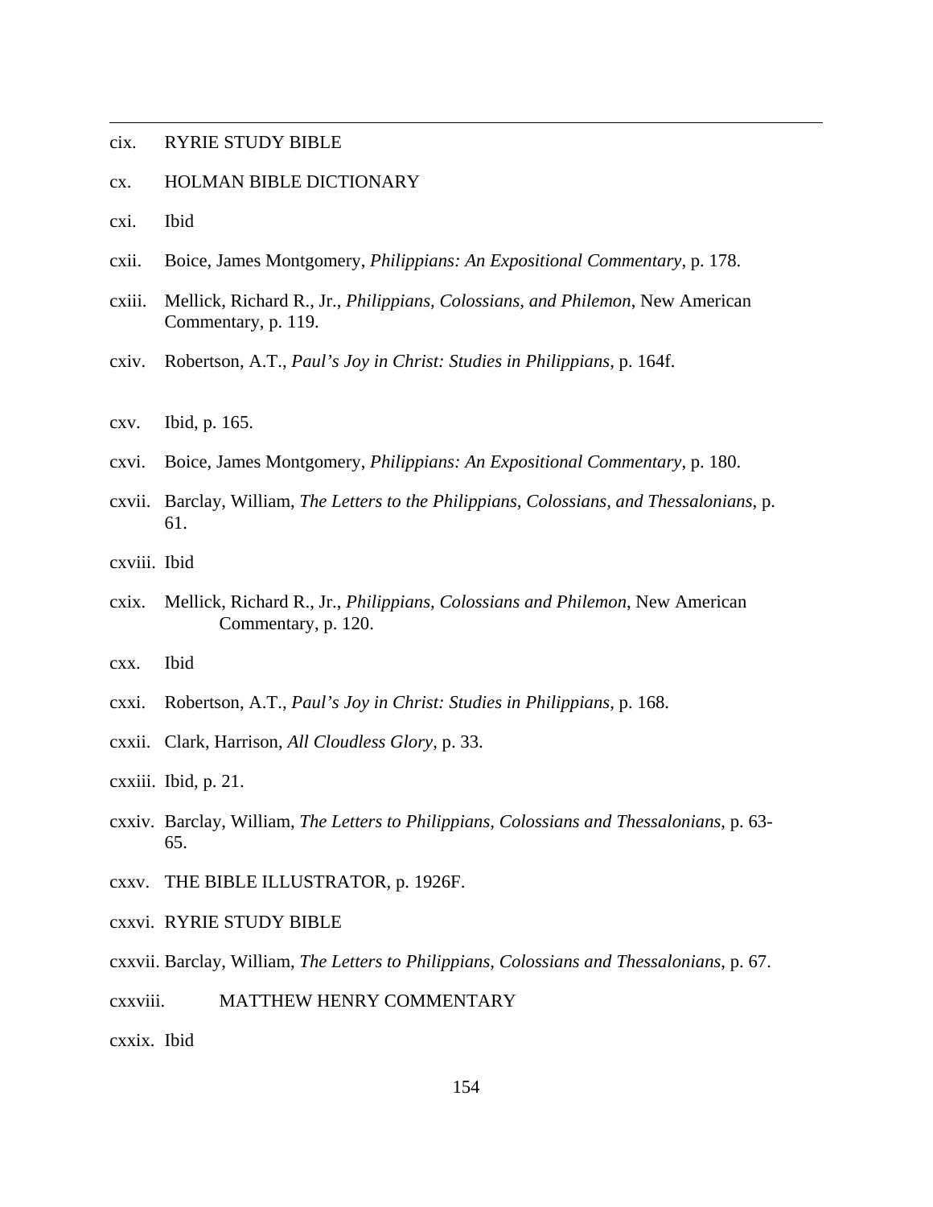cix. RYRIE STUDY BIBLE

cx. HOLMAN BIBLE DICTIONARY

cxi. Ibid

cxii. Boice, James Montgomery, *Philippians: An Expositional Commentary*, p. 178.

cxiii. Mellick, Richard R., Jr., *Philippians, Colossians, and Philemon*, New American Commentary, p. 119.

cxiv. Robertson, A.T., *Paul's Joy in Christ: Studies in Philippians*, p. 164f.

cxv. Ibid, p. 165.

cxvi. Boice, James Montgomery, *Philippians: An Expositional Commentary*, p. 180.

cxvii. Barclay, William, *The Letters to the Philippians, Colossians, and Thessalonians*, p. 61.

cxviii. Ibid

cxix. Mellick, Richard R., Jr., *Philippians, Colossians and Philemon*, New American Commentary, p. 120.

cxx. Ibid

cxxi. Robertson, A.T., *Paul's Joy in Christ: Studies in Philippians*, p. 168.

cxxii. Clark, Harrison, *All Cloudless Glory*, p. 33.

cxxiii. Ibid, p. 21.

cxxiv. Barclay, William, *The Letters to Philippians, Colossians and Thessalonians*, p. 63-65.

cxxv. THE BIBLE ILLUSTRATOR, p. 1926F.

cxxvi. RYRIE STUDY BIBLE

cxxvii. Barclay, William, *The Letters to Philippians, Colossians and Thessalonians*, p. 67.

cxxviii. MATTHEW HENRY COMMENTARY

cxxix. Ibid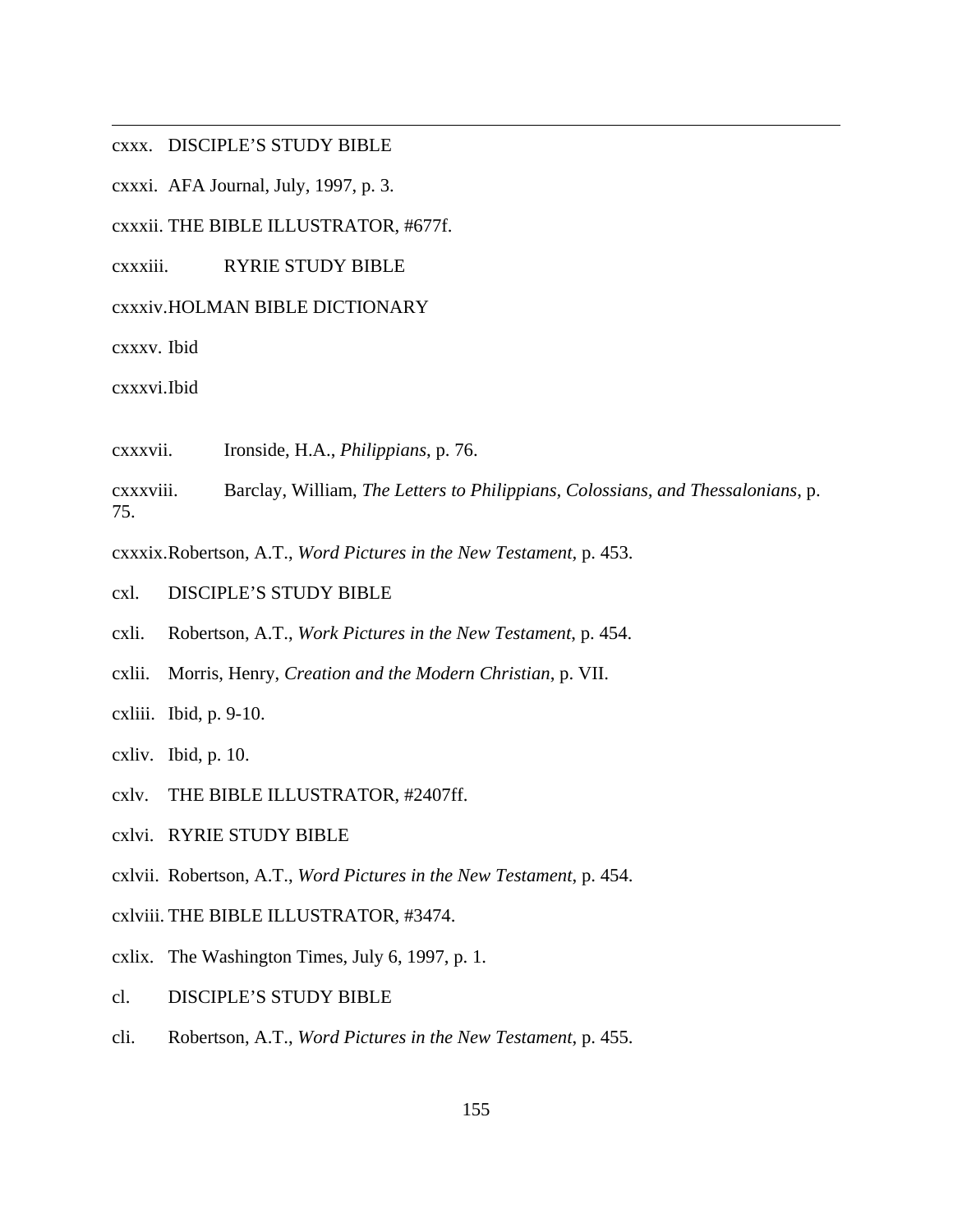cxxx. DISCIPLE’S STUDY BIBLE

cxxxi. AFA Journal, July, 1997, p. 3.

cxxxii. THE BIBLE ILLUSTRATOR, #677f.

cxxxiii. RYRIE STUDY BIBLE

cxxxiv. HOLMAN BIBLE DICTIONARY

cxxxv. Ibid

cxxxvi. Ibid

cxxxvii. Ironside, H.A., *Philippians*, p. 76.

cxxxviii. Barclay, William, *The Letters to Philippians, Colossians, and Thessalonians*, p. 75.

cxxxix. Robertson, A.T., *Word Pictures in the New Testament,* p. 453.

cxl. DISCIPLE’S STUDY BIBLE

cxli. Robertson, A.T., *Work Pictures in the New Testament*, p. 454.

cxlii. Morris, Henry, *Creation and the Modern Christian*, p. VII.

cxliii. Ibid, p. 9-10.

cxliv. Ibid, p. 10.

cxlv. THE BIBLE ILLUSTRATOR, #2407ff.

cxlvi. RYRIE STUDY BIBLE

cxlvii. Robertson, A.T., *Word Pictures in the New Testament*, p. 454.

cxlviii. THE BIBLE ILLUSTRATOR, #3474.

cxlix. The Washington Times, July 6, 1997, p. 1.

cl. DISCIPLE’S STUDY BIBLE

cli. Robertson, A.T., *Word Pictures in the New Testament*, p. 455.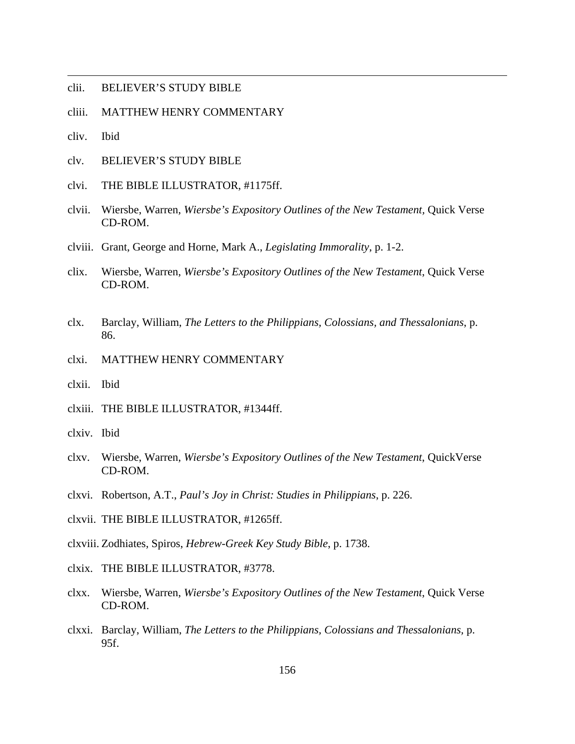clii. BELIEVER'S STUDY BIBLE

cliii. MATTHEW HENRY COMMENTARY

cliv. Ibid

clv. BELIEVER'S STUDY BIBLE

clvi. THE BIBLE ILLUSTRATOR, #1175ff.

clvii. Wiersbe, Warren, *Wiersbe's Expository Outlines of the New Testament*, Quick Verse CD-ROM.

clviii. Grant, George and Horne, Mark A., *Legislating Immorality*, p. 1-2.

clix. Wiersbe, Warren, *Wiersbe's Expository Outlines of the New Testament*, Quick Verse CD-ROM.

clx. Barclay, William, *The Letters to the Philippians, Colossians, and Thessalonians*, p. 86.

clxi. MATTHEW HENRY COMMENTARY

clxii. Ibid

clxiii. THE BIBLE ILLUSTRATOR, #1344ff.

clxiv. Ibid

clxv. Wiersbe, Warren, *Wiersbe's Expository Outlines of the New Testament*, QuickVerse CD-ROM.

clxvi. Robertson, A.T., *Paul's Joy in Christ: Studies in Philippians*, p. 226.

clxvii. THE BIBLE ILLUSTRATOR, #1265ff.

clxviii. Zodhiates, Spiros, *Hebrew-Greek Key Study Bible*, p. 1738.

clxix. THE BIBLE ILLUSTRATOR, #3778.

clxx. Wiersbe, Warren, *Wiersbe's Expository Outlines of the New Testament*, Quick Verse CD-ROM.

clxxi. Barclay, William, *The Letters to the Philippians, Colossians and Thessalonians,* p. 95f.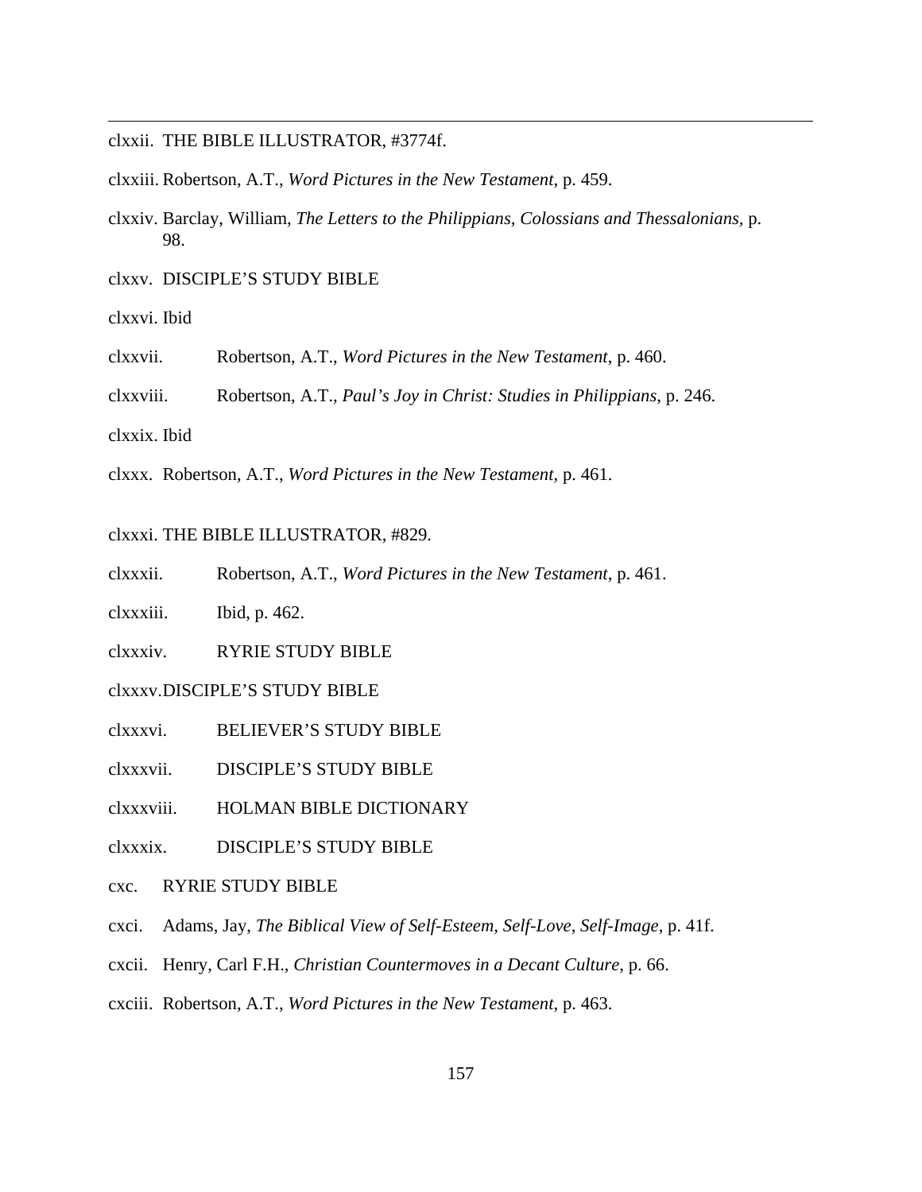clxxii. THE BIBLE ILLUSTRATOR, #3774f.

clxxiii. Robertson, A.T., *Word Pictures in the New Testament*, p. 459.

clxxiv. Barclay, William, *The Letters to the Philippians, Colossians and Thessalonians*, p. 98.

clxxv. DISCIPLE'S STUDY BIBLE

clxxvi. Ibid

clxxvii. Robertson, A.T., *Word Pictures in the New Testament*, p. 460.

clxxviii. Robertson, A.T., *Paul's Joy in Christ: Studies in Philippians*, p. 246.

clxxix. Ibid

clxxx. Robertson, A.T., *Word Pictures in the New Testament*, p. 461.

clxxxi. THE BIBLE ILLUSTRATOR, #829.

clxxxii. Robertson, A.T., *Word Pictures in the New Testament*, p. 461.

clxxxiii. Ibid, p. 462.

clxxxiv. RYRIE STUDY BIBLE

clxxxv. DISCIPLE'S STUDY BIBLE

clxxxvi. BELIEVER'S STUDY BIBLE

clxxxvii. DISCIPLE'S STUDY BIBLE

clxxxviii. HOLMAN BIBLE DICTIONARY

clxxxix. DISCIPLE'S STUDY BIBLE

cxc. RYRIE STUDY BIBLE

cxci. Adams, Jay, *The Biblical View of Self-Esteem, Self-Love, Self-Image*, p. 41f.

cxcii. Henry, Carl F.H., *Christian Countermoves in a Decant Culture*, p. 66.

cxciii. Robertson, A.T., *Word Pictures in the New Testament*, p. 463.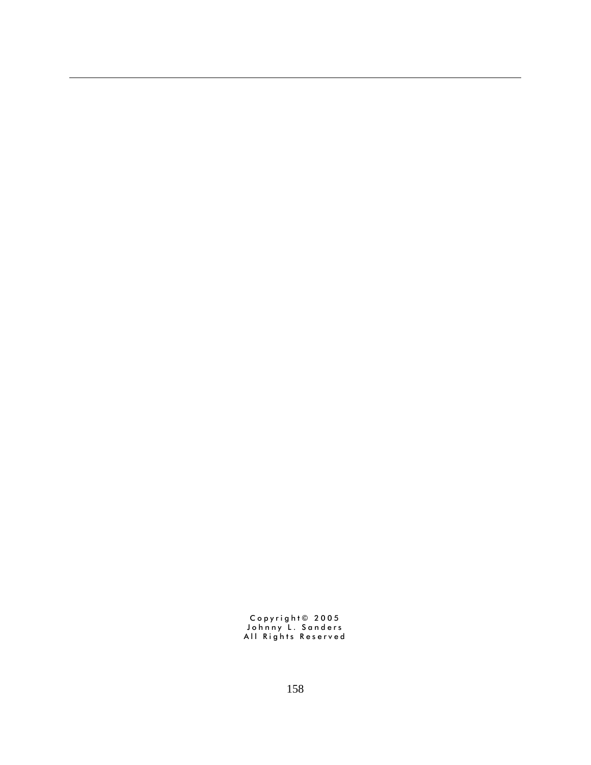Copyright© 2005
Johnny L. Sanders
All Rights Reserved